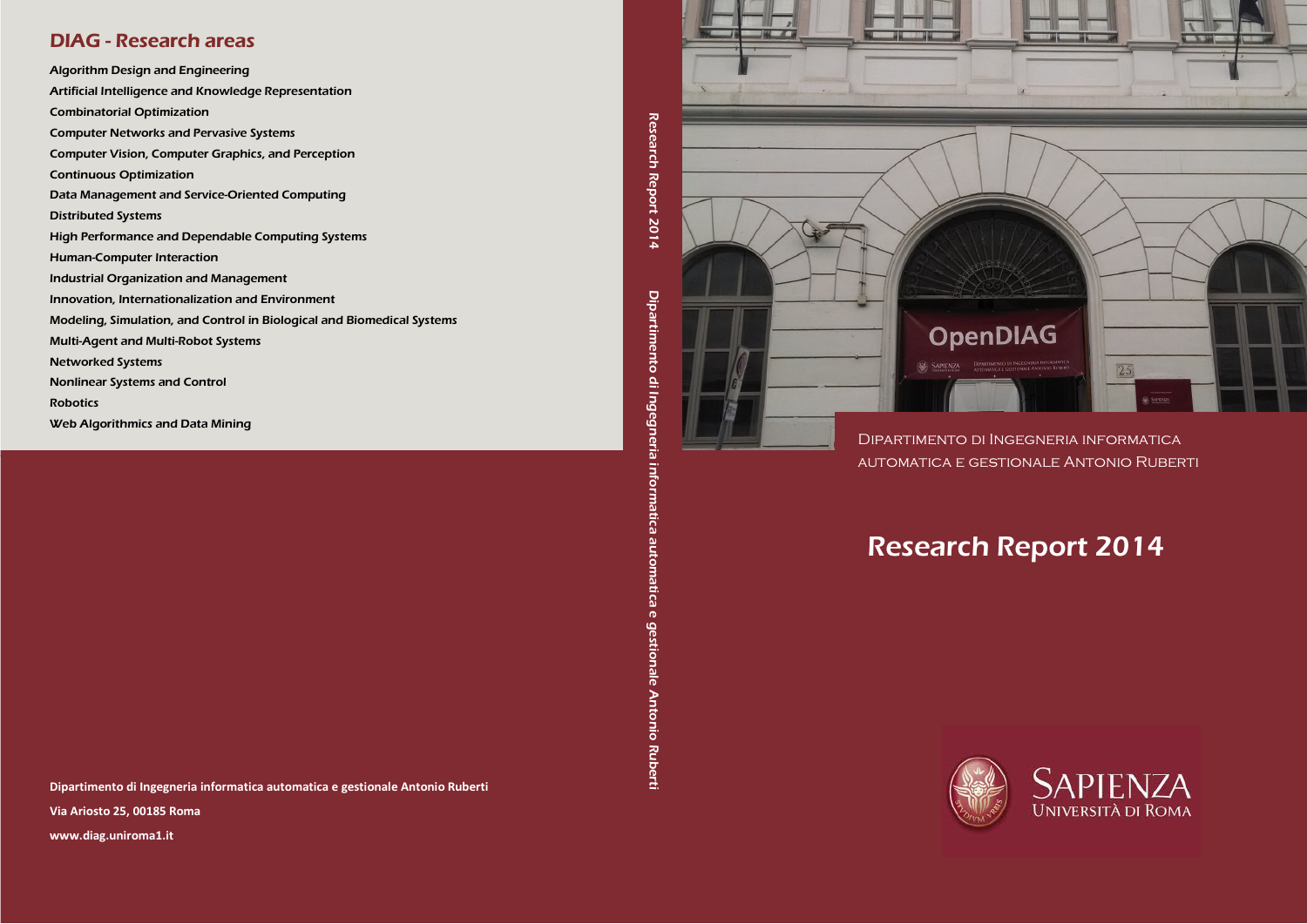## DIAG - Research areas

Algorithm Design and Engineering
Artificial Intelligence and Knowledge Representation
Combinatorial Optimization
Computer Networks and Pervasive Systems
Computer Vision, Computer Graphics, and Perception
Continuous Optimization
Data Management and Service-Oriented Computing
Distributed Systems
High Performance and Dependable Computing Systems
Human-Computer Interaction
Industrial Organization and Management
Innovation, Internationalization and Environment
Modeling, Simulation, and Control in Biological and Biomedical Systems
Multi-Agent and Multi-Robot Systems
Networked Systems
Nonlinear Systems and Control
Robotics
Web Algorithmics and Data Mining

**Dipartimento di Ingegneria informatica automatica e gestionale Antonio Ruberti**

**Via Ariosto 25, 00185 Roma**

**www.diag.uniroma1.it**

Research Report 2014 Dipartimento di Ingegneria informatica automatica e gestionale Antonio Ruberti

Dipartimento di Ingegneria informatica automatica e gestionale Antonio Ruberti

# Research Report 2014

Sapienza Università di Roma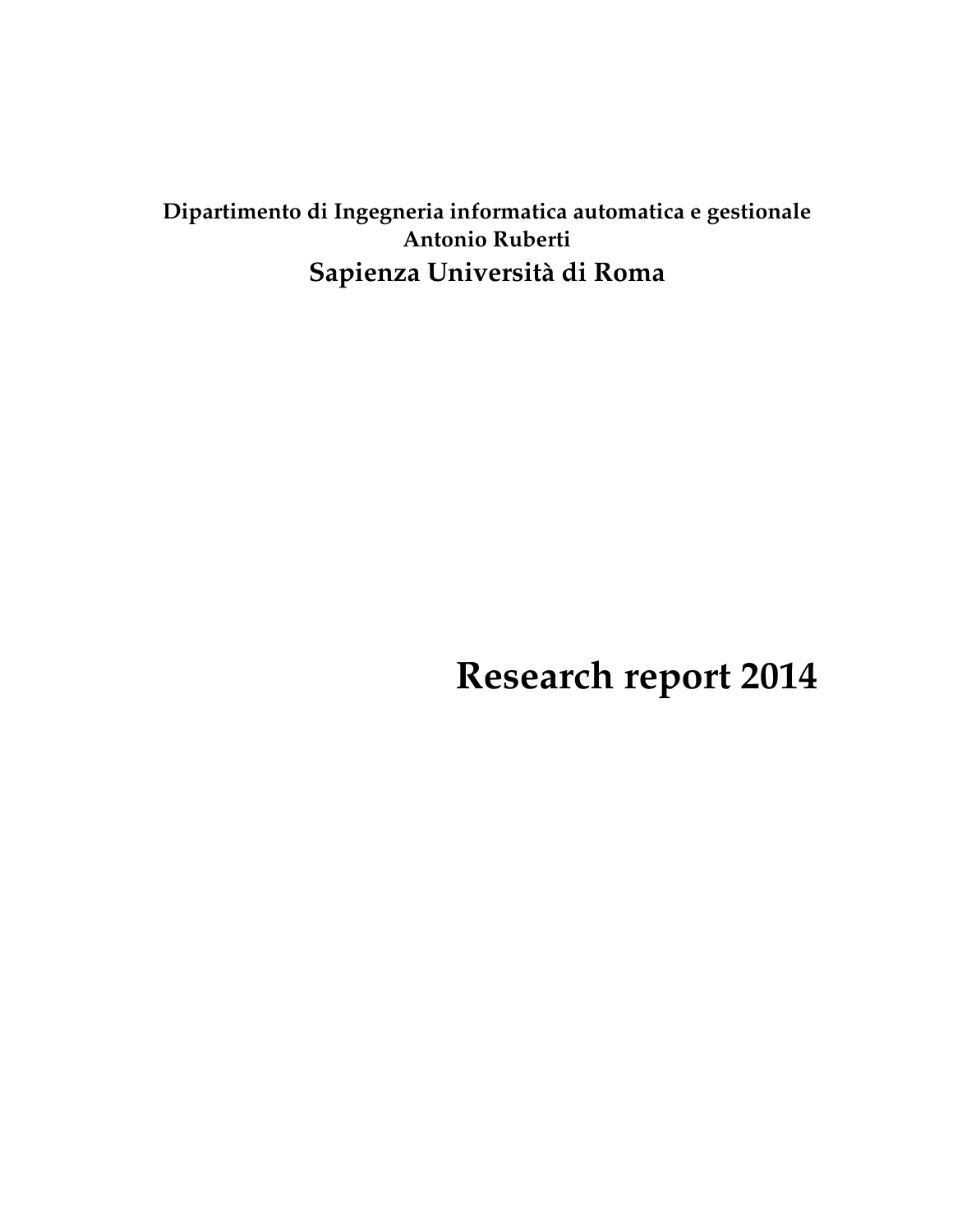**Dipartimento di Ingegneria informatica automatica e gestionale Antonio Ruberti**

**Sapienza Università di Roma**

# Research report 2014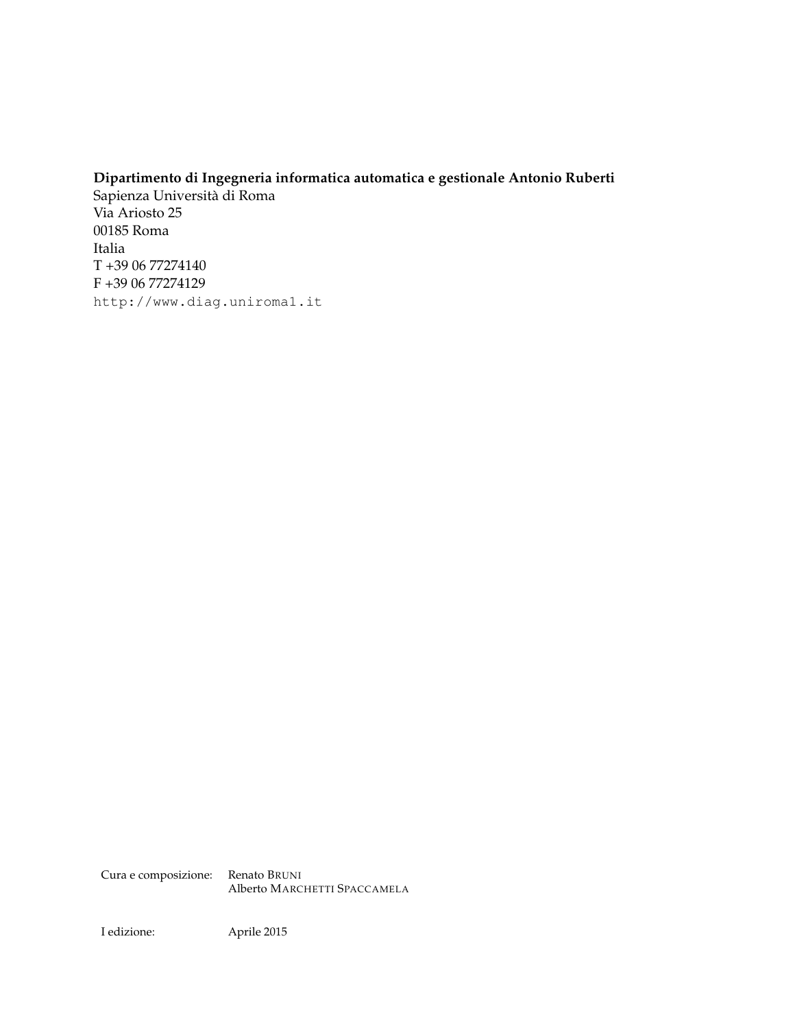**Dipartimento di Ingegneria informatica automatica e gestionale Antonio Ruberti**
Sapienza Università di Roma
Via Ariosto 25
00185 Roma
Italia
T +39 06 77274140
F +39 06 77274129
`http://www.diag.uniroma1.it`

Cura e composizione: Renato BRUNI
Alberto MARCHETTI SPACCAMELA

I edizione: Aprile 2015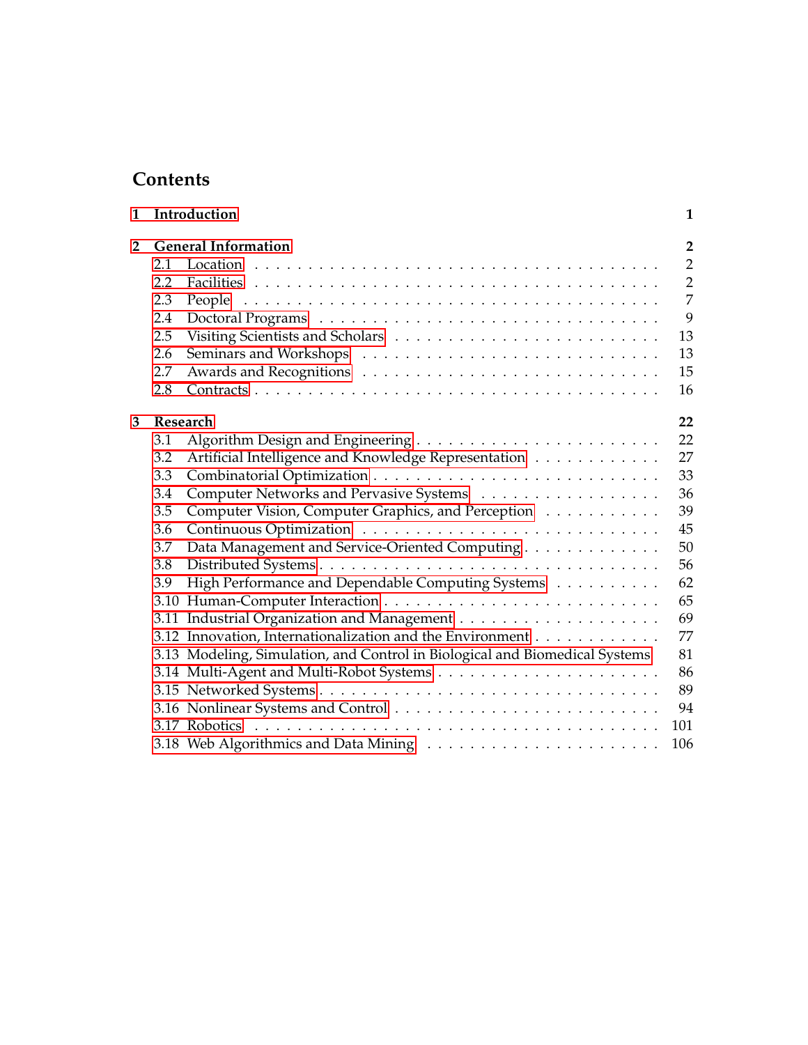# Contents

**1 Introduction** **1**

**2 General Information** **2**

- 2.1 Location . . . . . . . . . . 2
- 2.2 Facilities . . . . . . . . . . 2
- 2.3 People . . . . . . . . . . 7
- 2.4 Doctoral Programs . . . . . . . . . . 9
- 2.5 Visiting Scientists and Scholars . . . . . . . . . . 13
- 2.6 Seminars and Workshops . . . . . . . . . . 13
- 2.7 Awards and Recognitions . . . . . . . . . . 15
- 2.8 Contracts . . . . . . . . . . 16

**3 Research** **22**

- 3.1 Algorithm Design and Engineering . . . . . . . . . . 22
- 3.2 Artificial Intelligence and Knowledge Representation . . . . . . . . . . 27
- 3.3 Combinatorial Optimization . . . . . . . . . . 33
- 3.4 Computer Networks and Pervasive Systems . . . . . . . . . . 36
- 3.5 Computer Vision, Computer Graphics, and Perception . . . . . . . . . . 39
- 3.6 Continuous Optimization . . . . . . . . . . 45
- 3.7 Data Management and Service-Oriented Computing . . . . . . . . . . 50
- 3.8 Distributed Systems . . . . . . . . . . 56
- 3.9 High Performance and Dependable Computing Systems . . . . . . . . . . 62
- 3.10 Human-Computer Interaction . . . . . . . . . . 65
- 3.11 Industrial Organization and Management . . . . . . . . . . 69
- 3.12 Innovation, Internationalization and the Environment . . . . . . . . . . 77
- 3.13 Modeling, Simulation, and Control in Biological and Biomedical Systems . . . 81
- 3.14 Multi-Agent and Multi-Robot Systems . . . . . . . . . . 86
- 3.15 Networked Systems . . . . . . . . . . 89
- 3.16 Nonlinear Systems and Control . . . . . . . . . . 94
- 3.17 Robotics . . . . . . . . . . 101
- 3.18 Web Algorithmics and Data Mining . . . . . . . . . . 106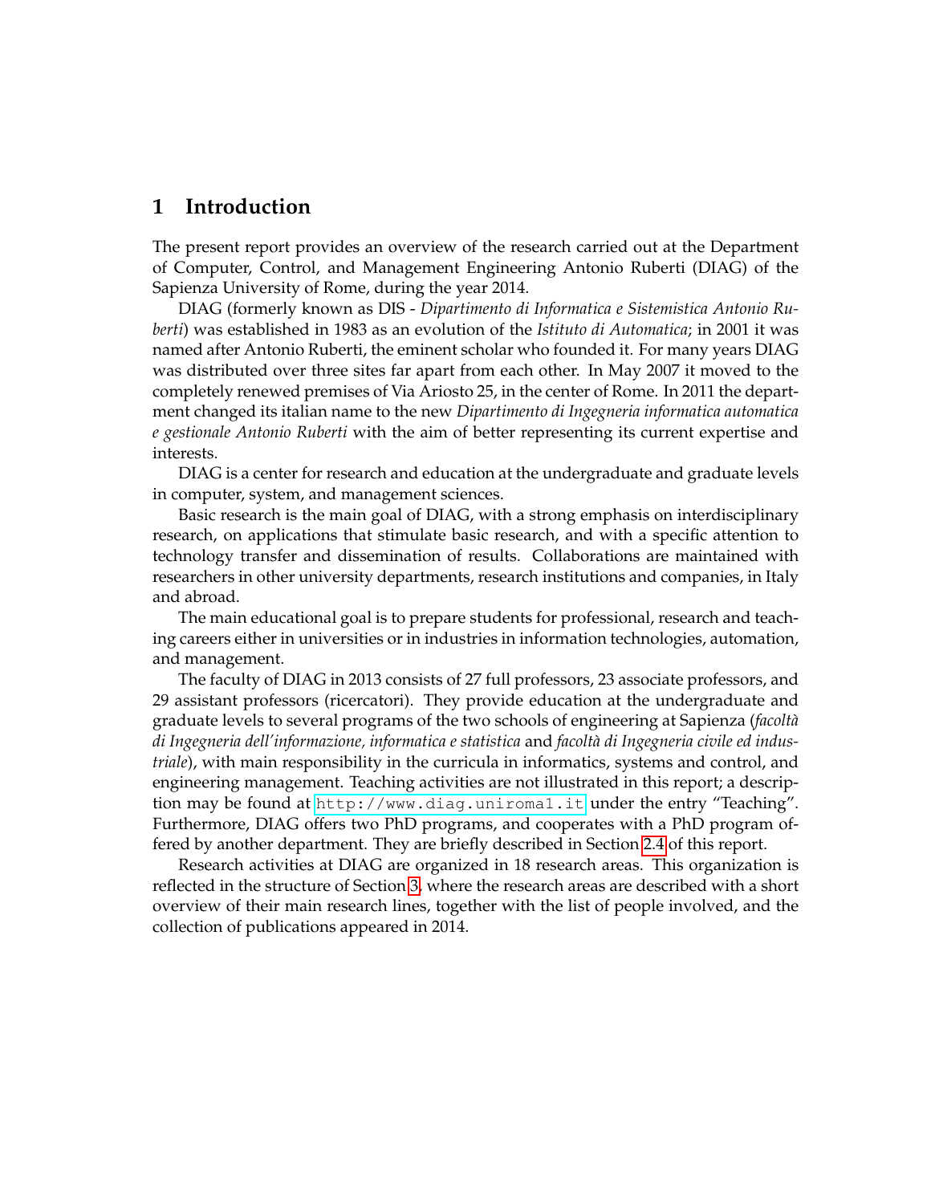# 1 Introduction

The present report provides an overview of the research carried out at the Department of Computer, Control, and Management Engineering Antonio Ruberti (DIAG) of the Sapienza University of Rome, during the year 2014.

DIAG (formerly known as DIS - *Dipartimento di Informatica e Sistemistica Antonio Ruberti*) was established in 1983 as an evolution of the *Istituto di Automatica*; in 2001 it was named after Antonio Ruberti, the eminent scholar who founded it. For many years DIAG was distributed over three sites far apart from each other. In May 2007 it moved to the completely renewed premises of Via Ariosto 25, in the center of Rome. In 2011 the department changed its italian name to the new *Dipartimento di Ingegneria informatica automatica e gestionale Antonio Ruberti* with the aim of better representing its current expertise and interests.

DIAG is a center for research and education at the undergraduate and graduate levels in computer, system, and management sciences.

Basic research is the main goal of DIAG, with a strong emphasis on interdisciplinary research, on applications that stimulate basic research, and with a specific attention to technology transfer and dissemination of results. Collaborations are maintained with researchers in other university departments, research institutions and companies, in Italy and abroad.

The main educational goal is to prepare students for professional, research and teaching careers either in universities or in industries in information technologies, automation, and management.

The faculty of DIAG in 2013 consists of 27 full professors, 23 associate professors, and 29 assistant professors (ricercatori). They provide education at the undergraduate and graduate levels to several programs of the two schools of engineering at Sapienza (*facoltà di Ingegneria dell'informazione, informatica e statistica* and *facoltà di Ingegneria civile ed industriale*), with main responsibility in the curricula in informatics, systems and control, and engineering management. Teaching activities are not illustrated in this report; a description may be found at `http://www.diag.uniroma1.it` under the entry "Teaching". Furthermore, DIAG offers two PhD programs, and cooperates with a PhD program offered by another department. They are briefly described in Section 2.4 of this report.

Research activities at DIAG are organized in 18 research areas. This organization is reflected in the structure of Section 3, where the research areas are described with a short overview of their main research lines, together with the list of people involved, and the collection of publications appeared in 2014.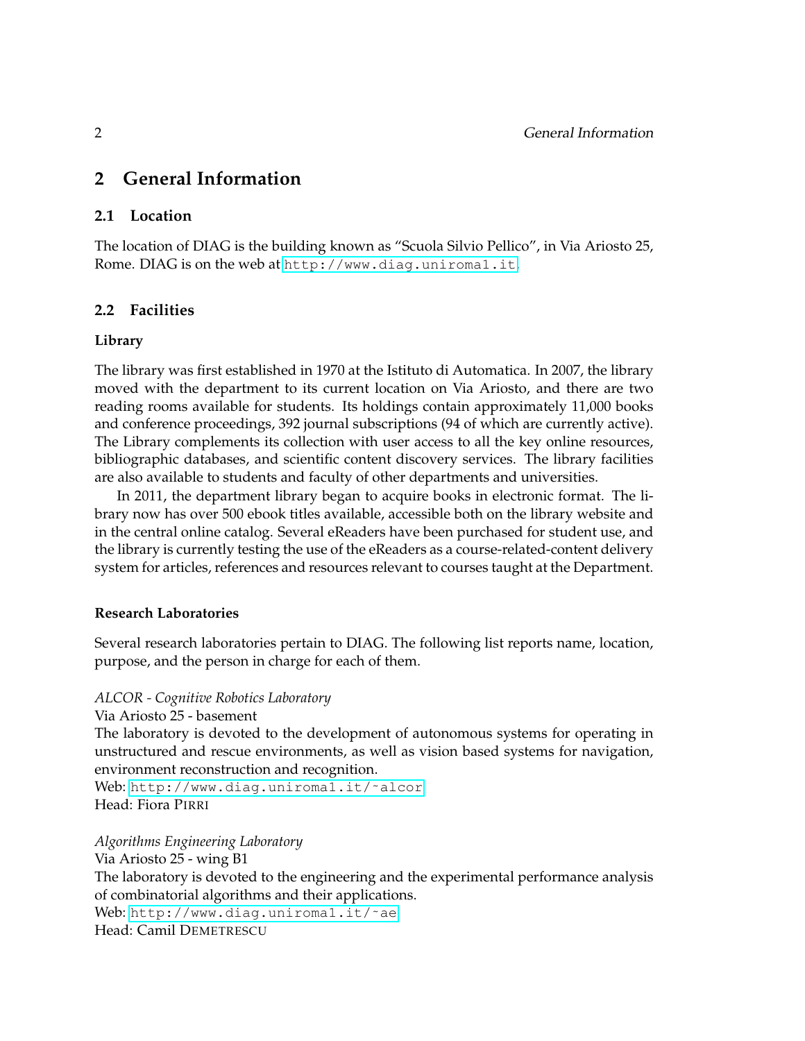# 2 General Information

## 2.1 Location

The location of DIAG is the building known as "Scuola Silvio Pellico", in Via Ariosto 25, Rome. DIAG is on the web at http://www.diag.uniroma1.it.

## 2.2 Facilities

### Library

The library was first established in 1970 at the Istituto di Automatica. In 2007, the library moved with the department to its current location on Via Ariosto, and there are two reading rooms available for students. Its holdings contain approximately 11,000 books and conference proceedings, 392 journal subscriptions (94 of which are currently active). The Library complements its collection with user access to all the key online resources, bibliographic databases, and scientific content discovery services. The library facilities are also available to students and faculty of other departments and universities.

In 2011, the department library began to acquire books in electronic format. The library now has over 500 ebook titles available, accessible both on the library website and in the central online catalog. Several eReaders have been purchased for student use, and the library is currently testing the use of the eReaders as a course-related-content delivery system for articles, references and resources relevant to courses taught at the Department.

### Research Laboratories

Several research laboratories pertain to DIAG. The following list reports name, location, purpose, and the person in charge for each of them.

*ALCOR - Cognitive Robotics Laboratory*
Via Ariosto 25 - basement
The laboratory is devoted to the development of autonomous systems for operating in unstructured and rescue environments, as well as vision based systems for navigation, environment reconstruction and recognition.
Web: http://www.diag.uniroma1.it/~alcor
Head: Fiora Pirri

*Algorithms Engineering Laboratory*
Via Ariosto 25 - wing B1
The laboratory is devoted to the engineering and the experimental performance analysis of combinatorial algorithms and their applications.
Web: http://www.diag.uniroma1.it/~ae
Head: Camil Demetrescu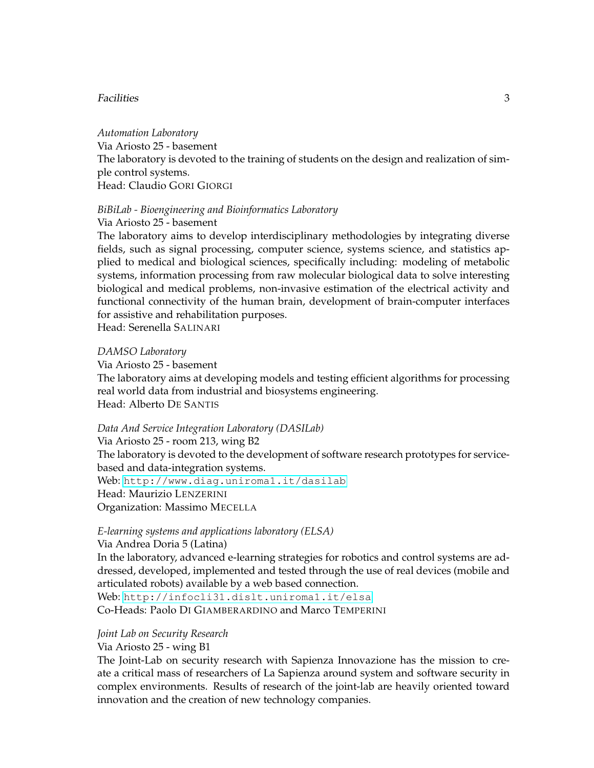*Automation Laboratory*
Via Ariosto 25 - basement
The laboratory is devoted to the training of students on the design and realization of simple control systems.
Head: Claudio GORI GIORGI

*BiBiLab - Bioengineering and Bioinformatics Laboratory*
Via Ariosto 25 - basement
The laboratory aims to develop interdisciplinary methodologies by integrating diverse fields, such as signal processing, computer science, systems science, and statistics applied to medical and biological sciences, specifically including: modeling of metabolic systems, information processing from raw molecular biological data to solve interesting biological and medical problems, non-invasive estimation of the electrical activity and functional connectivity of the human brain, development of brain-computer interfaces for assistive and rehabilitation purposes.
Head: Serenella SALINARI

*DAMSO Laboratory*
Via Ariosto 25 - basement
The laboratory aims at developing models and testing efficient algorithms for processing real world data from industrial and biosystems engineering.
Head: Alberto DE SANTIS

*Data And Service Integration Laboratory (DASILab)*
Via Ariosto 25 - room 213, wing B2
The laboratory is devoted to the development of software research prototypes for service-based and data-integration systems.
Web: http://www.diag.uniroma1.it/dasilab
Head: Maurizio LENZERINI
Organization: Massimo MECELLA

*E-learning systems and applications laboratory (ELSA)*
Via Andrea Doria 5 (Latina)
In the laboratory, advanced e-learning strategies for robotics and control systems are addressed, developed, implemented and tested through the use of real devices (mobile and articulated robots) available by a web based connection.
Web: http://infocli31.dislt.uniroma1.it/elsa
Co-Heads: Paolo DI GIAMBERARDINO and Marco TEMPERINI

*Joint Lab on Security Research*
Via Ariosto 25 - wing B1
The Joint-Lab on security research with Sapienza Innovazione has the mission to create a critical mass of researchers of La Sapienza around system and software security in complex environments. Results of research of the joint-lab are heavily oriented toward innovation and the creation of new technology companies.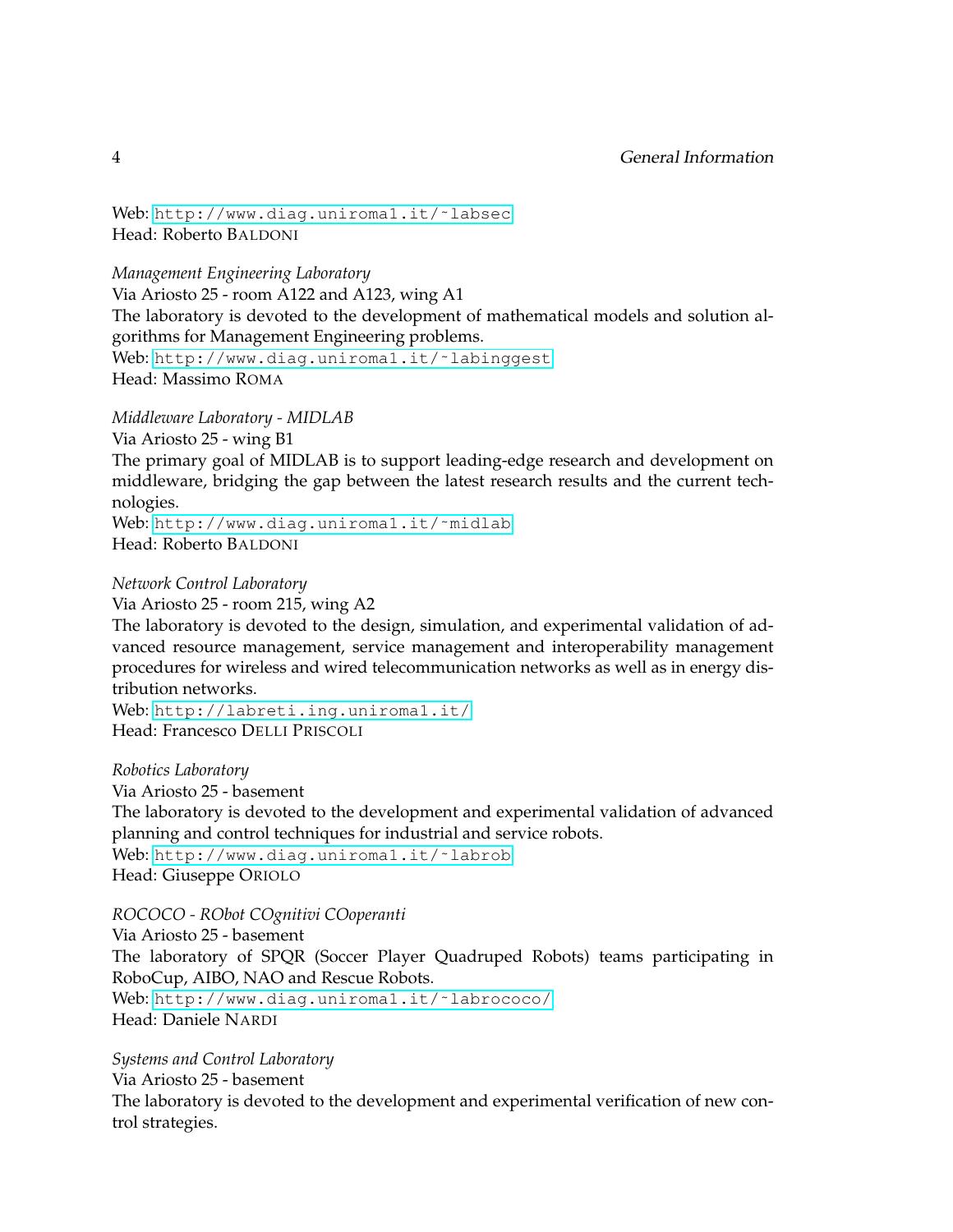Web: http://www.diag.uniroma1.it/~labsec
Head: Roberto BALDONI

*Management Engineering Laboratory*
Via Ariosto 25 - room A122 and A123, wing A1
The laboratory is devoted to the development of mathematical models and solution algorithms for Management Engineering problems.
Web: http://www.diag.uniroma1.it/~labinggest
Head: Massimo ROMA

*Middleware Laboratory - MIDLAB*
Via Ariosto 25 - wing B1
The primary goal of MIDLAB is to support leading-edge research and development on middleware, bridging the gap between the latest research results and the current technologies.
Web: http://www.diag.uniroma1.it/~midlab
Head: Roberto BALDONI

*Network Control Laboratory*
Via Ariosto 25 - room 215, wing A2
The laboratory is devoted to the design, simulation, and experimental validation of advanced resource management, service management and interoperability management procedures for wireless and wired telecommunication networks as well as in energy distribution networks.
Web: http://labreti.ing.uniroma1.it/
Head: Francesco DELLI PRISCOLI

*Robotics Laboratory*
Via Ariosto 25 - basement
The laboratory is devoted to the development and experimental validation of advanced planning and control techniques for industrial and service robots.
Web: http://www.diag.uniroma1.it/~labrob
Head: Giuseppe ORIOLO

*ROCOCO - RObot COgnitivi COoperanti*
Via Ariosto 25 - basement
The laboratory of SPQR (Soccer Player Quadruped Robots) teams participating in RoboCup, AIBO, NAO and Rescue Robots.
Web: http://www.diag.uniroma1.it/~labrococo/
Head: Daniele NARDI

*Systems and Control Laboratory*
Via Ariosto 25 - basement
The laboratory is devoted to the development and experimental verification of new control strategies.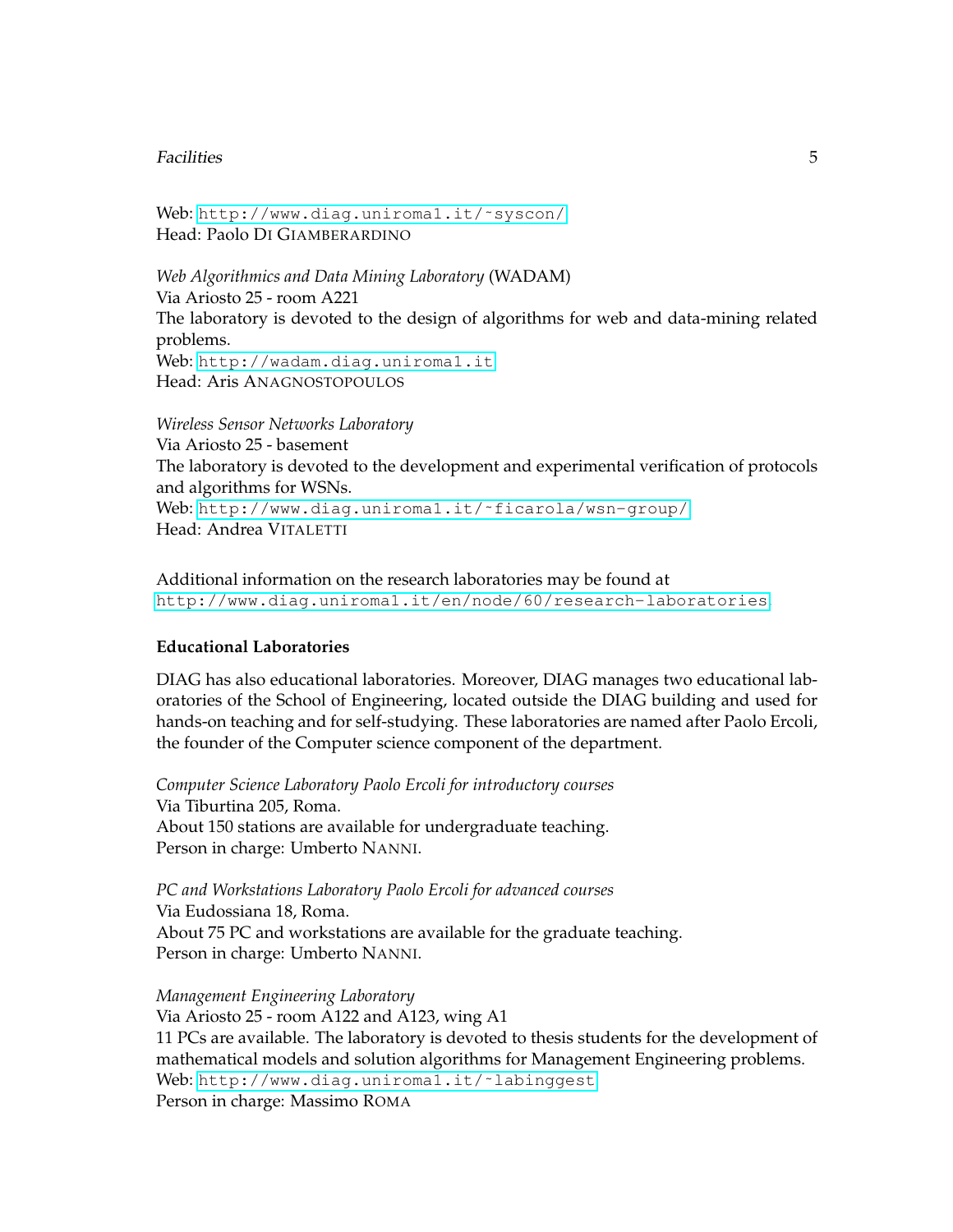Web: http://www.diag.uniroma1.it/~syscon/
Head: Paolo DI GIAMBERARDINO

*Web Algorithmics and Data Mining Laboratory* (WADAM)
Via Ariosto 25 - room A221
The laboratory is devoted to the design of algorithms for web and data-mining related problems.
Web: http://wadam.diag.uniroma1.it
Head: Aris ANAGNOSTOPOULOS

*Wireless Sensor Networks Laboratory*
Via Ariosto 25 - basement
The laboratory is devoted to the development and experimental verification of protocols and algorithms for WSNs.
Web: http://www.diag.uniroma1.it/~ficarola/wsn-group/
Head: Andrea VITALETTI

Additional information on the research laboratories may be found at
http://www.diag.uniroma1.it/en/node/60/research-laboratories.

**Educational Laboratories**

DIAG has also educational laboratories. Moreover, DIAG manages two educational laboratories of the School of Engineering, located outside the DIAG building and used for hands-on teaching and for self-studying. These laboratories are named after Paolo Ercoli, the founder of the Computer science component of the department.

*Computer Science Laboratory Paolo Ercoli for introductory courses*
Via Tiburtina 205, Roma.
About 150 stations are available for undergraduate teaching.
Person in charge: Umberto NANNI.

*PC and Workstations Laboratory Paolo Ercoli for advanced courses*
Via Eudossiana 18, Roma.
About 75 PC and workstations are available for the graduate teaching.
Person in charge: Umberto NANNI.

*Management Engineering Laboratory*
Via Ariosto 25 - room A122 and A123, wing A1
11 PCs are available. The laboratory is devoted to thesis students for the development of mathematical models and solution algorithms for Management Engineering problems.
Web: http://www.diag.uniroma1.it/~labinggest
Person in charge: Massimo ROMA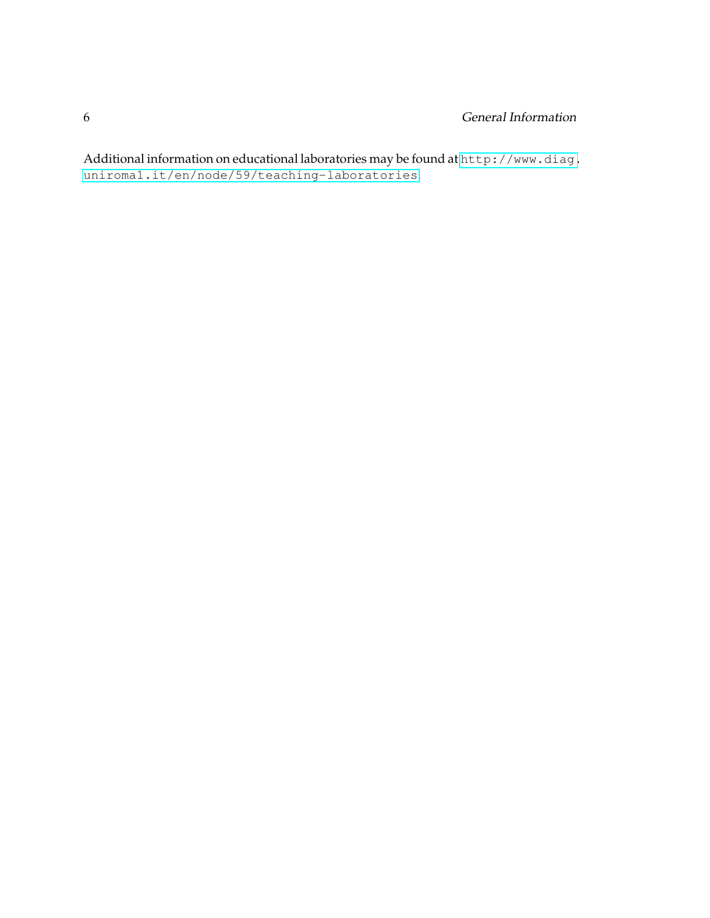Additional information on educational laboratories may be found at http://www.diag.uniroma1.it/en/node/59/teaching-laboratories.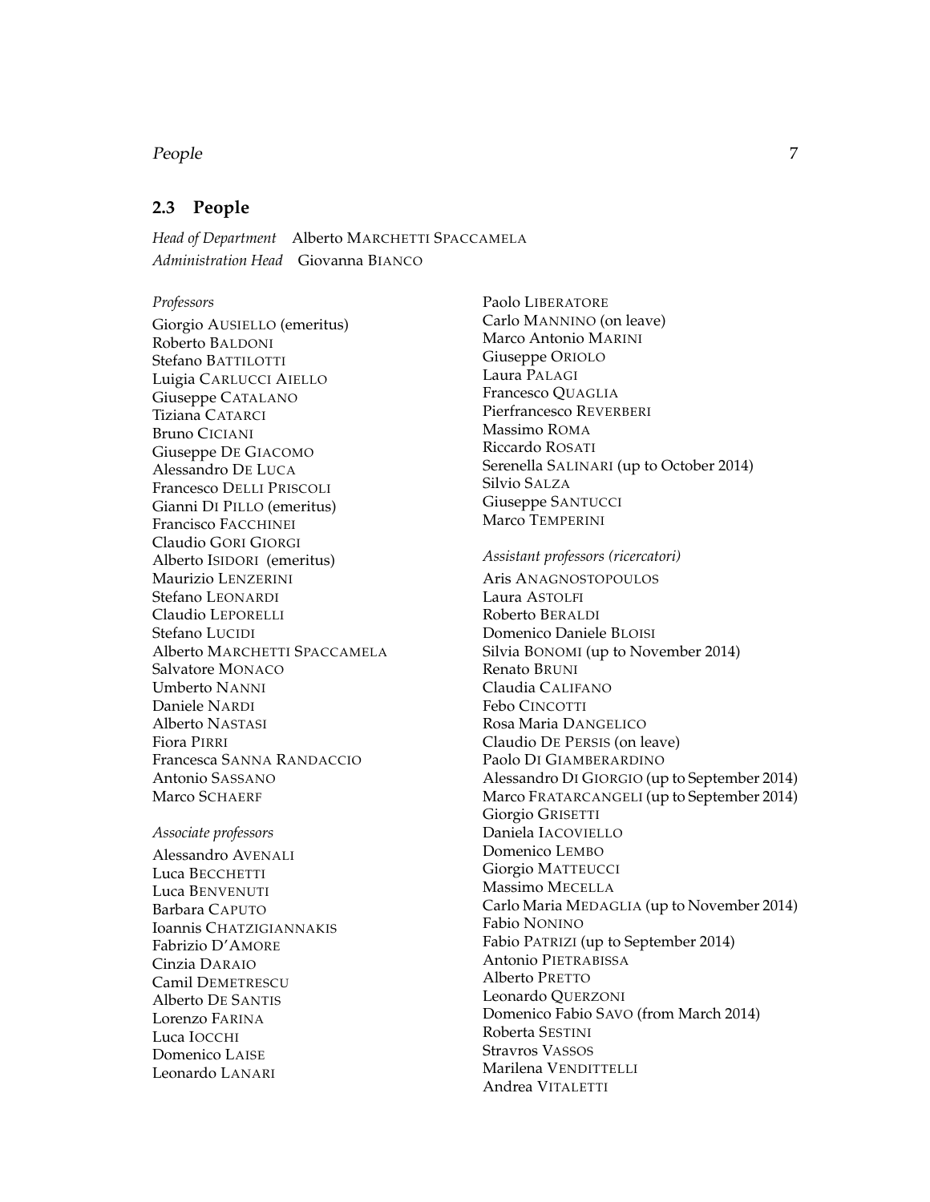## 2.3 People

*Head of Department* Alberto MARCHETTI SPACCAMELA
*Administration Head* Giovanna BIANCO

*Professors*

Giorgio AUSIELLO (emeritus)
Roberto BALDONI
Stefano BATTILOTTI
Luigia CARLUCCI AIELLO
Giuseppe CATALANO
Tiziana CATARCI
Bruno CICIANI
Giuseppe DE GIACOMO
Alessandro DE LUCA
Francesco DELLI PRISCOLI
Gianni DI PILLO (emeritus)
Francisco FACCHINEI
Claudio GORI GIORGI
Alberto ISIDORI (emeritus)
Maurizio LENZERINI
Stefano LEONARDI
Claudio LEPORELLI
Stefano LUCIDI
Alberto MARCHETTI SPACCAMELA
Salvatore MONACO
Umberto NANNI
Daniele NARDI
Alberto NASTASI
Fiora PIRRI
Francesca SANNA RANDACCIO
Antonio SASSANO
Marco SCHAERF
Paolo LIBERATORE
Carlo MANNINO (on leave)
Marco Antonio MARINI
Giuseppe ORIOLO
Laura PALAGI
Francesco QUAGLIA
Pierfrancesco REVERBERI
Massimo ROMA
Riccardo ROSATI
Serenella SALINARI (up to October 2014)
Silvio SALZA
Giuseppe SANTUCCI
Marco TEMPERINI

*Associate professors*

Alessandro AVENALI
Luca BECCHETTI
Luca BENVENUTI
Barbara CAPUTO
Ioannis CHATZIGIANNAKIS
Fabrizio D'AMORE
Cinzia DARAIO
Camil DEMETRESCU
Alberto DE SANTIS
Lorenzo FARINA
Luca IOCCHI
Domenico LAISE
Leonardo LANARI

*Assistant professors (ricercatori)*

Aris ANAGNOSTOPOULOS
Laura ASTOLFI
Roberto BERALDI
Domenico Daniele BLOISI
Silvia BONOMI (up to November 2014)
Renato BRUNI
Claudia CALIFANO
Febo CINCOTTI
Rosa Maria DANGELICO
Claudio DE PERSIS (on leave)
Paolo DI GIAMBERARDINO
Alessandro DI GIORGIO (up to September 2014)
Marco FRATARCANGELI (up to September 2014)
Giorgio GRISETTI
Daniela IACOVIELLO
Domenico LEMBO
Giorgio MATTEUCCI
Massimo MECELLA
Carlo Maria MEDAGLIA (up to November 2014)
Fabio NONINO
Fabio PATRIZI (up to September 2014)
Antonio PIETRABISSA
Alberto PRETTO
Leonardo QUERZONI
Domenico Fabio SAVO (from March 2014)
Roberta SESTINI
Stravros VASSOS
Marilena VENDITTELLI
Andrea VITALETTI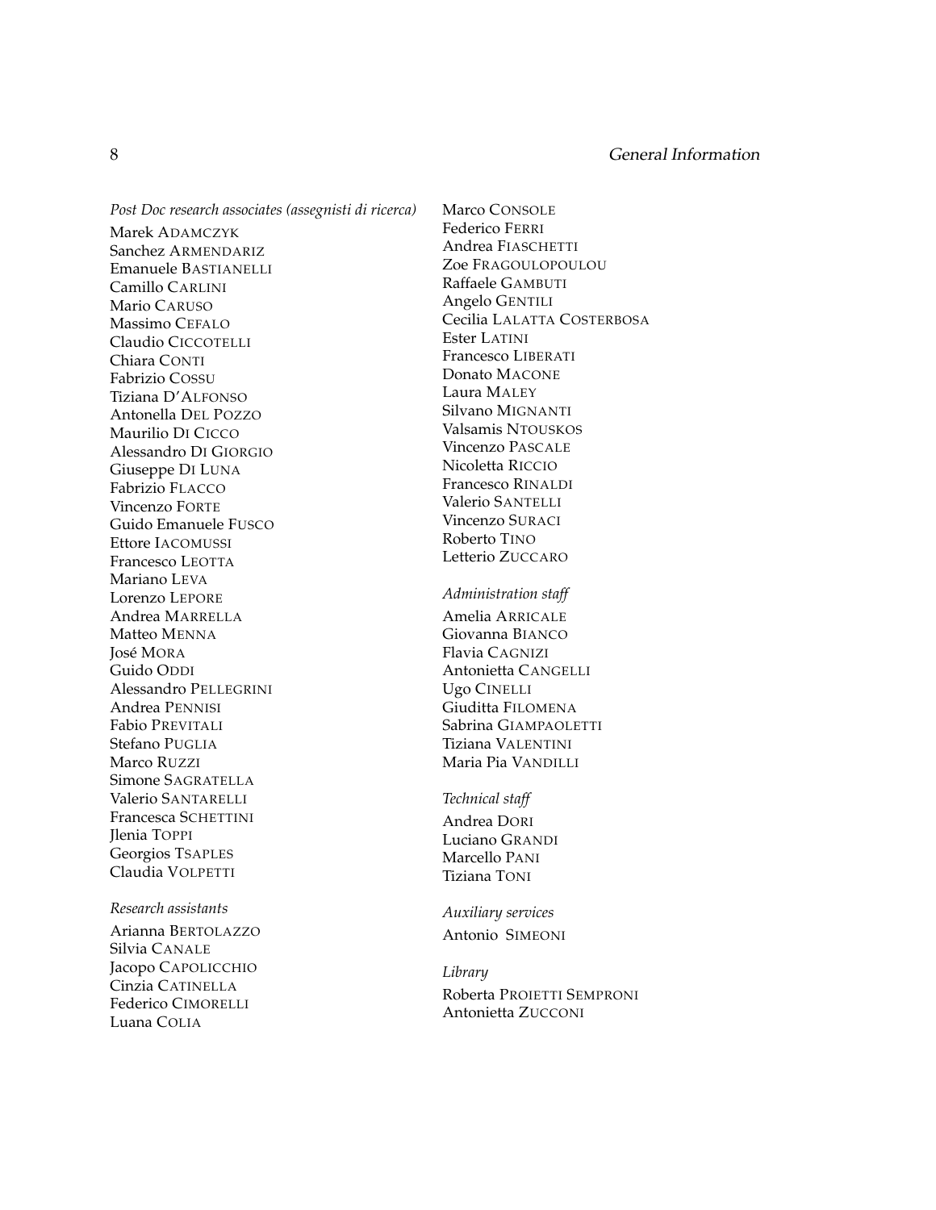*Post Doc research associates (assegnisti di ricerca)*

Marek ADAMCZYK
Sanchez ARMENDARIZ
Emanuele BASTIANELLI
Camillo CARLINI
Mario CARUSO
Massimo CEFALO
Claudio CICCOTELLI
Chiara CONTI
Fabrizio COSSU
Tiziana D'ALFONSO
Antonella DEL POZZO
Maurilio DI CICCO
Alessandro DI GIORGIO
Giuseppe DI LUNA
Fabrizio FLACCO
Vincenzo FORTE
Guido Emanuele FUSCO
Ettore IACOMUSSI
Francesco LEOTTA
Mariano LEVA
Lorenzo LEPORE
Andrea MARRELLA
Matteo MENNA
José MORA
Guido ODDI
Alessandro PELLEGRINI
Andrea PENNISI
Fabio PREVITALI
Stefano PUGLIA
Marco RUZZI
Simone SAGRATELLA
Valerio SANTARELLI
Francesca SCHETTINI
Jlenia TOPPI
Georgios TSAPLES
Claudia VOLPETTI

*Research assistants*

Arianna BERTOLAZZO
Silvia CANALE
Jacopo CAPOLICCHIO
Cinzia CATINELLA
Federico CIMORELLI
Luana COLIA
Marco CONSOLE
Federico FERRI
Andrea FIASCHETTI
Zoe FRAGOULOPOULOU
Raffaele GAMBUTI
Angelo GENTILI
Cecilia LALATTA COSTERBOSA
Ester LATINI
Francesco LIBERATI
Donato MACONE
Laura MALEY
Silvano MIGNANTI
Valsamis NTOUSKOS
Vincenzo PASCALE
Nicoletta RICCIO
Francesco RINALDI
Valerio SANTELLI
Vincenzo SURACI
Roberto TINO
Letterio ZUCCARO

*Administration staff*

Amelia ARRICALE
Giovanna BIANCO
Flavia CAGNIZI
Antonietta CANGELLI
Ugo CINELLI
Giuditta FILOMENA
Sabrina GIAMPAOLETTI
Tiziana VALENTINI
Maria Pia VANDILLI

*Technical staff*

Andrea DORI
Luciano GRANDI
Marcello PANI
Tiziana TONI

*Auxiliary services*

Antonio SIMEONI

*Library*

Roberta PROIETTI SEMPRONI
Antonietta ZUCCONI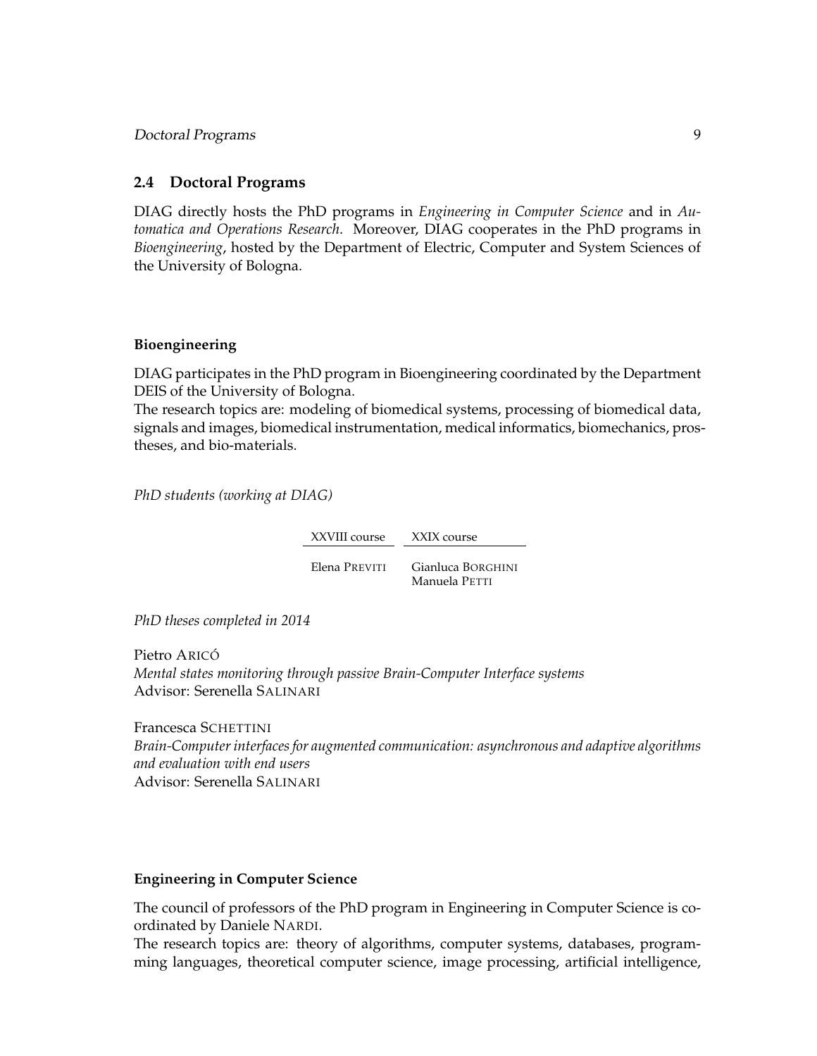## 2.4 Doctoral Programs

DIAG directly hosts the PhD programs in *Engineering in Computer Science* and in *Automatica and Operations Research*. Moreover, DIAG cooperates in the PhD programs in *Bioengineering*, hosted by the Department of Electric, Computer and System Sciences of the University of Bologna.

### Bioengineering

DIAG participates in the PhD program in Bioengineering coordinated by the Department DEIS of the University of Bologna.
The research topics are: modeling of biomedical systems, processing of biomedical data, signals and images, biomedical instrumentation, medical informatics, biomechanics, prostheses, and bio-materials.

*PhD students (working at DIAG)*

| XXVIII course | XXIX course |
| --- | --- |
| Elena PREVITI | Gianluca BORGHINI |
| | Manuela PETTI |

*PhD theses completed in 2014*

Pietro ARICÓ
*Mental states monitoring through passive Brain-Computer Interface systems*
Advisor: Serenella SALINARI

Francesca SCHETTINI
*Brain-Computer interfaces for augmented communication: asynchronous and adaptive algorithms and evaluation with end users*
Advisor: Serenella SALINARI

### Engineering in Computer Science

The council of professors of the PhD program in Engineering in Computer Science is coordinated by Daniele NARDI.
The research topics are: theory of algorithms, computer systems, databases, programming languages, theoretical computer science, image processing, artificial intelligence,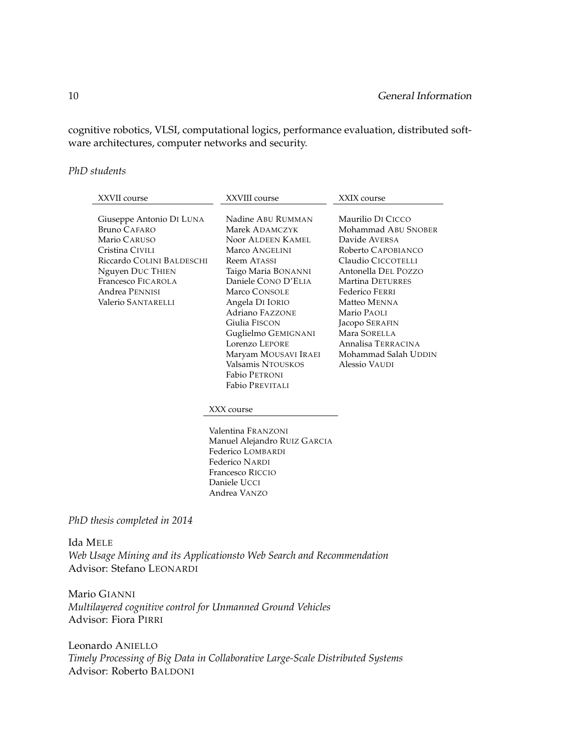cognitive robotics, VLSI, computational logics, performance evaluation, distributed software architectures, computer networks and security.

*PhD students*

| XXVII course | XXVIII course | XXIX course |
| --- | --- | --- |
| Giuseppe Antonio Di Luna | Nadine Abu Rumman | Maurilio Di Cicco |
| Bruno Cafaro | Marek Adamczyk | Mohammad Abu Snober |
| Mario Caruso | Noor Aldeen Kamel | Davide Aversa |
| Cristina Civili | Marco Angelini | Roberto Capobianco |
| Riccardo Colini Baldeschi | Reem Atassi | Claudio Ciccotelli |
| Nguyen Duc Thien | Taigo Maria Bonanni | Antonella Del Pozzo |
| Francesco Ficarola | Daniele Cono D'Elia | Martina Deturres |
| Andrea Pennisi | Marco Console | Federico Ferri |
| Valerio Santarelli | Angela Di Iorio | Matteo Menna |
| | Adriano Fazzone | Mario Paoli |
| | Giulia Fiscon | Jacopo Serafin |
| | Guglielmo Gemignani | Mara Sorella |
| | Lorenzo Lepore | Annalisa Terracina |
| | Maryam Mousavi Iraei | Mohammad Salah Uddin |
| | Valsamis Ntouskos | Alessio Vaudi |
| | Fabio Petroni | |
| | Fabio Previtali | |

| XXX course |
| --- |
| Valentina Franzoni |
| Manuel Alejandro Ruiz Garcia |
| Federico Lombardi |
| Federico Nardi |
| Francesco Riccio |
| Daniele Ucci |
| Andrea Vanzo |

*PhD thesis completed in 2014*

Ida Mele
*Web Usage Mining and its Applicationsto Web Search and Recommendation*
Advisor: Stefano Leonardi

Mario Gianni
*Multilayered cognitive control for Unmanned Ground Vehicles*
Advisor: Fiora Pirri

Leonardo Aniello
*Timely Processing of Big Data in Collaborative Large-Scale Distributed Systems*
Advisor: Roberto Baldoni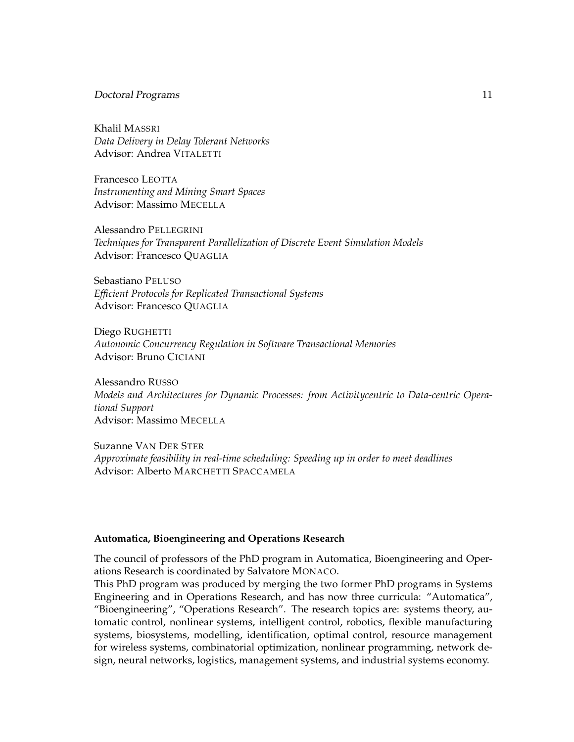Khalil MASSRI  
*Data Delivery in Delay Tolerant Networks*  
Advisor: Andrea VITALETTI

Francesco LEOTTA  
*Instrumenting and Mining Smart Spaces*  
Advisor: Massimo MECELLA

Alessandro PELLEGRINI  
*Techniques for Transparent Parallelization of Discrete Event Simulation Models*  
Advisor: Francesco QUAGLIA

Sebastiano PELUSO  
*Efficient Protocols for Replicated Transactional Systems*  
Advisor: Francesco QUAGLIA

Diego RUGHETTI  
*Autonomic Concurrency Regulation in Software Transactional Memories*  
Advisor: Bruno CICIANI

Alessandro RUSSO  
*Models and Architectures for Dynamic Processes: from Activitycentric to Data-centric Operational Support*  
Advisor: Massimo MECELLA

Suzanne VAN DER STER  
*Approximate feasibility in real-time scheduling: Speeding up in order to meet deadlines*  
Advisor: Alberto MARCHETTI SPACCAMELA

**Automatica, Bioengineering and Operations Research**

The council of professors of the PhD program in Automatica, Bioengineering and Operations Research is coordinated by Salvatore MONACO.
This PhD program was produced by merging the two former PhD programs in Systems Engineering and in Operations Research, and has now three curricula: "Automatica", "Bioengineering", "Operations Research". The research topics are: systems theory, automatic control, nonlinear systems, intelligent control, robotics, flexible manufacturing systems, biosystems, modelling, identification, optimal control, resource management for wireless systems, combinatorial optimization, nonlinear programming, network design, neural networks, logistics, management systems, and industrial systems economy.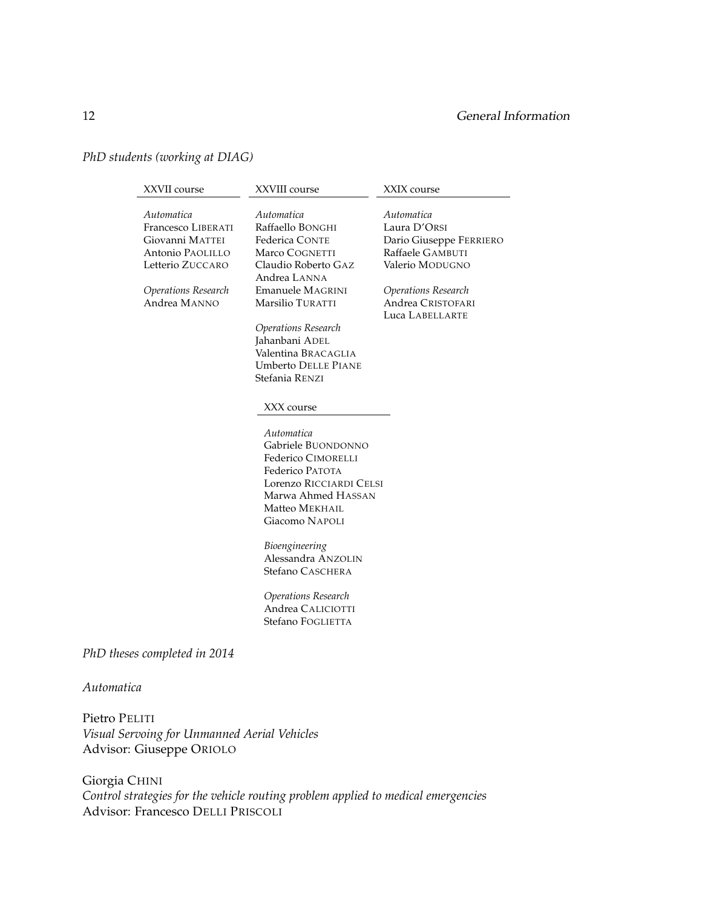*PhD students (working at DIAG)*

**XXVII course**

*Automatica*
Francesco LIBERATI
Giovanni MATTEI
Antonio PAOLILLO
Letterio ZUCCARO

*Operations Research*
Andrea MANNO

**XXVIII course**

*Automatica*
Raffaello BONGHI
Federica CONTE
Marco COGNETTI
Claudio Roberto GAZ
Andrea LANNA
Emanuele MAGRINI
Marsilio TURATTI

*Operations Research*
Jahanbani ADEL
Valentina BRACAGLIA
Umberto DELLE PIANE
Stefania RENZI

**XXIX course**

*Automatica*
Laura D'ORSI
Dario Giuseppe FERRIERO
Raffaele GAMBUTI
Valerio MODUGNO

*Operations Research*
Andrea CRISTOFARI
Luca LABELLARTE

**XXX course**

*Automatica*
Gabriele BUONDONNO
Federico CIMORELLI
Federico PATOTA
Lorenzo RICCIARDI CELSI
Marwa Ahmed HASSAN
Matteo MEKHAIL
Giacomo NAPOLI

*Bioengineering*
Alessandra ANZOLIN
Stefano CASCHERA

*Operations Research*
Andrea CALICIOTTI
Stefano FOGLIETTA

*PhD theses completed in 2014*

*Automatica*

Pietro PELITI
*Visual Servoing for Unmanned Aerial Vehicles*
Advisor: Giuseppe ORIOLO

Giorgia CHINI
*Control strategies for the vehicle routing problem applied to medical emergencies*
Advisor: Francesco DELLI PRISCOLI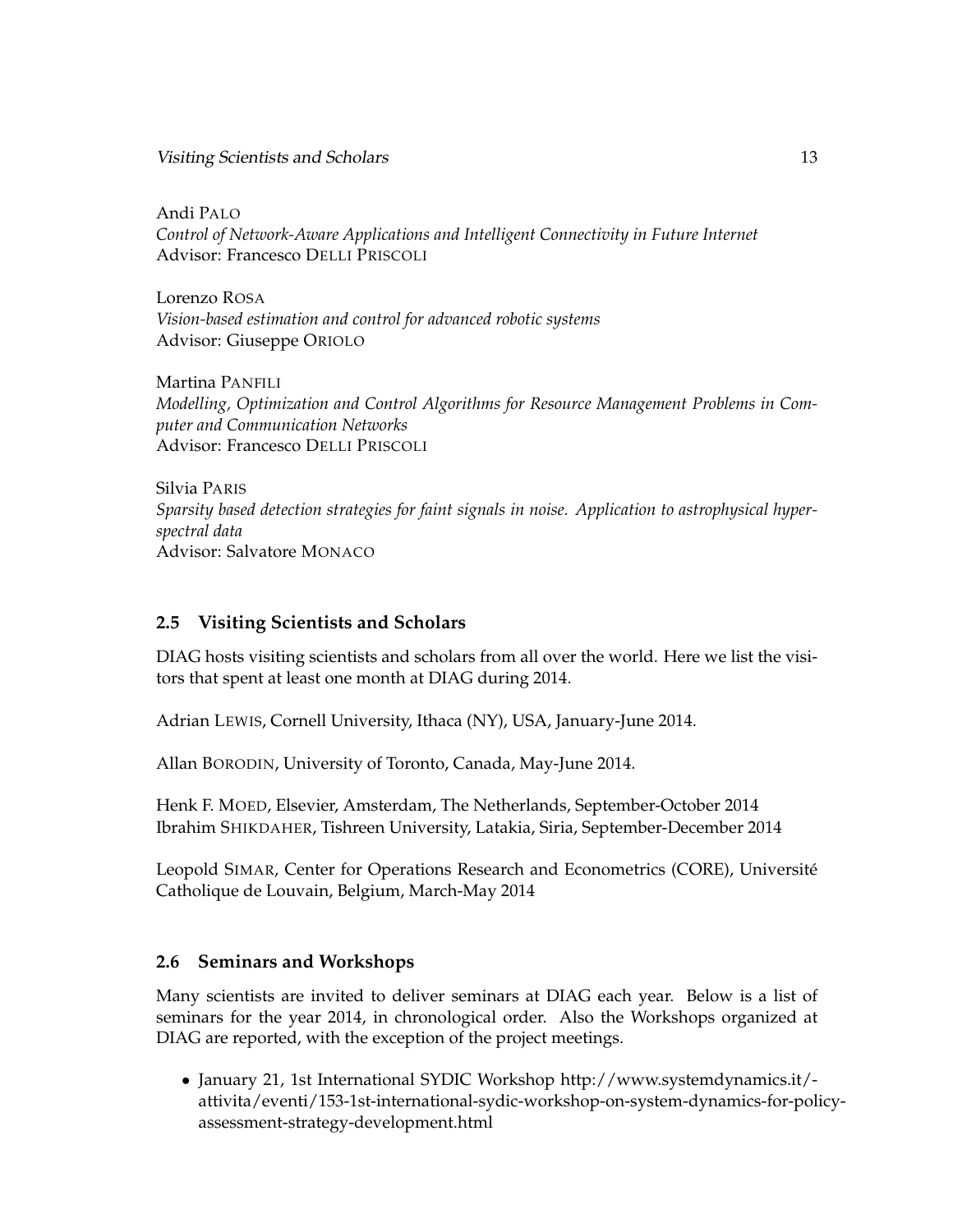Andi PALO
*Control of Network-Aware Applications and Intelligent Connectivity in Future Internet*
Advisor: Francesco DELLI PRISCOLI

Lorenzo ROSA
*Vision-based estimation and control for advanced robotic systems*
Advisor: Giuseppe ORIOLO

Martina PANFILI
*Modelling, Optimization and Control Algorithms for Resource Management Problems in Computer and Communication Networks*
Advisor: Francesco DELLI PRISCOLI

Silvia PARIS
*Sparsity based detection strategies for faint signals in noise. Application to astrophysical hyperspectral data*
Advisor: Salvatore MONACO

## 2.5 Visiting Scientists and Scholars

DIAG hosts visiting scientists and scholars from all over the world. Here we list the visitors that spent at least one month at DIAG during 2014.

Adrian LEWIS, Cornell University, Ithaca (NY), USA, January-June 2014.

Allan BORODIN, University of Toronto, Canada, May-June 2014.

Henk F. MOED, Elsevier, Amsterdam, The Netherlands, September-October 2014
Ibrahim SHIKDAHER, Tishreen University, Latakia, Siria, September-December 2014

Leopold SIMAR, Center for Operations Research and Econometrics (CORE), Université Catholique de Louvain, Belgium, March-May 2014

## 2.6 Seminars and Workshops

Many scientists are invited to deliver seminars at DIAG each year. Below is a list of seminars for the year 2014, in chronological order. Also the Workshops organized at DIAG are reported, with the exception of the project meetings.

- January 21, 1st International SYDIC Workshop http://www.systemdynamics.it/attivita/eventi/153-1st-international-sydic-workshop-on-system-dynamics-for-policy-assessment-strategy-development.html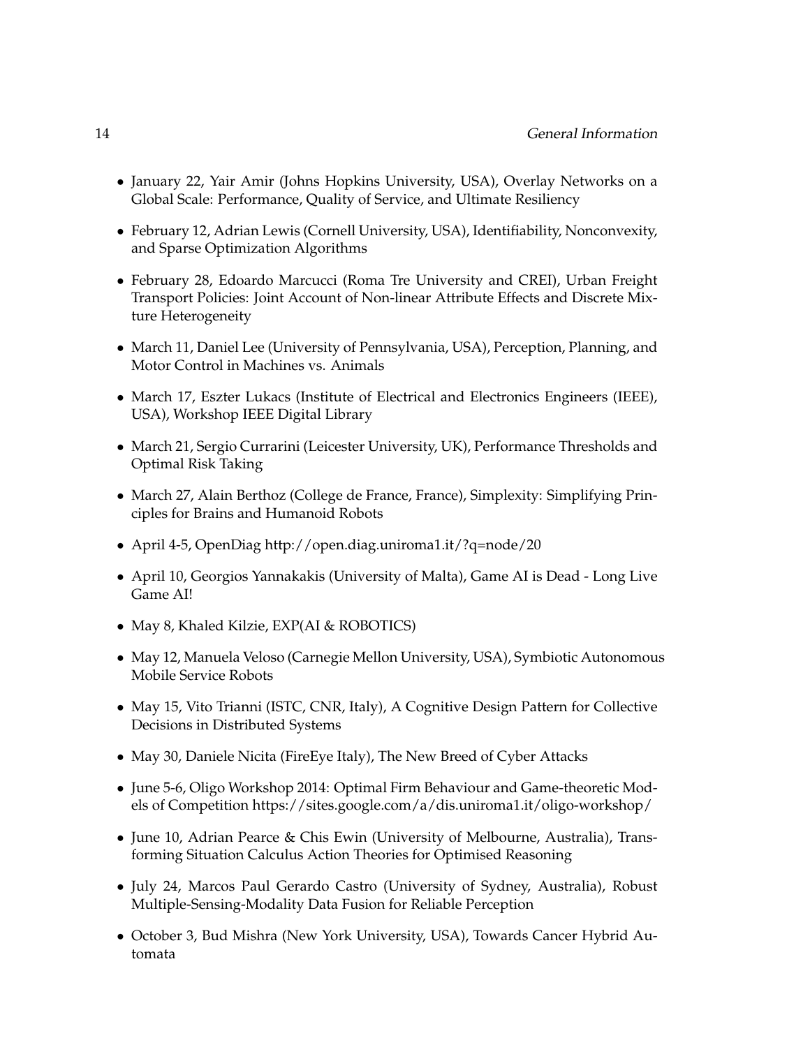- January 22, Yair Amir (Johns Hopkins University, USA), Overlay Networks on a Global Scale: Performance, Quality of Service, and Ultimate Resiliency
- February 12, Adrian Lewis (Cornell University, USA), Identifiability, Nonconvexity, and Sparse Optimization Algorithms
- February 28, Edoardo Marcucci (Roma Tre University and CREI), Urban Freight Transport Policies: Joint Account of Non-linear Attribute Effects and Discrete Mixture Heterogeneity
- March 11, Daniel Lee (University of Pennsylvania, USA), Perception, Planning, and Motor Control in Machines vs. Animals
- March 17, Eszter Lukacs (Institute of Electrical and Electronics Engineers (IEEE), USA), Workshop IEEE Digital Library
- March 21, Sergio Currarini (Leicester University, UK), Performance Thresholds and Optimal Risk Taking
- March 27, Alain Berthoz (College de France, France), Simplexity: Simplifying Principles for Brains and Humanoid Robots
- April 4-5, OpenDiag http://open.diag.uniroma1.it/?q=node/20
- April 10, Georgios Yannakakis (University of Malta), Game AI is Dead - Long Live Game AI!
- May 8, Khaled Kilzie, EXP(AI & ROBOTICS)
- May 12, Manuela Veloso (Carnegie Mellon University, USA), Symbiotic Autonomous Mobile Service Robots
- May 15, Vito Trianni (ISTC, CNR, Italy), A Cognitive Design Pattern for Collective Decisions in Distributed Systems
- May 30, Daniele Nicita (FireEye Italy), The New Breed of Cyber Attacks
- June 5-6, Oligo Workshop 2014: Optimal Firm Behaviour and Game-theoretic Models of Competition https://sites.google.com/a/dis.uniroma1.it/oligo-workshop/
- June 10, Adrian Pearce & Chis Ewin (University of Melbourne, Australia), Transforming Situation Calculus Action Theories for Optimised Reasoning
- July 24, Marcos Paul Gerardo Castro (University of Sydney, Australia), Robust Multiple-Sensing-Modality Data Fusion for Reliable Perception
- October 3, Bud Mishra (New York University, USA), Towards Cancer Hybrid Automata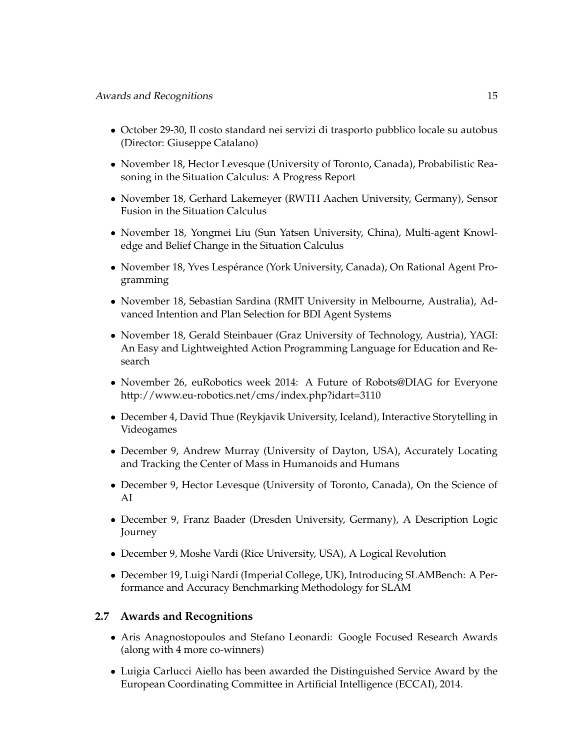- October 29-30, Il costo standard nei servizi di trasporto pubblico locale su autobus (Director: Giuseppe Catalano)
- November 18, Hector Levesque (University of Toronto, Canada), Probabilistic Reasoning in the Situation Calculus: A Progress Report
- November 18, Gerhard Lakemeyer (RWTH Aachen University, Germany), Sensor Fusion in the Situation Calculus
- November 18, Yongmei Liu (Sun Yatsen University, China), Multi-agent Knowledge and Belief Change in the Situation Calculus
- November 18, Yves Lespérance (York University, Canada), On Rational Agent Programming
- November 18, Sebastian Sardina (RMIT University in Melbourne, Australia), Advanced Intention and Plan Selection for BDI Agent Systems
- November 18, Gerald Steinbauer (Graz University of Technology, Austria), YAGI: An Easy and Lightweighted Action Programming Language for Education and Research
- November 26, euRobotics week 2014: A Future of Robots@DIAG for Everyone http://www.eu-robotics.net/cms/index.php?idart=3110
- December 4, David Thue (Reykjavik University, Iceland), Interactive Storytelling in Videogames
- December 9, Andrew Murray (University of Dayton, USA), Accurately Locating and Tracking the Center of Mass in Humanoids and Humans
- December 9, Hector Levesque (University of Toronto, Canada), On the Science of AI
- December 9, Franz Baader (Dresden University, Germany), A Description Logic Journey
- December 9, Moshe Vardi (Rice University, USA), A Logical Revolution
- December 19, Luigi Nardi (Imperial College, UK), Introducing SLAMBench: A Performance and Accuracy Benchmarking Methodology for SLAM

## 2.7 Awards and Recognitions

- Aris Anagnostopoulos and Stefano Leonardi: Google Focused Research Awards (along with 4 more co-winners)
- Luigia Carlucci Aiello has been awarded the Distinguished Service Award by the European Coordinating Committee in Artificial Intelligence (ECCAI), 2014.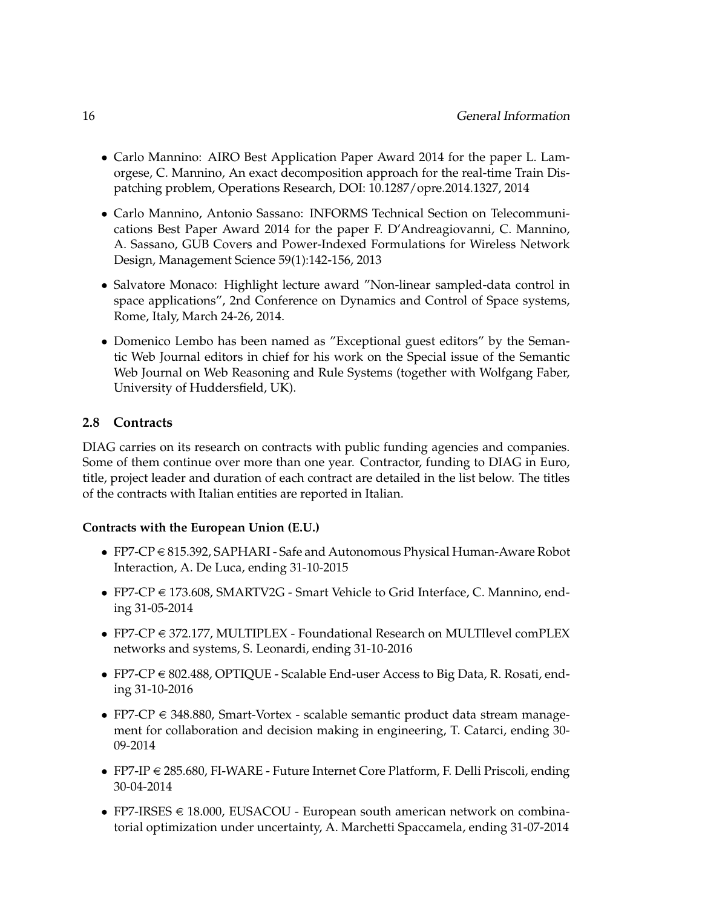- Carlo Mannino: AIRO Best Application Paper Award 2014 for the paper L. Lamorgese, C. Mannino, An exact decomposition approach for the real-time Train Dispatching problem, Operations Research, DOI: 10.1287/opre.2014.1327, 2014

- Carlo Mannino, Antonio Sassano: INFORMS Technical Section on Telecommunications Best Paper Award 2014 for the paper F. D'Andreagiovanni, C. Mannino, A. Sassano, GUB Covers and Power-Indexed Formulations for Wireless Network Design, Management Science 59(1):142-156, 2013

- Salvatore Monaco: Highlight lecture award "Non-linear sampled-data control in space applications", 2nd Conference on Dynamics and Control of Space systems, Rome, Italy, March 24-26, 2014.

- Domenico Lembo has been named as "Exceptional guest editors" by the Semantic Web Journal editors in chief for his work on the Special issue of the Semantic Web Journal on Web Reasoning and Rule Systems (together with Wolfgang Faber, University of Huddersfield, UK).

## 2.8 Contracts

DIAG carries on its research on contracts with public funding agencies and companies. Some of them continue over more than one year. Contractor, funding to DIAG in Euro, title, project leader and duration of each contract are detailed in the list below. The titles of the contracts with Italian entities are reported in Italian.

**Contracts with the European Union (E.U.)**

- FP7-CP € 815.392, SAPHARI - Safe and Autonomous Physical Human-Aware Robot Interaction, A. De Luca, ending 31-10-2015

- FP7-CP € 173.608, SMARTV2G - Smart Vehicle to Grid Interface, C. Mannino, ending 31-05-2014

- FP7-CP € 372.177, MULTIPLEX - Foundational Research on MULTIlevel comPLEX networks and systems, S. Leonardi, ending 31-10-2016

- FP7-CP € 802.488, OPTIQUE - Scalable End-user Access to Big Data, R. Rosati, ending 31-10-2016

- FP7-CP € 348.880, Smart-Vortex - scalable semantic product data stream management for collaboration and decision making in engineering, T. Catarci, ending 30-09-2014

- FP7-IP € 285.680, FI-WARE - Future Internet Core Platform, F. Delli Priscoli, ending 30-04-2014

- FP7-IRSES € 18.000, EUSACOU - European south american network on combinatorial optimization under uncertainty, A. Marchetti Spaccamela, ending 31-07-2014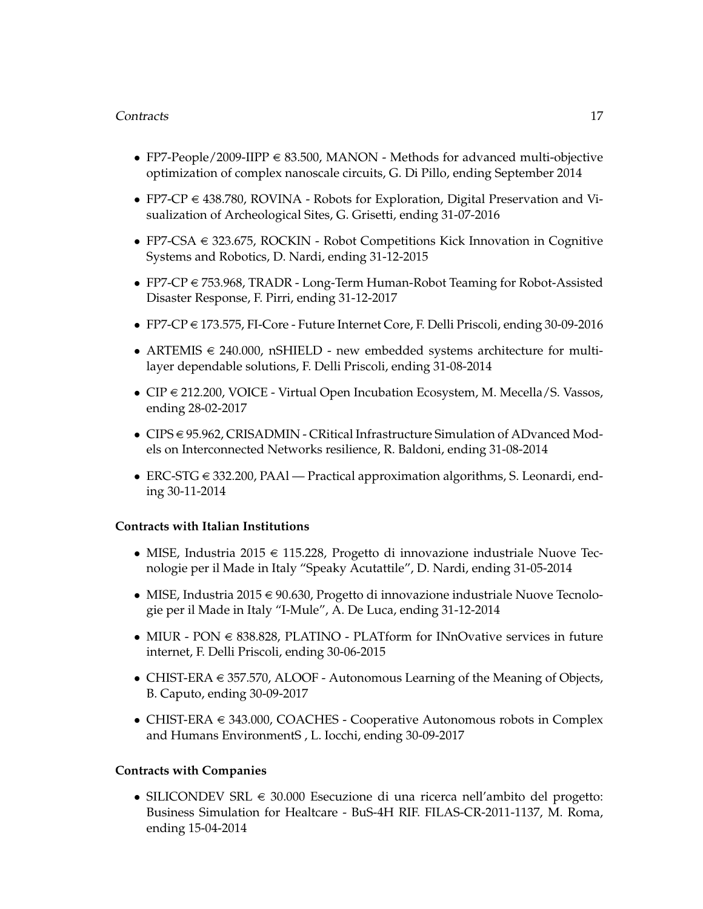- FP7-People/2009-IIPP € 83.500, MANON - Methods for advanced multi-objective optimization of complex nanoscale circuits, G. Di Pillo, ending September 2014
- FP7-CP € 438.780, ROVINA - Robots for Exploration, Digital Preservation and Visualization of Archeological Sites, G. Grisetti, ending 31-07-2016
- FP7-CSA € 323.675, ROCKIN - Robot Competitions Kick Innovation in Cognitive Systems and Robotics, D. Nardi, ending 31-12-2015
- FP7-CP € 753.968, TRADR - Long-Term Human-Robot Teaming for Robot-Assisted Disaster Response, F. Pirri, ending 31-12-2017
- FP7-CP € 173.575, FI-Core - Future Internet Core, F. Delli Priscoli, ending 30-09-2016
- ARTEMIS € 240.000, nSHIELD - new embedded systems architecture for multilayer dependable solutions, F. Delli Priscoli, ending 31-08-2014
- CIP € 212.200, VOICE - Virtual Open Incubation Ecosystem, M. Mecella/S. Vassos, ending 28-02-2017
- CIPS € 95.962, CRISADMIN - CRitical Infrastructure Simulation of ADvanced Models on Interconnected Networks resilience, R. Baldoni, ending 31-08-2014
- ERC-STG € 332.200, PAAl — Practical approximation algorithms, S. Leonardi, ending 30-11-2014

**Contracts with Italian Institutions**

- MISE, Industria 2015 € 115.228, Progetto di innovazione industriale Nuove Tecnologie per il Made in Italy "Speaky Acutattile", D. Nardi, ending 31-05-2014
- MISE, Industria 2015 € 90.630, Progetto di innovazione industriale Nuove Tecnologie per il Made in Italy "I-Mule", A. De Luca, ending 31-12-2014
- MIUR - PON € 838.828, PLATINO - PLATform for INnOvative services in future internet, F. Delli Priscoli, ending 30-06-2015
- CHIST-ERA € 357.570, ALOOF - Autonomous Learning of the Meaning of Objects, B. Caputo, ending 30-09-2017
- CHIST-ERA € 343.000, COACHES - Cooperative Autonomous robots in Complex and Humans EnvironmentS , L. Iocchi, ending 30-09-2017

**Contracts with Companies**

- SILICONDEV SRL € 30.000 Esecuzione di una ricerca nell'ambito del progetto: Business Simulation for Healtcare - BuS-4H RIF. FILAS-CR-2011-1137, M. Roma, ending 15-04-2014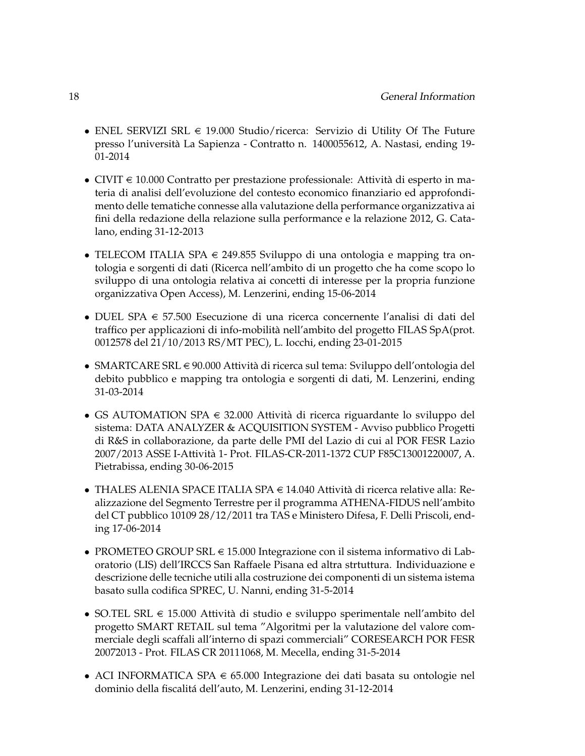- ENEL SERVIZI SRL € 19.000 Studio/ricerca: Servizio di Utility Of The Future presso l'università La Sapienza - Contratto n. 1400055612, A. Nastasi, ending 19-01-2014

- CIVIT € 10.000 Contratto per prestazione professionale: Attività di esperto in materia di analisi dell'evoluzione del contesto economico finanziario ed approfondimento delle tematiche connesse alla valutazione della performance organizzativa ai fini della redazione della relazione sulla performance e la relazione 2012, G. Catalano, ending 31-12-2013

- TELECOM ITALIA SPA € 249.855 Sviluppo di una ontologia e mapping tra ontologia e sorgenti di dati (Ricerca nell'ambito di un progetto che ha come scopo lo sviluppo di una ontologia relativa ai concetti di interesse per la propria funzione organizzativa Open Access), M. Lenzerini, ending 15-06-2014

- DUEL SPA € 57.500 Esecuzione di una ricerca concernente l'analisi di dati del traffico per applicazioni di info-mobilità nell'ambito del progetto FILAS SpA(prot. 0012578 del 21/10/2013 RS/MT PEC), L. Iocchi, ending 23-01-2015

- SMARTCARE SRL € 90.000 Attività di ricerca sul tema: Sviluppo dell'ontologia del debito pubblico e mapping tra ontologia e sorgenti di dati, M. Lenzerini, ending 31-03-2014

- GS AUTOMATION SPA € 32.000 Attività di ricerca riguardante lo sviluppo del sistema: DATA ANALYZER & ACQUISITION SYSTEM - Avviso pubblico Progetti di R&S in collaborazione, da parte delle PMI del Lazio di cui al POR FESR Lazio 2007/2013 ASSE I-Attività 1- Prot. FILAS-CR-2011-1372 CUP F85C13001220007, A. Pietrabissa, ending 30-06-2015

- THALES ALENIA SPACE ITALIA SPA € 14.040 Attività di ricerca relative alla: Realizzazione del Segmento Terrestre per il programma ATHENA-FIDUS nell'ambito del CT pubblico 10109 28/12/2011 tra TAS e Ministero Difesa, F. Delli Priscoli, ending 17-06-2014

- PROMETEO GROUP SRL € 15.000 Integrazione con il sistema informativo di Laboratorio (LIS) dell'IRCCS San Raffaele Pisana ed altra strtuttura. Individuazione e descrizione delle tecniche utili alla costruzione dei componenti di un sistema istema basato sulla codifica SPREC, U. Nanni, ending 31-5-2014

- SO.TEL SRL € 15.000 Attività di studio e sviluppo sperimentale nell'ambito del progetto SMART RETAIL sul tema "Algoritmi per la valutazione del valore commerciale degli scaffali all'interno di spazi commerciali" CORESEARCH POR FESR 20072013 - Prot. FILAS CR 20111068, M. Mecella, ending 31-5-2014

- ACI INFORMATICA SPA € 65.000 Integrazione dei dati basata su ontologie nel dominio della fiscalitá dell'auto, M. Lenzerini, ending 31-12-2014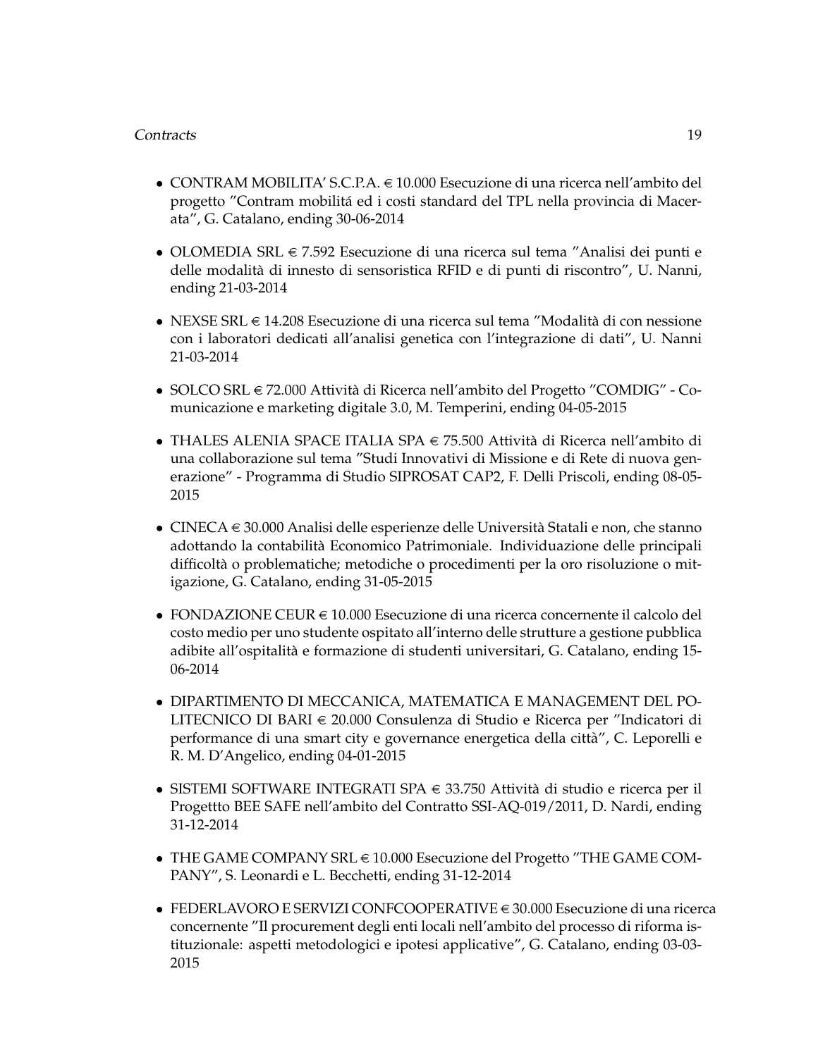- CONTRAM MOBILITA' S.C.P.A. € 10.000 Esecuzione di una ricerca nell'ambito del progetto "Contram mobilitá ed i costi standard del TPL nella provincia di Macerata", G. Catalano, ending 30-06-2014

- OLOMEDIA SRL € 7.592 Esecuzione di una ricerca sul tema "Analisi dei punti e delle modalità di innesto di sensoristica RFID e di punti di riscontro", U. Nanni, ending 21-03-2014

- NEXSE SRL € 14.208 Esecuzione di una ricerca sul tema "Modalità di con nessione con i laboratori dedicati all'analisi genetica con l'integrazione di dati", U. Nanni 21-03-2014

- SOLCO SRL € 72.000 Attività di Ricerca nell'ambito del Progetto "COMDIG" - Comunicazione e marketing digitale 3.0, M. Temperini, ending 04-05-2015

- THALES ALENIA SPACE ITALIA SPA € 75.500 Attività di Ricerca nell'ambito di una collaborazione sul tema "Studi Innovativi di Missione e di Rete di nuova generazione" - Programma di Studio SIPROSAT CAP2, F. Delli Priscoli, ending 08-05-2015

- CINECA € 30.000 Analisi delle esperienze delle Università Statali e non, che stanno adottando la contabilità Economico Patrimoniale. Individuazione delle principali difficoltà o problematiche; metodiche o procedimenti per la oro risoluzione o mitigazione, G. Catalano, ending 31-05-2015

- FONDAZIONE CEUR € 10.000 Esecuzione di una ricerca concernente il calcolo del costo medio per uno studente ospitato all'interno delle strutture a gestione pubblica adibite all'ospitalità e formazione di studenti universitari, G. Catalano, ending 15-06-2014

- DIPARTIMENTO DI MECCANICA, MATEMATICA E MANAGEMENT DEL POLITECNICO DI BARI € 20.000 Consulenza di Studio e Ricerca per "Indicatori di performance di una smart city e governance energetica della città", C. Leporelli e R. M. D'Angelico, ending 04-01-2015

- SISTEMI SOFTWARE INTEGRATI SPA € 33.750 Attività di studio e ricerca per il Progettto BEE SAFE nell'ambito del Contratto SSI-AQ-019/2011, D. Nardi, ending 31-12-2014

- THE GAME COMPANY SRL € 10.000 Esecuzione del Progetto "THE GAME COMPANY", S. Leonardi e L. Becchetti, ending 31-12-2014

- FEDERLAVORO E SERVIZI CONFCOOPERATIVE € 30.000 Esecuzione di una ricerca concernente "Il procurement degli enti locali nell'ambito del processo di riforma istituzionale: aspetti metodologici e ipotesi applicative", G. Catalano, ending 03-03-2015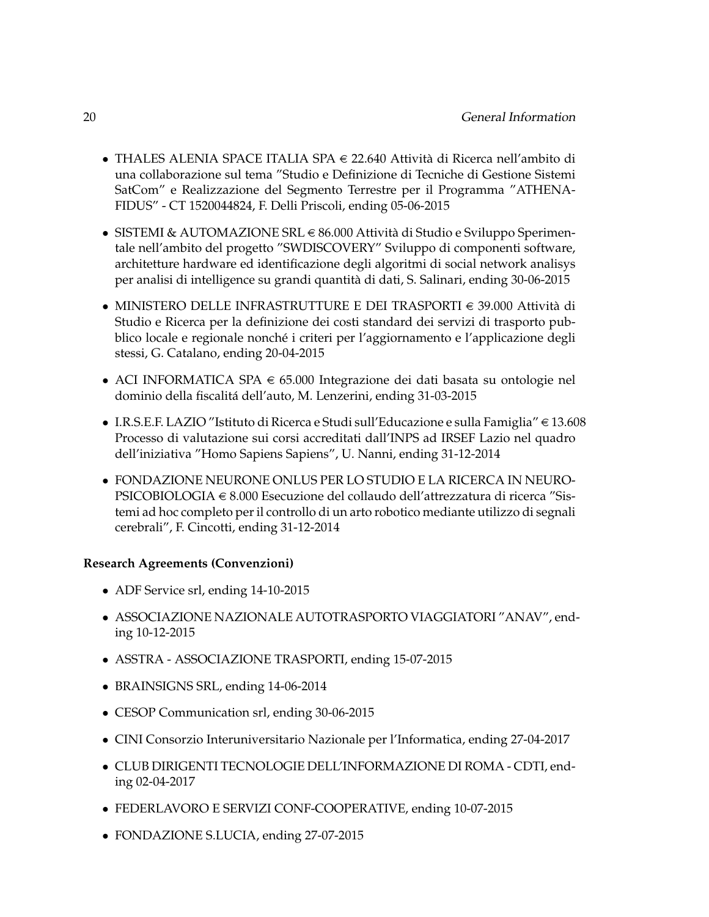- THALES ALENIA SPACE ITALIA SPA € 22.640 Attività di Ricerca nell'ambito di una collaborazione sul tema "Studio e Definizione di Tecniche di Gestione Sistemi SatCom" e Realizzazione del Segmento Terrestre per il Programma "ATHENA-FIDUS" - CT 1520044824, F. Delli Priscoli, ending 05-06-2015

- SISTEMI & AUTOMAZIONE SRL € 86.000 Attività di Studio e Sviluppo Sperimentale nell'ambito del progetto "SWDISCOVERY" Sviluppo di componenti software, architetture hardware ed identificazione degli algoritmi di social network analisys per analisi di intelligence su grandi quantità di dati, S. Salinari, ending 30-06-2015

- MINISTERO DELLE INFRASTRUTTURE E DEI TRASPORTI € 39.000 Attività di Studio e Ricerca per la definizione dei costi standard dei servizi di trasporto pubblico locale e regionale nonché i criteri per l'aggiornamento e l'applicazione degli stessi, G. Catalano, ending 20-04-2015

- ACI INFORMATICA SPA € 65.000 Integrazione dei dati basata su ontologie nel dominio della fiscalitá dell'auto, M. Lenzerini, ending 31-03-2015

- I.R.S.E.F. LAZIO "Istituto di Ricerca e Studi sull'Educazione e sulla Famiglia" € 13.608 Processo di valutazione sui corsi accreditati dall'INPS ad IRSEF Lazio nel quadro dell'iniziativa "Homo Sapiens Sapiens", U. Nanni, ending 31-12-2014

- FONDAZIONE NEURONE ONLUS PER LO STUDIO E LA RICERCA IN NEUROPSICOBIOLOGIA € 8.000 Esecuzione del collaudo dell'attrezzatura di ricerca "Sistemi ad hoc completo per il controllo di un arto robotico mediante utilizzo di segnali cerebrali", F. Cincotti, ending 31-12-2014

**Research Agreements (Convenzioni)**

- ADF Service srl, ending 14-10-2015
- ASSOCIAZIONE NAZIONALE AUTOTRASPORTO VIAGGIATORI "ANAV", ending 10-12-2015
- ASSTRA - ASSOCIAZIONE TRASPORTI, ending 15-07-2015
- BRAINSIGNS SRL, ending 14-06-2014
- CESOP Communication srl, ending 30-06-2015
- CINI Consorzio Interuniversitario Nazionale per l'Informatica, ending 27-04-2017
- CLUB DIRIGENTI TECNOLOGIE DELL'INFORMAZIONE DI ROMA - CDTI, ending 02-04-2017
- FEDERLAVORO E SERVIZI CONF-COOPERATIVE, ending 10-07-2015
- FONDAZIONE S.LUCIA, ending 27-07-2015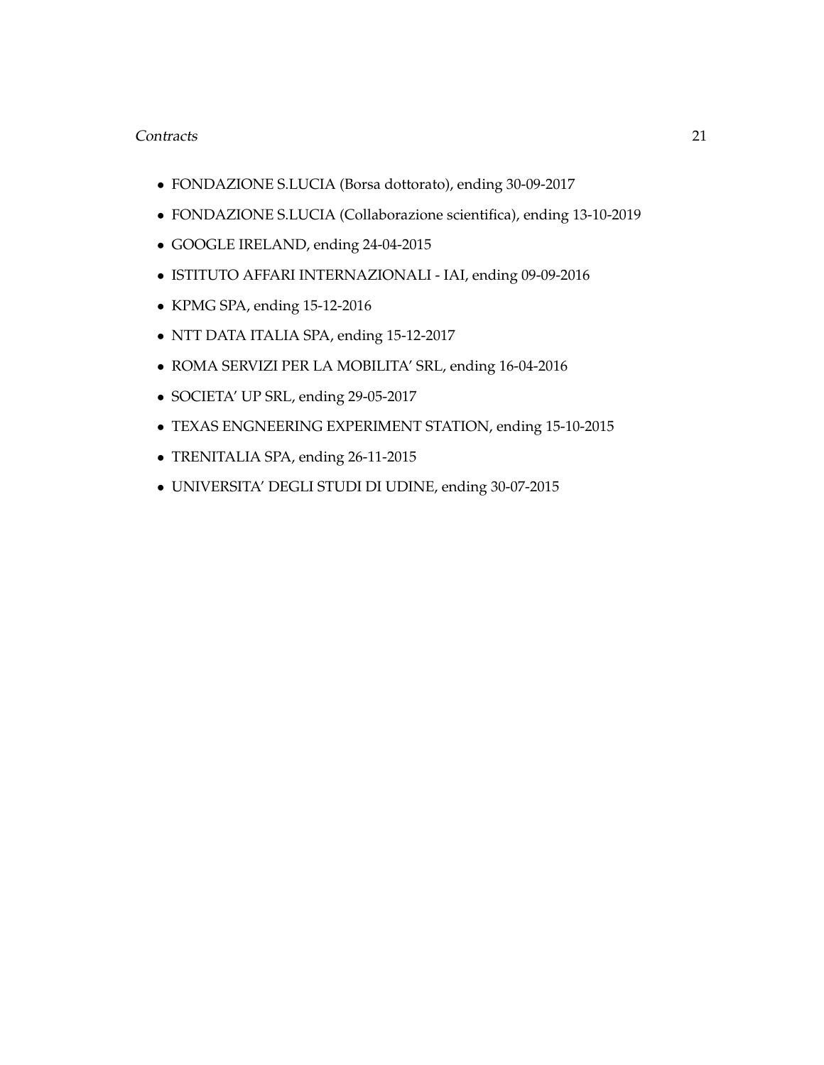- FONDAZIONE S.LUCIA (Borsa dottorato), ending 30-09-2017
- FONDAZIONE S.LUCIA (Collaborazione scientifica), ending 13-10-2019
- GOOGLE IRELAND, ending 24-04-2015
- ISTITUTO AFFARI INTERNAZIONALI - IAI, ending 09-09-2016
- KPMG SPA, ending 15-12-2016
- NTT DATA ITALIA SPA, ending 15-12-2017
- ROMA SERVIZI PER LA MOBILITA' SRL, ending 16-04-2016
- SOCIETA' UP SRL, ending 29-05-2017
- TEXAS ENGNEERING EXPERIMENT STATION, ending 15-10-2015
- TRENITALIA SPA, ending 26-11-2015
- UNIVERSITA' DEGLI STUDI DI UDINE, ending 30-07-2015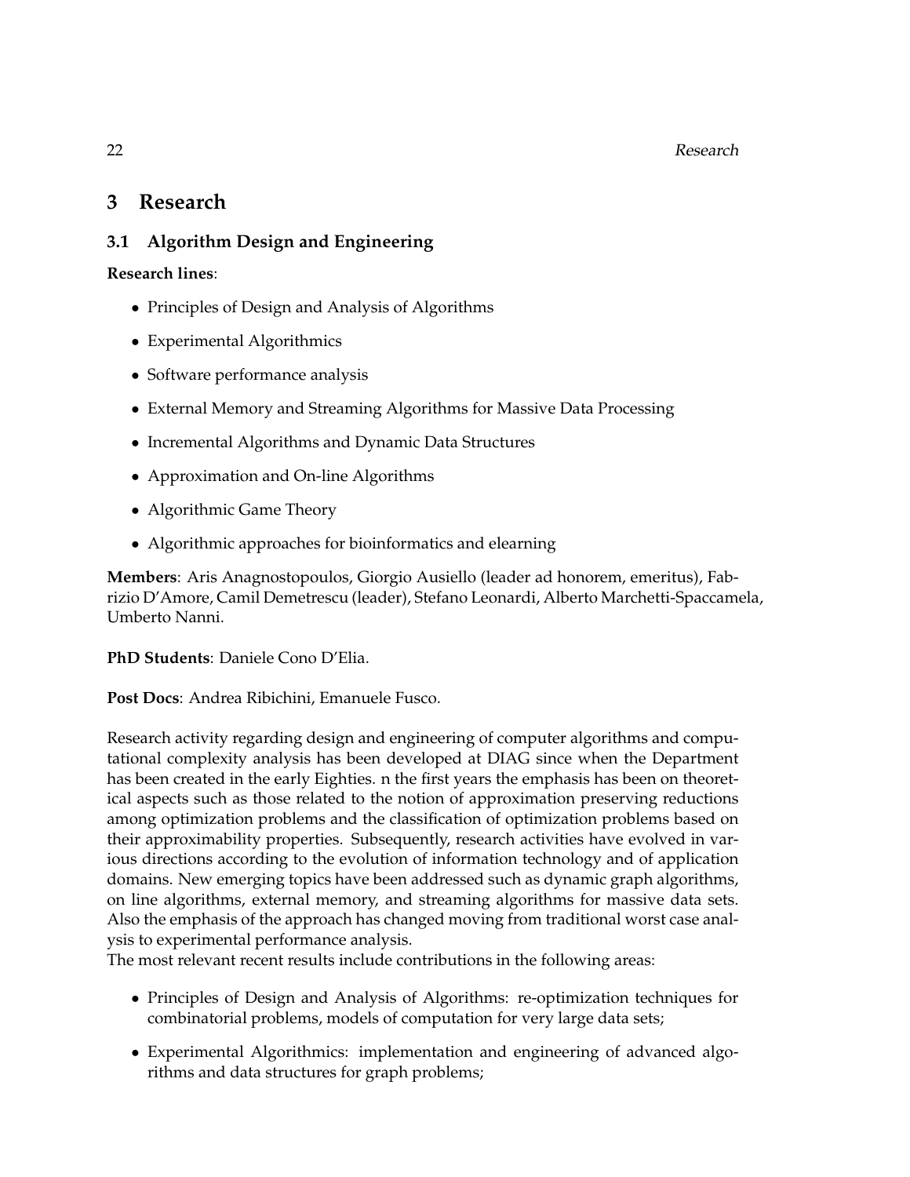# 3 Research

## 3.1 Algorithm Design and Engineering

**Research lines**:

- Principles of Design and Analysis of Algorithms
- Experimental Algorithmics
- Software performance analysis
- External Memory and Streaming Algorithms for Massive Data Processing
- Incremental Algorithms and Dynamic Data Structures
- Approximation and On-line Algorithms
- Algorithmic Game Theory
- Algorithmic approaches for bioinformatics and elearning

**Members**: Aris Anagnostopoulos, Giorgio Ausiello (leader ad honorem, emeritus), Fabrizio D'Amore, Camil Demetrescu (leader), Stefano Leonardi, Alberto Marchetti-Spaccamela, Umberto Nanni.

**PhD Students**: Daniele Cono D'Elia.

**Post Docs**: Andrea Ribichini, Emanuele Fusco.

Research activity regarding design and engineering of computer algorithms and computational complexity analysis has been developed at DIAG since when the Department has been created in the early Eighties. n the first years the emphasis has been on theoretical aspects such as those related to the notion of approximation preserving reductions among optimization problems and the classification of optimization problems based on their approximability properties. Subsequently, research activities have evolved in various directions according to the evolution of information technology and of application domains. New emerging topics have been addressed such as dynamic graph algorithms, on line algorithms, external memory, and streaming algorithms for massive data sets. Also the emphasis of the approach has changed moving from traditional worst case analysis to experimental performance analysis.
The most relevant recent results include contributions in the following areas:

- Principles of Design and Analysis of Algorithms: re-optimization techniques for combinatorial problems, models of computation for very large data sets;
- Experimental Algorithmics: implementation and engineering of advanced algorithms and data structures for graph problems;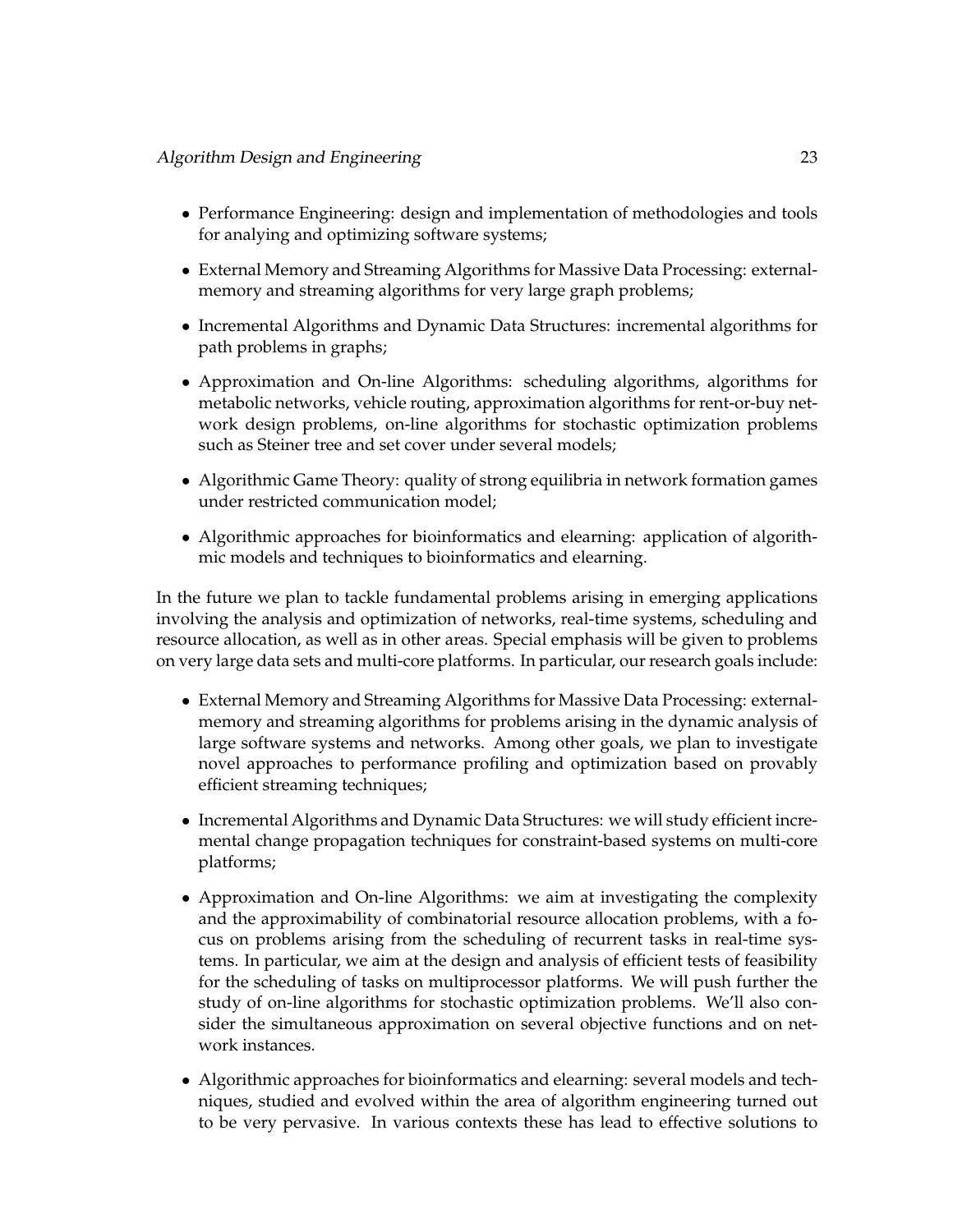- Performance Engineering: design and implementation of methodologies and tools for analying and optimizing software systems;
- External Memory and Streaming Algorithms for Massive Data Processing: external-memory and streaming algorithms for very large graph problems;
- Incremental Algorithms and Dynamic Data Structures: incremental algorithms for path problems in graphs;
- Approximation and On-line Algorithms: scheduling algorithms, algorithms for metabolic networks, vehicle routing, approximation algorithms for rent-or-buy network design problems, on-line algorithms for stochastic optimization problems such as Steiner tree and set cover under several models;
- Algorithmic Game Theory: quality of strong equilibria in network formation games under restricted communication model;
- Algorithmic approaches for bioinformatics and elearning: application of algorithmic models and techniques to bioinformatics and elearning.

In the future we plan to tackle fundamental problems arising in emerging applications involving the analysis and optimization of networks, real-time systems, scheduling and resource allocation, as well as in other areas. Special emphasis will be given to problems on very large data sets and multi-core platforms. In particular, our research goals include:

- External Memory and Streaming Algorithms for Massive Data Processing: external-memory and streaming algorithms for problems arising in the dynamic analysis of large software systems and networks. Among other goals, we plan to investigate novel approaches to performance profiling and optimization based on provably efficient streaming techniques;
- Incremental Algorithms and Dynamic Data Structures: we will study efficient incremental change propagation techniques for constraint-based systems on multi-core platforms;
- Approximation and On-line Algorithms: we aim at investigating the complexity and the approximability of combinatorial resource allocation problems, with a focus on problems arising from the scheduling of recurrent tasks in real-time systems. In particular, we aim at the design and analysis of efficient tests of feasibility for the scheduling of tasks on multiprocessor platforms. We will push further the study of on-line algorithms for stochastic optimization problems. We'll also consider the simultaneous approximation on several objective functions and on network instances.
- Algorithmic approaches for bioinformatics and elearning: several models and techniques, studied and evolved within the area of algorithm engineering turned out to be very pervasive. In various contexts these has lead to effective solutions to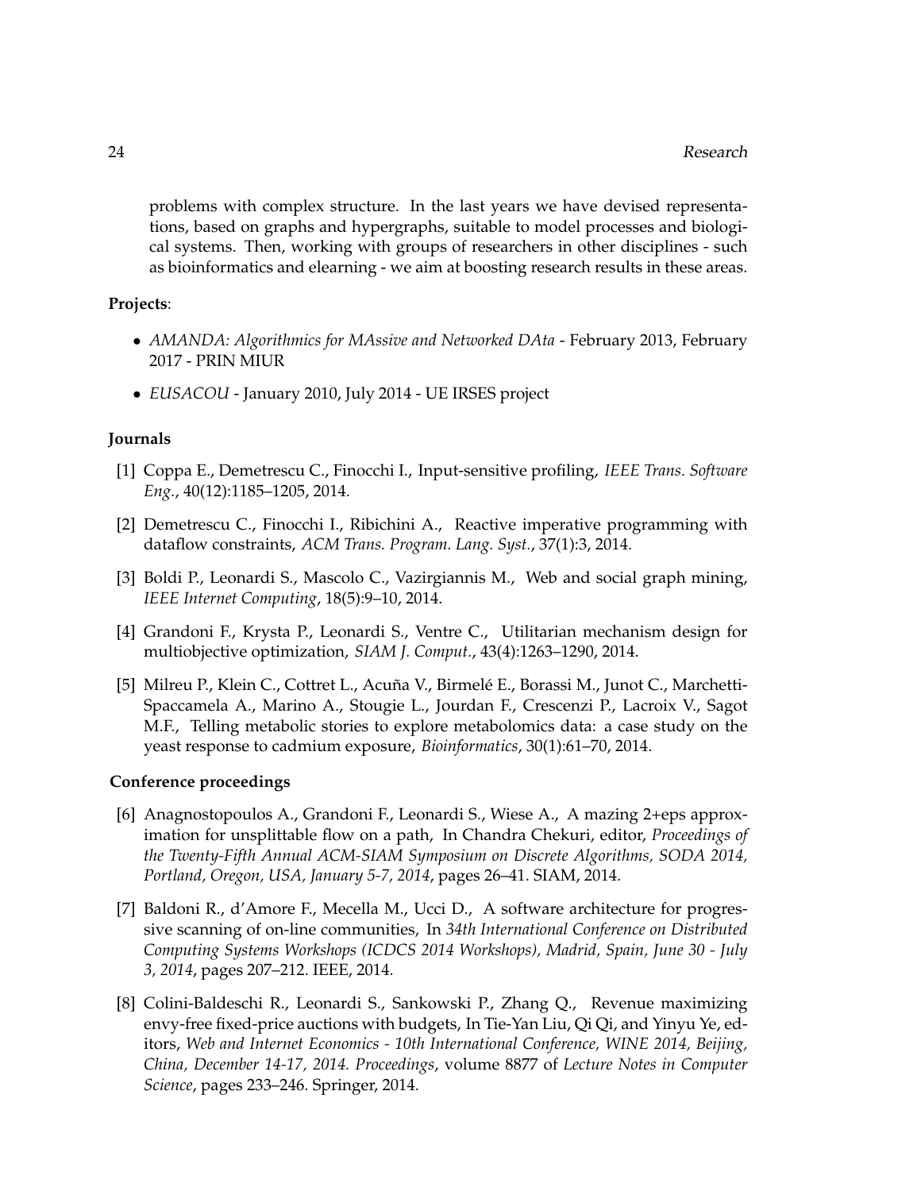problems with complex structure. In the last years we have devised representations, based on graphs and hypergraphs, suitable to model processes and biological systems. Then, working with groups of researchers in other disciplines - such as bioinformatics and elearning - we aim at boosting research results in these areas.

**Projects**:

- *AMANDA: Algorithmics for MAssive and Networked DAta* - February 2013, February 2017 - PRIN MIUR
- *EUSACOU* - January 2010, July 2014 - UE IRSES project

**Journals**

[1] Coppa E., Demetrescu C., Finocchi I., Input-sensitive profiling, *IEEE Trans. Software Eng.*, 40(12):1185–1205, 2014.

[2] Demetrescu C., Finocchi I., Ribichini A., Reactive imperative programming with dataflow constraints, *ACM Trans. Program. Lang. Syst.*, 37(1):3, 2014.

[3] Boldi P., Leonardi S., Mascolo C., Vazirgiannis M., Web and social graph mining, *IEEE Internet Computing*, 18(5):9–10, 2014.

[4] Grandoni F., Krysta P., Leonardi S., Ventre C., Utilitarian mechanism design for multiobjective optimization, *SIAM J. Comput.*, 43(4):1263–1290, 2014.

[5] Milreu P., Klein C., Cottret L., Acuña V., Birmelé E., Borassi M., Junot C., Marchetti-Spaccamela A., Marino A., Stougie L., Jourdan F., Crescenzi P., Lacroix V., Sagot M.F., Telling metabolic stories to explore metabolomics data: a case study on the yeast response to cadmium exposure, *Bioinformatics*, 30(1):61–70, 2014.

**Conference proceedings**

[6] Anagnostopoulos A., Grandoni F., Leonardi S., Wiese A., A mazing 2+eps approximation for unsplittable flow on a path, In Chandra Chekuri, editor, *Proceedings of the Twenty-Fifth Annual ACM-SIAM Symposium on Discrete Algorithms, SODA 2014, Portland, Oregon, USA, January 5-7, 2014*, pages 26–41. SIAM, 2014.

[7] Baldoni R., d'Amore F., Mecella M., Ucci D., A software architecture for progressive scanning of on-line communities, In *34th International Conference on Distributed Computing Systems Workshops (ICDCS 2014 Workshops), Madrid, Spain, June 30 - July 3, 2014*, pages 207–212. IEEE, 2014.

[8] Colini-Baldeschi R., Leonardi S., Sankowski P., Zhang Q., Revenue maximizing envy-free fixed-price auctions with budgets, In Tie-Yan Liu, Qi Qi, and Yinyu Ye, editors, *Web and Internet Economics - 10th International Conference, WINE 2014, Beijing, China, December 14-17, 2014. Proceedings*, volume 8877 of *Lecture Notes in Computer Science*, pages 233–246. Springer, 2014.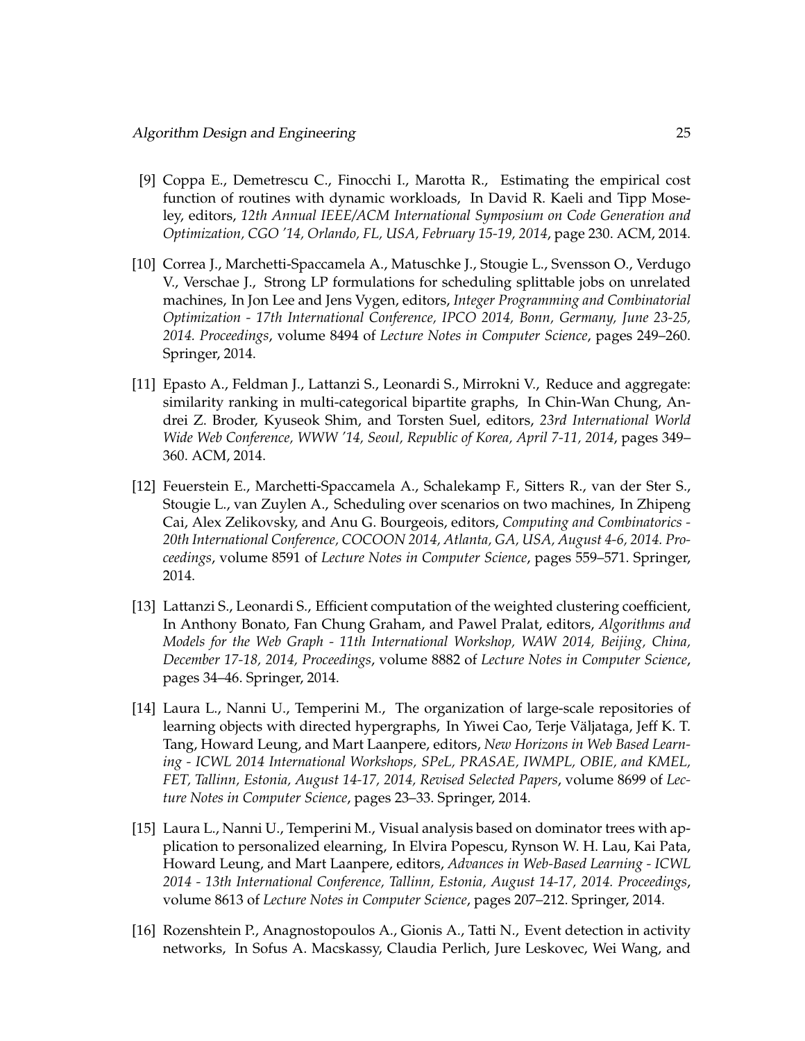[9] Coppa E., Demetrescu C., Finocchi I., Marotta R., Estimating the empirical cost function of routines with dynamic workloads, In David R. Kaeli and Tipp Moseley, editors, *12th Annual IEEE/ACM International Symposium on Code Generation and Optimization, CGO '14, Orlando, FL, USA, February 15-19, 2014*, page 230. ACM, 2014.

[10] Correa J., Marchetti-Spaccamela A., Matuschke J., Stougie L., Svensson O., Verdugo V., Verschae J., Strong LP formulations for scheduling splittable jobs on unrelated machines, In Jon Lee and Jens Vygen, editors, *Integer Programming and Combinatorial Optimization - 17th International Conference, IPCO 2014, Bonn, Germany, June 23-25, 2014. Proceedings*, volume 8494 of *Lecture Notes in Computer Science*, pages 249–260. Springer, 2014.

[11] Epasto A., Feldman J., Lattanzi S., Leonardi S., Mirrokni V., Reduce and aggregate: similarity ranking in multi-categorical bipartite graphs, In Chin-Wan Chung, Andrei Z. Broder, Kyuseok Shim, and Torsten Suel, editors, *23rd International World Wide Web Conference, WWW '14, Seoul, Republic of Korea, April 7-11, 2014*, pages 349–360. ACM, 2014.

[12] Feuerstein E., Marchetti-Spaccamela A., Schalekamp F., Sitters R., van der Ster S., Stougie L., van Zuylen A., Scheduling over scenarios on two machines, In Zhipeng Cai, Alex Zelikovsky, and Anu G. Bourgeois, editors, *Computing and Combinatorics - 20th International Conference, COCOON 2014, Atlanta, GA, USA, August 4-6, 2014. Proceedings*, volume 8591 of *Lecture Notes in Computer Science*, pages 559–571. Springer, 2014.

[13] Lattanzi S., Leonardi S., Efficient computation of the weighted clustering coefficient, In Anthony Bonato, Fan Chung Graham, and Pawel Pralat, editors, *Algorithms and Models for the Web Graph - 11th International Workshop, WAW 2014, Beijing, China, December 17-18, 2014, Proceedings*, volume 8882 of *Lecture Notes in Computer Science*, pages 34–46. Springer, 2014.

[14] Laura L., Nanni U., Temperini M., The organization of large-scale repositories of learning objects with directed hypergraphs, In Yiwei Cao, Terje Väljataga, Jeff K. T. Tang, Howard Leung, and Mart Laanpere, editors, *New Horizons in Web Based Learning - ICWL 2014 International Workshops, SPeL, PRASAE, IWMPL, OBIE, and KMEL, FET, Tallinn, Estonia, August 14-17, 2014, Revised Selected Papers*, volume 8699 of *Lecture Notes in Computer Science*, pages 23–33. Springer, 2014.

[15] Laura L., Nanni U., Temperini M., Visual analysis based on dominator trees with application to personalized elearning, In Elvira Popescu, Rynson W. H. Lau, Kai Pata, Howard Leung, and Mart Laanpere, editors, *Advances in Web-Based Learning - ICWL 2014 - 13th International Conference, Tallinn, Estonia, August 14-17, 2014. Proceedings*, volume 8613 of *Lecture Notes in Computer Science*, pages 207–212. Springer, 2014.

[16] Rozenshtein P., Anagnostopoulos A., Gionis A., Tatti N., Event detection in activity networks, In Sofus A. Macskassy, Claudia Perlich, Jure Leskovec, Wei Wang, and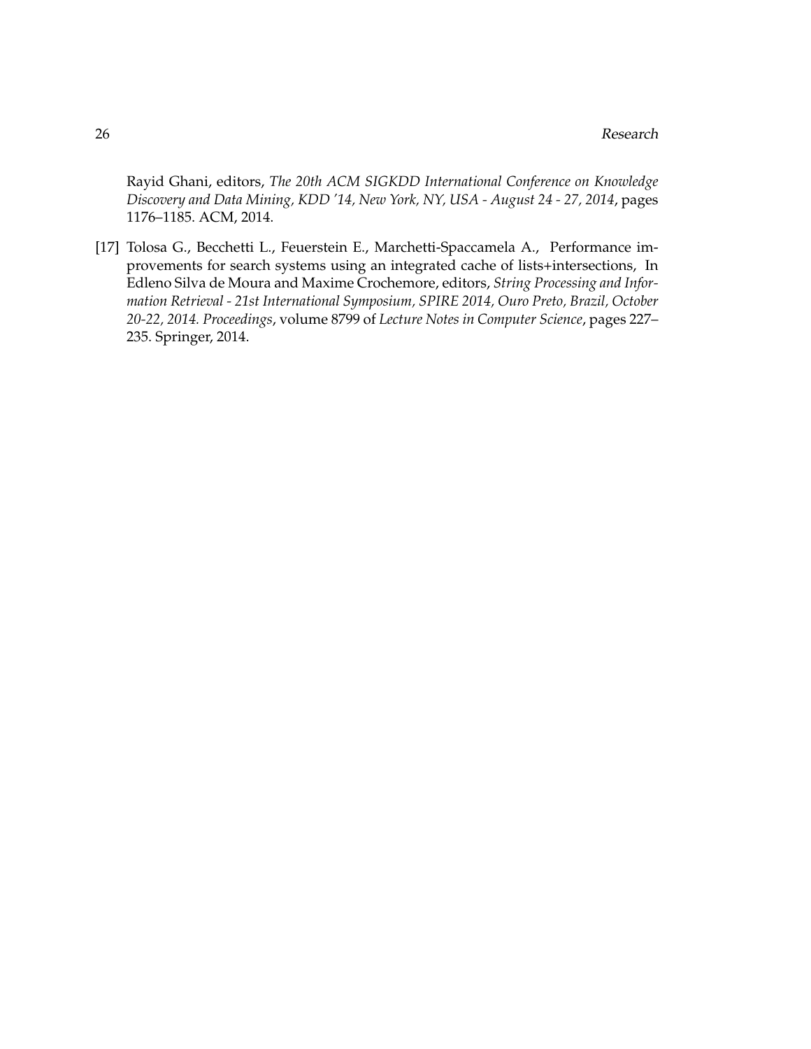Rayid Ghani, editors, *The 20th ACM SIGKDD International Conference on Knowledge Discovery and Data Mining, KDD '14, New York, NY, USA - August 24 - 27, 2014*, pages 1176–1185. ACM, 2014.

[17] Tolosa G., Becchetti L., Feuerstein E., Marchetti-Spaccamela A., Performance improvements for search systems using an integrated cache of lists+intersections, In Edleno Silva de Moura and Maxime Crochemore, editors, *String Processing and Information Retrieval - 21st International Symposium, SPIRE 2014, Ouro Preto, Brazil, October 20-22, 2014. Proceedings*, volume 8799 of *Lecture Notes in Computer Science*, pages 227–235. Springer, 2014.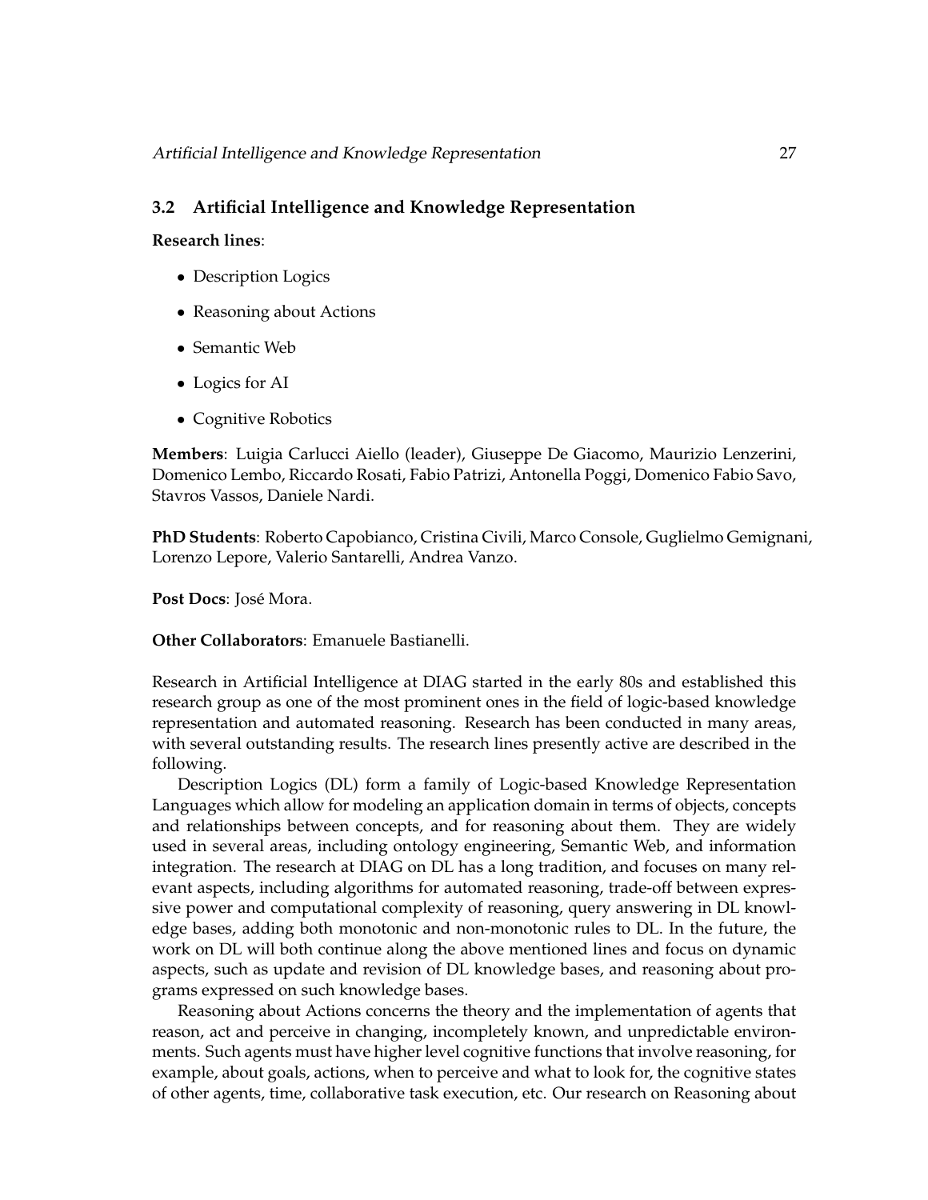## 3.2 Artificial Intelligence and Knowledge Representation

**Research lines**:

- Description Logics
- Reasoning about Actions
- Semantic Web
- Logics for AI
- Cognitive Robotics

**Members**: Luigia Carlucci Aiello (leader), Giuseppe De Giacomo, Maurizio Lenzerini, Domenico Lembo, Riccardo Rosati, Fabio Patrizi, Antonella Poggi, Domenico Fabio Savo, Stavros Vassos, Daniele Nardi.

**PhD Students**: Roberto Capobianco, Cristina Civili, Marco Console, Guglielmo Gemignani, Lorenzo Lepore, Valerio Santarelli, Andrea Vanzo.

**Post Docs**: José Mora.

**Other Collaborators**: Emanuele Bastianelli.

Research in Artificial Intelligence at DIAG started in the early 80s and established this research group as one of the most prominent ones in the field of logic-based knowledge representation and automated reasoning. Research has been conducted in many areas, with several outstanding results. The research lines presently active are described in the following.

Description Logics (DL) form a family of Logic-based Knowledge Representation Languages which allow for modeling an application domain in terms of objects, concepts and relationships between concepts, and for reasoning about them. They are widely used in several areas, including ontology engineering, Semantic Web, and information integration. The research at DIAG on DL has a long tradition, and focuses on many relevant aspects, including algorithms for automated reasoning, trade-off between expressive power and computational complexity of reasoning, query answering in DL knowledge bases, adding both monotonic and non-monotonic rules to DL. In the future, the work on DL will both continue along the above mentioned lines and focus on dynamic aspects, such as update and revision of DL knowledge bases, and reasoning about programs expressed on such knowledge bases.

Reasoning about Actions concerns the theory and the implementation of agents that reason, act and perceive in changing, incompletely known, and unpredictable environments. Such agents must have higher level cognitive functions that involve reasoning, for example, about goals, actions, when to perceive and what to look for, the cognitive states of other agents, time, collaborative task execution, etc. Our research on Reasoning about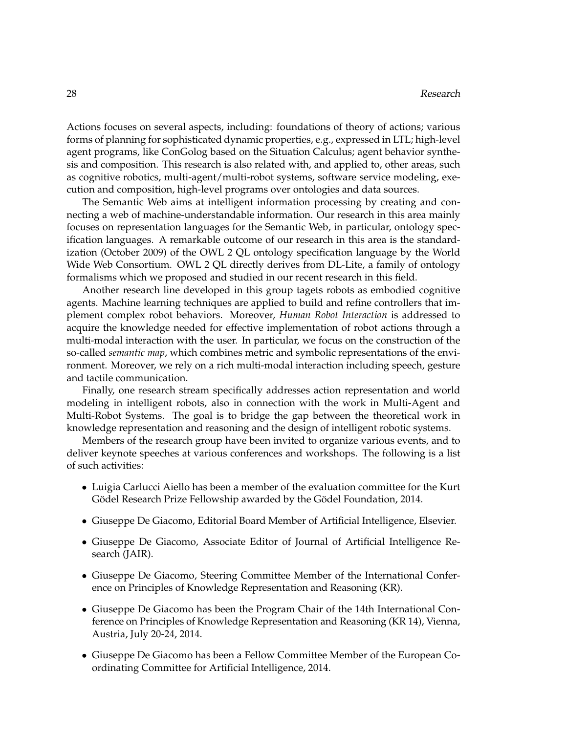Actions focuses on several aspects, including: foundations of theory of actions; various forms of planning for sophisticated dynamic properties, e.g., expressed in LTL; high-level agent programs, like ConGolog based on the Situation Calculus; agent behavior synthesis and composition. This research is also related with, and applied to, other areas, such as cognitive robotics, multi-agent/multi-robot systems, software service modeling, execution and composition, high-level programs over ontologies and data sources.

The Semantic Web aims at intelligent information processing by creating and connecting a web of machine-understandable information. Our research in this area mainly focuses on representation languages for the Semantic Web, in particular, ontology specification languages. A remarkable outcome of our research in this area is the standardization (October 2009) of the OWL 2 QL ontology specification language by the World Wide Web Consortium. OWL 2 QL directly derives from DL-Lite, a family of ontology formalisms which we proposed and studied in our recent research in this field.

Another research line developed in this group tagets robots as embodied cognitive agents. Machine learning techniques are applied to build and refine controllers that implement complex robot behaviors. Moreover, *Human Robot Interaction* is addressed to acquire the knowledge needed for effective implementation of robot actions through a multi-modal interaction with the user. In particular, we focus on the construction of the so-called *semantic map*, which combines metric and symbolic representations of the environment. Moreover, we rely on a rich multi-modal interaction including speech, gesture and tactile communication.

Finally, one research stream specifically addresses action representation and world modeling in intelligent robots, also in connection with the work in Multi-Agent and Multi-Robot Systems. The goal is to bridge the gap between the theoretical work in knowledge representation and reasoning and the design of intelligent robotic systems.

Members of the research group have been invited to organize various events, and to deliver keynote speeches at various conferences and workshops. The following is a list of such activities:

- Luigia Carlucci Aiello has been a member of the evaluation committee for the Kurt Gödel Research Prize Fellowship awarded by the Gödel Foundation, 2014.
- Giuseppe De Giacomo, Editorial Board Member of Artificial Intelligence, Elsevier.
- Giuseppe De Giacomo, Associate Editor of Journal of Artificial Intelligence Research (JAIR).
- Giuseppe De Giacomo, Steering Committee Member of the International Conference on Principles of Knowledge Representation and Reasoning (KR).
- Giuseppe De Giacomo has been the Program Chair of the 14th International Conference on Principles of Knowledge Representation and Reasoning (KR 14), Vienna, Austria, July 20-24, 2014.
- Giuseppe De Giacomo has been a Fellow Committee Member of the European Coordinating Committee for Artificial Intelligence, 2014.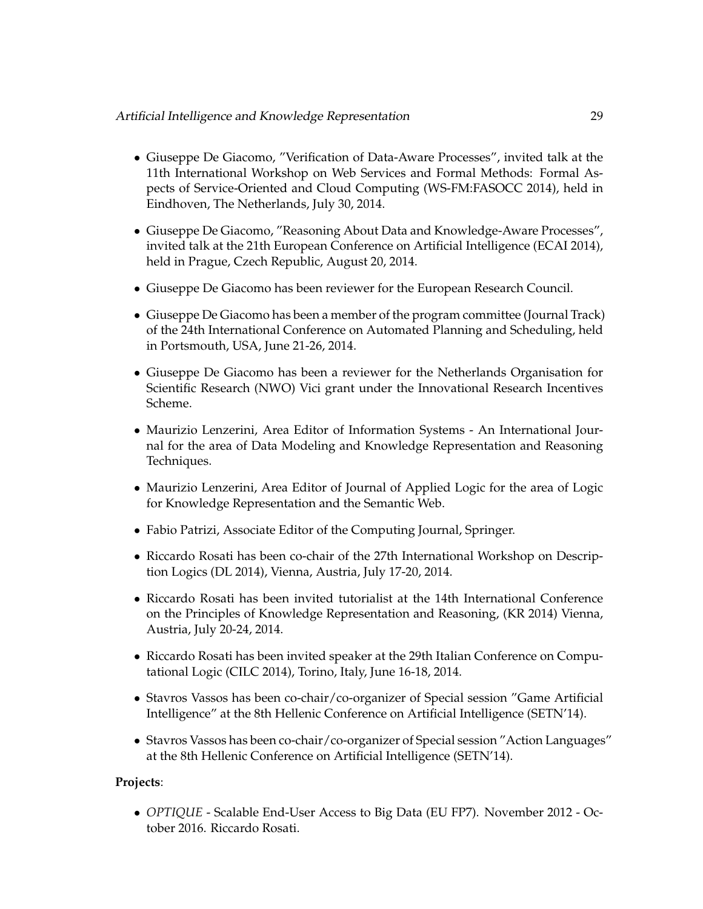- Giuseppe De Giacomo, "Verification of Data-Aware Processes", invited talk at the 11th International Workshop on Web Services and Formal Methods: Formal Aspects of Service-Oriented and Cloud Computing (WS-FM:FASOCC 2014), held in Eindhoven, The Netherlands, July 30, 2014.

- Giuseppe De Giacomo, "Reasoning About Data and Knowledge-Aware Processes", invited talk at the 21th European Conference on Artificial Intelligence (ECAI 2014), held in Prague, Czech Republic, August 20, 2014.

- Giuseppe De Giacomo has been reviewer for the European Research Council.

- Giuseppe De Giacomo has been a member of the program committee (Journal Track) of the 24th International Conference on Automated Planning and Scheduling, held in Portsmouth, USA, June 21-26, 2014.

- Giuseppe De Giacomo has been a reviewer for the Netherlands Organisation for Scientific Research (NWO) Vici grant under the Innovational Research Incentives Scheme.

- Maurizio Lenzerini, Area Editor of Information Systems - An International Journal for the area of Data Modeling and Knowledge Representation and Reasoning Techniques.

- Maurizio Lenzerini, Area Editor of Journal of Applied Logic for the area of Logic for Knowledge Representation and the Semantic Web.

- Fabio Patrizi, Associate Editor of the Computing Journal, Springer.

- Riccardo Rosati has been co-chair of the 27th International Workshop on Description Logics (DL 2014), Vienna, Austria, July 17-20, 2014.

- Riccardo Rosati has been invited tutorialist at the 14th International Conference on the Principles of Knowledge Representation and Reasoning, (KR 2014) Vienna, Austria, July 20-24, 2014.

- Riccardo Rosati has been invited speaker at the 29th Italian Conference on Computational Logic (CILC 2014), Torino, Italy, June 16-18, 2014.

- Stavros Vassos has been co-chair/co-organizer of Special session "Game Artificial Intelligence" at the 8th Hellenic Conference on Artificial Intelligence (SETN'14).

- Stavros Vassos has been co-chair/co-organizer of Special session "Action Languages" at the 8th Hellenic Conference on Artificial Intelligence (SETN'14).

**Projects**:

- *OPTIQUE* - Scalable End-User Access to Big Data (EU FP7). November 2012 - October 2016. Riccardo Rosati.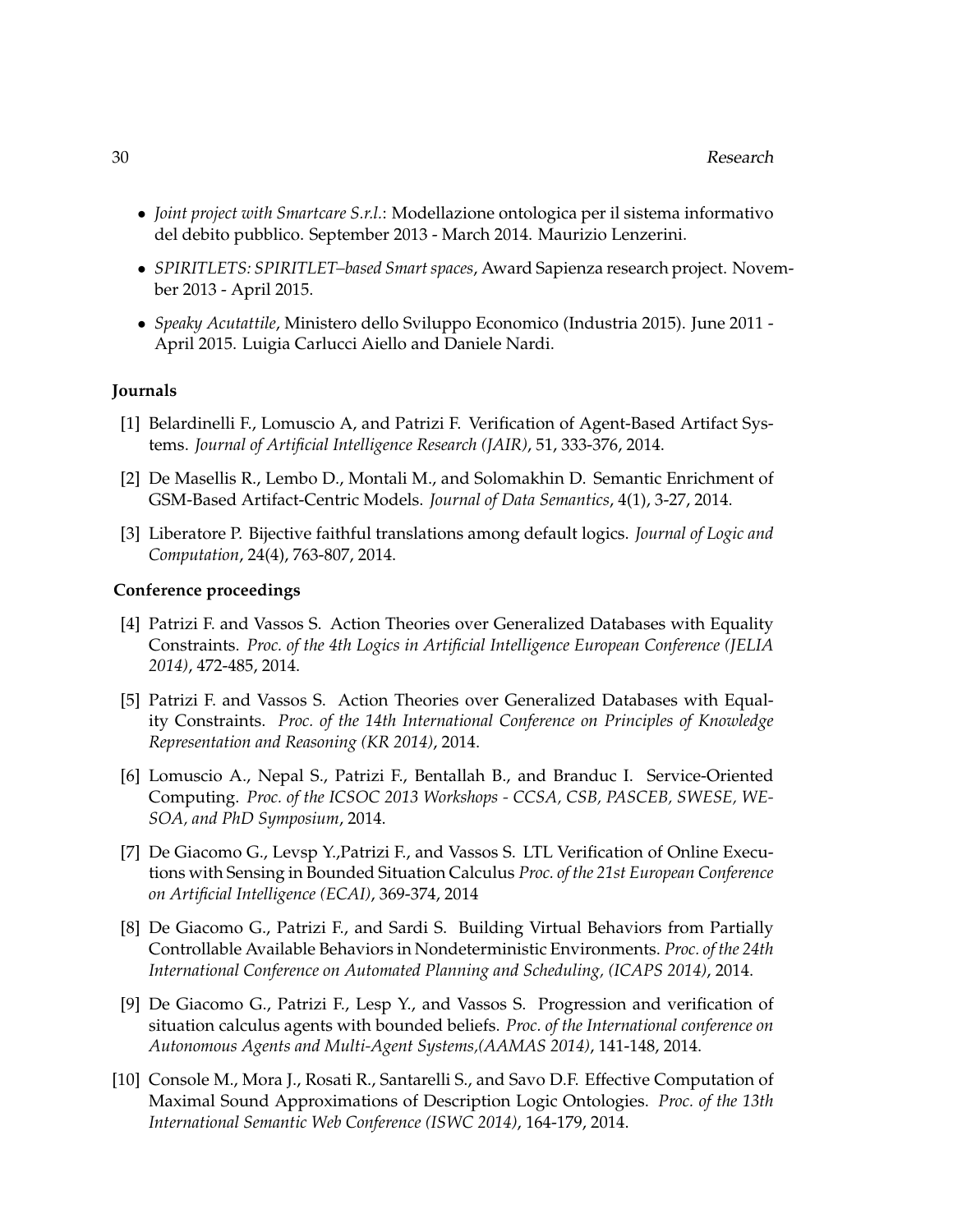- *Joint project with Smartcare S.r.l.*: Modellazione ontologica per il sistema informativo del debito pubblico. September 2013 - March 2014. Maurizio Lenzerini.
- *SPIRITLETS: SPIRITLET–based Smart spaces*, Award Sapienza research project. November 2013 - April 2015.
- *Speaky Acutattile*, Ministero dello Sviluppo Economico (Industria 2015). June 2011 - April 2015. Luigia Carlucci Aiello and Daniele Nardi.

**Journals**

[1] Belardinelli F., Lomuscio A, and Patrizi F. Verification of Agent-Based Artifact Systems. *Journal of Artificial Intelligence Research (JAIR)*, 51, 333-376, 2014.

[2] De Masellis R., Lembo D., Montali M., and Solomakhin D. Semantic Enrichment of GSM-Based Artifact-Centric Models. *Journal of Data Semantics*, 4(1), 3-27, 2014.

[3] Liberatore P. Bijective faithful translations among default logics. *Journal of Logic and Computation*, 24(4), 763-807, 2014.

**Conference proceedings**

[4] Patrizi F. and Vassos S. Action Theories over Generalized Databases with Equality Constraints. *Proc. of the 4th Logics in Artificial Intelligence European Conference (JELIA 2014)*, 472-485, 2014.

[5] Patrizi F. and Vassos S. Action Theories over Generalized Databases with Equality Constraints. *Proc. of the 14th International Conference on Principles of Knowledge Representation and Reasoning (KR 2014)*, 2014.

[6] Lomuscio A., Nepal S., Patrizi F., Bentallah B., and Branduc I. Service-Oriented Computing. *Proc. of the ICSOC 2013 Workshops - CCSA, CSB, PASCEB, SWESE, WESOA, and PhD Symposium*, 2014.

[7] De Giacomo G., Levsp Y.,Patrizi F., and Vassos S. LTL Verification of Online Executions with Sensing in Bounded Situation Calculus *Proc. of the 21st European Conference on Artificial Intelligence (ECAI)*, 369-374, 2014

[8] De Giacomo G., Patrizi F., and Sardi S. Building Virtual Behaviors from Partially Controllable Available Behaviors in Nondeterministic Environments. *Proc. of the 24th International Conference on Automated Planning and Scheduling, (ICAPS 2014)*, 2014.

[9] De Giacomo G., Patrizi F., Lesp Y., and Vassos S. Progression and verification of situation calculus agents with bounded beliefs. *Proc. of the International conference on Autonomous Agents and Multi-Agent Systems,(AAMAS 2014)*, 141-148, 2014.

[10] Console M., Mora J., Rosati R., Santarelli S., and Savo D.F. Effective Computation of Maximal Sound Approximations of Description Logic Ontologies. *Proc. of the 13th International Semantic Web Conference (ISWC 2014)*, 164-179, 2014.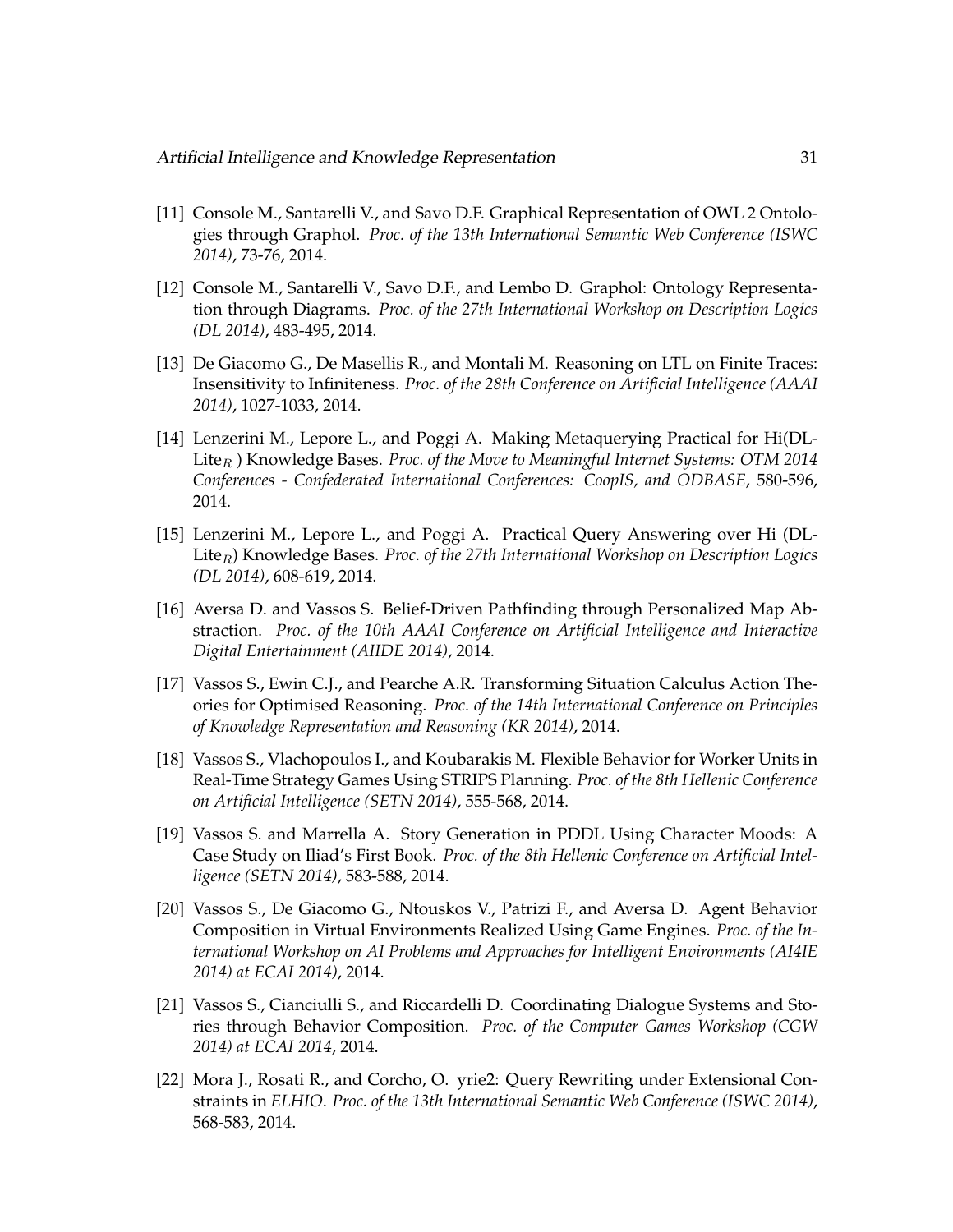[11] Console M., Santarelli V., and Savo D.F. Graphical Representation of OWL 2 Ontologies through Graphol. *Proc. of the 13th International Semantic Web Conference (ISWC 2014)*, 73-76, 2014.

[12] Console M., Santarelli V., Savo D.F., and Lembo D. Graphol: Ontology Representation through Diagrams. *Proc. of the 27th International Workshop on Description Logics (DL 2014)*, 483-495, 2014.

[13] De Giacomo G., De Masellis R., and Montali M. Reasoning on LTL on Finite Traces: Insensitivity to Infiniteness. *Proc. of the 28th Conference on Artificial Intelligence (AAAI 2014)*, 1027-1033, 2014.

[14] Lenzerini M., Lepore L., and Poggi A. Making Metaquerying Practical for Hi(DL-Lite$_R$ ) Knowledge Bases. *Proc. of the Move to Meaningful Internet Systems: OTM 2014 Conferences - Confederated International Conferences: CoopIS, and ODBASE*, 580-596, 2014.

[15] Lenzerini M., Lepore L., and Poggi A. Practical Query Answering over Hi (DL-Lite$_R$) Knowledge Bases. *Proc. of the 27th International Workshop on Description Logics (DL 2014)*, 608-619, 2014.

[16] Aversa D. and Vassos S. Belief-Driven Pathfinding through Personalized Map Abstraction. *Proc. of the 10th AAAI Conference on Artificial Intelligence and Interactive Digital Entertainment (AIIDE 2014)*, 2014.

[17] Vassos S., Ewin C.J., and Pearche A.R. Transforming Situation Calculus Action Theories for Optimised Reasoning. *Proc. of the 14th International Conference on Principles of Knowledge Representation and Reasoning (KR 2014)*, 2014.

[18] Vassos S., Vlachopoulos I., and Koubarakis M. Flexible Behavior for Worker Units in Real-Time Strategy Games Using STRIPS Planning. *Proc. of the 8th Hellenic Conference on Artificial Intelligence (SETN 2014)*, 555-568, 2014.

[19] Vassos S. and Marrella A. Story Generation in PDDL Using Character Moods: A Case Study on Iliad's First Book. *Proc. of the 8th Hellenic Conference on Artificial Intelligence (SETN 2014)*, 583-588, 2014.

[20] Vassos S., De Giacomo G., Ntouskos V., Patrizi F., and Aversa D. Agent Behavior Composition in Virtual Environments Realized Using Game Engines. *Proc. of the International Workshop on AI Problems and Approaches for Intelligent Environments (AI4IE 2014) at ECAI 2014)*, 2014.

[21] Vassos S., Cianciulli S., and Riccardelli D. Coordinating Dialogue Systems and Stories through Behavior Composition. *Proc. of the Computer Games Workshop (CGW 2014) at ECAI 2014*, 2014.

[22] Mora J., Rosati R., and Corcho, O. yrie2: Query Rewriting under Extensional Constraints in *ELHIO*. *Proc. of the 13th International Semantic Web Conference (ISWC 2014)*, 568-583, 2014.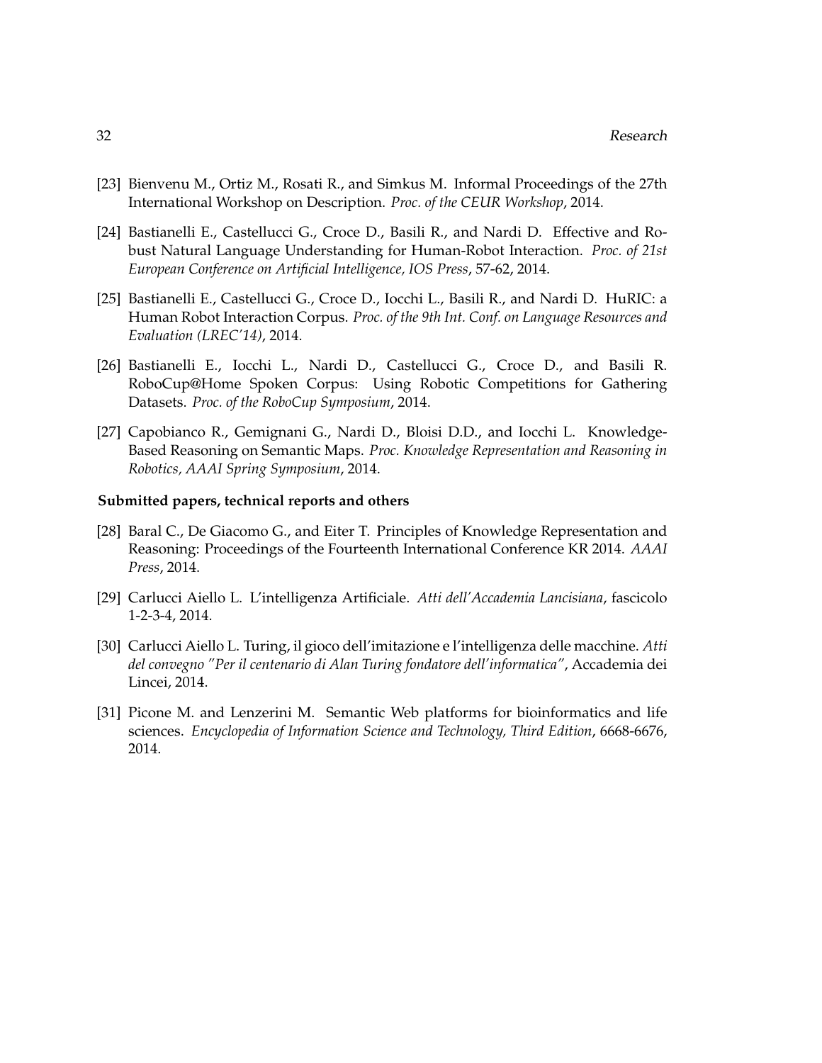[23] Bienvenu M., Ortiz M., Rosati R., and Simkus M. Informal Proceedings of the 27th International Workshop on Description. *Proc. of the CEUR Workshop*, 2014.

[24] Bastianelli E., Castellucci G., Croce D., Basili R., and Nardi D. Effective and Robust Natural Language Understanding for Human-Robot Interaction. *Proc. of 21st European Conference on Artificial Intelligence, IOS Press*, 57-62, 2014.

[25] Bastianelli E., Castellucci G., Croce D., Iocchi L., Basili R., and Nardi D. HuRIC: a Human Robot Interaction Corpus. *Proc. of the 9th Int. Conf. on Language Resources and Evaluation (LREC'14)*, 2014.

[26] Bastianelli E., Iocchi L., Nardi D., Castellucci G., Croce D., and Basili R. RoboCup@Home Spoken Corpus: Using Robotic Competitions for Gathering Datasets. *Proc. of the RoboCup Symposium*, 2014.

[27] Capobianco R., Gemignani G., Nardi D., Bloisi D.D., and Iocchi L. Knowledge-Based Reasoning on Semantic Maps. *Proc. Knowledge Representation and Reasoning in Robotics, AAAI Spring Symposium*, 2014.

**Submitted papers, technical reports and others**

[28] Baral C., De Giacomo G., and Eiter T. Principles of Knowledge Representation and Reasoning: Proceedings of the Fourteenth International Conference KR 2014. *AAAI Press*, 2014.

[29] Carlucci Aiello L. L'intelligenza Artificiale. *Atti dell'Accademia Lancisiana*, fascicolo 1-2-3-4, 2014.

[30] Carlucci Aiello L. Turing, il gioco dell'imitazione e l'intelligenza delle macchine. *Atti del convegno "Per il centenario di Alan Turing fondatore dell'informatica"*, Accademia dei Lincei, 2014.

[31] Picone M. and Lenzerini M. Semantic Web platforms for bioinformatics and life sciences. *Encyclopedia of Information Science and Technology, Third Edition*, 6668-6676, 2014.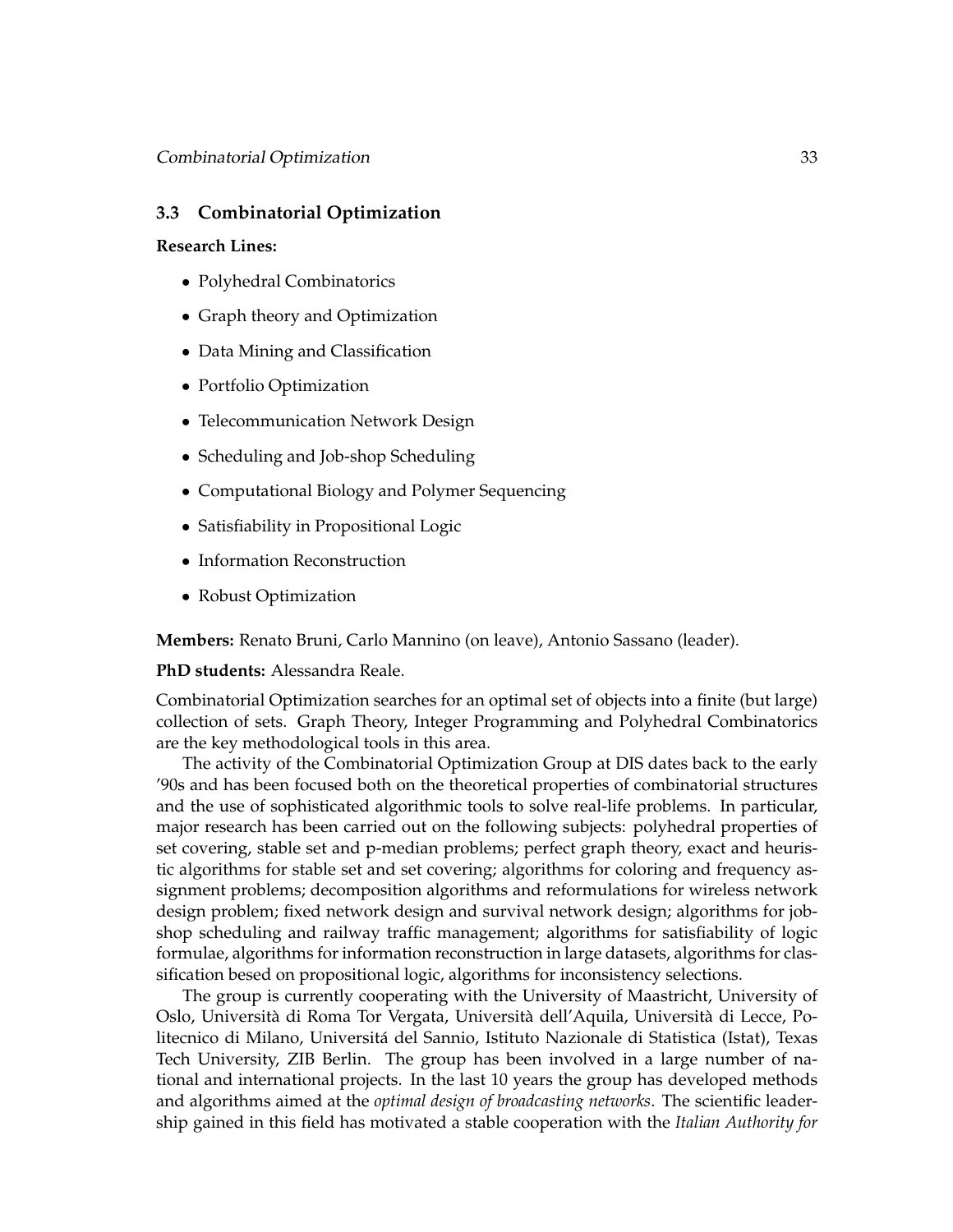### 3.3 Combinatorial Optimization

**Research Lines:**

- Polyhedral Combinatorics
- Graph theory and Optimization
- Data Mining and Classification
- Portfolio Optimization
- Telecommunication Network Design
- Scheduling and Job-shop Scheduling
- Computational Biology and Polymer Sequencing
- Satisfiability in Propositional Logic
- Information Reconstruction
- Robust Optimization

**Members:** Renato Bruni, Carlo Mannino (on leave), Antonio Sassano (leader).

**PhD students:** Alessandra Reale.

Combinatorial Optimization searches for an optimal set of objects into a finite (but large) collection of sets. Graph Theory, Integer Programming and Polyhedral Combinatorics are the key methodological tools in this area.

The activity of the Combinatorial Optimization Group at DIS dates back to the early '90s and has been focused both on the theoretical properties of combinatorial structures and the use of sophisticated algorithmic tools to solve real-life problems. In particular, major research has been carried out on the following subjects: polyhedral properties of set covering, stable set and p-median problems; perfect graph theory, exact and heuristic algorithms for stable set and set covering; algorithms for coloring and frequency assignment problems; decomposition algorithms and reformulations for wireless network design problem; fixed network design and survival network design; algorithms for job-shop scheduling and railway traffic management; algorithms for satisfiability of logic formulae, algorithms for information reconstruction in large datasets, algorithms for classification besed on propositional logic, algorithms for inconsistency selections.

The group is currently cooperating with the University of Maastricht, University of Oslo, Università di Roma Tor Vergata, Università dell'Aquila, Università di Lecce, Politecnico di Milano, Universitá del Sannio, Istituto Nazionale di Statistica (Istat), Texas Tech University, ZIB Berlin. The group has been involved in a large number of national and international projects. In the last 10 years the group has developed methods and algorithms aimed at the *optimal design of broadcasting networks*. The scientific leadership gained in this field has motivated a stable cooperation with the *Italian Authority for*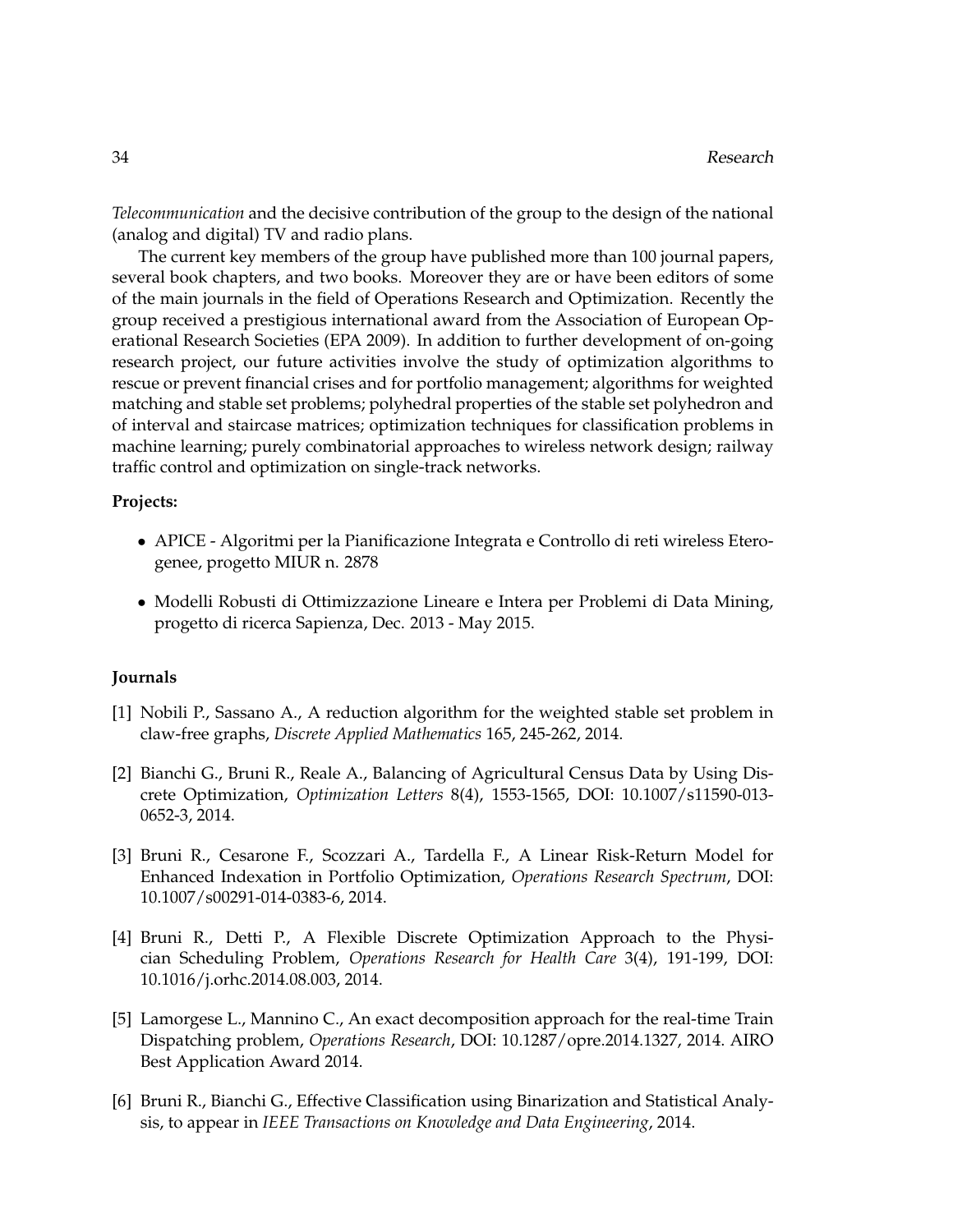*Telecommunication* and the decisive contribution of the group to the design of the national (analog and digital) TV and radio plans.

The current key members of the group have published more than 100 journal papers, several book chapters, and two books. Moreover they are or have been editors of some of the main journals in the field of Operations Research and Optimization. Recently the group received a prestigious international award from the Association of European Operational Research Societies (EPA 2009). In addition to further development of on-going research project, our future activities involve the study of optimization algorithms to rescue or prevent financial crises and for portfolio management; algorithms for weighted matching and stable set problems; polyhedral properties of the stable set polyhedron and of interval and staircase matrices; optimization techniques for classification problems in machine learning; purely combinatorial approaches to wireless network design; railway traffic control and optimization on single-track networks.

**Projects:**

- APICE - Algoritmi per la Pianificazione Integrata e Controllo di reti wireless Eterogenee, progetto MIUR n. 2878
- Modelli Robusti di Ottimizzazione Lineare e Intera per Problemi di Data Mining, progetto di ricerca Sapienza, Dec. 2013 - May 2015.

**Journals**

[1] Nobili P., Sassano A., A reduction algorithm for the weighted stable set problem in claw-free graphs, *Discrete Applied Mathematics* 165, 245-262, 2014.

[2] Bianchi G., Bruni R., Reale A., Balancing of Agricultural Census Data by Using Discrete Optimization, *Optimization Letters* 8(4), 1553-1565, DOI: 10.1007/s11590-013-0652-3, 2014.

[3] Bruni R., Cesarone F., Scozzari A., Tardella F., A Linear Risk-Return Model for Enhanced Indexation in Portfolio Optimization, *Operations Research Spectrum*, DOI: 10.1007/s00291-014-0383-6, 2014.

[4] Bruni R., Detti P., A Flexible Discrete Optimization Approach to the Physician Scheduling Problem, *Operations Research for Health Care* 3(4), 191-199, DOI: 10.1016/j.orhc.2014.08.003, 2014.

[5] Lamorgese L., Mannino C., An exact decomposition approach for the real-time Train Dispatching problem, *Operations Research*, DOI: 10.1287/opre.2014.1327, 2014. AIRO Best Application Award 2014.

[6] Bruni R., Bianchi G., Effective Classification using Binarization and Statistical Analysis, to appear in *IEEE Transactions on Knowledge and Data Engineering*, 2014.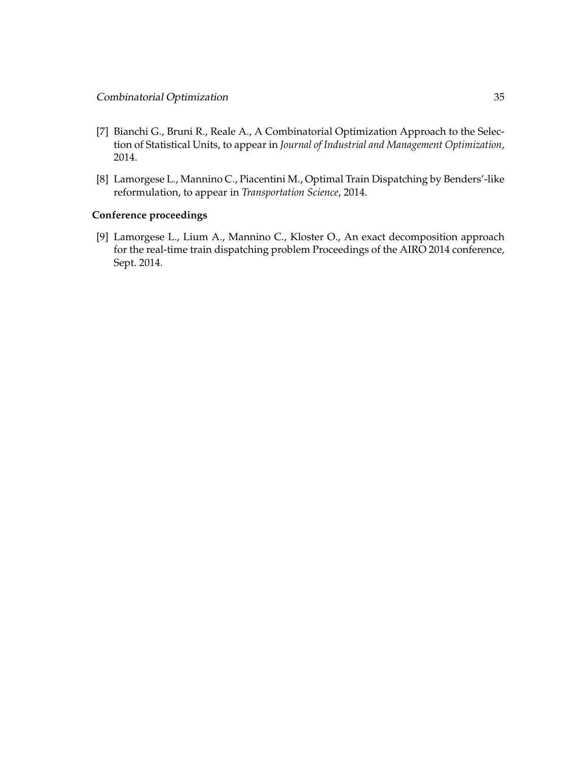[7] Bianchi G., Bruni R., Reale A., A Combinatorial Optimization Approach to the Selection of Statistical Units, to appear in *Journal of Industrial and Management Optimization*, 2014.

[8] Lamorgese L., Mannino C., Piacentini M., Optimal Train Dispatching by Benders'-like reformulation, to appear in *Transportation Science*, 2014.

**Conference proceedings**

[9] Lamorgese L., Lium A., Mannino C., Kloster O., An exact decomposition approach for the real-time train dispatching problem Proceedings of the AIRO 2014 conference, Sept. 2014.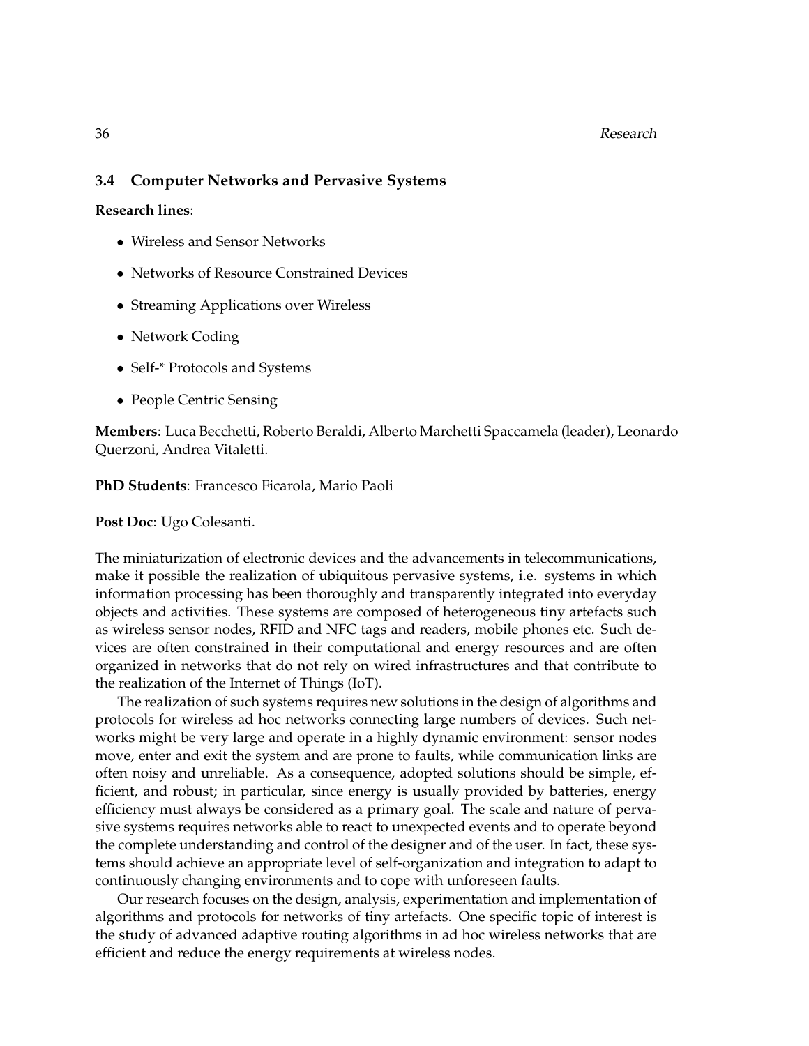## 3.4 Computer Networks and Pervasive Systems

**Research lines**:

- Wireless and Sensor Networks
- Networks of Resource Constrained Devices
- Streaming Applications over Wireless
- Network Coding
- Self-* Protocols and Systems
- People Centric Sensing

**Members**: Luca Becchetti, Roberto Beraldi, Alberto Marchetti Spaccamela (leader), Leonardo Querzoni, Andrea Vitaletti.

**PhD Students**: Francesco Ficarola, Mario Paoli

**Post Doc**: Ugo Colesanti.

The miniaturization of electronic devices and the advancements in telecommunications, make it possible the realization of ubiquitous pervasive systems, i.e. systems in which information processing has been thoroughly and transparently integrated into everyday objects and activities. These systems are composed of heterogeneous tiny artefacts such as wireless sensor nodes, RFID and NFC tags and readers, mobile phones etc. Such devices are often constrained in their computational and energy resources and are often organized in networks that do not rely on wired infrastructures and that contribute to the realization of the Internet of Things (IoT).

The realization of such systems requires new solutions in the design of algorithms and protocols for wireless ad hoc networks connecting large numbers of devices. Such networks might be very large and operate in a highly dynamic environment: sensor nodes move, enter and exit the system and are prone to faults, while communication links are often noisy and unreliable. As a consequence, adopted solutions should be simple, efficient, and robust; in particular, since energy is usually provided by batteries, energy efficiency must always be considered as a primary goal. The scale and nature of pervasive systems requires networks able to react to unexpected events and to operate beyond the complete understanding and control of the designer and of the user. In fact, these systems should achieve an appropriate level of self-organization and integration to adapt to continuously changing environments and to cope with unforeseen faults.

Our research focuses on the design, analysis, experimentation and implementation of algorithms and protocols for networks of tiny artefacts. One specific topic of interest is the study of advanced adaptive routing algorithms in ad hoc wireless networks that are efficient and reduce the energy requirements at wireless nodes.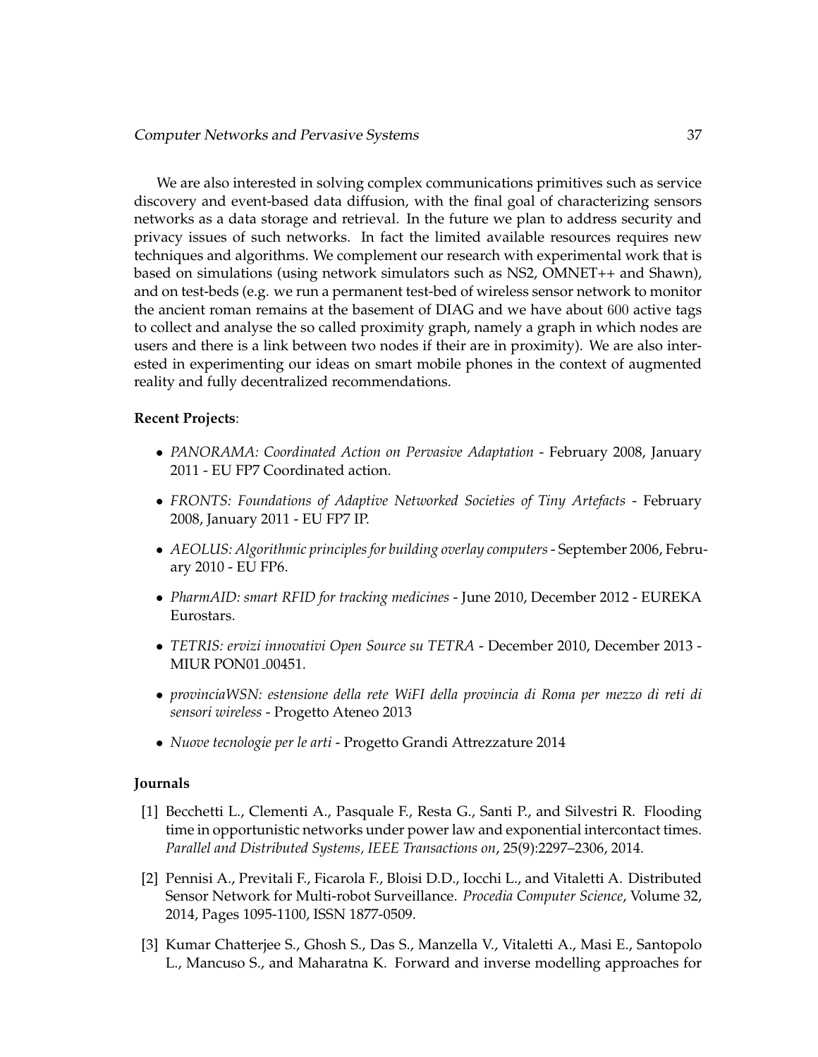We are also interested in solving complex communications primitives such as service discovery and event-based data diffusion, with the final goal of characterizing sensors networks as a data storage and retrieval. In the future we plan to address security and privacy issues of such networks. In fact the limited available resources requires new techniques and algorithms. We complement our research with experimental work that is based on simulations (using network simulators such as NS2, OMNET++ and Shawn), and on test-beds (e.g. we run a permanent test-bed of wireless sensor network to monitor the ancient roman remains at the basement of DIAG and we have about 600 active tags to collect and analyse the so called proximity graph, namely a graph in which nodes are users and there is a link between two nodes if their are in proximity). We are also interested in experimenting our ideas on smart mobile phones in the context of augmented reality and fully decentralized recommendations.

**Recent Projects**:

- *PANORAMA: Coordinated Action on Pervasive Adaptation* - February 2008, January 2011 - EU FP7 Coordinated action.
- *FRONTS: Foundations of Adaptive Networked Societies of Tiny Artefacts* - February 2008, January 2011 - EU FP7 IP.
- *AEOLUS: Algorithmic principles for building overlay computers* - September 2006, February 2010 - EU FP6.
- *PharmAID: smart RFID for tracking medicines* - June 2010, December 2012 - EUREKA Eurostars.
- *TETRIS: ervizi innovativi Open Source su TETRA* - December 2010, December 2013 - MIUR PON01_00451.
- *provinciaWSN: estensione della rete WiFI della provincia di Roma per mezzo di reti di sensori wireless* - Progetto Ateneo 2013
- *Nuove tecnologie per le arti* - Progetto Grandi Attrezzature 2014

**Journals**

[1] Becchetti L., Clementi A., Pasquale F., Resta G., Santi P., and Silvestri R. Flooding time in opportunistic networks under power law and exponential intercontact times. *Parallel and Distributed Systems, IEEE Transactions on*, 25(9):2297–2306, 2014.

[2] Pennisi A., Previtali F., Ficarola F., Bloisi D.D., Iocchi L., and Vitaletti A. Distributed Sensor Network for Multi-robot Surveillance. *Procedia Computer Science*, Volume 32, 2014, Pages 1095-1100, ISSN 1877-0509.

[3] Kumar Chatterjee S., Ghosh S., Das S., Manzella V., Vitaletti A., Masi E., Santopolo L., Mancuso S., and Maharatna K. Forward and inverse modelling approaches for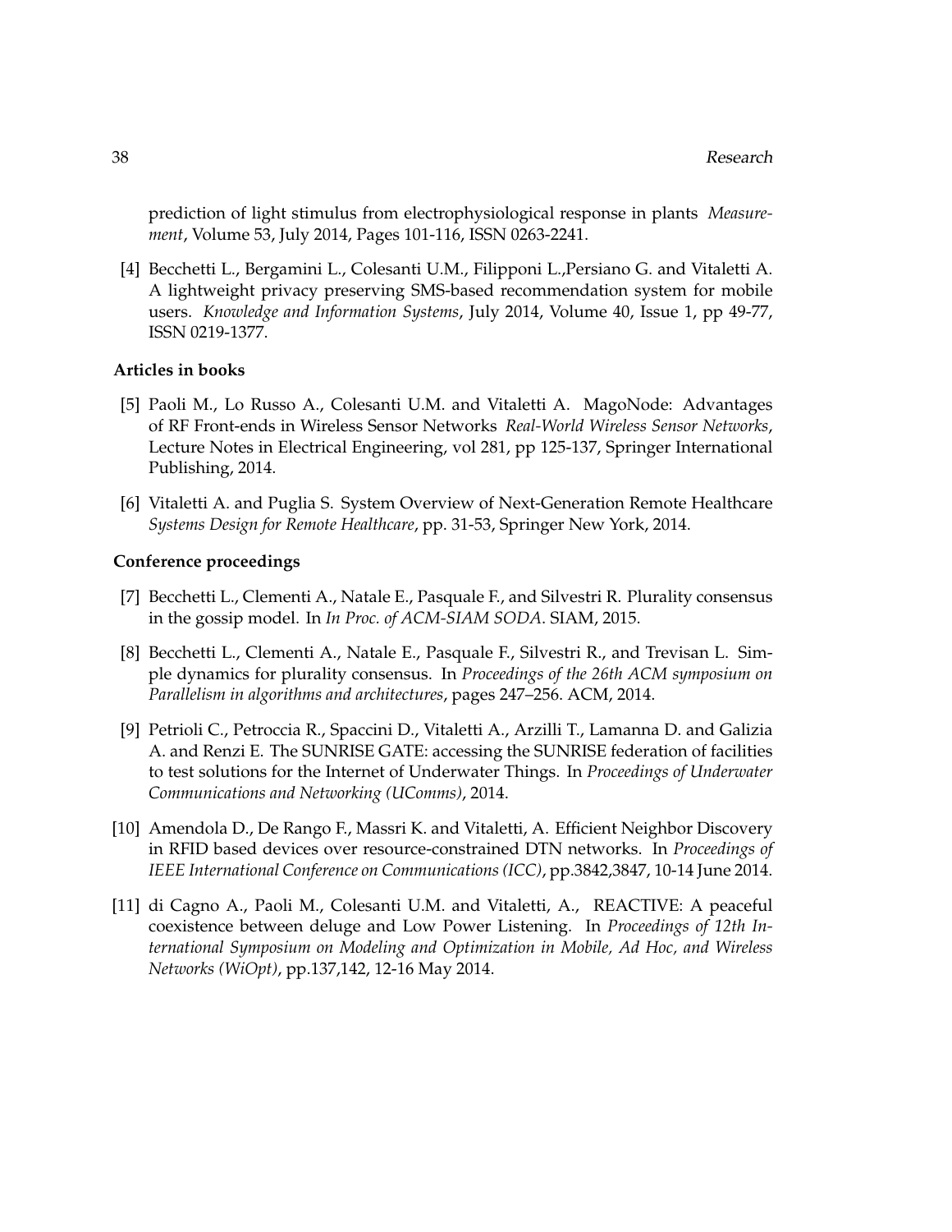prediction of light stimulus from electrophysiological response in plants *Measurement*, Volume 53, July 2014, Pages 101-116, ISSN 0263-2241.

[4] Becchetti L., Bergamini L., Colesanti U.M., Filipponi L.,Persiano G. and Vitaletti A. A lightweight privacy preserving SMS-based recommendation system for mobile users. *Knowledge and Information Systems*, July 2014, Volume 40, Issue 1, pp 49-77, ISSN 0219-1377.

**Articles in books**

[5] Paoli M., Lo Russo A., Colesanti U.M. and Vitaletti A. MagoNode: Advantages of RF Front-ends in Wireless Sensor Networks *Real-World Wireless Sensor Networks*, Lecture Notes in Electrical Engineering, vol 281, pp 125-137, Springer International Publishing, 2014.

[6] Vitaletti A. and Puglia S. System Overview of Next-Generation Remote Healthcare *Systems Design for Remote Healthcare*, pp. 31-53, Springer New York, 2014.

**Conference proceedings**

[7] Becchetti L., Clementi A., Natale E., Pasquale F., and Silvestri R. Plurality consensus in the gossip model. In *In Proc. of ACM-SIAM SODA*. SIAM, 2015.

[8] Becchetti L., Clementi A., Natale E., Pasquale F., Silvestri R., and Trevisan L. Simple dynamics for plurality consensus. In *Proceedings of the 26th ACM symposium on Parallelism in algorithms and architectures*, pages 247–256. ACM, 2014.

[9] Petrioli C., Petroccia R., Spaccini D., Vitaletti A., Arzilli T., Lamanna D. and Galizia A. and Renzi E. The SUNRISE GATE: accessing the SUNRISE federation of facilities to test solutions for the Internet of Underwater Things. In *Proceedings of Underwater Communications and Networking (UComms)*, 2014.

[10] Amendola D., De Rango F., Massri K. and Vitaletti, A. Efficient Neighbor Discovery in RFID based devices over resource-constrained DTN networks. In *Proceedings of IEEE International Conference on Communications (ICC)*, pp.3842,3847, 10-14 June 2014.

[11] di Cagno A., Paoli M., Colesanti U.M. and Vitaletti, A., REACTIVE: A peaceful coexistence between deluge and Low Power Listening. In *Proceedings of 12th International Symposium on Modeling and Optimization in Mobile, Ad Hoc, and Wireless Networks (WiOpt)*, pp.137,142, 12-16 May 2014.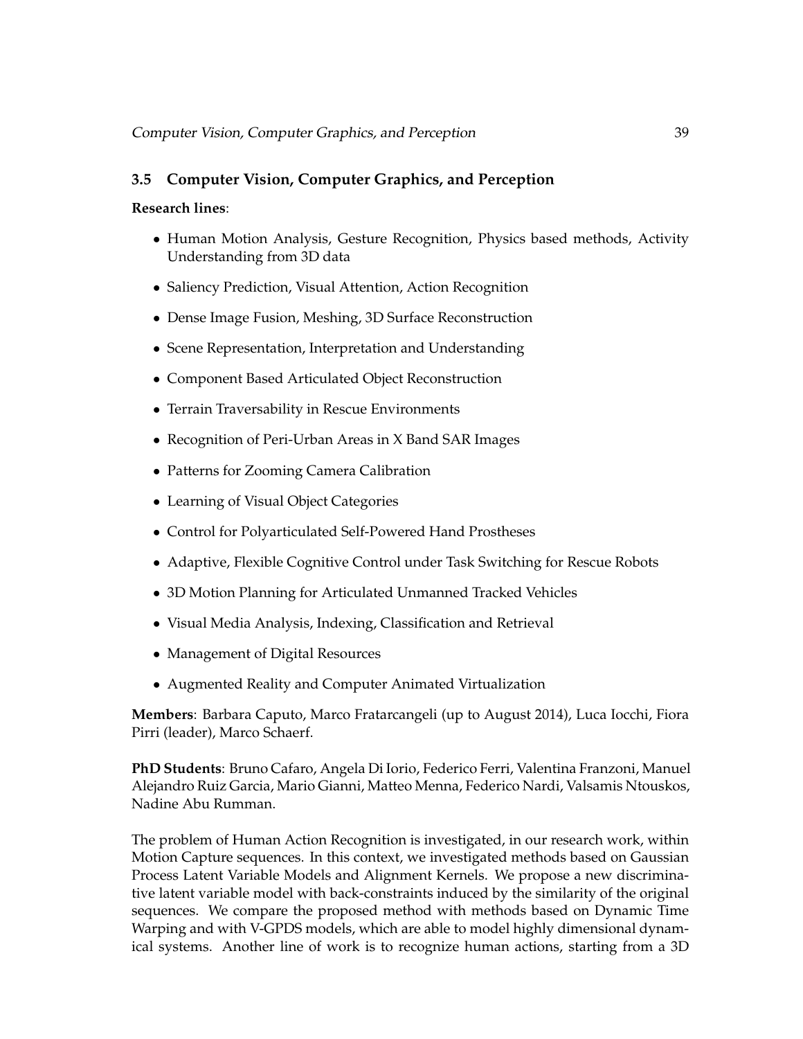## 3.5 Computer Vision, Computer Graphics, and Perception

**Research lines**:

- Human Motion Analysis, Gesture Recognition, Physics based methods, Activity Understanding from 3D data
- Saliency Prediction, Visual Attention, Action Recognition
- Dense Image Fusion, Meshing, 3D Surface Reconstruction
- Scene Representation, Interpretation and Understanding
- Component Based Articulated Object Reconstruction
- Terrain Traversability in Rescue Environments
- Recognition of Peri-Urban Areas in X Band SAR Images
- Patterns for Zooming Camera Calibration
- Learning of Visual Object Categories
- Control for Polyarticulated Self-Powered Hand Prostheses
- Adaptive, Flexible Cognitive Control under Task Switching for Rescue Robots
- 3D Motion Planning for Articulated Unmanned Tracked Vehicles
- Visual Media Analysis, Indexing, Classification and Retrieval
- Management of Digital Resources
- Augmented Reality and Computer Animated Virtualization

**Members**: Barbara Caputo, Marco Fratarcangeli (up to August 2014), Luca Iocchi, Fiora Pirri (leader), Marco Schaerf.

**PhD Students**: Bruno Cafaro, Angela Di Iorio, Federico Ferri, Valentina Franzoni, Manuel Alejandro Ruiz Garcia, Mario Gianni, Matteo Menna, Federico Nardi, Valsamis Ntouskos, Nadine Abu Rumman.

The problem of Human Action Recognition is investigated, in our research work, within Motion Capture sequences. In this context, we investigated methods based on Gaussian Process Latent Variable Models and Alignment Kernels. We propose a new discriminative latent variable model with back-constraints induced by the similarity of the original sequences. We compare the proposed method with methods based on Dynamic Time Warping and with V-GPDS models, which are able to model highly dimensional dynamical systems. Another line of work is to recognize human actions, starting from a 3D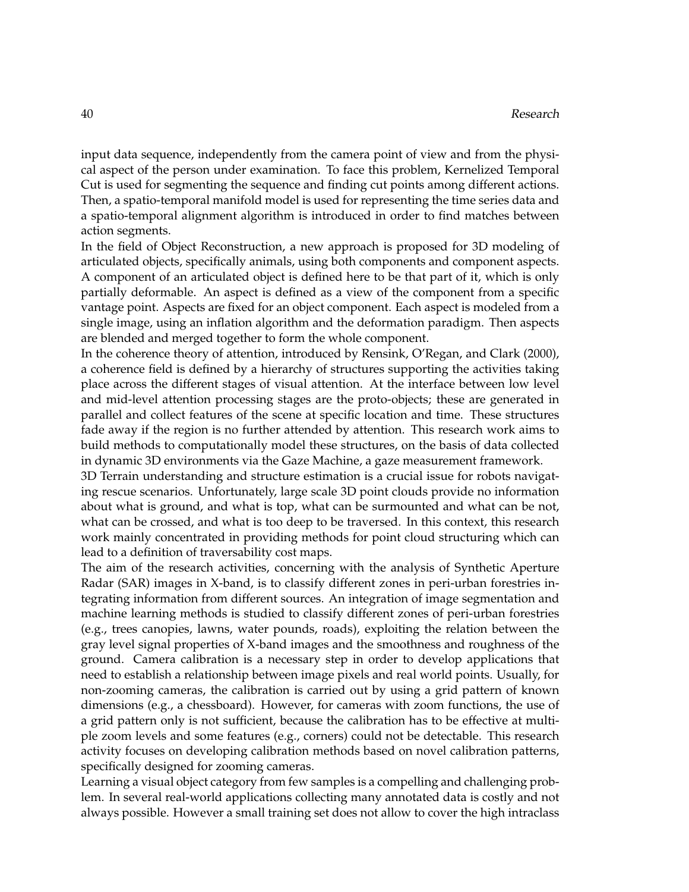input data sequence, independently from the camera point of view and from the physical aspect of the person under examination. To face this problem, Kernelized Temporal Cut is used for segmenting the sequence and finding cut points among different actions. Then, a spatio-temporal manifold model is used for representing the time series data and a spatio-temporal alignment algorithm is introduced in order to find matches between action segments.

In the field of Object Reconstruction, a new approach is proposed for 3D modeling of articulated objects, specifically animals, using both components and component aspects. A component of an articulated object is defined here to be that part of it, which is only partially deformable. An aspect is defined as a view of the component from a specific vantage point. Aspects are fixed for an object component. Each aspect is modeled from a single image, using an inflation algorithm and the deformation paradigm. Then aspects are blended and merged together to form the whole component.

In the coherence theory of attention, introduced by Rensink, O'Regan, and Clark (2000), a coherence field is defined by a hierarchy of structures supporting the activities taking place across the different stages of visual attention. At the interface between low level and mid-level attention processing stages are the proto-objects; these are generated in parallel and collect features of the scene at specific location and time. These structures fade away if the region is no further attended by attention. This research work aims to build methods to computationally model these structures, on the basis of data collected in dynamic 3D environments via the Gaze Machine, a gaze measurement framework.

3D Terrain understanding and structure estimation is a crucial issue for robots navigating rescue scenarios. Unfortunately, large scale 3D point clouds provide no information about what is ground, and what is top, what can be surmounted and what can be not, what can be crossed, and what is too deep to be traversed. In this context, this research work mainly concentrated in providing methods for point cloud structuring which can lead to a definition of traversability cost maps.

The aim of the research activities, concerning with the analysis of Synthetic Aperture Radar (SAR) images in X-band, is to classify different zones in peri-urban forestries integrating information from different sources. An integration of image segmentation and machine learning methods is studied to classify different zones of peri-urban forestries (e.g., trees canopies, lawns, water pounds, roads), exploiting the relation between the gray level signal properties of X-band images and the smoothness and roughness of the ground. Camera calibration is a necessary step in order to develop applications that need to establish a relationship between image pixels and real world points. Usually, for non-zooming cameras, the calibration is carried out by using a grid pattern of known dimensions (e.g., a chessboard). However, for cameras with zoom functions, the use of a grid pattern only is not sufficient, because the calibration has to be effective at multiple zoom levels and some features (e.g., corners) could not be detectable. This research activity focuses on developing calibration methods based on novel calibration patterns, specifically designed for zooming cameras.

Learning a visual object category from few samples is a compelling and challenging problem. In several real-world applications collecting many annotated data is costly and not always possible. However a small training set does not allow to cover the high intraclass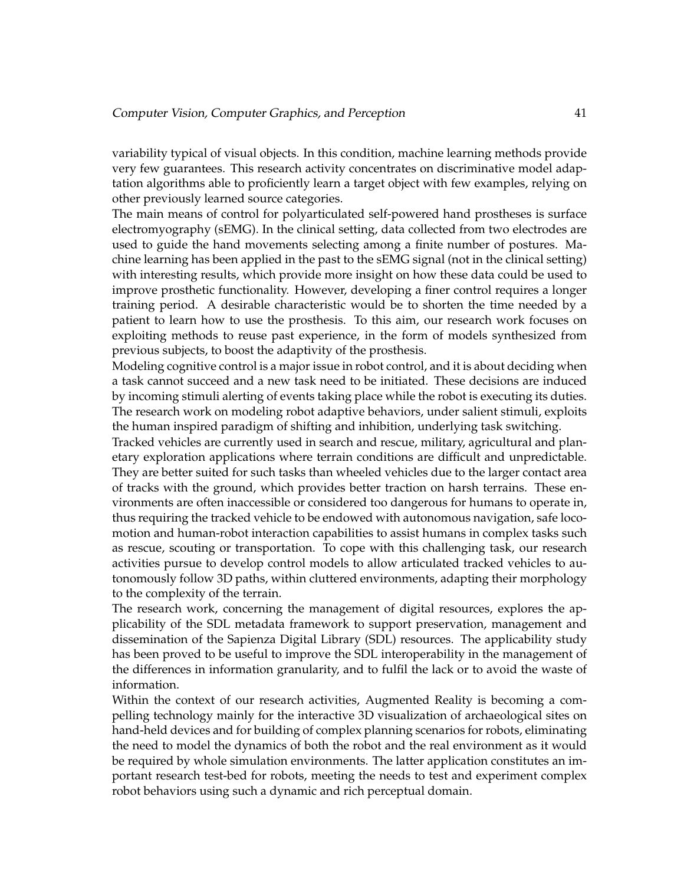variability typical of visual objects. In this condition, machine learning methods provide very few guarantees. This research activity concentrates on discriminative model adaptation algorithms able to proficiently learn a target object with few examples, relying on other previously learned source categories.

The main means of control for polyarticulated self-powered hand prostheses is surface electromyography (sEMG). In the clinical setting, data collected from two electrodes are used to guide the hand movements selecting among a finite number of postures. Machine learning has been applied in the past to the sEMG signal (not in the clinical setting) with interesting results, which provide more insight on how these data could be used to improve prosthetic functionality. However, developing a finer control requires a longer training period. A desirable characteristic would be to shorten the time needed by a patient to learn how to use the prosthesis. To this aim, our research work focuses on exploiting methods to reuse past experience, in the form of models synthesized from previous subjects, to boost the adaptivity of the prosthesis.

Modeling cognitive control is a major issue in robot control, and it is about deciding when a task cannot succeed and a new task need to be initiated. These decisions are induced by incoming stimuli alerting of events taking place while the robot is executing its duties. The research work on modeling robot adaptive behaviors, under salient stimuli, exploits the human inspired paradigm of shifting and inhibition, underlying task switching.

Tracked vehicles are currently used in search and rescue, military, agricultural and planetary exploration applications where terrain conditions are difficult and unpredictable. They are better suited for such tasks than wheeled vehicles due to the larger contact area of tracks with the ground, which provides better traction on harsh terrains. These environments are often inaccessible or considered too dangerous for humans to operate in, thus requiring the tracked vehicle to be endowed with autonomous navigation, safe locomotion and human-robot interaction capabilities to assist humans in complex tasks such as rescue, scouting or transportation. To cope with this challenging task, our research activities pursue to develop control models to allow articulated tracked vehicles to autonomously follow 3D paths, within cluttered environments, adapting their morphology to the complexity of the terrain.

The research work, concerning the management of digital resources, explores the applicability of the SDL metadata framework to support preservation, management and dissemination of the Sapienza Digital Library (SDL) resources. The applicability study has been proved to be useful to improve the SDL interoperability in the management of the differences in information granularity, and to fulfil the lack or to avoid the waste of information.

Within the context of our research activities, Augmented Reality is becoming a compelling technology mainly for the interactive 3D visualization of archaeological sites on hand-held devices and for building of complex planning scenarios for robots, eliminating the need to model the dynamics of both the robot and the real environment as it would be required by whole simulation environments. The latter application constitutes an important research test-bed for robots, meeting the needs to test and experiment complex robot behaviors using such a dynamic and rich perceptual domain.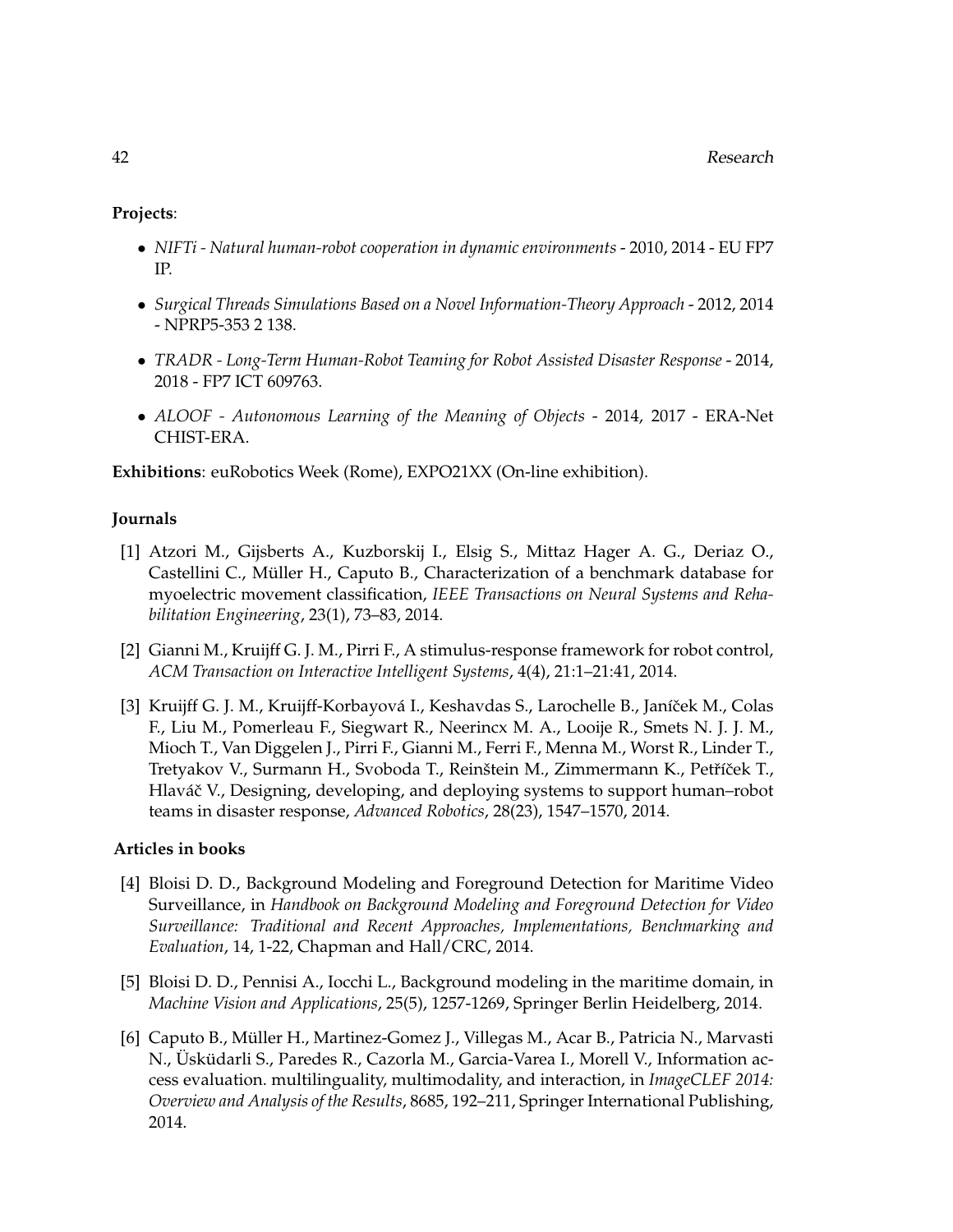**Projects**:

- *NIFTi - Natural human-robot cooperation in dynamic environments* - 2010, 2014 - EU FP7 IP.
- *Surgical Threads Simulations Based on a Novel Information-Theory Approach* - 2012, 2014 - NPRP5-353 2 138.
- *TRADR - Long-Term Human-Robot Teaming for Robot Assisted Disaster Response* - 2014, 2018 - FP7 ICT 609763.
- *ALOOF - Autonomous Learning of the Meaning of Objects* - 2014, 2017 - ERA-Net CHIST-ERA.

**Exhibitions**: euRobotics Week (Rome), EXPO21XX (On-line exhibition).

### Journals

[1] Atzori M., Gijsberts A., Kuzborskij I., Elsig S., Mittaz Hager A. G., Deriaz O., Castellini C., Müller H., Caputo B., Characterization of a benchmark database for myoelectric movement classification, *IEEE Transactions on Neural Systems and Rehabilitation Engineering*, 23(1), 73–83, 2014.

[2] Gianni M., Kruijff G. J. M., Pirri F., A stimulus-response framework for robot control, *ACM Transaction on Interactive Intelligent Systems*, 4(4), 21:1–21:41, 2014.

[3] Kruijff G. J. M., Kruijff-Korbayová I., Keshavdas S., Larochelle B., Janíček M., Colas F., Liu M., Pomerleau F., Siegwart R., Neerincx M. A., Looije R., Smets N. J. J. M., Mioch T., Van Diggelen J., Pirri F., Gianni M., Ferri F., Menna M., Worst R., Linder T., Tretyakov V., Surmann H., Svoboda T., Reinštein M., Zimmermann K., Petříček T., Hlaváč V., Designing, developing, and deploying systems to support human–robot teams in disaster response, *Advanced Robotics*, 28(23), 1547–1570, 2014.

### Articles in books

[4] Bloisi D. D., Background Modeling and Foreground Detection for Maritime Video Surveillance, in *Handbook on Background Modeling and Foreground Detection for Video Surveillance: Traditional and Recent Approaches, Implementations, Benchmarking and Evaluation*, 14, 1-22, Chapman and Hall/CRC, 2014.

[5] Bloisi D. D., Pennisi A., Iocchi L., Background modeling in the maritime domain, in *Machine Vision and Applications*, 25(5), 1257-1269, Springer Berlin Heidelberg, 2014.

[6] Caputo B., Müller H., Martinez-Gomez J., Villegas M., Acar B., Patricia N., Marvasti N., Üsküdarli S., Paredes R., Cazorla M., Garcia-Varea I., Morell V., Information access evaluation. multilinguality, multimodality, and interaction, in *ImageCLEF 2014: Overview and Analysis of the Results*, 8685, 192–211, Springer International Publishing, 2014.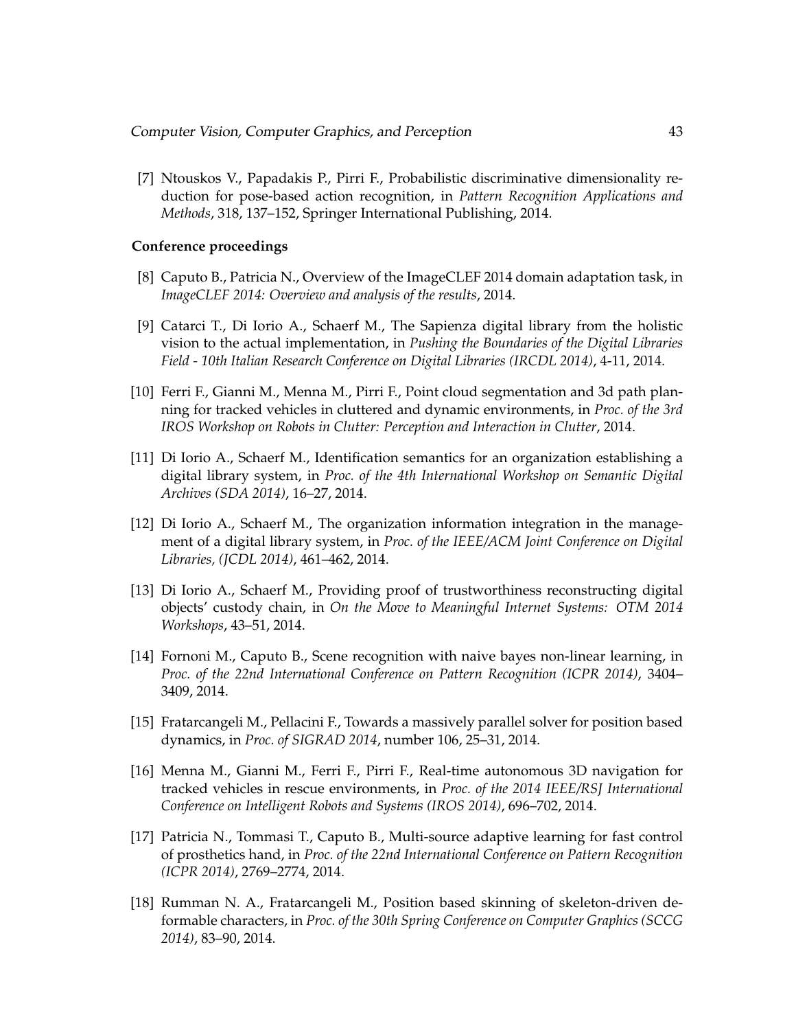[7] Ntouskos V., Papadakis P., Pirri F., Probabilistic discriminative dimensionality reduction for pose-based action recognition, in *Pattern Recognition Applications and Methods*, 318, 137–152, Springer International Publishing, 2014.

**Conference proceedings**

[8] Caputo B., Patricia N., Overview of the ImageCLEF 2014 domain adaptation task, in *ImageCLEF 2014: Overview and analysis of the results*, 2014.

[9] Catarci T., Di Iorio A., Schaerf M., The Sapienza digital library from the holistic vision to the actual implementation, in *Pushing the Boundaries of the Digital Libraries Field - 10th Italian Research Conference on Digital Libraries (IRCDL 2014)*, 4-11, 2014.

[10] Ferri F., Gianni M., Menna M., Pirri F., Point cloud segmentation and 3d path planning for tracked vehicles in cluttered and dynamic environments, in *Proc. of the 3rd IROS Workshop on Robots in Clutter: Perception and Interaction in Clutter*, 2014.

[11] Di Iorio A., Schaerf M., Identification semantics for an organization establishing a digital library system, in *Proc. of the 4th International Workshop on Semantic Digital Archives (SDA 2014)*, 16–27, 2014.

[12] Di Iorio A., Schaerf M., The organization information integration in the management of a digital library system, in *Proc. of the IEEE/ACM Joint Conference on Digital Libraries, (JCDL 2014)*, 461–462, 2014.

[13] Di Iorio A., Schaerf M., Providing proof of trustworthiness reconstructing digital objects' custody chain, in *On the Move to Meaningful Internet Systems: OTM 2014 Workshops*, 43–51, 2014.

[14] Fornoni M., Caputo B., Scene recognition with naive bayes non-linear learning, in *Proc. of the 22nd International Conference on Pattern Recognition (ICPR 2014)*, 3404–3409, 2014.

[15] Fratarcangeli M., Pellacini F., Towards a massively parallel solver for position based dynamics, in *Proc. of SIGRAD 2014*, number 106, 25–31, 2014.

[16] Menna M., Gianni M., Ferri F., Pirri F., Real-time autonomous 3D navigation for tracked vehicles in rescue environments, in *Proc. of the 2014 IEEE/RSJ International Conference on Intelligent Robots and Systems (IROS 2014)*, 696–702, 2014.

[17] Patricia N., Tommasi T., Caputo B., Multi-source adaptive learning for fast control of prosthetics hand, in *Proc. of the 22nd International Conference on Pattern Recognition (ICPR 2014)*, 2769–2774, 2014.

[18] Rumman N. A., Fratarcangeli M., Position based skinning of skeleton-driven deformable characters, in *Proc. of the 30th Spring Conference on Computer Graphics (SCCG 2014)*, 83–90, 2014.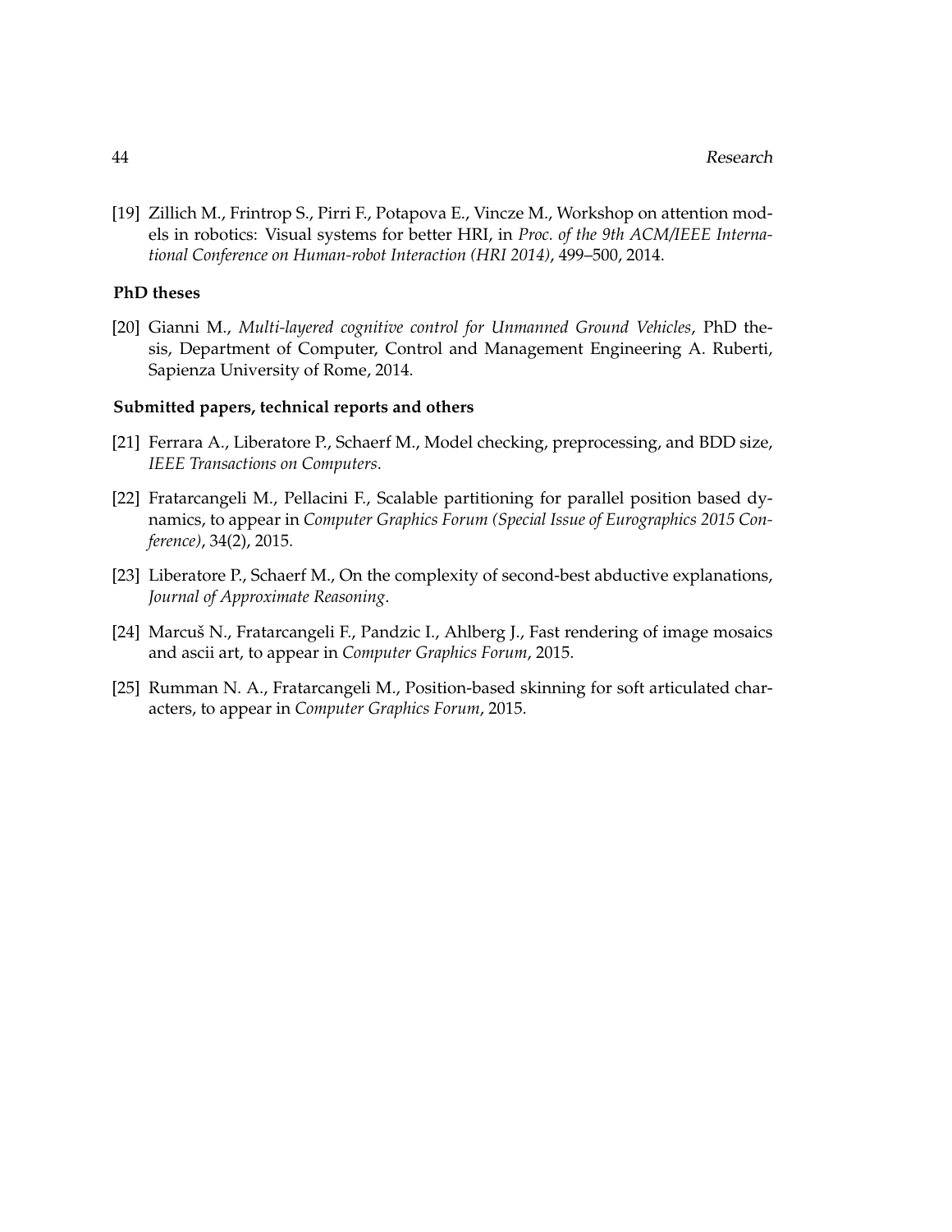[19] Zillich M., Frintrop S., Pirri F., Potapova E., Vincze M., Workshop on attention models in robotics: Visual systems for better HRI, in *Proc. of the 9th ACM/IEEE International Conference on Human-robot Interaction (HRI 2014)*, 499–500, 2014.

### PhD theses

[20] Gianni M., *Multi-layered cognitive control for Unmanned Ground Vehicles*, PhD thesis, Department of Computer, Control and Management Engineering A. Ruberti, Sapienza University of Rome, 2014.

### Submitted papers, technical reports and others

[21] Ferrara A., Liberatore P., Schaerf M., Model checking, preprocessing, and BDD size, *IEEE Transactions on Computers*.

[22] Fratarcangeli M., Pellacini F., Scalable partitioning for parallel position based dynamics, to appear in *Computer Graphics Forum (Special Issue of Eurographics 2015 Conference)*, 34(2), 2015.

[23] Liberatore P., Schaerf M., On the complexity of second-best abductive explanations, *Journal of Approximate Reasoning*.

[24] Marcuš N., Fratarcangeli F., Pandzic I., Ahlberg J., Fast rendering of image mosaics and ascii art, to appear in *Computer Graphics Forum*, 2015.

[25] Rumman N. A., Fratarcangeli M., Position-based skinning for soft articulated characters, to appear in *Computer Graphics Forum*, 2015.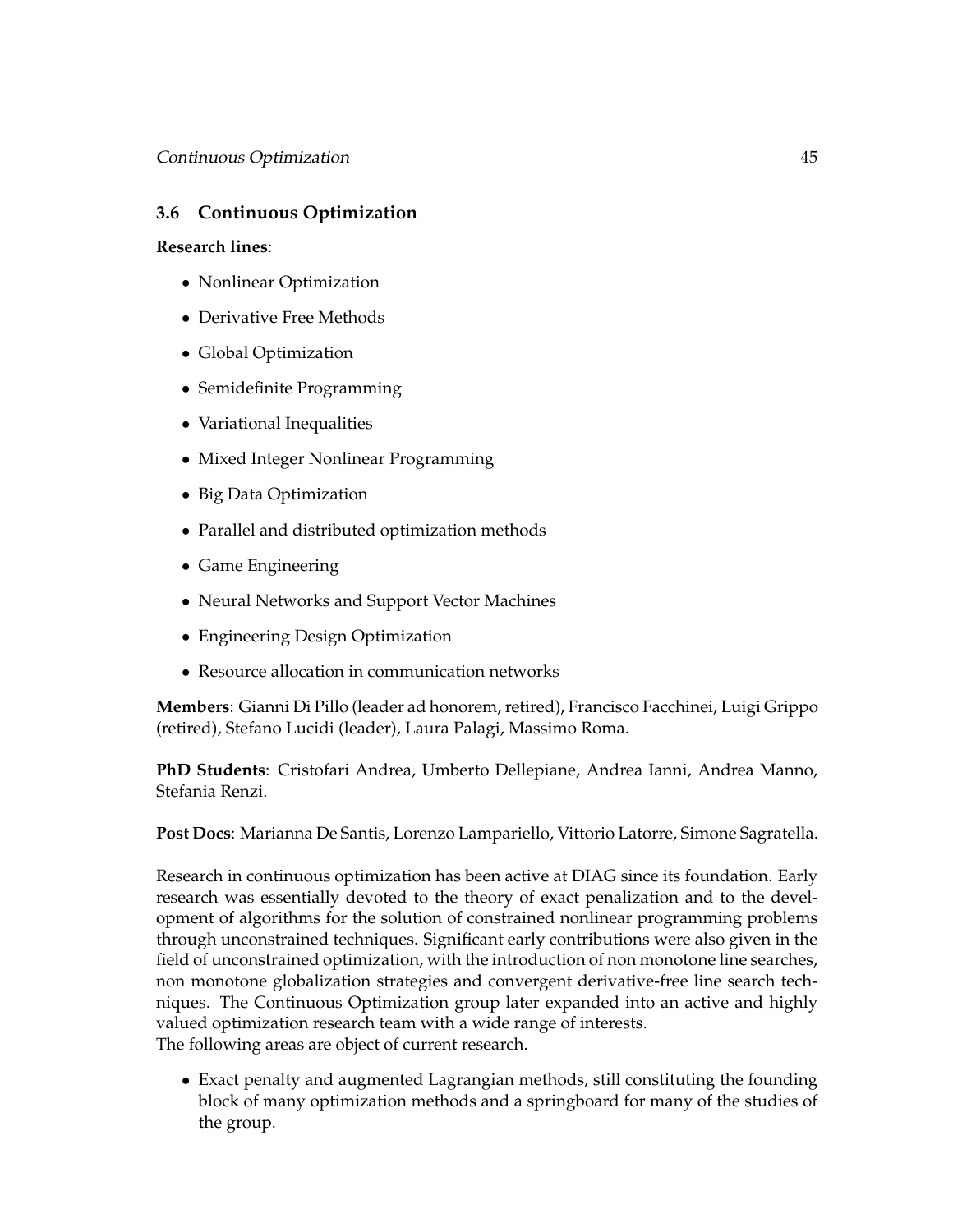## 3.6 Continuous Optimization

**Research lines**:

- Nonlinear Optimization
- Derivative Free Methods
- Global Optimization
- Semidefinite Programming
- Variational Inequalities
- Mixed Integer Nonlinear Programming
- Big Data Optimization
- Parallel and distributed optimization methods
- Game Engineering
- Neural Networks and Support Vector Machines
- Engineering Design Optimization
- Resource allocation in communication networks

**Members**: Gianni Di Pillo (leader ad honorem, retired), Francisco Facchinei, Luigi Grippo (retired), Stefano Lucidi (leader), Laura Palagi, Massimo Roma.

**PhD Students**: Cristofari Andrea, Umberto Dellepiane, Andrea Ianni, Andrea Manno, Stefania Renzi.

**Post Docs**: Marianna De Santis, Lorenzo Lampariello, Vittorio Latorre, Simone Sagratella.

Research in continuous optimization has been active at DIAG since its foundation. Early research was essentially devoted to the theory of exact penalization and to the development of algorithms for the solution of constrained nonlinear programming problems through unconstrained techniques. Significant early contributions were also given in the field of unconstrained optimization, with the introduction of non monotone line searches, non monotone globalization strategies and convergent derivative-free line search techniques. The Continuous Optimization group later expanded into an active and highly valued optimization research team with a wide range of interests.
The following areas are object of current research.

- Exact penalty and augmented Lagrangian methods, still constituting the founding block of many optimization methods and a springboard for many of the studies of the group.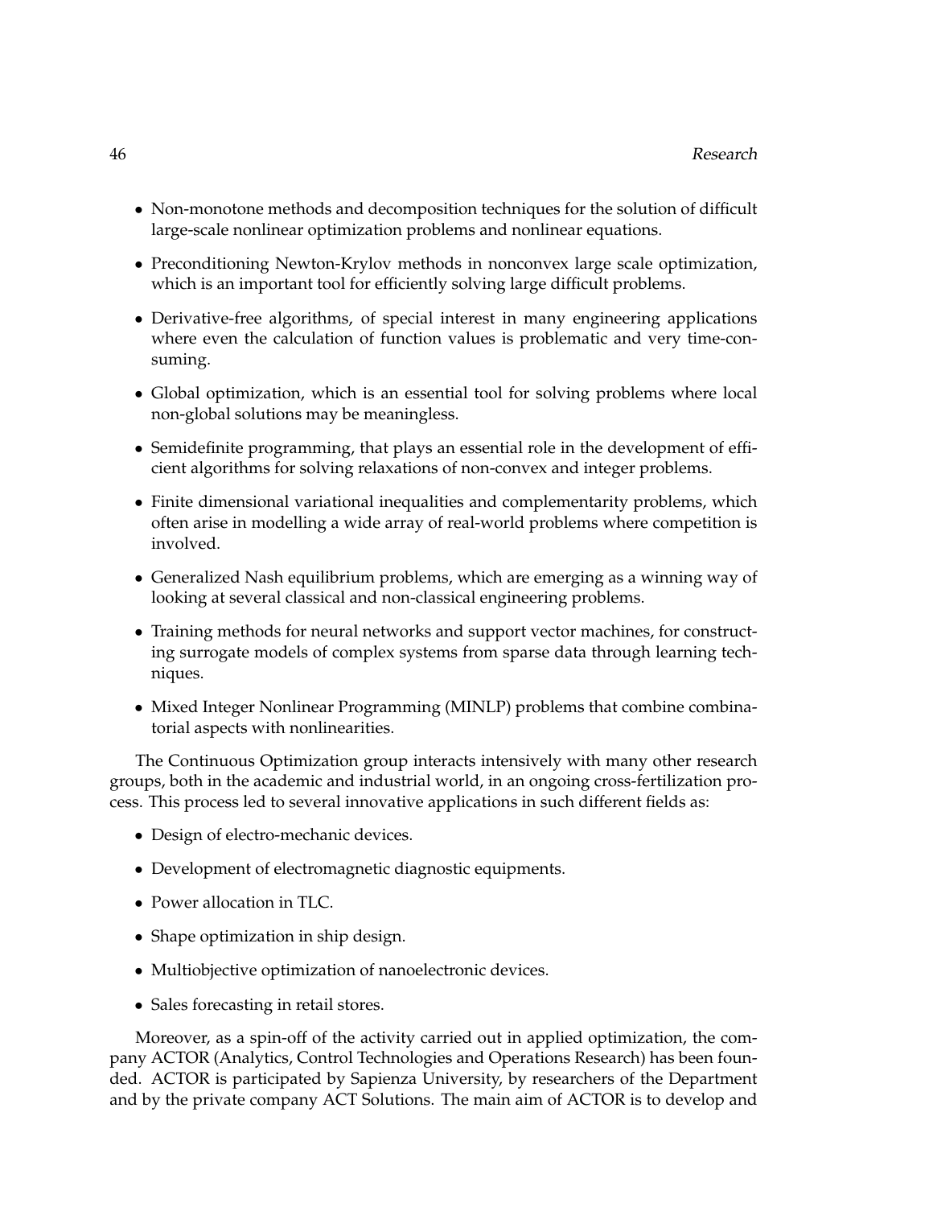- Non-monotone methods and decomposition techniques for the solution of difficult large-scale nonlinear optimization problems and nonlinear equations.
- Preconditioning Newton-Krylov methods in nonconvex large scale optimization, which is an important tool for efficiently solving large difficult problems.
- Derivative-free algorithms, of special interest in many engineering applications where even the calculation of function values is problematic and very time-consuming.
- Global optimization, which is an essential tool for solving problems where local non-global solutions may be meaningless.
- Semidefinite programming, that plays an essential role in the development of efficient algorithms for solving relaxations of non-convex and integer problems.
- Finite dimensional variational inequalities and complementarity problems, which often arise in modelling a wide array of real-world problems where competition is involved.
- Generalized Nash equilibrium problems, which are emerging as a winning way of looking at several classical and non-classical engineering problems.
- Training methods for neural networks and support vector machines, for constructing surrogate models of complex systems from sparse data through learning techniques.
- Mixed Integer Nonlinear Programming (MINLP) problems that combine combinatorial aspects with nonlinearities.

The Continuous Optimization group interacts intensively with many other research groups, both in the academic and industrial world, in an ongoing cross-fertilization process. This process led to several innovative applications in such different fields as:

- Design of electro-mechanic devices.
- Development of electromagnetic diagnostic equipments.
- Power allocation in TLC.
- Shape optimization in ship design.
- Multiobjective optimization of nanoelectronic devices.
- Sales forecasting in retail stores.

Moreover, as a spin-off of the activity carried out in applied optimization, the company ACTOR (Analytics, Control Technologies and Operations Research) has been founded. ACTOR is participated by Sapienza University, by researchers of the Department and by the private company ACT Solutions. The main aim of ACTOR is to develop and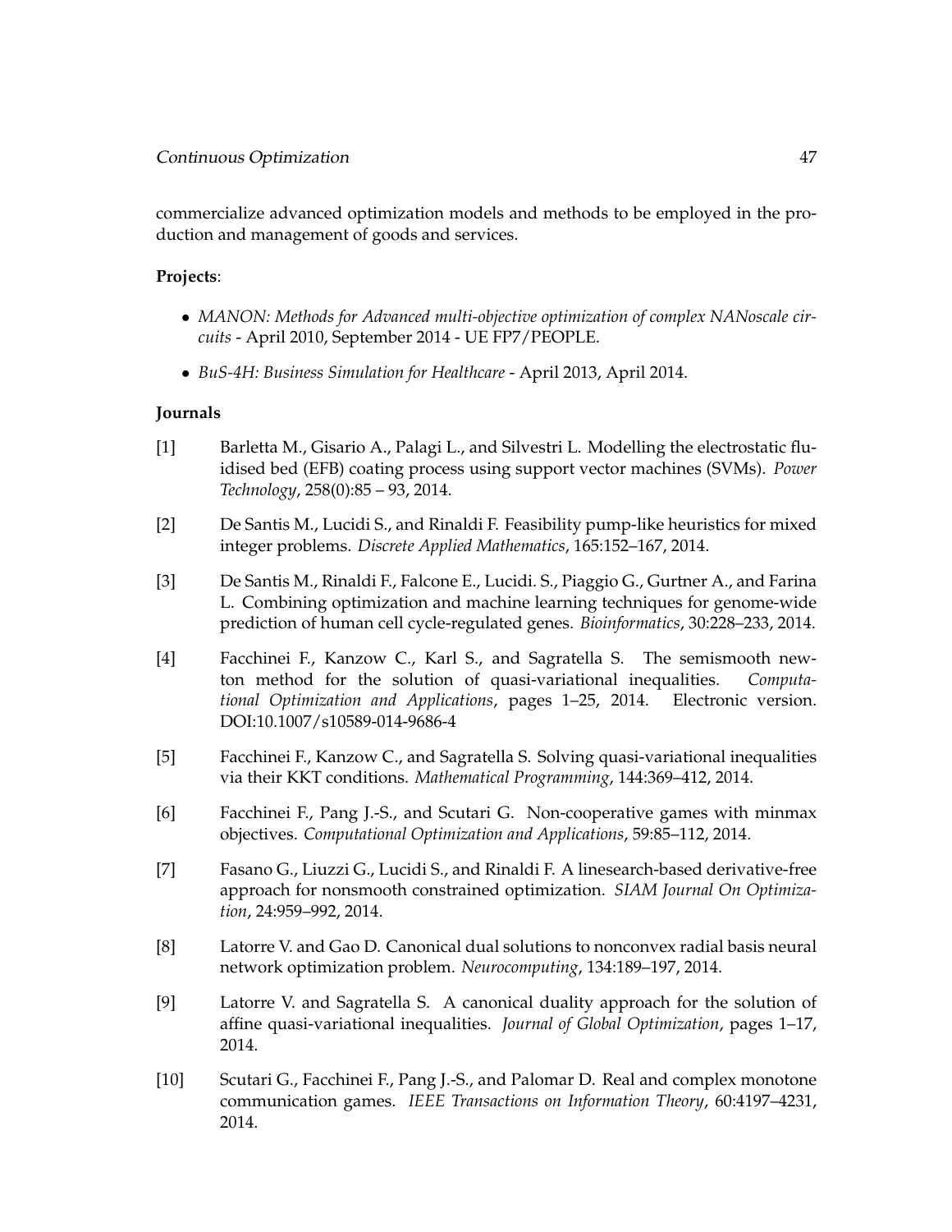commercialize advanced optimization models and methods to be employed in the production and management of goods and services.

**Projects**:

- *MANON: Methods for Advanced multi-objective optimization of complex NANoscale circuits* - April 2010, September 2014 - UE FP7/PEOPLE.
- *BuS-4H: Business Simulation for Healthcare* - April 2013, April 2014.

**Journals**

[1] Barletta M., Gisario A., Palagi L., and Silvestri L. Modelling the electrostatic fluidised bed (EFB) coating process using support vector machines (SVMs). *Power Technology*, 258(0):85 – 93, 2014.

[2] De Santis M., Lucidi S., and Rinaldi F. Feasibility pump-like heuristics for mixed integer problems. *Discrete Applied Mathematics*, 165:152–167, 2014.

[3] De Santis M., Rinaldi F., Falcone E., Lucidi. S., Piaggio G., Gurtner A., and Farina L. Combining optimization and machine learning techniques for genome-wide prediction of human cell cycle-regulated genes. *Bioinformatics*, 30:228–233, 2014.

[4] Facchinei F., Kanzow C., Karl S., and Sagratella S. The semismooth newton method for the solution of quasi-variational inequalities. *Computational Optimization and Applications*, pages 1–25, 2014. Electronic version. DOI:10.1007/s10589-014-9686-4

[5] Facchinei F., Kanzow C., and Sagratella S. Solving quasi-variational inequalities via their KKT conditions. *Mathematical Programming*, 144:369–412, 2014.

[6] Facchinei F., Pang J.-S., and Scutari G. Non-cooperative games with minmax objectives. *Computational Optimization and Applications*, 59:85–112, 2014.

[7] Fasano G., Liuzzi G., Lucidi S., and Rinaldi F. A linesearch-based derivative-free approach for nonsmooth constrained optimization. *SIAM Journal On Optimization*, 24:959–992, 2014.

[8] Latorre V. and Gao D. Canonical dual solutions to nonconvex radial basis neural network optimization problem. *Neurocomputing*, 134:189–197, 2014.

[9] Latorre V. and Sagratella S. A canonical duality approach for the solution of affine quasi-variational inequalities. *Journal of Global Optimization*, pages 1–17, 2014.

[10] Scutari G., Facchinei F., Pang J.-S., and Palomar D. Real and complex monotone communication games. *IEEE Transactions on Information Theory*, 60:4197–4231, 2014.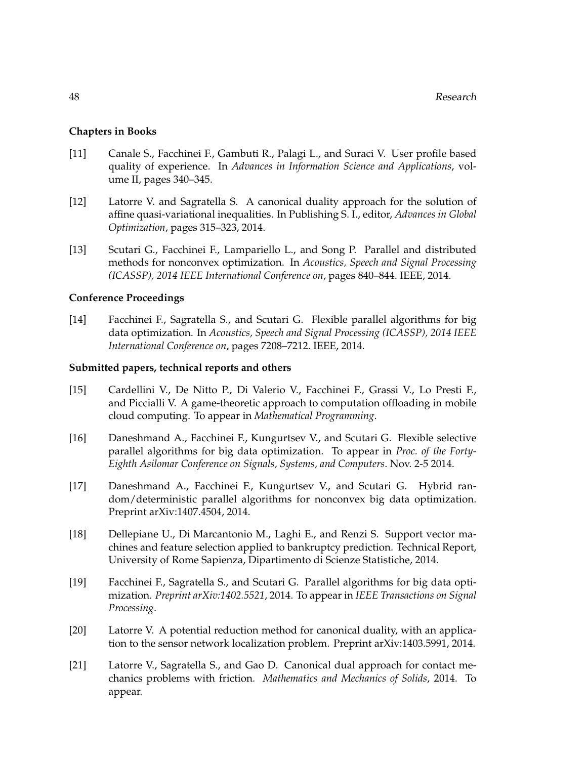### Chapters in Books

[11] Canale S., Facchinei F., Gambuti R., Palagi L., and Suraci V. User profile based quality of experience. In *Advances in Information Science and Applications*, volume II, pages 340–345.

[12] Latorre V. and Sagratella S. A canonical duality approach for the solution of affine quasi-variational inequalities. In Publishing S. I., editor, *Advances in Global Optimization*, pages 315–323, 2014.

[13] Scutari G., Facchinei F., Lampariello L., and Song P. Parallel and distributed methods for nonconvex optimization. In *Acoustics, Speech and Signal Processing (ICASSP), 2014 IEEE International Conference on*, pages 840–844. IEEE, 2014.

### Conference Proceedings

[14] Facchinei F., Sagratella S., and Scutari G. Flexible parallel algorithms for big data optimization. In *Acoustics, Speech and Signal Processing (ICASSP), 2014 IEEE International Conference on*, pages 7208–7212. IEEE, 2014.

### Submitted papers, technical reports and others

[15] Cardellini V., De Nitto P., Di Valerio V., Facchinei F., Grassi V., Lo Presti F., and Piccialli V. A game-theoretic approach to computation offloading in mobile cloud computing. To appear in *Mathematical Programming*.

[16] Daneshmand A., Facchinei F., Kungurtsev V., and Scutari G. Flexible selective parallel algorithms for big data optimization. To appear in *Proc. of the Forty-Eighth Asilomar Conference on Signals, Systems, and Computers*. Nov. 2-5 2014.

[17] Daneshmand A., Facchinei F., Kungurtsev V., and Scutari G. Hybrid random/deterministic parallel algorithms for nonconvex big data optimization. Preprint arXiv:1407.4504, 2014.

[18] Dellepiane U., Di Marcantonio M., Laghi E., and Renzi S. Support vector machines and feature selection applied to bankruptcy prediction. Technical Report, University of Rome Sapienza, Dipartimento di Scienze Statistiche, 2014.

[19] Facchinei F., Sagratella S., and Scutari G. Parallel algorithms for big data optimization. *Preprint arXiv:1402.5521*, 2014. To appear in *IEEE Transactions on Signal Processing*.

[20] Latorre V. A potential reduction method for canonical duality, with an application to the sensor network localization problem. Preprint arXiv:1403.5991, 2014.

[21] Latorre V., Sagratella S., and Gao D. Canonical dual approach for contact mechanics problems with friction. *Mathematics and Mechanics of Solids*, 2014. To appear.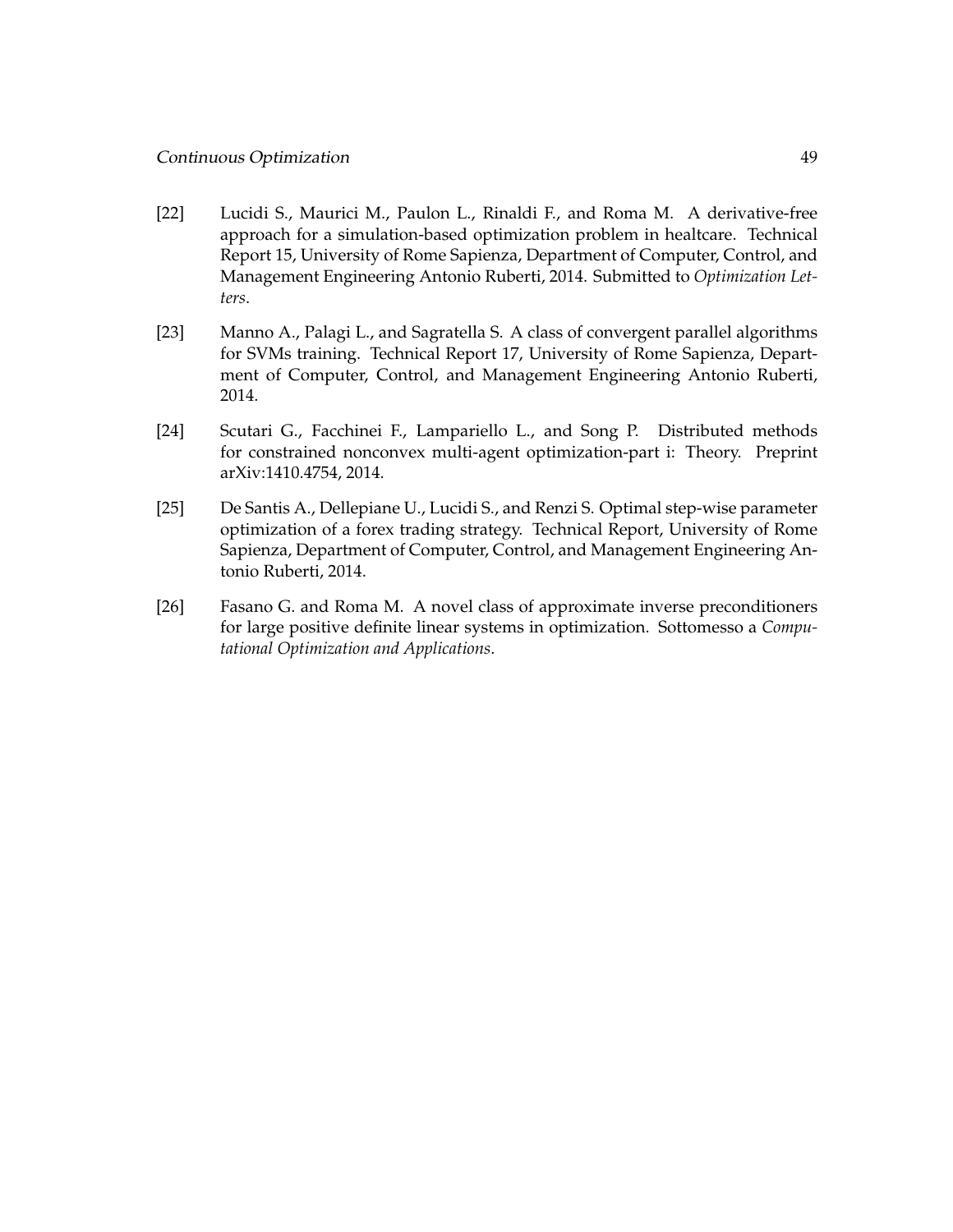[22] Lucidi S., Maurici M., Paulon L., Rinaldi F., and Roma M. A derivative-free approach for a simulation-based optimization problem in healtcare. Technical Report 15, University of Rome Sapienza, Department of Computer, Control, and Management Engineering Antonio Ruberti, 2014. Submitted to *Optimization Letters*.

[23] Manno A., Palagi L., and Sagratella S. A class of convergent parallel algorithms for SVMs training. Technical Report 17, University of Rome Sapienza, Department of Computer, Control, and Management Engineering Antonio Ruberti, 2014.

[24] Scutari G., Facchinei F., Lampariello L., and Song P. Distributed methods for constrained nonconvex multi-agent optimization-part i: Theory. Preprint arXiv:1410.4754, 2014.

[25] De Santis A., Dellepiane U., Lucidi S., and Renzi S. Optimal step-wise parameter optimization of a forex trading strategy. Technical Report, University of Rome Sapienza, Department of Computer, Control, and Management Engineering Antonio Ruberti, 2014.

[26] Fasano G. and Roma M. A novel class of approximate inverse preconditioners for large positive definite linear systems in optimization. Sottomesso a *Computational Optimization and Applications*.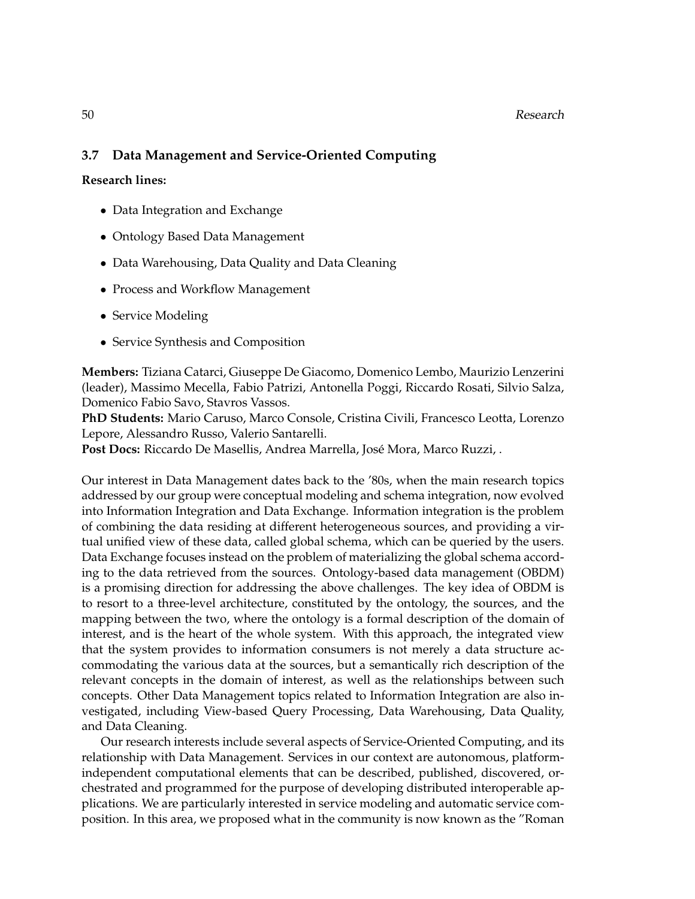## 3.7 Data Management and Service-Oriented Computing

**Research lines:**

- Data Integration and Exchange
- Ontology Based Data Management
- Data Warehousing, Data Quality and Data Cleaning
- Process and Workflow Management
- Service Modeling
- Service Synthesis and Composition

**Members:** Tiziana Catarci, Giuseppe De Giacomo, Domenico Lembo, Maurizio Lenzerini (leader), Massimo Mecella, Fabio Patrizi, Antonella Poggi, Riccardo Rosati, Silvio Salza, Domenico Fabio Savo, Stavros Vassos.
**PhD Students:** Mario Caruso, Marco Console, Cristina Civili, Francesco Leotta, Lorenzo Lepore, Alessandro Russo, Valerio Santarelli.
**Post Docs:** Riccardo De Masellis, Andrea Marrella, José Mora, Marco Ruzzi, .

Our interest in Data Management dates back to the '80s, when the main research topics addressed by our group were conceptual modeling and schema integration, now evolved into Information Integration and Data Exchange. Information integration is the problem of combining the data residing at different heterogeneous sources, and providing a virtual unified view of these data, called global schema, which can be queried by the users. Data Exchange focuses instead on the problem of materializing the global schema according to the data retrieved from the sources. Ontology-based data management (OBDM) is a promising direction for addressing the above challenges. The key idea of OBDM is to resort to a three-level architecture, constituted by the ontology, the sources, and the mapping between the two, where the ontology is a formal description of the domain of interest, and is the heart of the whole system. With this approach, the integrated view that the system provides to information consumers is not merely a data structure accommodating the various data at the sources, but a semantically rich description of the relevant concepts in the domain of interest, as well as the relationships between such concepts. Other Data Management topics related to Information Integration are also investigated, including View-based Query Processing, Data Warehousing, Data Quality, and Data Cleaning.

Our research interests include several aspects of Service-Oriented Computing, and its relationship with Data Management. Services in our context are autonomous, platform-independent computational elements that can be described, published, discovered, orchestrated and programmed for the purpose of developing distributed interoperable applications. We are particularly interested in service modeling and automatic service composition. In this area, we proposed what in the community is now known as the "Roman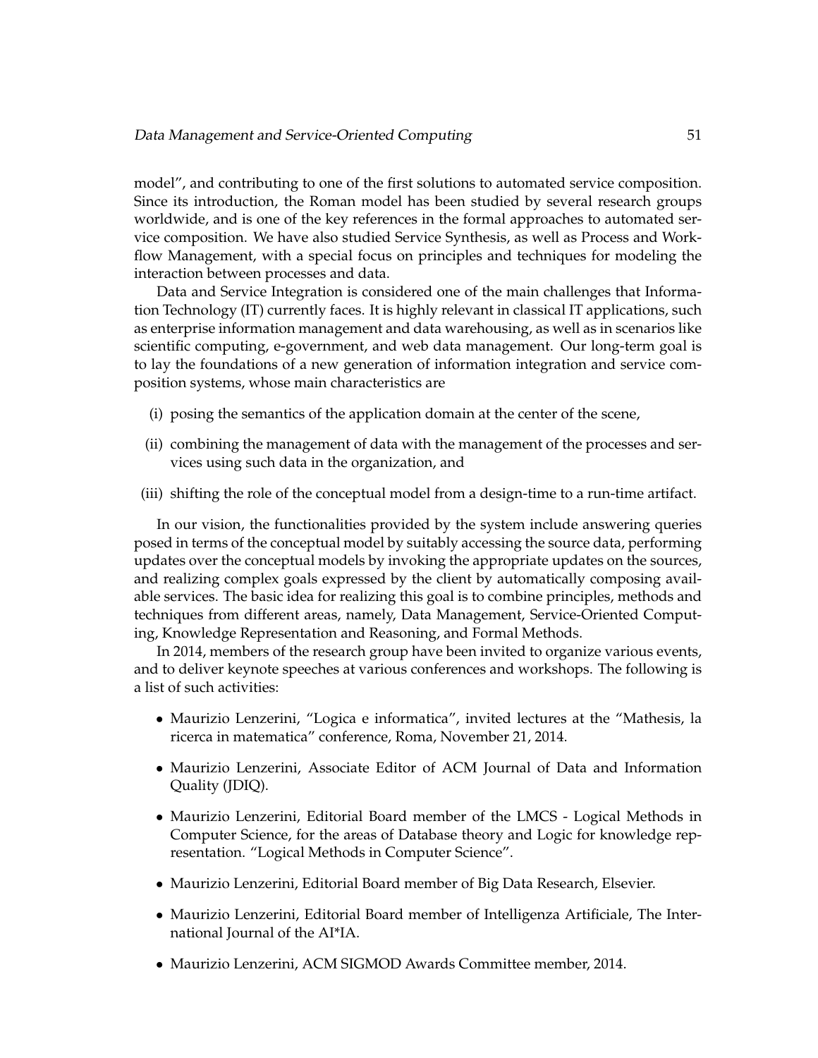model", and contributing to one of the first solutions to automated service composition. Since its introduction, the Roman model has been studied by several research groups worldwide, and is one of the key references in the formal approaches to automated service composition. We have also studied Service Synthesis, as well as Process and Workflow Management, with a special focus on principles and techniques for modeling the interaction between processes and data.

Data and Service Integration is considered one of the main challenges that Information Technology (IT) currently faces. It is highly relevant in classical IT applications, such as enterprise information management and data warehousing, as well as in scenarios like scientific computing, e-government, and web data management. Our long-term goal is to lay the foundations of a new generation of information integration and service composition systems, whose main characteristics are

(i) posing the semantics of the application domain at the center of the scene,

(ii) combining the management of data with the management of the processes and services using such data in the organization, and

(iii) shifting the role of the conceptual model from a design-time to a run-time artifact.

In our vision, the functionalities provided by the system include answering queries posed in terms of the conceptual model by suitably accessing the source data, performing updates over the conceptual models by invoking the appropriate updates on the sources, and realizing complex goals expressed by the client by automatically composing available services. The basic idea for realizing this goal is to combine principles, methods and techniques from different areas, namely, Data Management, Service-Oriented Computing, Knowledge Representation and Reasoning, and Formal Methods.

In 2014, members of the research group have been invited to organize various events, and to deliver keynote speeches at various conferences and workshops. The following is a list of such activities:

- Maurizio Lenzerini, "Logica e informatica", invited lectures at the "Mathesis, la ricerca in matematica" conference, Roma, November 21, 2014.
- Maurizio Lenzerini, Associate Editor of ACM Journal of Data and Information Quality (JDIQ).
- Maurizio Lenzerini, Editorial Board member of the LMCS - Logical Methods in Computer Science, for the areas of Database theory and Logic for knowledge representation. "Logical Methods in Computer Science".
- Maurizio Lenzerini, Editorial Board member of Big Data Research, Elsevier.
- Maurizio Lenzerini, Editorial Board member of Intelligenza Artificiale, The International Journal of the AI*IA.
- Maurizio Lenzerini, ACM SIGMOD Awards Committee member, 2014.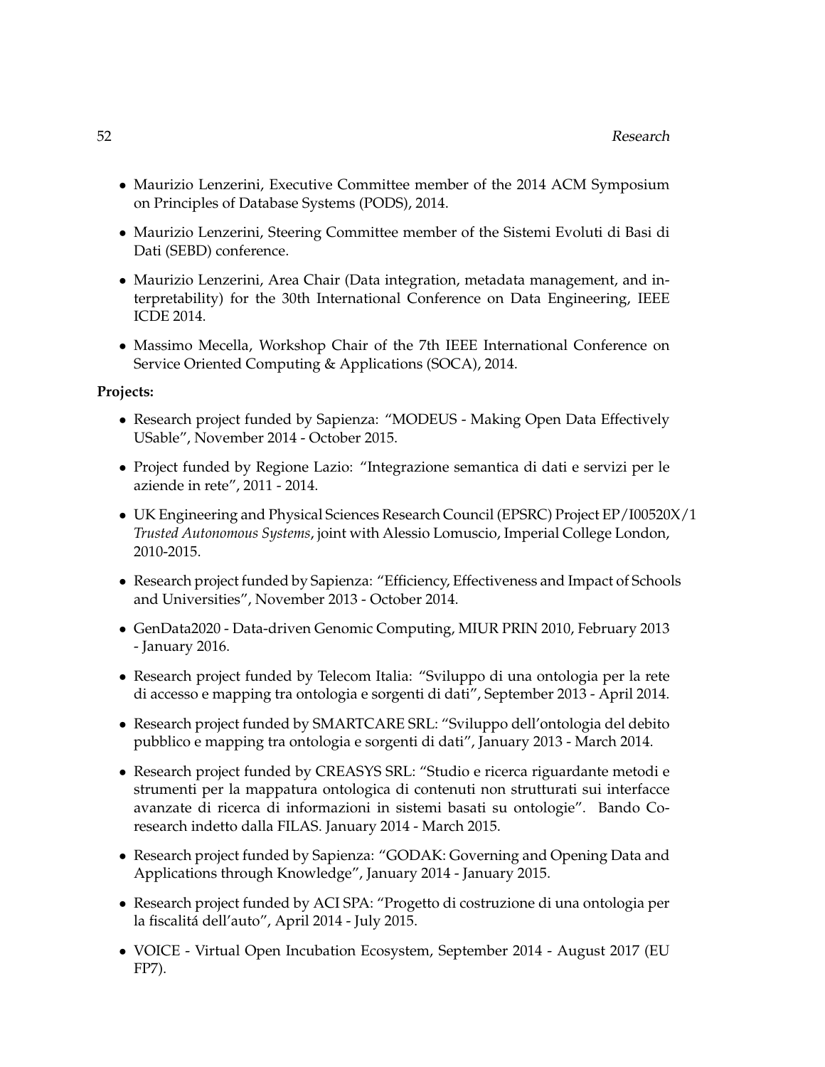- Maurizio Lenzerini, Executive Committee member of the 2014 ACM Symposium on Principles of Database Systems (PODS), 2014.
- Maurizio Lenzerini, Steering Committee member of the Sistemi Evoluti di Basi di Dati (SEBD) conference.
- Maurizio Lenzerini, Area Chair (Data integration, metadata management, and interpretability) for the 30th International Conference on Data Engineering, IEEE ICDE 2014.
- Massimo Mecella, Workshop Chair of the 7th IEEE International Conference on Service Oriented Computing & Applications (SOCA), 2014.

**Projects:**

- Research project funded by Sapienza: "MODEUS - Making Open Data Effectively USable", November 2014 - October 2015.
- Project funded by Regione Lazio: "Integrazione semantica di dati e servizi per le aziende in rete", 2011 - 2014.
- UK Engineering and Physical Sciences Research Council (EPSRC) Project EP/I00520X/1 *Trusted Autonomous Systems*, joint with Alessio Lomuscio, Imperial College London, 2010-2015.
- Research project funded by Sapienza: "Efficiency, Effectiveness and Impact of Schools and Universities", November 2013 - October 2014.
- GenData2020 - Data-driven Genomic Computing, MIUR PRIN 2010, February 2013 - January 2016.
- Research project funded by Telecom Italia: "Sviluppo di una ontologia per la rete di accesso e mapping tra ontologia e sorgenti di dati", September 2013 - April 2014.
- Research project funded by SMARTCARE SRL: "Sviluppo dell'ontologia del debito pubblico e mapping tra ontologia e sorgenti di dati", January 2013 - March 2014.
- Research project funded by CREASYS SRL: "Studio e ricerca riguardante metodi e strumenti per la mappatura ontologica di contenuti non strutturati sui interfacce avanzate di ricerca di informazioni in sistemi basati su ontologie". Bando Co-research indetto dalla FILAS. January 2014 - March 2015.
- Research project funded by Sapienza: "GODAK: Governing and Opening Data and Applications through Knowledge", January 2014 - January 2015.
- Research project funded by ACI SPA: "Progetto di costruzione di una ontologia per la fiscalitá dell'auto", April 2014 - July 2015.
- VOICE - Virtual Open Incubation Ecosystem, September 2014 - August 2017 (EU FP7).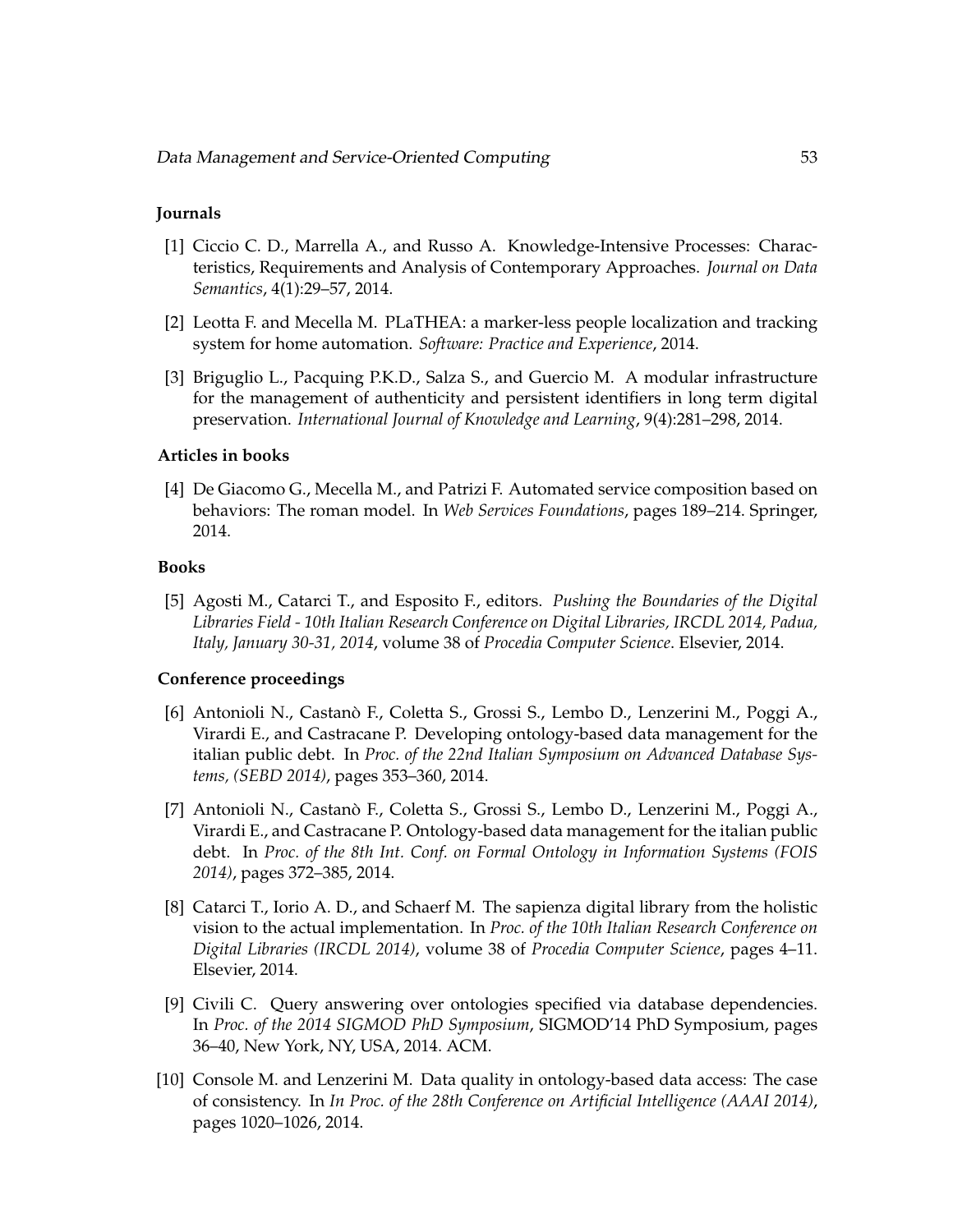### Journals

[1] Ciccio C. D., Marrella A., and Russo A. Knowledge-Intensive Processes: Characteristics, Requirements and Analysis of Contemporary Approaches. *Journal on Data Semantics*, 4(1):29–57, 2014.

[2] Leotta F. and Mecella M. PLaTHEA: a marker-less people localization and tracking system for home automation. *Software: Practice and Experience*, 2014.

[3] Briguglio L., Pacquing P.K.D., Salza S., and Guercio M. A modular infrastructure for the management of authenticity and persistent identifiers in long term digital preservation. *International Journal of Knowledge and Learning*, 9(4):281–298, 2014.

### Articles in books

[4] De Giacomo G., Mecella M., and Patrizi F. Automated service composition based on behaviors: The roman model. In *Web Services Foundations*, pages 189–214. Springer, 2014.

### Books

[5] Agosti M., Catarci T., and Esposito F., editors. *Pushing the Boundaries of the Digital Libraries Field - 10th Italian Research Conference on Digital Libraries, IRCDL 2014, Padua, Italy, January 30-31, 2014*, volume 38 of *Procedia Computer Science*. Elsevier, 2014.

### Conference proceedings

[6] Antonioli N., Castanò F., Coletta S., Grossi S., Lembo D., Lenzerini M., Poggi A., Virardi E., and Castracane P. Developing ontology-based data management for the italian public debt. In *Proc. of the 22nd Italian Symposium on Advanced Database Systems, (SEBD 2014)*, pages 353–360, 2014.

[7] Antonioli N., Castanò F., Coletta S., Grossi S., Lembo D., Lenzerini M., Poggi A., Virardi E., and Castracane P. Ontology-based data management for the italian public debt. In *Proc. of the 8th Int. Conf. on Formal Ontology in Information Systems (FOIS 2014)*, pages 372–385, 2014.

[8] Catarci T., Iorio A. D., and Schaerf M. The sapienza digital library from the holistic vision to the actual implementation. In *Proc. of the 10th Italian Research Conference on Digital Libraries (IRCDL 2014)*, volume 38 of *Procedia Computer Science*, pages 4–11. Elsevier, 2014.

[9] Civili C. Query answering over ontologies specified via database dependencies. In *Proc. of the 2014 SIGMOD PhD Symposium*, SIGMOD'14 PhD Symposium, pages 36–40, New York, NY, USA, 2014. ACM.

[10] Console M. and Lenzerini M. Data quality in ontology-based data access: The case of consistency. In *In Proc. of the 28th Conference on Artificial Intelligence (AAAI 2014)*, pages 1020–1026, 2014.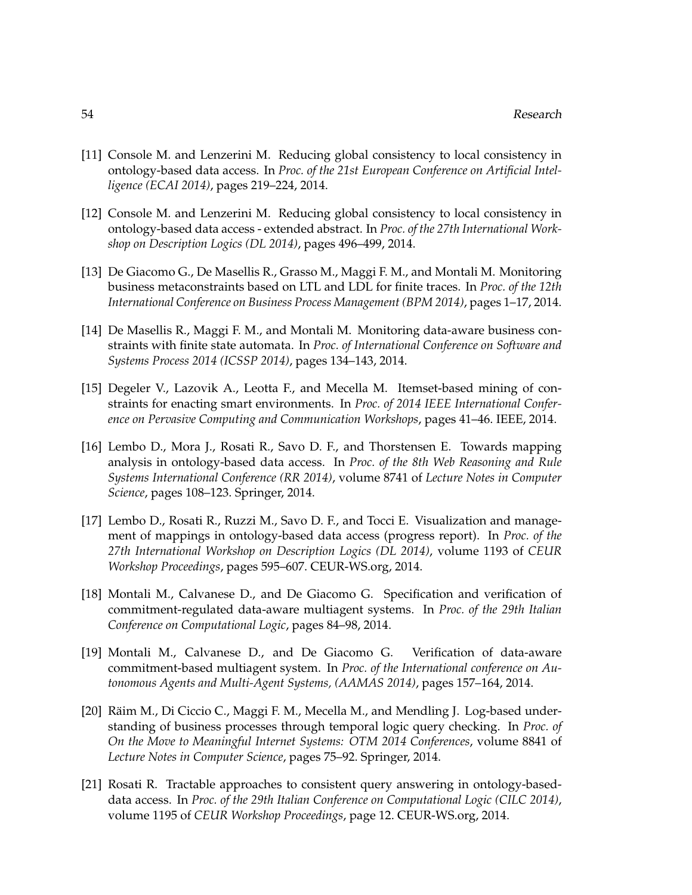[11] Console M. and Lenzerini M. Reducing global consistency to local consistency in ontology-based data access. In *Proc. of the 21st European Conference on Artificial Intelligence (ECAI 2014)*, pages 219–224, 2014.

[12] Console M. and Lenzerini M. Reducing global consistency to local consistency in ontology-based data access - extended abstract. In *Proc. of the 27th International Workshop on Description Logics (DL 2014)*, pages 496–499, 2014.

[13] De Giacomo G., De Masellis R., Grasso M., Maggi F. M., and Montali M. Monitoring business metaconstraints based on LTL and LDL for finite traces. In *Proc. of the 12th International Conference on Business Process Management (BPM 2014)*, pages 1–17, 2014.

[14] De Masellis R., Maggi F. M., and Montali M. Monitoring data-aware business constraints with finite state automata. In *Proc. of International Conference on Software and Systems Process 2014 (ICSSP 2014)*, pages 134–143, 2014.

[15] Degeler V., Lazovik A., Leotta F., and Mecella M. Itemset-based mining of constraints for enacting smart environments. In *Proc. of 2014 IEEE International Conference on Pervasive Computing and Communication Workshops*, pages 41–46. IEEE, 2014.

[16] Lembo D., Mora J., Rosati R., Savo D. F., and Thorstensen E. Towards mapping analysis in ontology-based data access. In *Proc. of the 8th Web Reasoning and Rule Systems International Conference (RR 2014)*, volume 8741 of *Lecture Notes in Computer Science*, pages 108–123. Springer, 2014.

[17] Lembo D., Rosati R., Ruzzi M., Savo D. F., and Tocci E. Visualization and management of mappings in ontology-based data access (progress report). In *Proc. of the 27th International Workshop on Description Logics (DL 2014)*, volume 1193 of *CEUR Workshop Proceedings*, pages 595–607. CEUR-WS.org, 2014.

[18] Montali M., Calvanese D., and De Giacomo G. Specification and verification of commitment-regulated data-aware multiagent systems. In *Proc. of the 29th Italian Conference on Computational Logic*, pages 84–98, 2014.

[19] Montali M., Calvanese D., and De Giacomo G. Verification of data-aware commitment-based multiagent system. In *Proc. of the International conference on Autonomous Agents and Multi-Agent Systems, (AAMAS 2014)*, pages 157–164, 2014.

[20] Räim M., Di Ciccio C., Maggi F. M., Mecella M., and Mendling J. Log-based understanding of business processes through temporal logic query checking. In *Proc. of On the Move to Meaningful Internet Systems: OTM 2014 Conferences*, volume 8841 of *Lecture Notes in Computer Science*, pages 75–92. Springer, 2014.

[21] Rosati R. Tractable approaches to consistent query answering in ontology-based-data access. In *Proc. of the 29th Italian Conference on Computational Logic (CILC 2014)*, volume 1195 of *CEUR Workshop Proceedings*, page 12. CEUR-WS.org, 2014.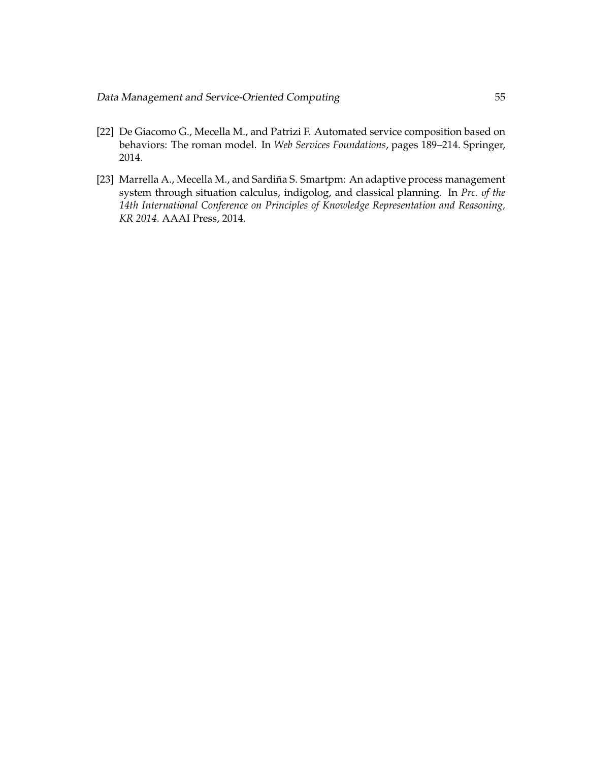[22] De Giacomo G., Mecella M., and Patrizi F. Automated service composition based on behaviors: The roman model. In *Web Services Foundations*, pages 189–214. Springer, 2014.

[23] Marrella A., Mecella M., and Sardiña S. Smartpm: An adaptive process management system through situation calculus, indigolog, and classical planning. In *Prc. of the 14th International Conference on Principles of Knowledge Representation and Reasoning, KR 2014*. AAAI Press, 2014.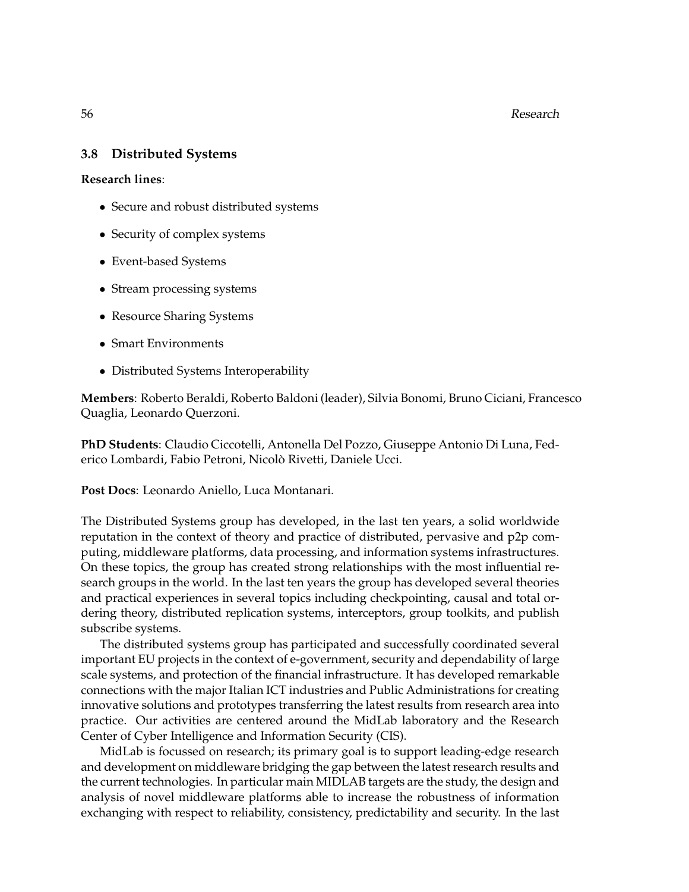## 3.8 Distributed Systems

**Research lines**:

- Secure and robust distributed systems
- Security of complex systems
- Event-based Systems
- Stream processing systems
- Resource Sharing Systems
- Smart Environments
- Distributed Systems Interoperability

**Members**: Roberto Beraldi, Roberto Baldoni (leader), Silvia Bonomi, Bruno Ciciani, Francesco Quaglia, Leonardo Querzoni.

**PhD Students**: Claudio Ciccotelli, Antonella Del Pozzo, Giuseppe Antonio Di Luna, Federico Lombardi, Fabio Petroni, Nicolò Rivetti, Daniele Ucci.

**Post Docs**: Leonardo Aniello, Luca Montanari.

The Distributed Systems group has developed, in the last ten years, a solid worldwide reputation in the context of theory and practice of distributed, pervasive and p2p computing, middleware platforms, data processing, and information systems infrastructures. On these topics, the group has created strong relationships with the most influential research groups in the world. In the last ten years the group has developed several theories and practical experiences in several topics including checkpointing, causal and total ordering theory, distributed replication systems, interceptors, group toolkits, and publish subscribe systems.

The distributed systems group has participated and successfully coordinated several important EU projects in the context of e-government, security and dependability of large scale systems, and protection of the financial infrastructure. It has developed remarkable connections with the major Italian ICT industries and Public Administrations for creating innovative solutions and prototypes transferring the latest results from research area into practice. Our activities are centered around the MidLab laboratory and the Research Center of Cyber Intelligence and Information Security (CIS).

MidLab is focussed on research; its primary goal is to support leading-edge research and development on middleware bridging the gap between the latest research results and the current technologies. In particular main MIDLAB targets are the study, the design and analysis of novel middleware platforms able to increase the robustness of information exchanging with respect to reliability, consistency, predictability and security. In the last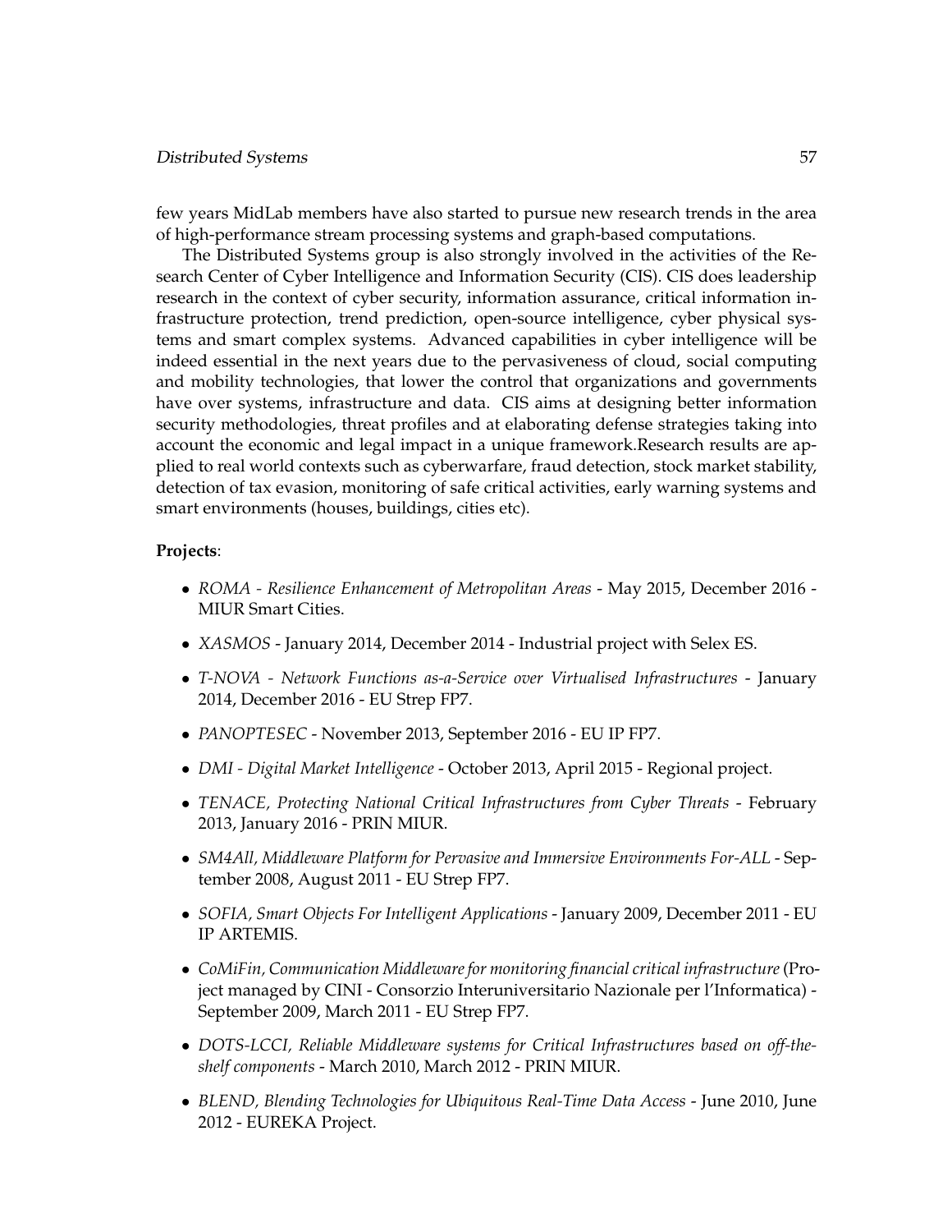few years MidLab members have also started to pursue new research trends in the area of high-performance stream processing systems and graph-based computations.

The Distributed Systems group is also strongly involved in the activities of the Research Center of Cyber Intelligence and Information Security (CIS). CIS does leadership research in the context of cyber security, information assurance, critical information infrastructure protection, trend prediction, open-source intelligence, cyber physical systems and smart complex systems. Advanced capabilities in cyber intelligence will be indeed essential in the next years due to the pervasiveness of cloud, social computing and mobility technologies, that lower the control that organizations and governments have over systems, infrastructure and data. CIS aims at designing better information security methodologies, threat profiles and at elaborating defense strategies taking into account the economic and legal impact in a unique framework.Research results are applied to real world contexts such as cyberwarfare, fraud detection, stock market stability, detection of tax evasion, monitoring of safe critical activities, early warning systems and smart environments (houses, buildings, cities etc).

**Projects**:

- *ROMA - Resilience Enhancement of Metropolitan Areas* - May 2015, December 2016 - MIUR Smart Cities.
- *XASMOS* - January 2014, December 2014 - Industrial project with Selex ES.
- *T-NOVA - Network Functions as-a-Service over Virtualised Infrastructures* - January 2014, December 2016 - EU Strep FP7.
- *PANOPTESEC* - November 2013, September 2016 - EU IP FP7.
- *DMI - Digital Market Intelligence* - October 2013, April 2015 - Regional project.
- *TENACE, Protecting National Critical Infrastructures from Cyber Threats* - February 2013, January 2016 - PRIN MIUR.
- *SM4All, Middleware Platform for Pervasive and Immersive Environments For-ALL* - September 2008, August 2011 - EU Strep FP7.
- *SOFIA, Smart Objects For Intelligent Applications* - January 2009, December 2011 - EU IP ARTEMIS.
- *CoMiFin, Communication Middleware for monitoring financial critical infrastructure* (Project managed by CINI - Consorzio Interuniversitario Nazionale per l'Informatica) - September 2009, March 2011 - EU Strep FP7.
- *DOTS-LCCI, Reliable Middleware systems for Critical Infrastructures based on off-the-shelf components* - March 2010, March 2012 - PRIN MIUR.
- *BLEND, Blending Technologies for Ubiquitous Real-Time Data Access* - June 2010, June 2012 - EUREKA Project.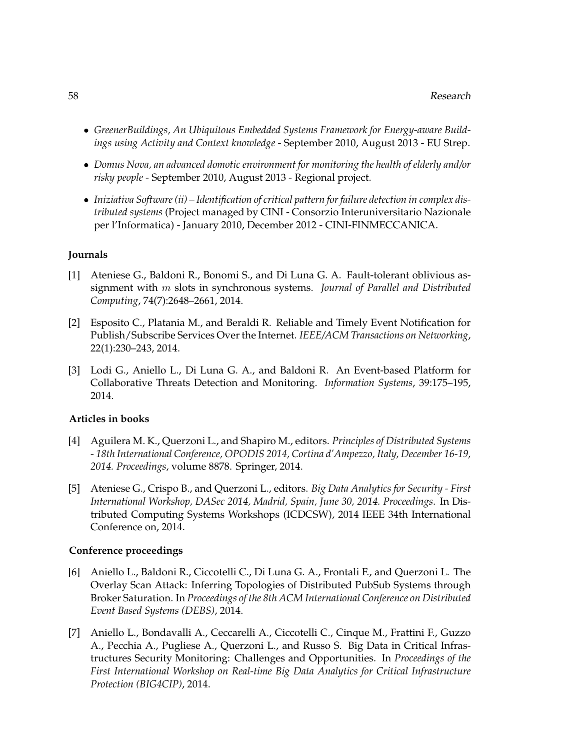- *GreenerBuildings, An Ubiquitous Embedded Systems Framework for Energy-aware Buildings using Activity and Context knowledge* - September 2010, August 2013 - EU Strep.
- *Domus Nova, an advanced domotic environment for monitoring the health of elderly and/or risky people* - September 2010, August 2013 - Regional project.
- *Iniziativa Software (ii) – Identification of critical pattern for failure detection in complex distributed systems* (Project managed by CINI - Consorzio Interuniversitario Nazionale per l'Informatica) - January 2010, December 2012 - CINI-FINMECCANICA.

### Journals

[1] Ateniese G., Baldoni R., Bonomi S., and Di Luna G. A. Fault-tolerant oblivious assignment with $m$ slots in synchronous systems. *Journal of Parallel and Distributed Computing*, 74(7):2648–2661, 2014.

[2] Esposito C., Platania M., and Beraldi R. Reliable and Timely Event Notification for Publish/Subscribe Services Over the Internet. *IEEE/ACM Transactions on Networking*, 22(1):230–243, 2014.

[3] Lodi G., Aniello L., Di Luna G. A., and Baldoni R. An Event-based Platform for Collaborative Threats Detection and Monitoring. *Information Systems*, 39:175–195, 2014.

### Articles in books

[4] Aguilera M. K., Querzoni L., and Shapiro M., editors. *Principles of Distributed Systems - 18th International Conference, OPODIS 2014, Cortina d'Ampezzo, Italy, December 16-19, 2014. Proceedings*, volume 8878. Springer, 2014.

[5] Ateniese G., Crispo B., and Querzoni L., editors. *Big Data Analytics for Security - First International Workshop, DASec 2014, Madrid, Spain, June 30, 2014. Proceedings*. In Distributed Computing Systems Workshops (ICDCSW), 2014 IEEE 34th International Conference on, 2014.

### Conference proceedings

[6] Aniello L., Baldoni R., Ciccotelli C., Di Luna G. A., Frontali F., and Querzoni L. The Overlay Scan Attack: Inferring Topologies of Distributed PubSub Systems through Broker Saturation. In *Proceedings of the 8th ACM International Conference on Distributed Event Based Systems (DEBS)*, 2014.

[7] Aniello L., Bondavalli A., Ceccarelli A., Ciccotelli C., Cinque M., Frattini F., Guzzo A., Pecchia A., Pugliese A., Querzoni L., and Russo S. Big Data in Critical Infrastructures Security Monitoring: Challenges and Opportunities. In *Proceedings of the First International Workshop on Real-time Big Data Analytics for Critical Infrastructure Protection (BIG4CIP)*, 2014.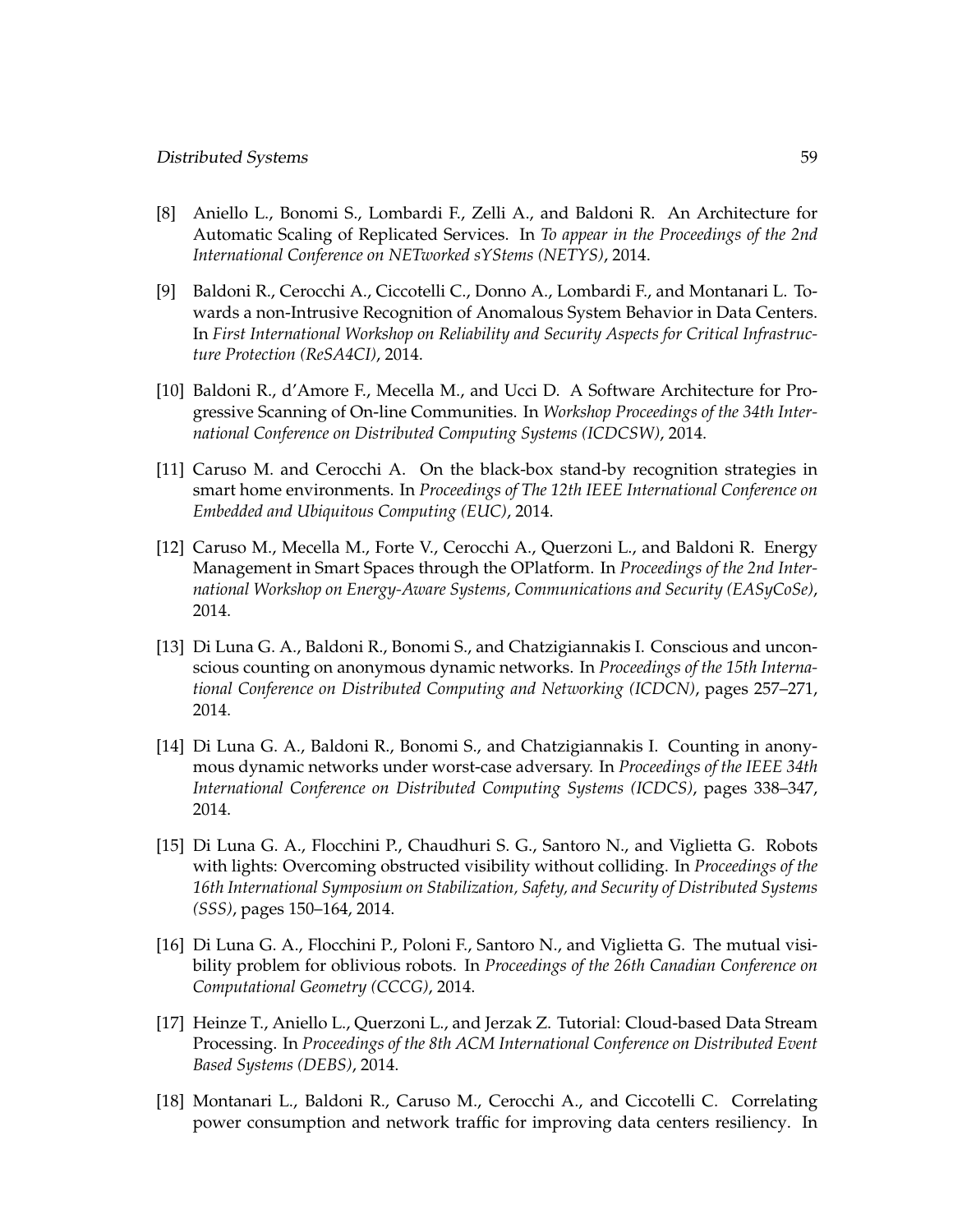[8] Aniello L., Bonomi S., Lombardi F., Zelli A., and Baldoni R. An Architecture for Automatic Scaling of Replicated Services. In *To appear in the Proceedings of the 2nd International Conference on NETworked sYStems (NETYS)*, 2014.

[9] Baldoni R., Cerocchi A., Ciccotelli C., Donno A., Lombardi F., and Montanari L. Towards a non-Intrusive Recognition of Anomalous System Behavior in Data Centers. In *First International Workshop on Reliability and Security Aspects for Critical Infrastructure Protection (ReSA4CI)*, 2014.

[10] Baldoni R., d'Amore F., Mecella M., and Ucci D. A Software Architecture for Progressive Scanning of On-line Communities. In *Workshop Proceedings of the 34th International Conference on Distributed Computing Systems (ICDCSW)*, 2014.

[11] Caruso M. and Cerocchi A. On the black-box stand-by recognition strategies in smart home environments. In *Proceedings of The 12th IEEE International Conference on Embedded and Ubiquitous Computing (EUC)*, 2014.

[12] Caruso M., Mecella M., Forte V., Cerocchi A., Querzoni L., and Baldoni R. Energy Management in Smart Spaces through the OPlatform. In *Proceedings of the 2nd International Workshop on Energy-Aware Systems, Communications and Security (EASyCoSe)*, 2014.

[13] Di Luna G. A., Baldoni R., Bonomi S., and Chatzigiannakis I. Conscious and unconscious counting on anonymous dynamic networks. In *Proceedings of the 15th International Conference on Distributed Computing and Networking (ICDCN)*, pages 257–271, 2014.

[14] Di Luna G. A., Baldoni R., Bonomi S., and Chatzigiannakis I. Counting in anonymous dynamic networks under worst-case adversary. In *Proceedings of the IEEE 34th International Conference on Distributed Computing Systems (ICDCS)*, pages 338–347, 2014.

[15] Di Luna G. A., Flocchini P., Chaudhuri S. G., Santoro N., and Viglietta G. Robots with lights: Overcoming obstructed visibility without colliding. In *Proceedings of the 16th International Symposium on Stabilization, Safety, and Security of Distributed Systems (SSS)*, pages 150–164, 2014.

[16] Di Luna G. A., Flocchini P., Poloni F., Santoro N., and Viglietta G. The mutual visibility problem for oblivious robots. In *Proceedings of the 26th Canadian Conference on Computational Geometry (CCCG)*, 2014.

[17] Heinze T., Aniello L., Querzoni L., and Jerzak Z. Tutorial: Cloud-based Data Stream Processing. In *Proceedings of the 8th ACM International Conference on Distributed Event Based Systems (DEBS)*, 2014.

[18] Montanari L., Baldoni R., Caruso M., Cerocchi A., and Ciccotelli C. Correlating power consumption and network traffic for improving data centers resiliency. In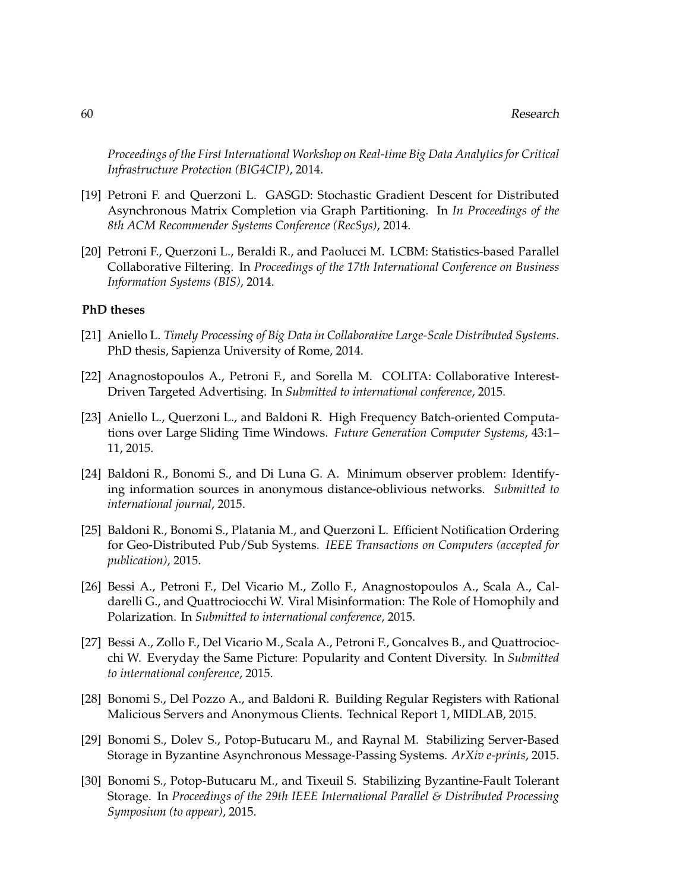*Proceedings of the First International Workshop on Real-time Big Data Analytics for Critical Infrastructure Protection (BIG4CIP)*, 2014.

[19] Petroni F. and Querzoni L. GASGD: Stochastic Gradient Descent for Distributed Asynchronous Matrix Completion via Graph Partitioning. In *In Proceedings of the 8th ACM Recommender Systems Conference (RecSys)*, 2014.

[20] Petroni F., Querzoni L., Beraldi R., and Paolucci M. LCBM: Statistics-based Parallel Collaborative Filtering. In *Proceedings of the 17th International Conference on Business Information Systems (BIS)*, 2014.

**PhD theses**

[21] Aniello L. *Timely Processing of Big Data in Collaborative Large-Scale Distributed Systems*. PhD thesis, Sapienza University of Rome, 2014.

[22] Anagnostopoulos A., Petroni F., and Sorella M. COLITA: Collaborative Interest-Driven Targeted Advertising. In *Submitted to international conference*, 2015.

[23] Aniello L., Querzoni L., and Baldoni R. High Frequency Batch-oriented Computations over Large Sliding Time Windows. *Future Generation Computer Systems*, 43:1–11, 2015.

[24] Baldoni R., Bonomi S., and Di Luna G. A. Minimum observer problem: Identifying information sources in anonymous distance-oblivious networks. *Submitted to international journal*, 2015.

[25] Baldoni R., Bonomi S., Platania M., and Querzoni L. Efficient Notification Ordering for Geo-Distributed Pub/Sub Systems. *IEEE Transactions on Computers (accepted for publication)*, 2015.

[26] Bessi A., Petroni F., Del Vicario M., Zollo F., Anagnostopoulos A., Scala A., Caldarelli G., and Quattrociocchi W. Viral Misinformation: The Role of Homophily and Polarization. In *Submitted to international conference*, 2015.

[27] Bessi A., Zollo F., Del Vicario M., Scala A., Petroni F., Goncalves B., and Quattrociocchi W. Everyday the Same Picture: Popularity and Content Diversity. In *Submitted to international conference*, 2015.

[28] Bonomi S., Del Pozzo A., and Baldoni R. Building Regular Registers with Rational Malicious Servers and Anonymous Clients. Technical Report 1, MIDLAB, 2015.

[29] Bonomi S., Dolev S., Potop-Butucaru M., and Raynal M. Stabilizing Server-Based Storage in Byzantine Asynchronous Message-Passing Systems. *ArXiv e-prints*, 2015.

[30] Bonomi S., Potop-Butucaru M., and Tixeuil S. Stabilizing Byzantine-Fault Tolerant Storage. In *Proceedings of the 29th IEEE International Parallel & Distributed Processing Symposium (to appear)*, 2015.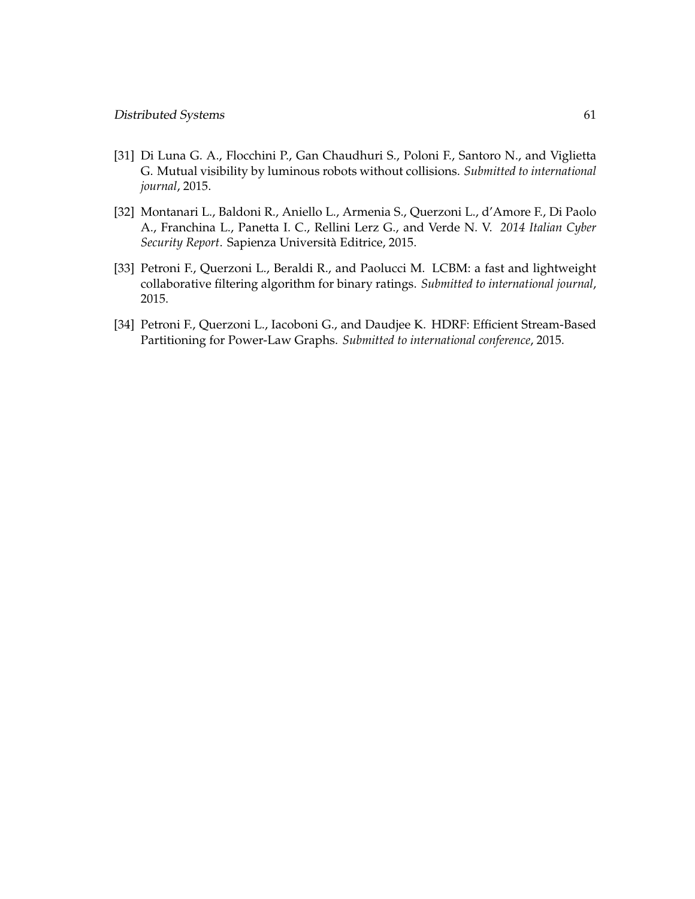[31] Di Luna G. A., Flocchini P., Gan Chaudhuri S., Poloni F., Santoro N., and Viglietta G. Mutual visibility by luminous robots without collisions. *Submitted to international journal*, 2015.

[32] Montanari L., Baldoni R., Aniello L., Armenia S., Querzoni L., d'Amore F., Di Paolo A., Franchina L., Panetta I. C., Rellini Lerz G., and Verde N. V. *2014 Italian Cyber Security Report*. Sapienza Università Editrice, 2015.

[33] Petroni F., Querzoni L., Beraldi R., and Paolucci M. LCBM: a fast and lightweight collaborative filtering algorithm for binary ratings. *Submitted to international journal*, 2015.

[34] Petroni F., Querzoni L., Iacoboni G., and Daudjee K. HDRF: Efficient Stream-Based Partitioning for Power-Law Graphs. *Submitted to international conference*, 2015.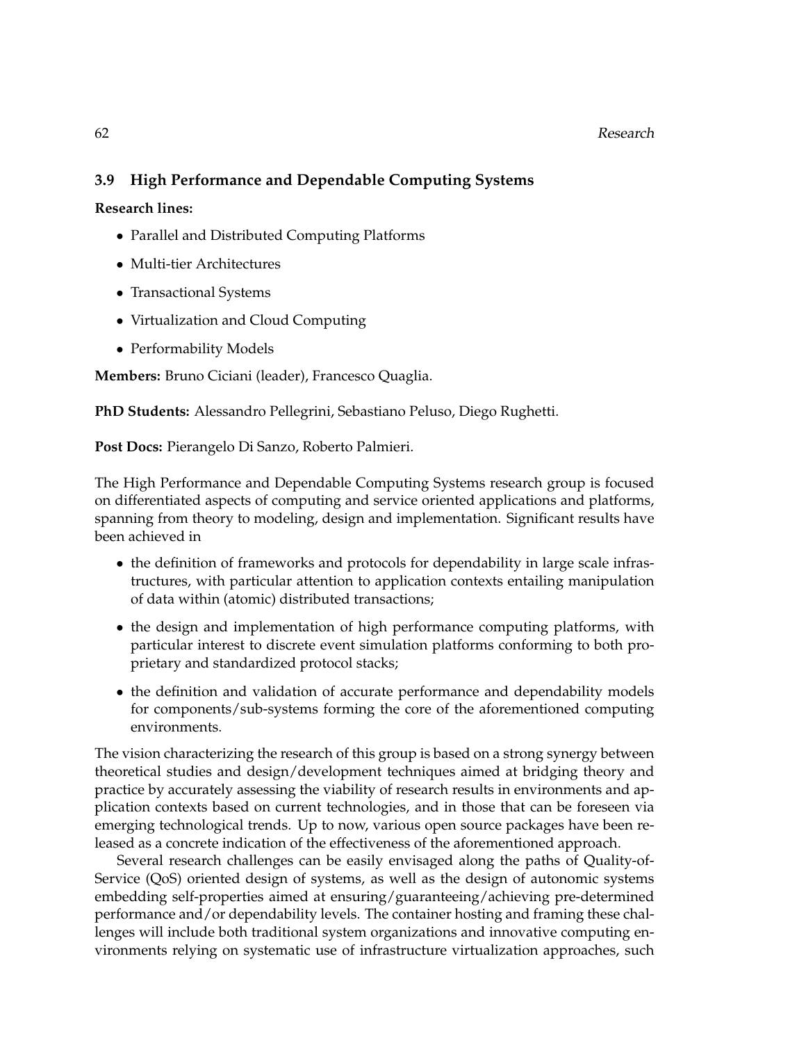## 3.9 High Performance and Dependable Computing Systems

**Research lines:**

- Parallel and Distributed Computing Platforms
- Multi-tier Architectures
- Transactional Systems
- Virtualization and Cloud Computing
- Performability Models

**Members:** Bruno Ciciani (leader), Francesco Quaglia.

**PhD Students:** Alessandro Pellegrini, Sebastiano Peluso, Diego Rughetti.

**Post Docs:** Pierangelo Di Sanzo, Roberto Palmieri.

The High Performance and Dependable Computing Systems research group is focused on differentiated aspects of computing and service oriented applications and platforms, spanning from theory to modeling, design and implementation. Significant results have been achieved in

- the definition of frameworks and protocols for dependability in large scale infrastructures, with particular attention to application contexts entailing manipulation of data within (atomic) distributed transactions;
- the design and implementation of high performance computing platforms, with particular interest to discrete event simulation platforms conforming to both proprietary and standardized protocol stacks;
- the definition and validation of accurate performance and dependability models for components/sub-systems forming the core of the aforementioned computing environments.

The vision characterizing the research of this group is based on a strong synergy between theoretical studies and design/development techniques aimed at bridging theory and practice by accurately assessing the viability of research results in environments and application contexts based on current technologies, and in those that can be foreseen via emerging technological trends. Up to now, various open source packages have been released as a concrete indication of the effectiveness of the aforementioned approach.

Several research challenges can be easily envisaged along the paths of Quality-of-Service (QoS) oriented design of systems, as well as the design of autonomic systems embedding self-properties aimed at ensuring/guaranteeing/achieving pre-determined performance and/or dependability levels. The container hosting and framing these challenges will include both traditional system organizations and innovative computing environments relying on systematic use of infrastructure virtualization approaches, such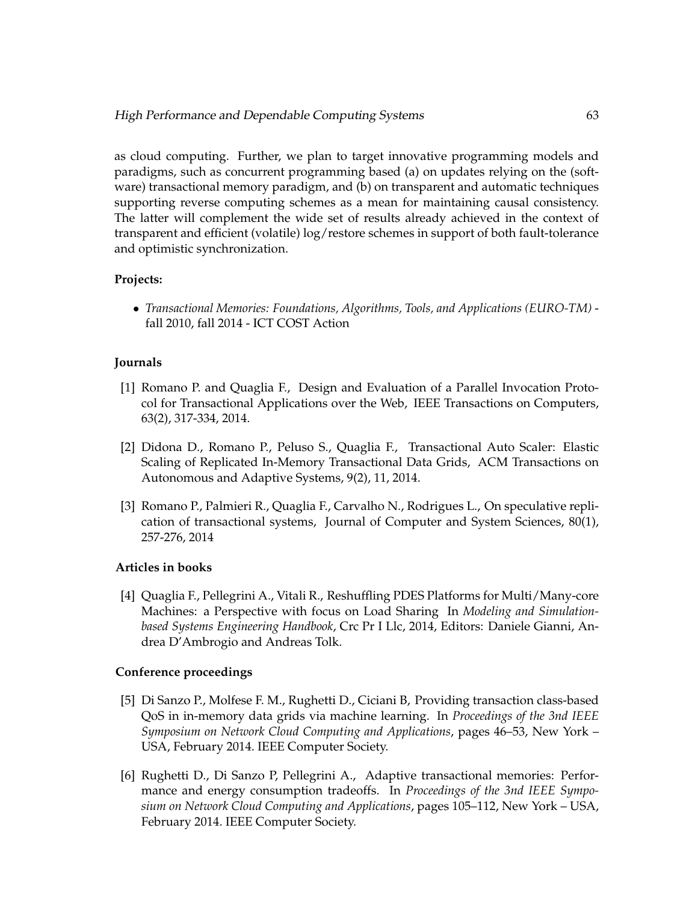as cloud computing. Further, we plan to target innovative programming models and paradigms, such as concurrent programming based (a) on updates relying on the (software) transactional memory paradigm, and (b) on transparent and automatic techniques supporting reverse computing schemes as a mean for maintaining causal consistency. The latter will complement the wide set of results already achieved in the context of transparent and efficient (volatile) log/restore schemes in support of both fault-tolerance and optimistic synchronization.

**Projects:**

- *Transactional Memories: Foundations, Algorithms, Tools, and Applications (EURO-TM)* - fall 2010, fall 2014 - ICT COST Action

**Journals**

[1] Romano P. and Quaglia F., Design and Evaluation of a Parallel Invocation Protocol for Transactional Applications over the Web, IEEE Transactions on Computers, 63(2), 317-334, 2014.

[2] Didona D., Romano P., Peluso S., Quaglia F., Transactional Auto Scaler: Elastic Scaling of Replicated In-Memory Transactional Data Grids, ACM Transactions on Autonomous and Adaptive Systems, 9(2), 11, 2014.

[3] Romano P., Palmieri R., Quaglia F., Carvalho N., Rodrigues L., On speculative replication of transactional systems, Journal of Computer and System Sciences, 80(1), 257-276, 2014

**Articles in books**

[4] Quaglia F., Pellegrini A., Vitali R., Reshuffling PDES Platforms for Multi/Many-core Machines: a Perspective with focus on Load Sharing In *Modeling and Simulation-based Systems Engineering Handbook*, Crc Pr I Llc, 2014, Editors: Daniele Gianni, Andrea D'Ambrogio and Andreas Tolk.

**Conference proceedings**

[5] Di Sanzo P., Molfese F. M., Rughetti D., Ciciani B, Providing transaction class-based QoS in in-memory data grids via machine learning. In *Proceedings of the 3nd IEEE Symposium on Network Cloud Computing and Applications*, pages 46–53, New York – USA, February 2014. IEEE Computer Society.

[6] Rughetti D., Di Sanzo P, Pellegrini A., Adaptive transactional memories: Performance and energy consumption tradeoffs. In *Proceedings of the 3nd IEEE Symposium on Network Cloud Computing and Applications*, pages 105–112, New York – USA, February 2014. IEEE Computer Society.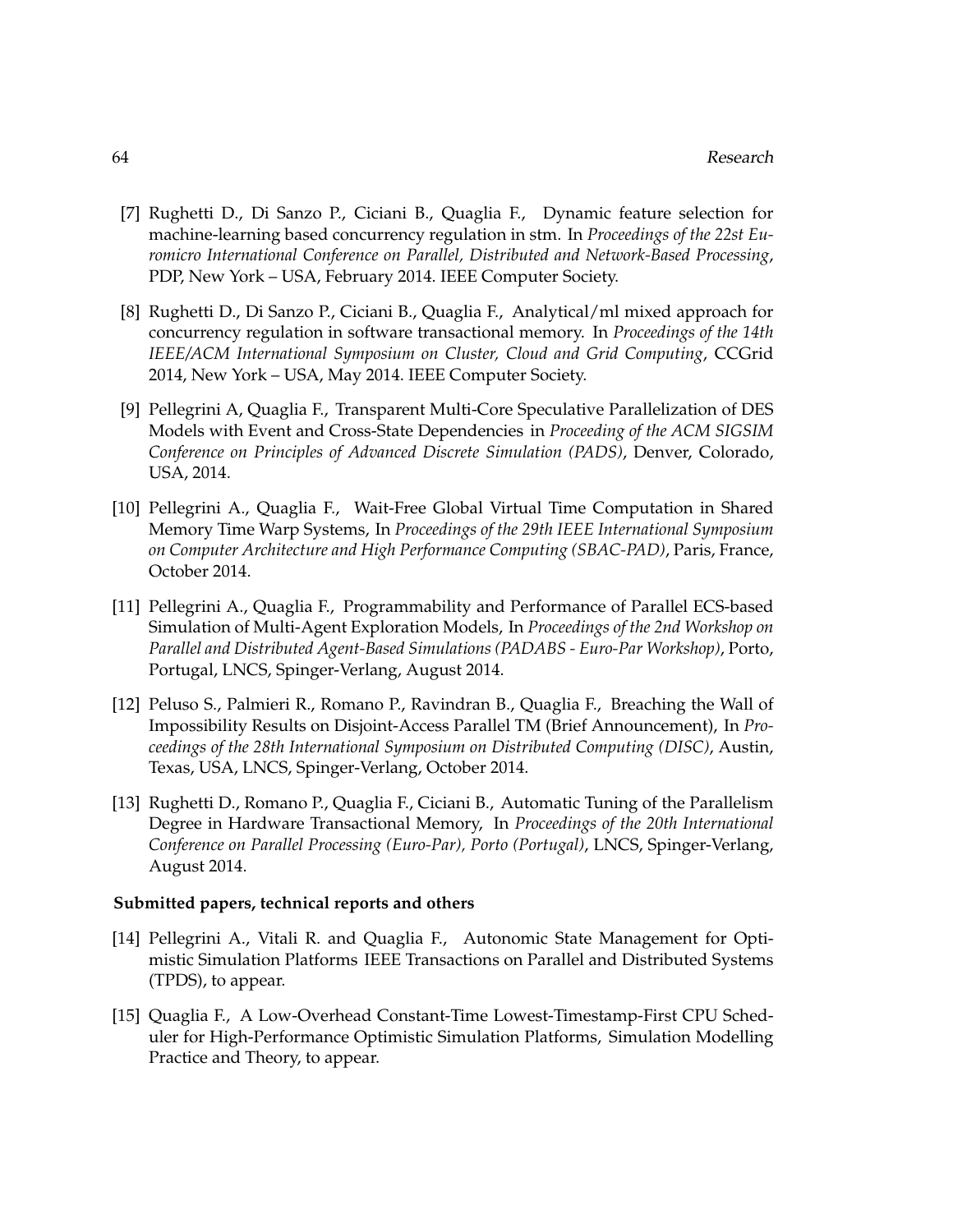[7] Rughetti D., Di Sanzo P., Ciciani B., Quaglia F., Dynamic feature selection for machine-learning based concurrency regulation in stm. In *Proceedings of the 22st Euromicro International Conference on Parallel, Distributed and Network-Based Processing*, PDP, New York – USA, February 2014. IEEE Computer Society.

[8] Rughetti D., Di Sanzo P., Ciciani B., Quaglia F., Analytical/ml mixed approach for concurrency regulation in software transactional memory. In *Proceedings of the 14th IEEE/ACM International Symposium on Cluster, Cloud and Grid Computing*, CCGrid 2014, New York – USA, May 2014. IEEE Computer Society.

[9] Pellegrini A, Quaglia F., Transparent Multi-Core Speculative Parallelization of DES Models with Event and Cross-State Dependencies in *Proceeding of the ACM SIGSIM Conference on Principles of Advanced Discrete Simulation (PADS)*, Denver, Colorado, USA, 2014.

[10] Pellegrini A., Quaglia F., Wait-Free Global Virtual Time Computation in Shared Memory Time Warp Systems, In *Proceedings of the 29th IEEE International Symposium on Computer Architecture and High Performance Computing (SBAC-PAD)*, Paris, France, October 2014.

[11] Pellegrini A., Quaglia F., Programmability and Performance of Parallel ECS-based Simulation of Multi-Agent Exploration Models, In *Proceedings of the 2nd Workshop on Parallel and Distributed Agent-Based Simulations (PADABS - Euro-Par Workshop)*, Porto, Portugal, LNCS, Spinger-Verlang, August 2014.

[12] Peluso S., Palmieri R., Romano P., Ravindran B., Quaglia F., Breaching the Wall of Impossibility Results on Disjoint-Access Parallel TM (Brief Announcement), In *Proceedings of the 28th International Symposium on Distributed Computing (DISC)*, Austin, Texas, USA, LNCS, Spinger-Verlang, October 2014.

[13] Rughetti D., Romano P., Quaglia F., Ciciani B., Automatic Tuning of the Parallelism Degree in Hardware Transactional Memory, In *Proceedings of the 20th International Conference on Parallel Processing (Euro-Par), Porto (Portugal)*, LNCS, Spinger-Verlang, August 2014.

**Submitted papers, technical reports and others**

[14] Pellegrini A., Vitali R. and Quaglia F., Autonomic State Management for Optimistic Simulation Platforms IEEE Transactions on Parallel and Distributed Systems (TPDS), to appear.

[15] Quaglia F., A Low-Overhead Constant-Time Lowest-Timestamp-First CPU Scheduler for High-Performance Optimistic Simulation Platforms, Simulation Modelling Practice and Theory, to appear.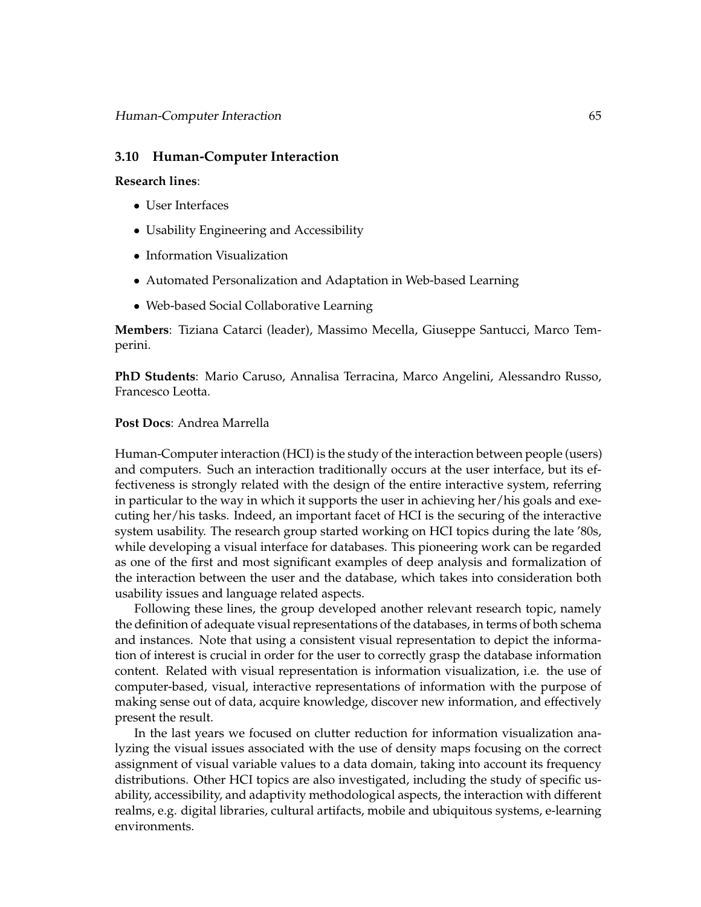### 3.10 Human-Computer Interaction

**Research lines**:

- User Interfaces
- Usability Engineering and Accessibility
- Information Visualization
- Automated Personalization and Adaptation in Web-based Learning
- Web-based Social Collaborative Learning

**Members**: Tiziana Catarci (leader), Massimo Mecella, Giuseppe Santucci, Marco Temperini.

**PhD Students**: Mario Caruso, Annalisa Terracina, Marco Angelini, Alessandro Russo, Francesco Leotta.

**Post Docs**: Andrea Marrella

Human-Computer interaction (HCI) is the study of the interaction between people (users) and computers. Such an interaction traditionally occurs at the user interface, but its effectiveness is strongly related with the design of the entire interactive system, referring in particular to the way in which it supports the user in achieving her/his goals and executing her/his tasks. Indeed, an important facet of HCI is the securing of the interactive system usability. The research group started working on HCI topics during the late '80s, while developing a visual interface for databases. This pioneering work can be regarded as one of the first and most significant examples of deep analysis and formalization of the interaction between the user and the database, which takes into consideration both usability issues and language related aspects.

Following these lines, the group developed another relevant research topic, namely the definition of adequate visual representations of the databases, in terms of both schema and instances. Note that using a consistent visual representation to depict the information of interest is crucial in order for the user to correctly grasp the database information content. Related with visual representation is information visualization, i.e. the use of computer-based, visual, interactive representations of information with the purpose of making sense out of data, acquire knowledge, discover new information, and effectively present the result.

In the last years we focused on clutter reduction for information visualization analyzing the visual issues associated with the use of density maps focusing on the correct assignment of visual variable values to a data domain, taking into account its frequency distributions. Other HCI topics are also investigated, including the study of specific usability, accessibility, and adaptivity methodological aspects, the interaction with different realms, e.g. digital libraries, cultural artifacts, mobile and ubiquitous systems, e-learning environments.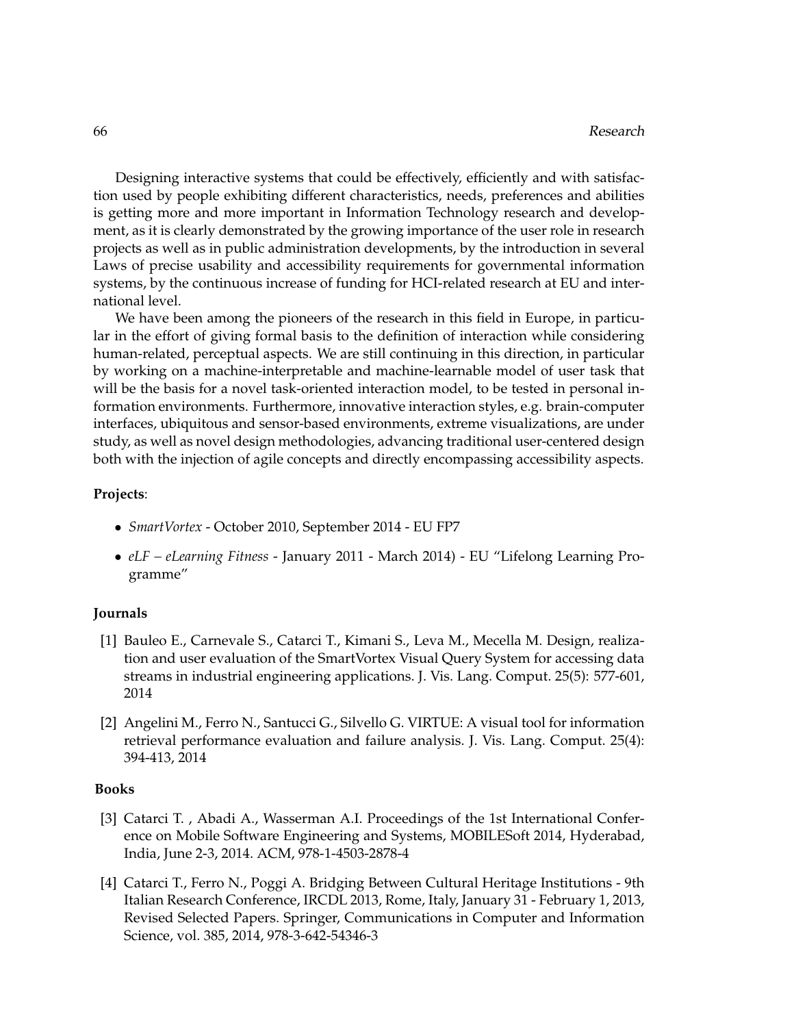Designing interactive systems that could be effectively, efficiently and with satisfaction used by people exhibiting different characteristics, needs, preferences and abilities is getting more and more important in Information Technology research and development, as it is clearly demonstrated by the growing importance of the user role in research projects as well as in public administration developments, by the introduction in several Laws of precise usability and accessibility requirements for governmental information systems, by the continuous increase of funding for HCI-related research at EU and international level.

We have been among the pioneers of the research in this field in Europe, in particular in the effort of giving formal basis to the definition of interaction while considering human-related, perceptual aspects. We are still continuing in this direction, in particular by working on a machine-interpretable and machine-learnable model of user task that will be the basis for a novel task-oriented interaction model, to be tested in personal information environments. Furthermore, innovative interaction styles, e.g. brain-computer interfaces, ubiquitous and sensor-based environments, extreme visualizations, are under study, as well as novel design methodologies, advancing traditional user-centered design both with the injection of agile concepts and directly encompassing accessibility aspects.

**Projects**:

- *SmartVortex* - October 2010, September 2014 - EU FP7
- *eLF – eLearning Fitness* - January 2011 - March 2014) - EU "Lifelong Learning Programme"

**Journals**

[1] Bauleo E., Carnevale S., Catarci T., Kimani S., Leva M., Mecella M. Design, realization and user evaluation of the SmartVortex Visual Query System for accessing data streams in industrial engineering applications. J. Vis. Lang. Comput. 25(5): 577-601, 2014

[2] Angelini M., Ferro N., Santucci G., Silvello G. VIRTUE: A visual tool for information retrieval performance evaluation and failure analysis. J. Vis. Lang. Comput. 25(4): 394-413, 2014

**Books**

[3] Catarci T. , Abadi A., Wasserman A.I. Proceedings of the 1st International Conference on Mobile Software Engineering and Systems, MOBILESoft 2014, Hyderabad, India, June 2-3, 2014. ACM, 978-1-4503-2878-4

[4] Catarci T., Ferro N., Poggi A. Bridging Between Cultural Heritage Institutions - 9th Italian Research Conference, IRCDL 2013, Rome, Italy, January 31 - February 1, 2013, Revised Selected Papers. Springer, Communications in Computer and Information Science, vol. 385, 2014, 978-3-642-54346-3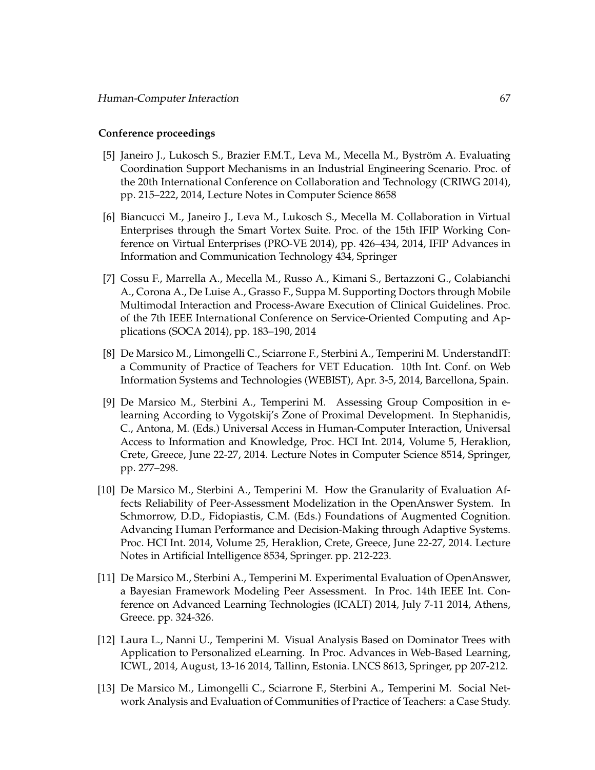**Conference proceedings**

[5] Janeiro J., Lukosch S., Brazier F.M.T., Leva M., Mecella M., Byström A. Evaluating Coordination Support Mechanisms in an Industrial Engineering Scenario. Proc. of the 20th International Conference on Collaboration and Technology (CRIWG 2014), pp. 215–222, 2014, Lecture Notes in Computer Science 8658

[6] Biancucci M., Janeiro J., Leva M., Lukosch S., Mecella M. Collaboration in Virtual Enterprises through the Smart Vortex Suite. Proc. of the 15th IFIP Working Conference on Virtual Enterprises (PRO-VE 2014), pp. 426–434, 2014, IFIP Advances in Information and Communication Technology 434, Springer

[7] Cossu F., Marrella A., Mecella M., Russo A., Kimani S., Bertazzoni G., Colabianchi A., Corona A., De Luise A., Grasso F., Suppa M. Supporting Doctors through Mobile Multimodal Interaction and Process-Aware Execution of Clinical Guidelines. Proc. of the 7th IEEE International Conference on Service-Oriented Computing and Applications (SOCA 2014), pp. 183–190, 2014

[8] De Marsico M., Limongelli C., Sciarrone F., Sterbini A., Temperini M. UnderstandIT: a Community of Practice of Teachers for VET Education. 10th Int. Conf. on Web Information Systems and Technologies (WEBIST), Apr. 3-5, 2014, Barcellona, Spain.

[9] De Marsico M., Sterbini A., Temperini M. Assessing Group Composition in e-learning According to Vygotskij's Zone of Proximal Development. In Stephanidis, C., Antona, M. (Eds.) Universal Access in Human-Computer Interaction, Universal Access to Information and Knowledge, Proc. HCI Int. 2014, Volume 5, Heraklion, Crete, Greece, June 22-27, 2014. Lecture Notes in Computer Science 8514, Springer, pp. 277–298.

[10] De Marsico M., Sterbini A., Temperini M. How the Granularity of Evaluation Affects Reliability of Peer-Assessment Modelization in the OpenAnswer System. In Schmorrow, D.D., Fidopiastis, C.M. (Eds.) Foundations of Augmented Cognition. Advancing Human Performance and Decision-Making through Adaptive Systems. Proc. HCI Int. 2014, Volume 25, Heraklion, Crete, Greece, June 22-27, 2014. Lecture Notes in Artificial Intelligence 8534, Springer. pp. 212-223.

[11] De Marsico M., Sterbini A., Temperini M. Experimental Evaluation of OpenAnswer, a Bayesian Framework Modeling Peer Assessment. In Proc. 14th IEEE Int. Conference on Advanced Learning Technologies (ICALT) 2014, July 7-11 2014, Athens, Greece. pp. 324-326.

[12] Laura L., Nanni U., Temperini M. Visual Analysis Based on Dominator Trees with Application to Personalized eLearning. In Proc. Advances in Web-Based Learning, ICWL, 2014, August, 13-16 2014, Tallinn, Estonia. LNCS 8613, Springer, pp 207-212.

[13] De Marsico M., Limongelli C., Sciarrone F., Sterbini A., Temperini M. Social Network Analysis and Evaluation of Communities of Practice of Teachers: a Case Study.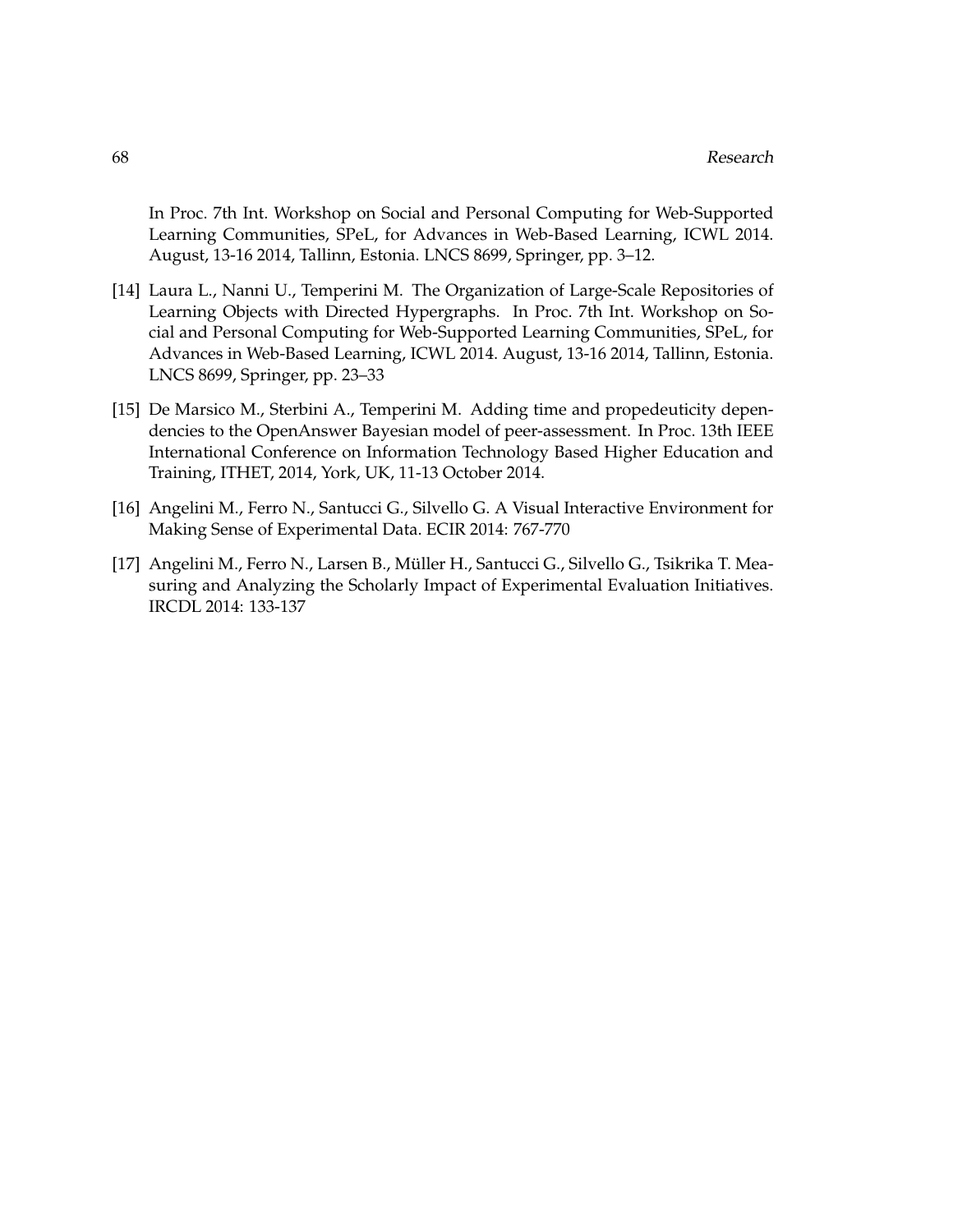In Proc. 7th Int. Workshop on Social and Personal Computing for Web-Supported Learning Communities, SPeL, for Advances in Web-Based Learning, ICWL 2014. August, 13-16 2014, Tallinn, Estonia. LNCS 8699, Springer, pp. 3–12.

[14] Laura L., Nanni U., Temperini M. The Organization of Large-Scale Repositories of Learning Objects with Directed Hypergraphs. In Proc. 7th Int. Workshop on Social and Personal Computing for Web-Supported Learning Communities, SPeL, for Advances in Web-Based Learning, ICWL 2014. August, 13-16 2014, Tallinn, Estonia. LNCS 8699, Springer, pp. 23–33

[15] De Marsico M., Sterbini A., Temperini M. Adding time and propedeuticity dependencies to the OpenAnswer Bayesian model of peer-assessment. In Proc. 13th IEEE International Conference on Information Technology Based Higher Education and Training, ITHET, 2014, York, UK, 11-13 October 2014.

[16] Angelini M., Ferro N., Santucci G., Silvello G. A Visual Interactive Environment for Making Sense of Experimental Data. ECIR 2014: 767-770

[17] Angelini M., Ferro N., Larsen B., Müller H., Santucci G., Silvello G., Tsikrika T. Measuring and Analyzing the Scholarly Impact of Experimental Evaluation Initiatives. IRCDL 2014: 133-137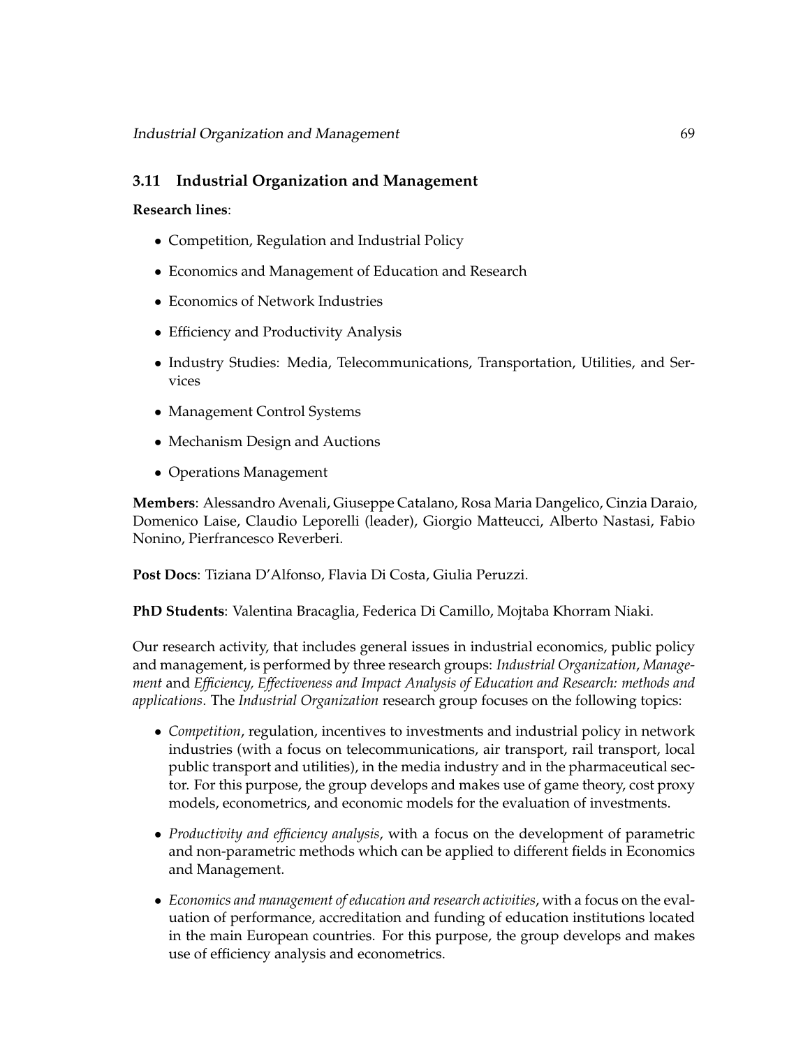## 3.11 Industrial Organization and Management

**Research lines**:

- Competition, Regulation and Industrial Policy
- Economics and Management of Education and Research
- Economics of Network Industries
- Efficiency and Productivity Analysis
- Industry Studies: Media, Telecommunications, Transportation, Utilities, and Services
- Management Control Systems
- Mechanism Design and Auctions
- Operations Management

**Members**: Alessandro Avenali, Giuseppe Catalano, Rosa Maria Dangelico, Cinzia Daraio, Domenico Laise, Claudio Leporelli (leader), Giorgio Matteucci, Alberto Nastasi, Fabio Nonino, Pierfrancesco Reverberi.

**Post Docs**: Tiziana D'Alfonso, Flavia Di Costa, Giulia Peruzzi.

**PhD Students**: Valentina Bracaglia, Federica Di Camillo, Mojtaba Khorram Niaki.

Our research activity, that includes general issues in industrial economics, public policy and management, is performed by three research groups: *Industrial Organization*, *Management* and *Efficiency, Effectiveness and Impact Analysis of Education and Research: methods and applications*. The *Industrial Organization* research group focuses on the following topics:

- *Competition*, regulation, incentives to investments and industrial policy in network industries (with a focus on telecommunications, air transport, rail transport, local public transport and utilities), in the media industry and in the pharmaceutical sector. For this purpose, the group develops and makes use of game theory, cost proxy models, econometrics, and economic models for the evaluation of investments.
- *Productivity and efficiency analysis*, with a focus on the development of parametric and non-parametric methods which can be applied to different fields in Economics and Management.
- *Economics and management of education and research activities*, with a focus on the evaluation of performance, accreditation and funding of education institutions located in the main European countries. For this purpose, the group develops and makes use of efficiency analysis and econometrics.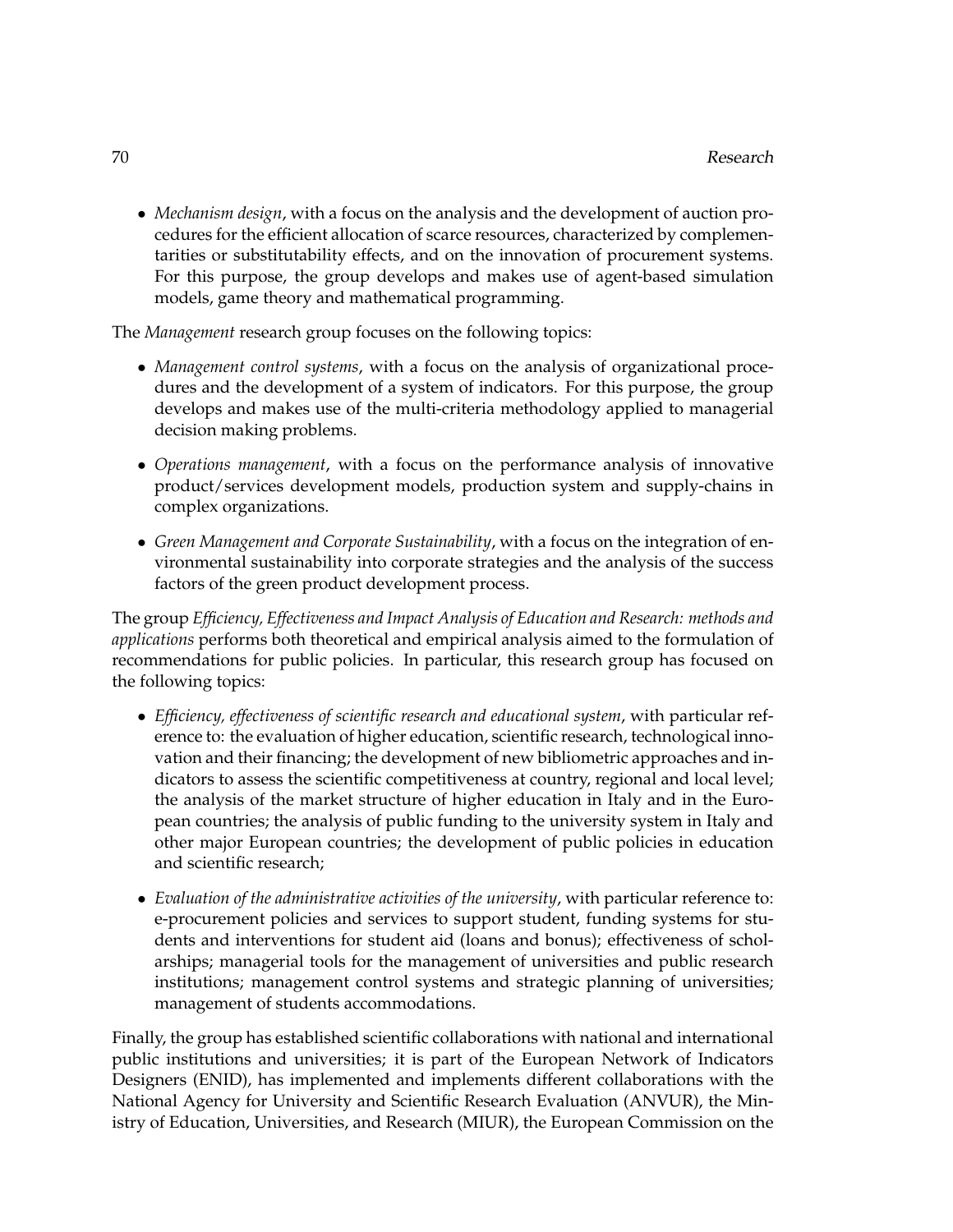- *Mechanism design*, with a focus on the analysis and the development of auction procedures for the efficient allocation of scarce resources, characterized by complementarities or substitutability effects, and on the innovation of procurement systems. For this purpose, the group develops and makes use of agent-based simulation models, game theory and mathematical programming.

The *Management* research group focuses on the following topics:

- *Management control systems*, with a focus on the analysis of organizational procedures and the development of a system of indicators. For this purpose, the group develops and makes use of the multi-criteria methodology applied to managerial decision making problems.
- *Operations management*, with a focus on the performance analysis of innovative product/services development models, production system and supply-chains in complex organizations.
- *Green Management and Corporate Sustainability*, with a focus on the integration of environmental sustainability into corporate strategies and the analysis of the success factors of the green product development process.

The group *Efficiency, Effectiveness and Impact Analysis of Education and Research: methods and applications* performs both theoretical and empirical analysis aimed to the formulation of recommendations for public policies. In particular, this research group has focused on the following topics:

- *Efficiency, effectiveness of scientific research and educational system*, with particular reference to: the evaluation of higher education, scientific research, technological innovation and their financing; the development of new bibliometric approaches and indicators to assess the scientific competitiveness at country, regional and local level; the analysis of the market structure of higher education in Italy and in the European countries; the analysis of public funding to the university system in Italy and other major European countries; the development of public policies in education and scientific research;
- *Evaluation of the administrative activities of the university*, with particular reference to: e-procurement policies and services to support student, funding systems for students and interventions for student aid (loans and bonus); effectiveness of scholarships; managerial tools for the management of universities and public research institutions; management control systems and strategic planning of universities; management of students accommodations.

Finally, the group has established scientific collaborations with national and international public institutions and universities; it is part of the European Network of Indicators Designers (ENID), has implemented and implements different collaborations with the National Agency for University and Scientific Research Evaluation (ANVUR), the Ministry of Education, Universities, and Research (MIUR), the European Commission on the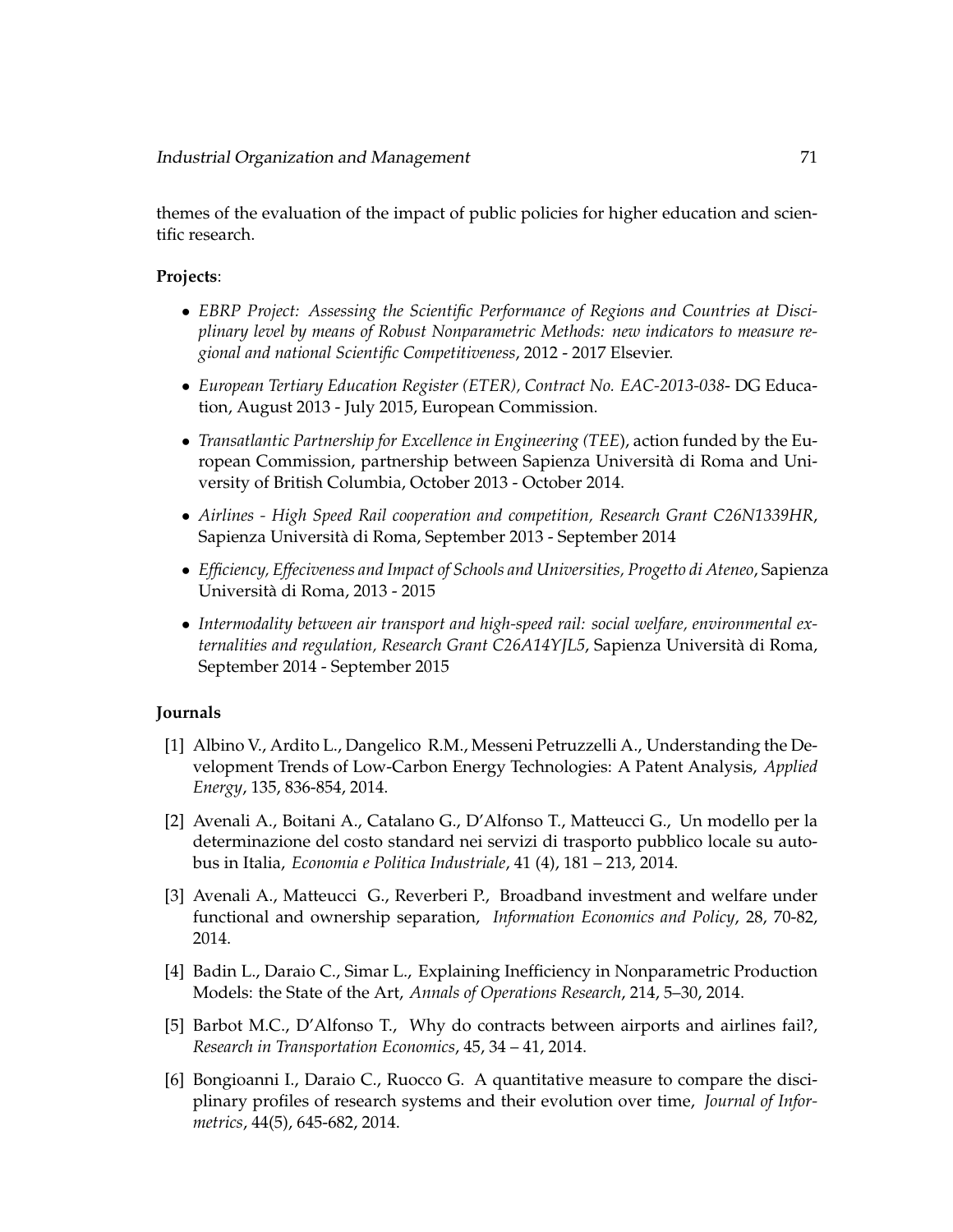themes of the evaluation of the impact of public policies for higher education and scientific research.

**Projects**:

- *EBRP Project: Assessing the Scientific Performance of Regions and Countries at Disciplinary level by means of Robust Nonparametric Methods: new indicators to measure regional and national Scientific Competitiveness*, 2012 - 2017 Elsevier.
- *European Tertiary Education Register (ETER), Contract No. EAC-2013-038*- DG Education, August 2013 - July 2015, European Commission.
- *Transatlantic Partnership for Excellence in Engineering (TEE*), action funded by the European Commission, partnership between Sapienza Università di Roma and University of British Columbia, October 2013 - October 2014.
- *Airlines - High Speed Rail cooperation and competition, Research Grant C26N1339HR*, Sapienza Università di Roma, September 2013 - September 2014
- *Efficiency, Effeciveness and Impact of Schools and Universities, Progetto di Ateneo*, Sapienza Università di Roma, 2013 - 2015
- *Intermodality between air transport and high-speed rail: social welfare, environmental externalities and regulation, Research Grant C26A14YJL5*, Sapienza Università di Roma, September 2014 - September 2015

**Journals**

[1] Albino V., Ardito L., Dangelico R.M., Messeni Petruzzelli A., Understanding the Development Trends of Low-Carbon Energy Technologies: A Patent Analysis, *Applied Energy*, 135, 836-854, 2014.

[2] Avenali A., Boitani A., Catalano G., D'Alfonso T., Matteucci G., Un modello per la determinazione del costo standard nei servizi di trasporto pubblico locale su autobus in Italia, *Economia e Politica Industriale*, 41 (4), 181 – 213, 2014.

[3] Avenali A., Matteucci G., Reverberi P., Broadband investment and welfare under functional and ownership separation, *Information Economics and Policy*, 28, 70-82, 2014.

[4] Badin L., Daraio C., Simar L., Explaining Inefficiency in Nonparametric Production Models: the State of the Art, *Annals of Operations Research*, 214, 5–30, 2014.

[5] Barbot M.C., D'Alfonso T., Why do contracts between airports and airlines fail?, *Research in Transportation Economics*, 45, 34 – 41, 2014.

[6] Bongioanni I., Daraio C., Ruocco G. A quantitative measure to compare the disciplinary profiles of research systems and their evolution over time, *Journal of Informetrics*, 44(5), 645-682, 2014.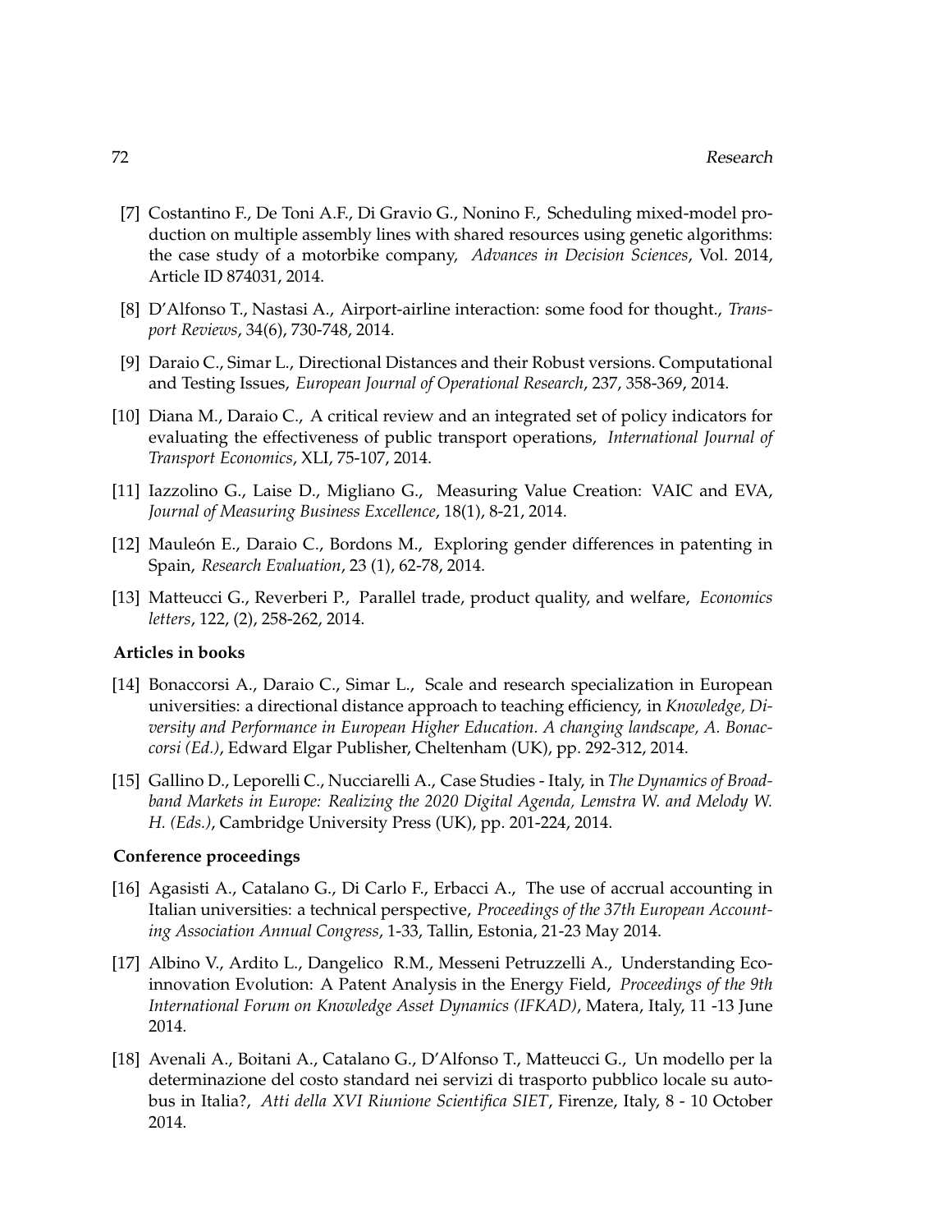[7] Costantino F., De Toni A.F., Di Gravio G., Nonino F., Scheduling mixed-model production on multiple assembly lines with shared resources using genetic algorithms: the case study of a motorbike company, *Advances in Decision Sciences*, Vol. 2014, Article ID 874031, 2014.

[8] D'Alfonso T., Nastasi A., Airport-airline interaction: some food for thought., *Transport Reviews*, 34(6), 730-748, 2014.

[9] Daraio C., Simar L., Directional Distances and their Robust versions. Computational and Testing Issues, *European Journal of Operational Research*, 237, 358-369, 2014.

[10] Diana M., Daraio C., A critical review and an integrated set of policy indicators for evaluating the effectiveness of public transport operations, *International Journal of Transport Economics*, XLI, 75-107, 2014.

[11] Iazzolino G., Laise D., Migliano G., Measuring Value Creation: VAIC and EVA, *Journal of Measuring Business Excellence*, 18(1), 8-21, 2014.

[12] Mauleón E., Daraio C., Bordons M., Exploring gender differences in patenting in Spain, *Research Evaluation*, 23 (1), 62-78, 2014.

[13] Matteucci G., Reverberi P., Parallel trade, product quality, and welfare, *Economics letters*, 122, (2), 258-262, 2014.

**Articles in books**

[14] Bonaccorsi A., Daraio C., Simar L., Scale and research specialization in European universities: a directional distance approach to teaching efficiency, in *Knowledge, Diversity and Performance in European Higher Education. A changing landscape, A. Bonaccorsi (Ed.)*, Edward Elgar Publisher, Cheltenham (UK), pp. 292-312, 2014.

[15] Gallino D., Leporelli C., Nucciarelli A., Case Studies - Italy, in *The Dynamics of Broadband Markets in Europe: Realizing the 2020 Digital Agenda, Lemstra W. and Melody W. H. (Eds.)*, Cambridge University Press (UK), pp. 201-224, 2014.

**Conference proceedings**

[16] Agasisti A., Catalano G., Di Carlo F., Erbacci A., The use of accrual accounting in Italian universities: a technical perspective, *Proceedings of the 37th European Accounting Association Annual Congress*, 1-33, Tallin, Estonia, 21-23 May 2014.

[17] Albino V., Ardito L., Dangelico R.M., Messeni Petruzzelli A., Understanding Eco-innovation Evolution: A Patent Analysis in the Energy Field, *Proceedings of the 9th International Forum on Knowledge Asset Dynamics (IFKAD)*, Matera, Italy, 11 -13 June 2014.

[18] Avenali A., Boitani A., Catalano G., D'Alfonso T., Matteucci G., Un modello per la determinazione del costo standard nei servizi di trasporto pubblico locale su autobus in Italia?, *Atti della XVI Riunione Scientifica SIET*, Firenze, Italy, 8 - 10 October 2014.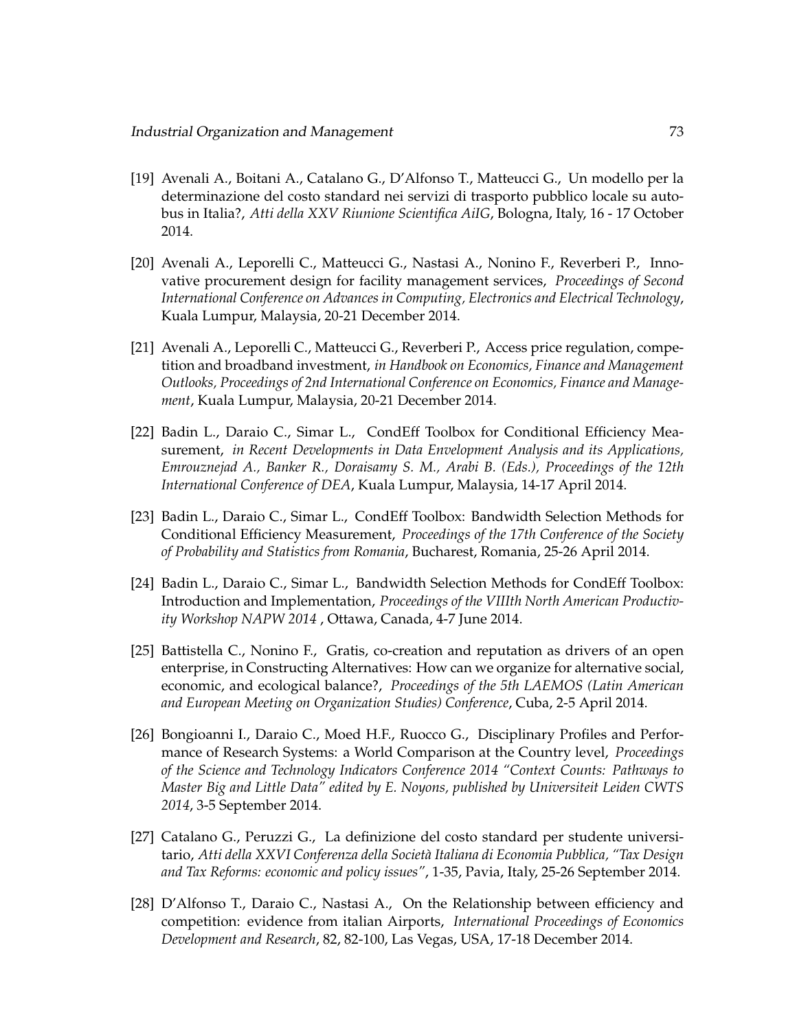[19] Avenali A., Boitani A., Catalano G., D'Alfonso T., Matteucci G., Un modello per la determinazione del costo standard nei servizi di trasporto pubblico locale su autobus in Italia?, *Atti della XXV Riunione Scientifica AiIG*, Bologna, Italy, 16 - 17 October 2014.

[20] Avenali A., Leporelli C., Matteucci G., Nastasi A., Nonino F., Reverberi P., Innovative procurement design for facility management services, *Proceedings of Second International Conference on Advances in Computing, Electronics and Electrical Technology*, Kuala Lumpur, Malaysia, 20-21 December 2014.

[21] Avenali A., Leporelli C., Matteucci G., Reverberi P., Access price regulation, competition and broadband investment, *in Handbook on Economics, Finance and Management Outlooks, Proceedings of 2nd International Conference on Economics, Finance and Management*, Kuala Lumpur, Malaysia, 20-21 December 2014.

[22] Badin L., Daraio C., Simar L., CondEff Toolbox for Conditional Efficiency Measurement, *in Recent Developments in Data Envelopment Analysis and its Applications, Emrouznejad A., Banker R., Doraisamy S. M., Arabi B. (Eds.), Proceedings of the 12th International Conference of DEA*, Kuala Lumpur, Malaysia, 14-17 April 2014.

[23] Badin L., Daraio C., Simar L., CondEff Toolbox: Bandwidth Selection Methods for Conditional Efficiency Measurement, *Proceedings of the 17th Conference of the Society of Probability and Statistics from Romania*, Bucharest, Romania, 25-26 April 2014.

[24] Badin L., Daraio C., Simar L., Bandwidth Selection Methods for CondEff Toolbox: Introduction and Implementation, *Proceedings of the VIIIth North American Productivity Workshop NAPW 2014* , Ottawa, Canada, 4-7 June 2014.

[25] Battistella C., Nonino F., Gratis, co-creation and reputation as drivers of an open enterprise, in Constructing Alternatives: How can we organize for alternative social, economic, and ecological balance?, *Proceedings of the 5th LAEMOS (Latin American and European Meeting on Organization Studies) Conference*, Cuba, 2-5 April 2014.

[26] Bongioanni I., Daraio C., Moed H.F., Ruocco G., Disciplinary Profiles and Performance of Research Systems: a World Comparison at the Country level, *Proceedings of the Science and Technology Indicators Conference 2014 "Context Counts: Pathways to Master Big and Little Data" edited by E. Noyons, published by Universiteit Leiden CWTS 2014*, 3-5 September 2014.

[27] Catalano G., Peruzzi G., La definizione del costo standard per studente universitario, *Atti della XXVI Conferenza della Società Italiana di Economia Pubblica, "Tax Design and Tax Reforms: economic and policy issues"*, 1-35, Pavia, Italy, 25-26 September 2014.

[28] D'Alfonso T., Daraio C., Nastasi A., On the Relationship between efficiency and competition: evidence from italian Airports, *International Proceedings of Economics Development and Research*, 82, 82-100, Las Vegas, USA, 17-18 December 2014.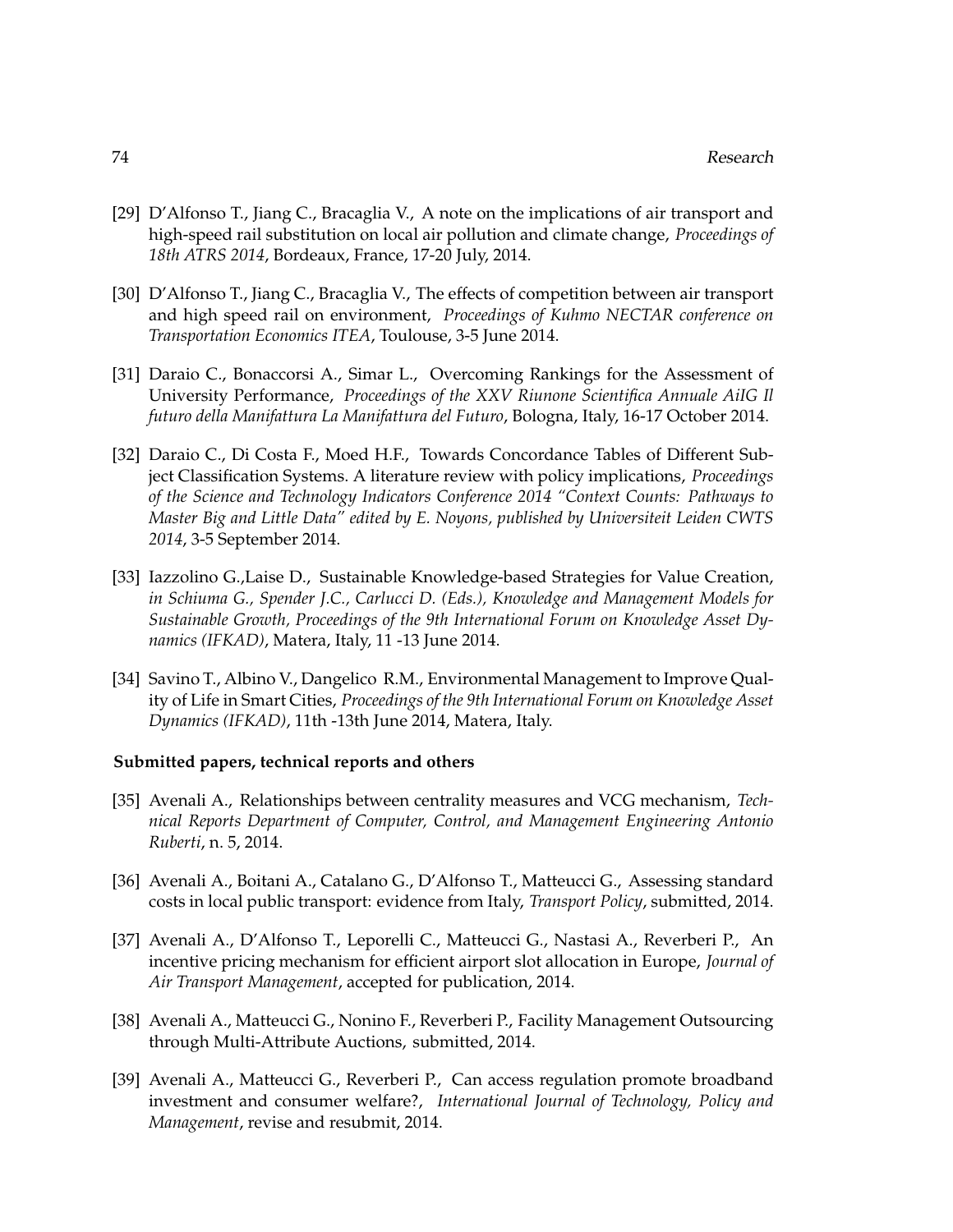[29] D'Alfonso T., Jiang C., Bracaglia V., A note on the implications of air transport and high-speed rail substitution on local air pollution and climate change, *Proceedings of 18th ATRS 2014*, Bordeaux, France, 17-20 July, 2014.

[30] D'Alfonso T., Jiang C., Bracaglia V., The effects of competition between air transport and high speed rail on environment, *Proceedings of Kuhmo NECTAR conference on Transportation Economics ITEA*, Toulouse, 3-5 June 2014.

[31] Daraio C., Bonaccorsi A., Simar L., Overcoming Rankings for the Assessment of University Performance, *Proceedings of the XXV Riunone Scientifica Annuale AiIG Il futuro della Manifattura La Manifattura del Futuro*, Bologna, Italy, 16-17 October 2014.

[32] Daraio C., Di Costa F., Moed H.F., Towards Concordance Tables of Different Subject Classification Systems. A literature review with policy implications, *Proceedings of the Science and Technology Indicators Conference 2014 "Context Counts: Pathways to Master Big and Little Data" edited by E. Noyons, published by Universiteit Leiden CWTS 2014*, 3-5 September 2014.

[33] Iazzolino G.,Laise D., Sustainable Knowledge-based Strategies for Value Creation, *in Schiuma G., Spender J.C., Carlucci D. (Eds.), Knowledge and Management Models for Sustainable Growth, Proceedings of the 9th International Forum on Knowledge Asset Dynamics (IFKAD)*, Matera, Italy, 11 -13 June 2014.

[34] Savino T., Albino V., Dangelico R.M., Environmental Management to Improve Quality of Life in Smart Cities, *Proceedings of the 9th International Forum on Knowledge Asset Dynamics (IFKAD)*, 11th -13th June 2014, Matera, Italy.

**Submitted papers, technical reports and others**

[35] Avenali A., Relationships between centrality measures and VCG mechanism, *Technical Reports Department of Computer, Control, and Management Engineering Antonio Ruberti*, n. 5, 2014.

[36] Avenali A., Boitani A., Catalano G., D'Alfonso T., Matteucci G., Assessing standard costs in local public transport: evidence from Italy, *Transport Policy*, submitted, 2014.

[37] Avenali A., D'Alfonso T., Leporelli C., Matteucci G., Nastasi A., Reverberi P., An incentive pricing mechanism for efficient airport slot allocation in Europe, *Journal of Air Transport Management*, accepted for publication, 2014.

[38] Avenali A., Matteucci G., Nonino F., Reverberi P., Facility Management Outsourcing through Multi-Attribute Auctions, submitted, 2014.

[39] Avenali A., Matteucci G., Reverberi P., Can access regulation promote broadband investment and consumer welfare?, *International Journal of Technology, Policy and Management*, revise and resubmit, 2014.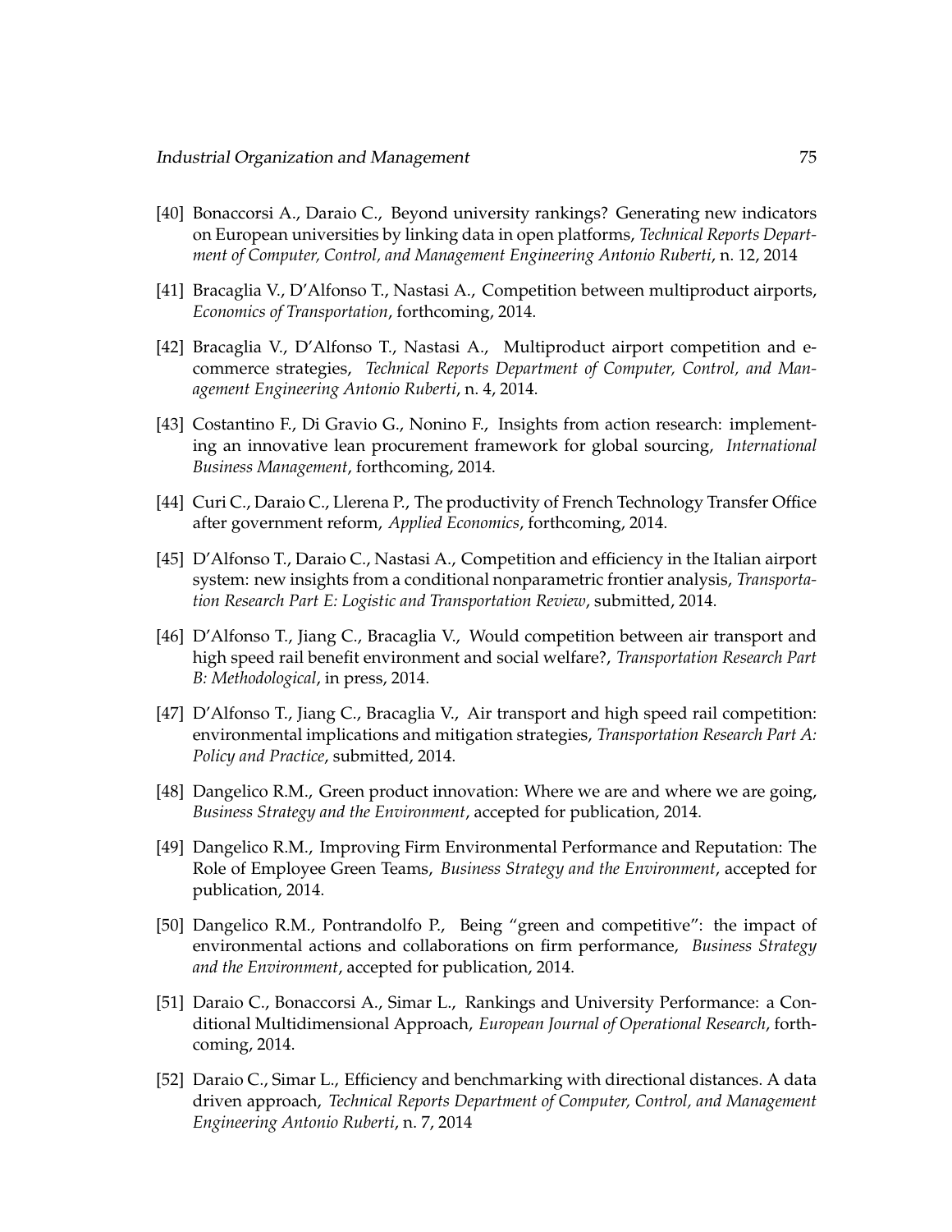[40] Bonaccorsi A., Daraio C., Beyond university rankings? Generating new indicators on European universities by linking data in open platforms, *Technical Reports Department of Computer, Control, and Management Engineering Antonio Ruberti*, n. 12, 2014

[41] Bracaglia V., D'Alfonso T., Nastasi A., Competition between multiproduct airports, *Economics of Transportation*, forthcoming, 2014.

[42] Bracaglia V., D'Alfonso T., Nastasi A., Multiproduct airport competition and e-commerce strategies, *Technical Reports Department of Computer, Control, and Management Engineering Antonio Ruberti*, n. 4, 2014.

[43] Costantino F., Di Gravio G., Nonino F., Insights from action research: implementing an innovative lean procurement framework for global sourcing, *International Business Management*, forthcoming, 2014.

[44] Curi C., Daraio C., Llerena P., The productivity of French Technology Transfer Office after government reform, *Applied Economics*, forthcoming, 2014.

[45] D'Alfonso T., Daraio C., Nastasi A., Competition and efficiency in the Italian airport system: new insights from a conditional nonparametric frontier analysis, *Transportation Research Part E: Logistic and Transportation Review*, submitted, 2014.

[46] D'Alfonso T., Jiang C., Bracaglia V., Would competition between air transport and high speed rail benefit environment and social welfare?, *Transportation Research Part B: Methodological*, in press, 2014.

[47] D'Alfonso T., Jiang C., Bracaglia V., Air transport and high speed rail competition: environmental implications and mitigation strategies, *Transportation Research Part A: Policy and Practice*, submitted, 2014.

[48] Dangelico R.M., Green product innovation: Where we are and where we are going, *Business Strategy and the Environment*, accepted for publication, 2014.

[49] Dangelico R.M., Improving Firm Environmental Performance and Reputation: The Role of Employee Green Teams, *Business Strategy and the Environment*, accepted for publication, 2014.

[50] Dangelico R.M., Pontrandolfo P., Being "green and competitive": the impact of environmental actions and collaborations on firm performance, *Business Strategy and the Environment*, accepted for publication, 2014.

[51] Daraio C., Bonaccorsi A., Simar L., Rankings and University Performance: a Conditional Multidimensional Approach, *European Journal of Operational Research*, forthcoming, 2014.

[52] Daraio C., Simar L., Efficiency and benchmarking with directional distances. A data driven approach, *Technical Reports Department of Computer, Control, and Management Engineering Antonio Ruberti*, n. 7, 2014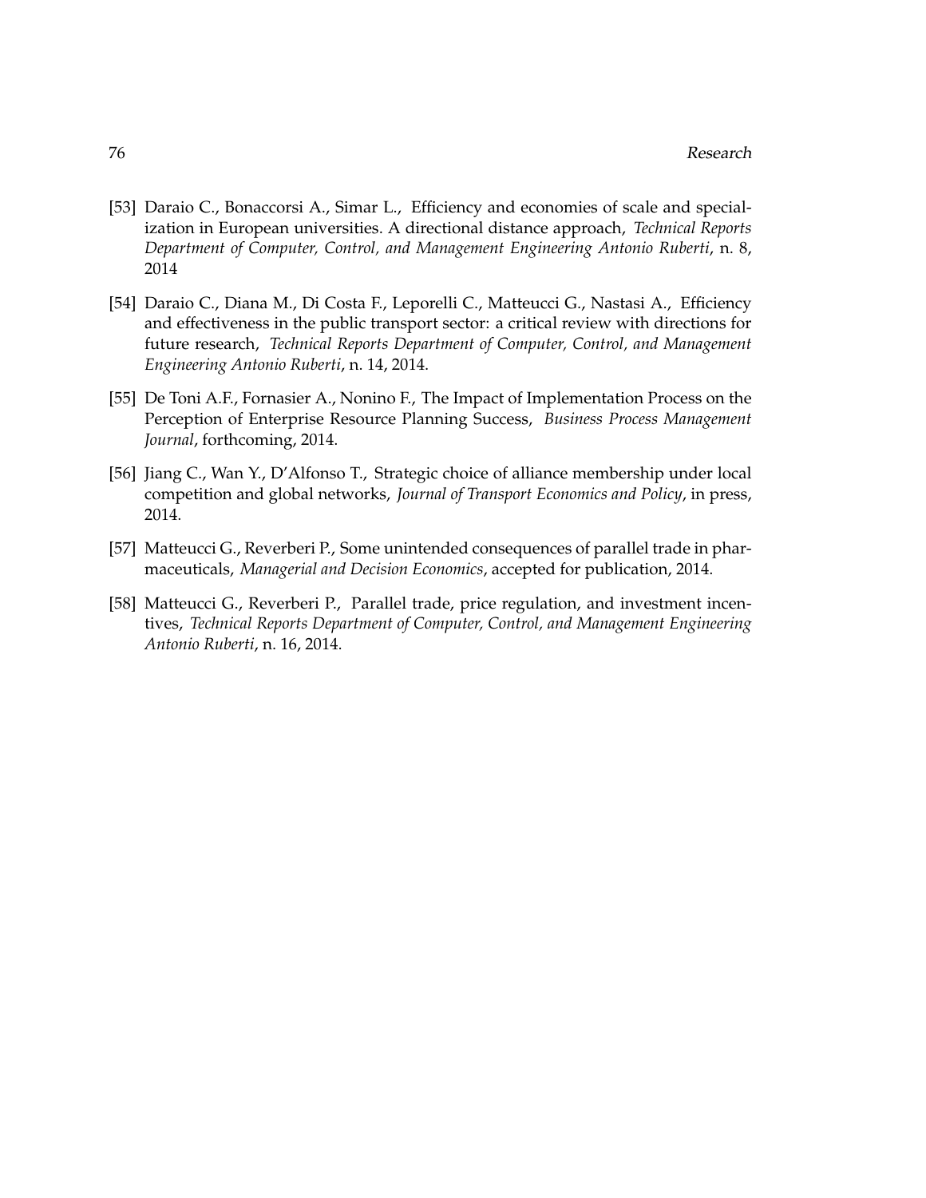[53] Daraio C., Bonaccorsi A., Simar L., Efficiency and economies of scale and specialization in European universities. A directional distance approach, *Technical Reports Department of Computer, Control, and Management Engineering Antonio Ruberti*, n. 8, 2014

[54] Daraio C., Diana M., Di Costa F., Leporelli C., Matteucci G., Nastasi A., Efficiency and effectiveness in the public transport sector: a critical review with directions for future research, *Technical Reports Department of Computer, Control, and Management Engineering Antonio Ruberti*, n. 14, 2014.

[55] De Toni A.F., Fornasier A., Nonino F., The Impact of Implementation Process on the Perception of Enterprise Resource Planning Success, *Business Process Management Journal*, forthcoming, 2014.

[56] Jiang C., Wan Y., D'Alfonso T., Strategic choice of alliance membership under local competition and global networks, *Journal of Transport Economics and Policy*, in press, 2014.

[57] Matteucci G., Reverberi P., Some unintended consequences of parallel trade in pharmaceuticals, *Managerial and Decision Economics*, accepted for publication, 2014.

[58] Matteucci G., Reverberi P., Parallel trade, price regulation, and investment incentives, *Technical Reports Department of Computer, Control, and Management Engineering Antonio Ruberti*, n. 16, 2014.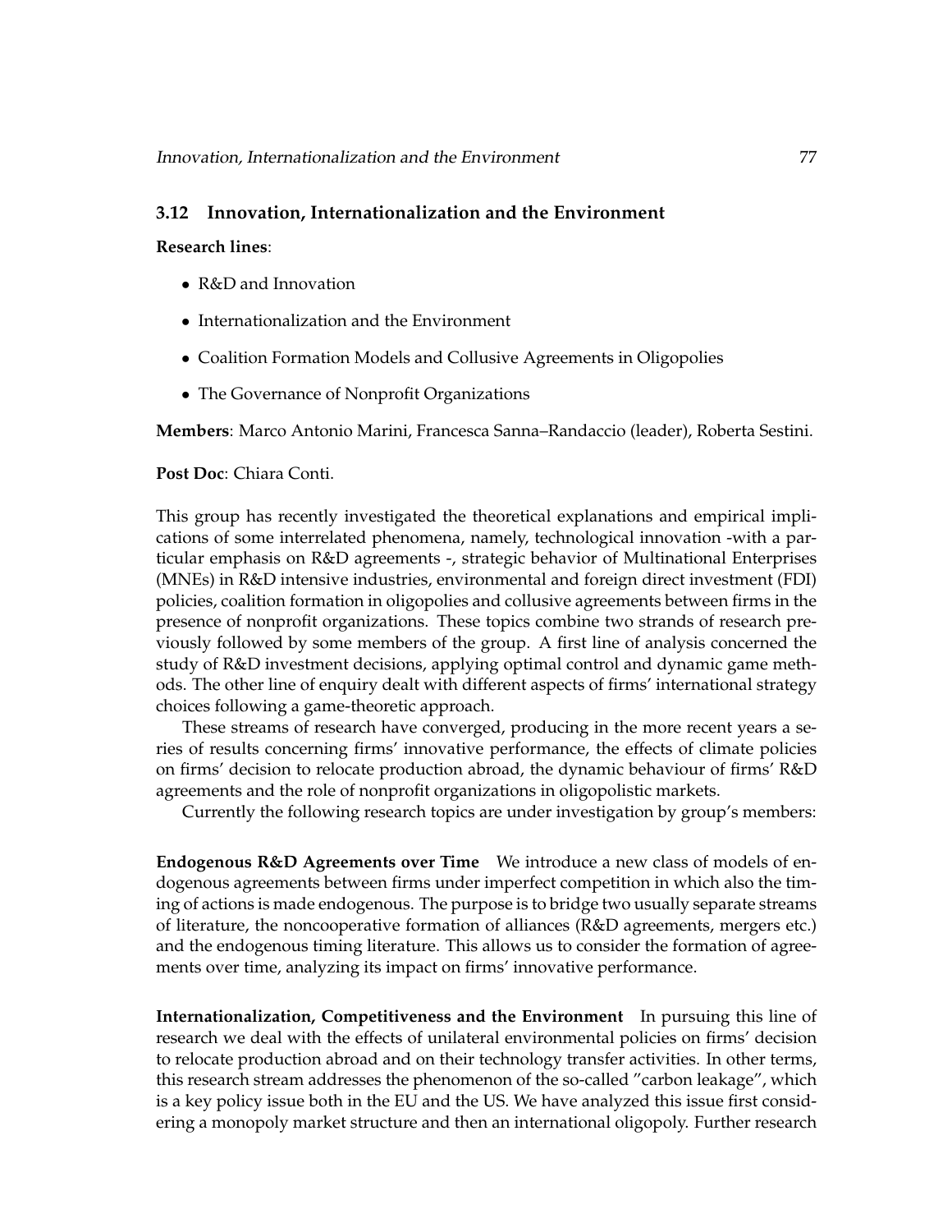### 3.12 Innovation, Internationalization and the Environment

**Research lines**:

- R&D and Innovation
- Internationalization and the Environment
- Coalition Formation Models and Collusive Agreements in Oligopolies
- The Governance of Nonprofit Organizations

**Members**: Marco Antonio Marini, Francesca Sanna–Randaccio (leader), Roberta Sestini.

**Post Doc**: Chiara Conti.

This group has recently investigated the theoretical explanations and empirical implications of some interrelated phenomena, namely, technological innovation -with a particular emphasis on R&D agreements -, strategic behavior of Multinational Enterprises (MNEs) in R&D intensive industries, environmental and foreign direct investment (FDI) policies, coalition formation in oligopolies and collusive agreements between firms in the presence of nonprofit organizations. These topics combine two strands of research previously followed by some members of the group. A first line of analysis concerned the study of R&D investment decisions, applying optimal control and dynamic game methods. The other line of enquiry dealt with different aspects of firms' international strategy choices following a game-theoretic approach.

These streams of research have converged, producing in the more recent years a series of results concerning firms' innovative performance, the effects of climate policies on firms' decision to relocate production abroad, the dynamic behaviour of firms' R&D agreements and the role of nonprofit organizations in oligopolistic markets.

Currently the following research topics are under investigation by group's members:

**Endogenous R&D Agreements over Time** We introduce a new class of models of endogenous agreements between firms under imperfect competition in which also the timing of actions is made endogenous. The purpose is to bridge two usually separate streams of literature, the noncooperative formation of alliances (R&D agreements, mergers etc.) and the endogenous timing literature. This allows us to consider the formation of agreements over time, analyzing its impact on firms' innovative performance.

**Internationalization, Competitiveness and the Environment** In pursuing this line of research we deal with the effects of unilateral environmental policies on firms' decision to relocate production abroad and on their technology transfer activities. In other terms, this research stream addresses the phenomenon of the so-called "carbon leakage", which is a key policy issue both in the EU and the US. We have analyzed this issue first considering a monopoly market structure and then an international oligopoly. Further research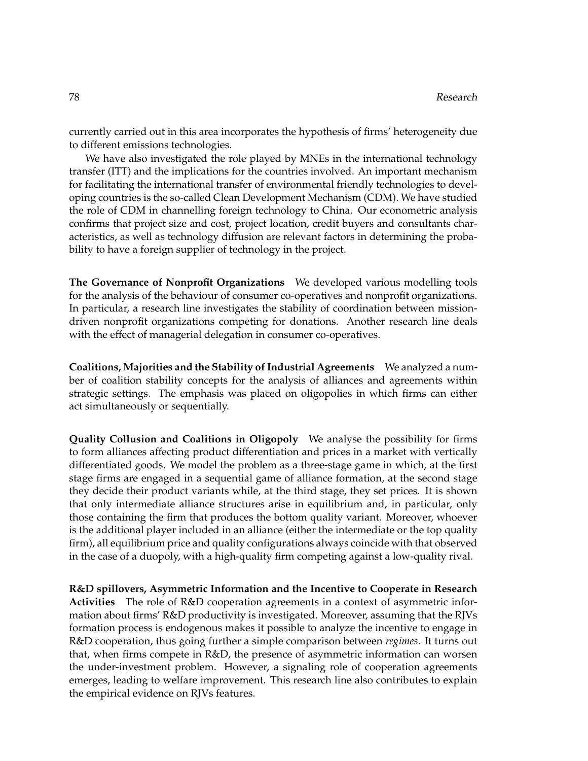currently carried out in this area incorporates the hypothesis of firms' heterogeneity due to different emissions technologies.

We have also investigated the role played by MNEs in the international technology transfer (ITT) and the implications for the countries involved. An important mechanism for facilitating the international transfer of environmental friendly technologies to developing countries is the so-called Clean Development Mechanism (CDM). We have studied the role of CDM in channelling foreign technology to China. Our econometric analysis confirms that project size and cost, project location, credit buyers and consultants characteristics, as well as technology diffusion are relevant factors in determining the probability to have a foreign supplier of technology in the project.

**The Governance of Nonprofit Organizations** We developed various modelling tools for the analysis of the behaviour of consumer co-operatives and nonprofit organizations. In particular, a research line investigates the stability of coordination between mission-driven nonprofit organizations competing for donations. Another research line deals with the effect of managerial delegation in consumer co-operatives.

**Coalitions, Majorities and the Stability of Industrial Agreements** We analyzed a number of coalition stability concepts for the analysis of alliances and agreements within strategic settings. The emphasis was placed on oligopolies in which firms can either act simultaneously or sequentially.

**Quality Collusion and Coalitions in Oligopoly** We analyse the possibility for firms to form alliances affecting product differentiation and prices in a market with vertically differentiated goods. We model the problem as a three-stage game in which, at the first stage firms are engaged in a sequential game of alliance formation, at the second stage they decide their product variants while, at the third stage, they set prices. It is shown that only intermediate alliance structures arise in equilibrium and, in particular, only those containing the firm that produces the bottom quality variant. Moreover, whoever is the additional player included in an alliance (either the intermediate or the top quality firm), all equilibrium price and quality configurations always coincide with that observed in the case of a duopoly, with a high-quality firm competing against a low-quality rival.

**R&D spillovers, Asymmetric Information and the Incentive to Cooperate in Research Activities** The role of R&D cooperation agreements in a context of asymmetric information about firms' R&D productivity is investigated. Moreover, assuming that the RJVs formation process is endogenous makes it possible to analyze the incentive to engage in R&D cooperation, thus going further a simple comparison between *regimes*. It turns out that, when firms compete in R&D, the presence of asymmetric information can worsen the under-investment problem. However, a signaling role of cooperation agreements emerges, leading to welfare improvement. This research line also contributes to explain the empirical evidence on RJVs features.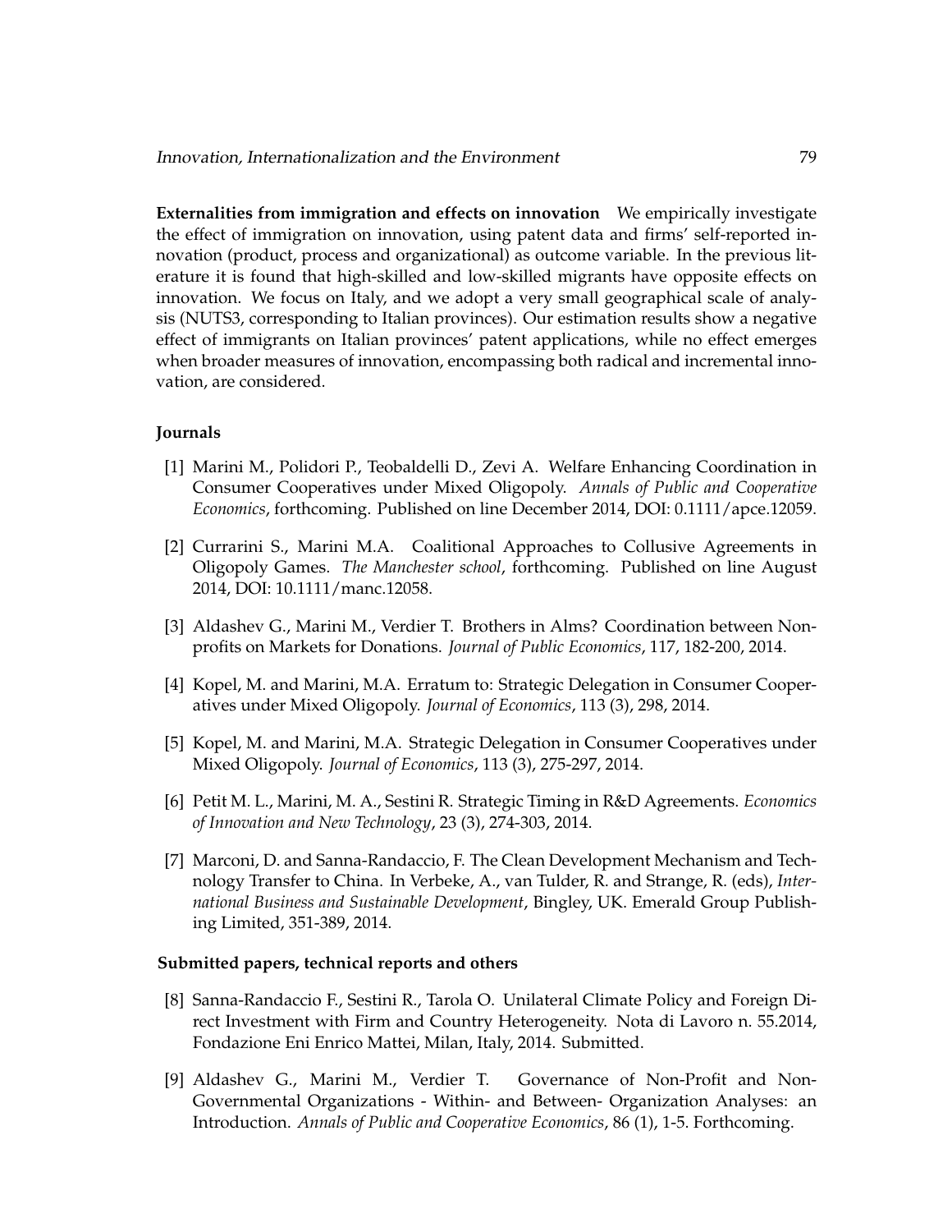**Externalities from immigration and effects on innovation** We empirically investigate the effect of immigration on innovation, using patent data and firms' self-reported innovation (product, process and organizational) as outcome variable. In the previous literature it is found that high-skilled and low-skilled migrants have opposite effects on innovation. We focus on Italy, and we adopt a very small geographical scale of analysis (NUTS3, corresponding to Italian provinces). Our estimation results show a negative effect of immigrants on Italian provinces' patent applications, while no effect emerges when broader measures of innovation, encompassing both radical and incremental innovation, are considered.

### Journals

[1] Marini M., Polidori P., Teobaldelli D., Zevi A. Welfare Enhancing Coordination in Consumer Cooperatives under Mixed Oligopoly. *Annals of Public and Cooperative Economics*, forthcoming. Published on line December 2014, DOI: 0.1111/apce.12059.

[2] Currarini S., Marini M.A. Coalitional Approaches to Collusive Agreements in Oligopoly Games. *The Manchester school*, forthcoming. Published on line August 2014, DOI: 10.1111/manc.12058.

[3] Aldashev G., Marini M., Verdier T. Brothers in Alms? Coordination between Nonprofits on Markets for Donations. *Journal of Public Economics*, 117, 182-200, 2014.

[4] Kopel, M. and Marini, M.A. Erratum to: Strategic Delegation in Consumer Cooperatives under Mixed Oligopoly. *Journal of Economics*, 113 (3), 298, 2014.

[5] Kopel, M. and Marini, M.A. Strategic Delegation in Consumer Cooperatives under Mixed Oligopoly. *Journal of Economics*, 113 (3), 275-297, 2014.

[6] Petit M. L., Marini, M. A., Sestini R. Strategic Timing in R&D Agreements. *Economics of Innovation and New Technology*, 23 (3), 274-303, 2014.

[7] Marconi, D. and Sanna-Randaccio, F. The Clean Development Mechanism and Technology Transfer to China. In Verbeke, A., van Tulder, R. and Strange, R. (eds), *International Business and Sustainable Development*, Bingley, UK. Emerald Group Publishing Limited, 351-389, 2014.

### Submitted papers, technical reports and others

[8] Sanna-Randaccio F., Sestini R., Tarola O. Unilateral Climate Policy and Foreign Direct Investment with Firm and Country Heterogeneity. Nota di Lavoro n. 55.2014, Fondazione Eni Enrico Mattei, Milan, Italy, 2014. Submitted.

[9] Aldashev G., Marini M., Verdier T. Governance of Non-Profit and Non-Governmental Organizations - Within- and Between- Organization Analyses: an Introduction. *Annals of Public and Cooperative Economics*, 86 (1), 1-5. Forthcoming.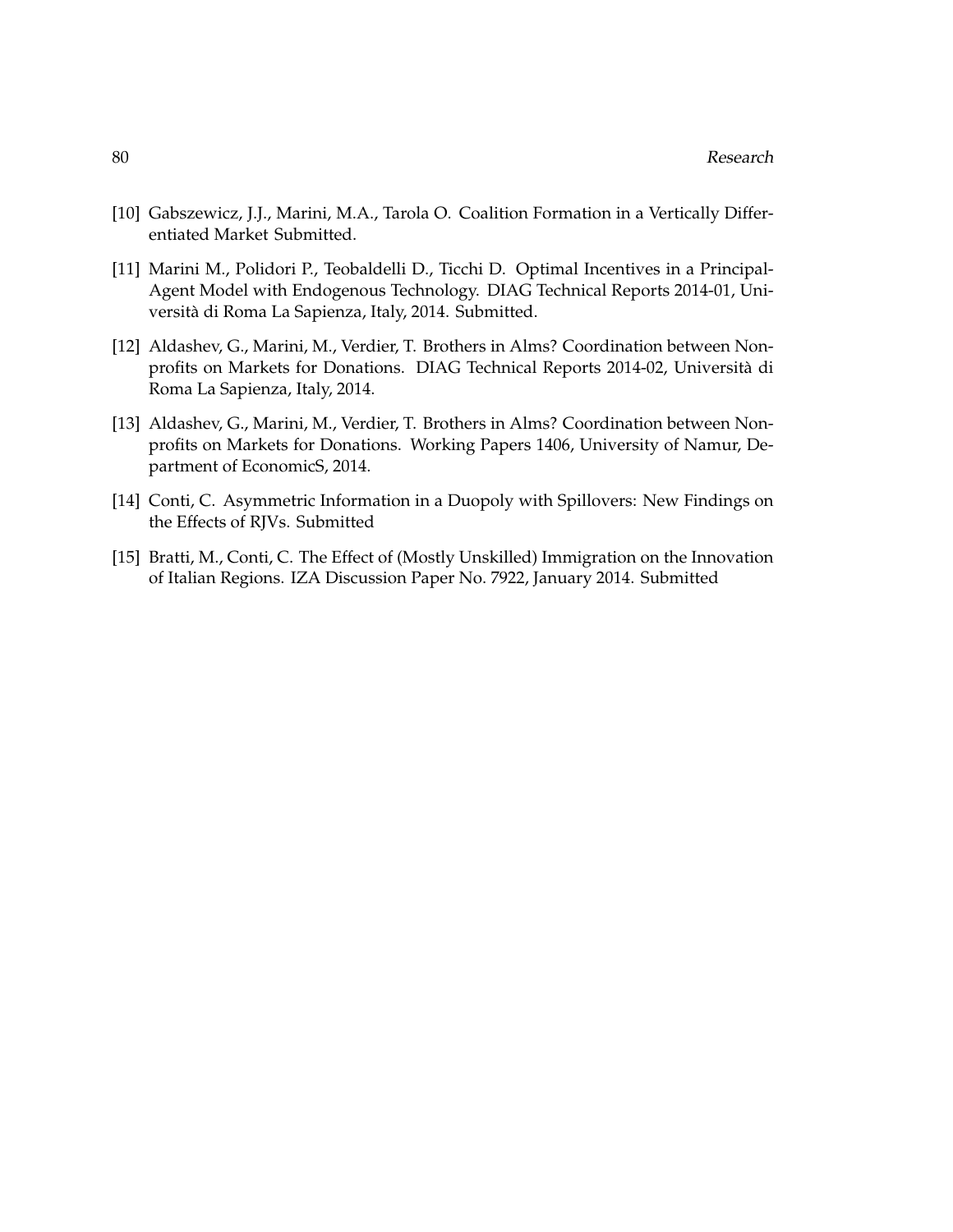[10] Gabszewicz, J.J., Marini, M.A., Tarola O. Coalition Formation in a Vertically Differentiated Market Submitted.

[11] Marini M., Polidori P., Teobaldelli D., Ticchi D. Optimal Incentives in a Principal-Agent Model with Endogenous Technology. DIAG Technical Reports 2014-01, Università di Roma La Sapienza, Italy, 2014. Submitted.

[12] Aldashev, G., Marini, M., Verdier, T. Brothers in Alms? Coordination between Nonprofits on Markets for Donations. DIAG Technical Reports 2014-02, Università di Roma La Sapienza, Italy, 2014.

[13] Aldashev, G., Marini, M., Verdier, T. Brothers in Alms? Coordination between Nonprofits on Markets for Donations. Working Papers 1406, University of Namur, Department of EconomicS, 2014.

[14] Conti, C. Asymmetric Information in a Duopoly with Spillovers: New Findings on the Effects of RJVs. Submitted

[15] Bratti, M., Conti, C. The Effect of (Mostly Unskilled) Immigration on the Innovation of Italian Regions. IZA Discussion Paper No. 7922, January 2014. Submitted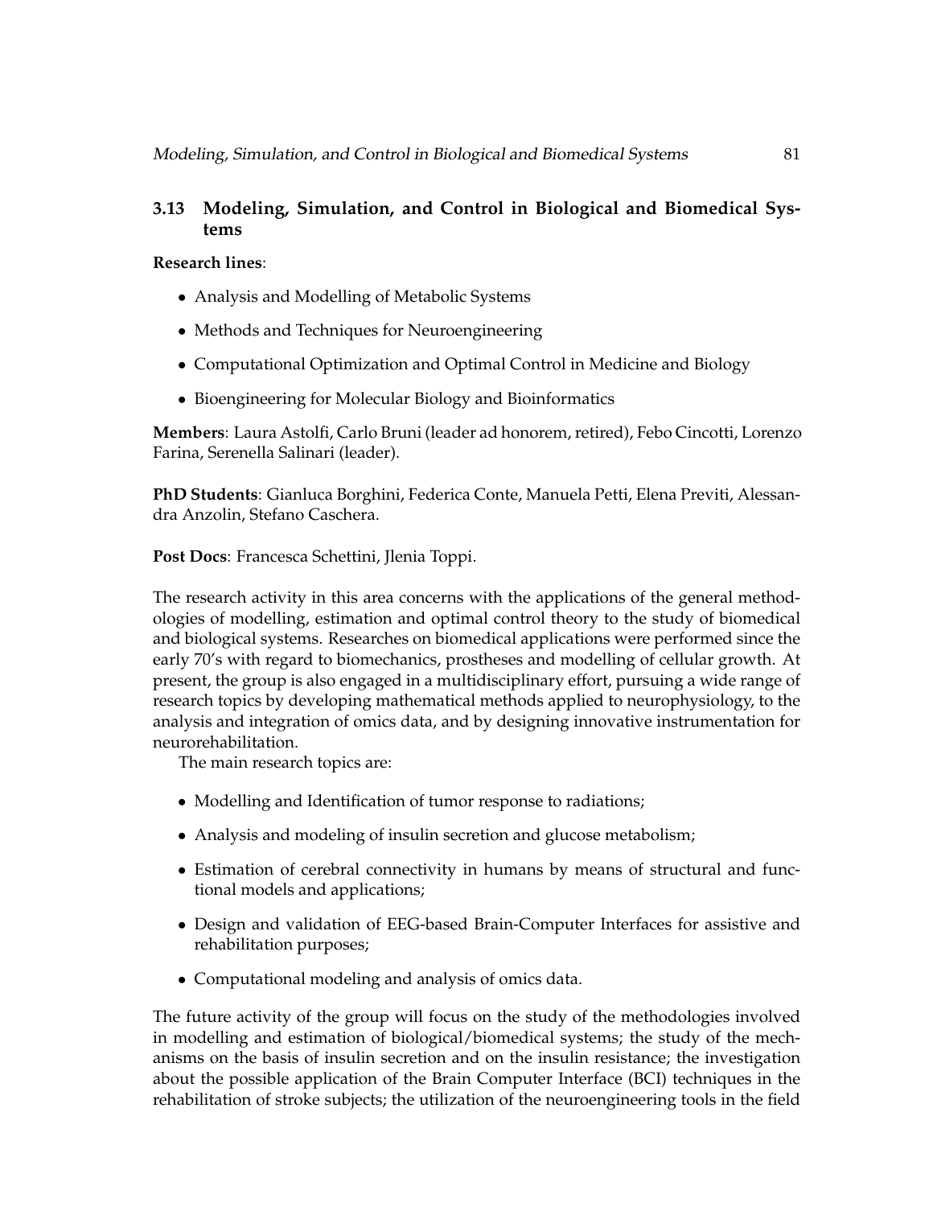### 3.13 Modeling, Simulation, and Control in Biological and Biomedical Systems

**Research lines**:

- Analysis and Modelling of Metabolic Systems
- Methods and Techniques for Neuroengineering
- Computational Optimization and Optimal Control in Medicine and Biology
- Bioengineering for Molecular Biology and Bioinformatics

**Members**: Laura Astolfi, Carlo Bruni (leader ad honorem, retired), Febo Cincotti, Lorenzo Farina, Serenella Salinari (leader).

**PhD Students**: Gianluca Borghini, Federica Conte, Manuela Petti, Elena Previti, Alessandra Anzolin, Stefano Caschera.

**Post Docs**: Francesca Schettini, Jlenia Toppi.

The research activity in this area concerns with the applications of the general methodologies of modelling, estimation and optimal control theory to the study of biomedical and biological systems. Researches on biomedical applications were performed since the early 70's with regard to biomechanics, prostheses and modelling of cellular growth. At present, the group is also engaged in a multidisciplinary effort, pursuing a wide range of research topics by developing mathematical methods applied to neurophysiology, to the analysis and integration of omics data, and by designing innovative instrumentation for neurorehabilitation.

The main research topics are:

- Modelling and Identification of tumor response to radiations;
- Analysis and modeling of insulin secretion and glucose metabolism;
- Estimation of cerebral connectivity in humans by means of structural and functional models and applications;
- Design and validation of EEG-based Brain-Computer Interfaces for assistive and rehabilitation purposes;
- Computational modeling and analysis of omics data.

The future activity of the group will focus on the study of the methodologies involved in modelling and estimation of biological/biomedical systems; the study of the mechanisms on the basis of insulin secretion and on the insulin resistance; the investigation about the possible application of the Brain Computer Interface (BCI) techniques in the rehabilitation of stroke subjects; the utilization of the neuroengineering tools in the field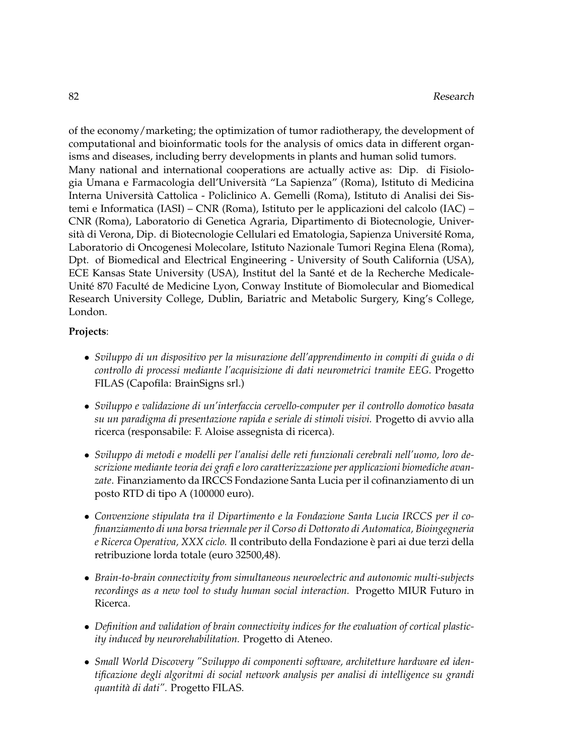of the economy/marketing; the optimization of tumor radiotherapy, the development of computational and bioinformatic tools for the analysis of omics data in different organisms and diseases, including berry developments in plants and human solid tumors.
Many national and international cooperations are actually active as: Dip. di Fisiologia Umana e Farmacologia dell'Università "La Sapienza" (Roma), Istituto di Medicina Interna Università Cattolica - Policlinico A. Gemelli (Roma), Istituto di Analisi dei Sistemi e Informatica (IASI) – CNR (Roma), Istituto per le applicazioni del calcolo (IAC) – CNR (Roma), Laboratorio di Genetica Agraria, Dipartimento di Biotecnologie, Università di Verona, Dip. di Biotecnologie Cellulari ed Ematologia, Sapienza Université Roma, Laboratorio di Oncogenesi Molecolare, Istituto Nazionale Tumori Regina Elena (Roma), Dpt. of Biomedical and Electrical Engineering - University of South California (USA), ECE Kansas State University (USA), Institut del la Santé et de la Recherche Medicale-Unité 870 Faculté de Medicine Lyon, Conway Institute of Biomolecular and Biomedical Research University College, Dublin, Bariatric and Metabolic Surgery, King's College, London.

**Projects**:

- *Sviluppo di un dispositivo per la misurazione dell'apprendimento in compiti di guida o di controllo di processi mediante l'acquisizione di dati neurometrici tramite EEG*. Progetto FILAS (Capofila: BrainSigns srl.)

- *Sviluppo e validazione di un'interfaccia cervello-computer per il controllo domotico basata su un paradigma di presentazione rapida e seriale di stimoli visivi.* Progetto di avvio alla ricerca (responsabile: F. Aloise assegnista di ricerca).

- *Sviluppo di metodi e modelli per l'analisi delle reti funzionali cerebrali nell'uomo, loro descrizione mediante teoria dei grafi e loro caratterizzazione per applicazioni biomediche avanzate.* Finanziamento da IRCCS Fondazione Santa Lucia per il cofinanziamento di un posto RTD di tipo A (100000 euro).

- *Convenzione stipulata tra il Dipartimento e la Fondazione Santa Lucia IRCCS per il cofinanziamento di una borsa triennale per il Corso di Dottorato di Automatica, Bioingegneria e Ricerca Operativa, XXX ciclo.* Il contributo della Fondazione è pari ai due terzi della retribuzione lorda totale (euro 32500,48).

- *Brain-to-brain connectivity from simultaneous neuroelectric and autonomic multi-subjects recordings as a new tool to study human social interaction.* Progetto MIUR Futuro in Ricerca.

- *Definition and validation of brain connectivity indices for the evaluation of cortical plasticity induced by neurorehabilitation.* Progetto di Ateneo.

- *Small World Discovery "Sviluppo di componenti software, architetture hardware ed identificazione degli algoritmi di social network analysis per analisi di intelligence su grandi quantità di dati".* Progetto FILAS.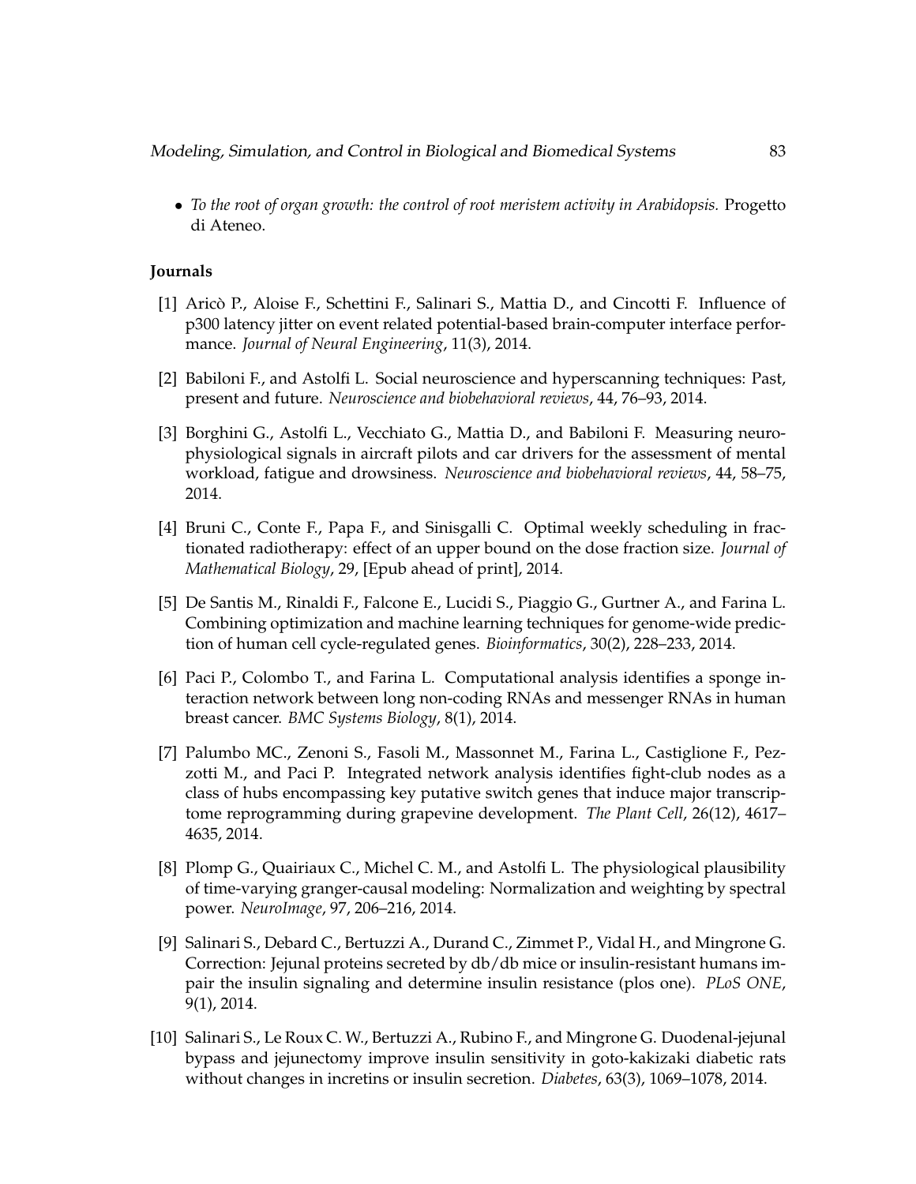- *To the root of organ growth: the control of root meristem activity in Arabidopsis.* Progetto di Ateneo.

**Journals**

[1] Aricò P., Aloise F., Schettini F., Salinari S., Mattia D., and Cincotti F. Influence of p300 latency jitter on event related potential-based brain-computer interface performance. *Journal of Neural Engineering*, 11(3), 2014.

[2] Babiloni F., and Astolfi L. Social neuroscience and hyperscanning techniques: Past, present and future. *Neuroscience and biobehavioral reviews*, 44, 76–93, 2014.

[3] Borghini G., Astolfi L., Vecchiato G., Mattia D., and Babiloni F. Measuring neurophysiological signals in aircraft pilots and car drivers for the assessment of mental workload, fatigue and drowsiness. *Neuroscience and biobehavioral reviews*, 44, 58–75, 2014.

[4] Bruni C., Conte F., Papa F., and Sinisgalli C. Optimal weekly scheduling in fractionated radiotherapy: effect of an upper bound on the dose fraction size. *Journal of Mathematical Biology*, 29, [Epub ahead of print], 2014.

[5] De Santis M., Rinaldi F., Falcone E., Lucidi S., Piaggio G., Gurtner A., and Farina L. Combining optimization and machine learning techniques for genome-wide prediction of human cell cycle-regulated genes. *Bioinformatics*, 30(2), 228–233, 2014.

[6] Paci P., Colombo T., and Farina L. Computational analysis identifies a sponge interaction network between long non-coding RNAs and messenger RNAs in human breast cancer. *BMC Systems Biology*, 8(1), 2014.

[7] Palumbo MC., Zenoni S., Fasoli M., Massonnet M., Farina L., Castiglione F., Pezzotti M., and Paci P. Integrated network analysis identifies fight-club nodes as a class of hubs encompassing key putative switch genes that induce major transcriptome reprogramming during grapevine development. *The Plant Cell*, 26(12), 4617–4635, 2014.

[8] Plomp G., Quairiaux C., Michel C. M., and Astolfi L. The physiological plausibility of time-varying granger-causal modeling: Normalization and weighting by spectral power. *NeuroImage*, 97, 206–216, 2014.

[9] Salinari S., Debard C., Bertuzzi A., Durand C., Zimmet P., Vidal H., and Mingrone G. Correction: Jejunal proteins secreted by db/db mice or insulin-resistant humans impair the insulin signaling and determine insulin resistance (plos one). *PLoS ONE*, 9(1), 2014.

[10] Salinari S., Le Roux C. W., Bertuzzi A., Rubino F., and Mingrone G. Duodenal-jejunal bypass and jejunectomy improve insulin sensitivity in goto-kakizaki diabetic rats without changes in incretins or insulin secretion. *Diabetes*, 63(3), 1069–1078, 2014.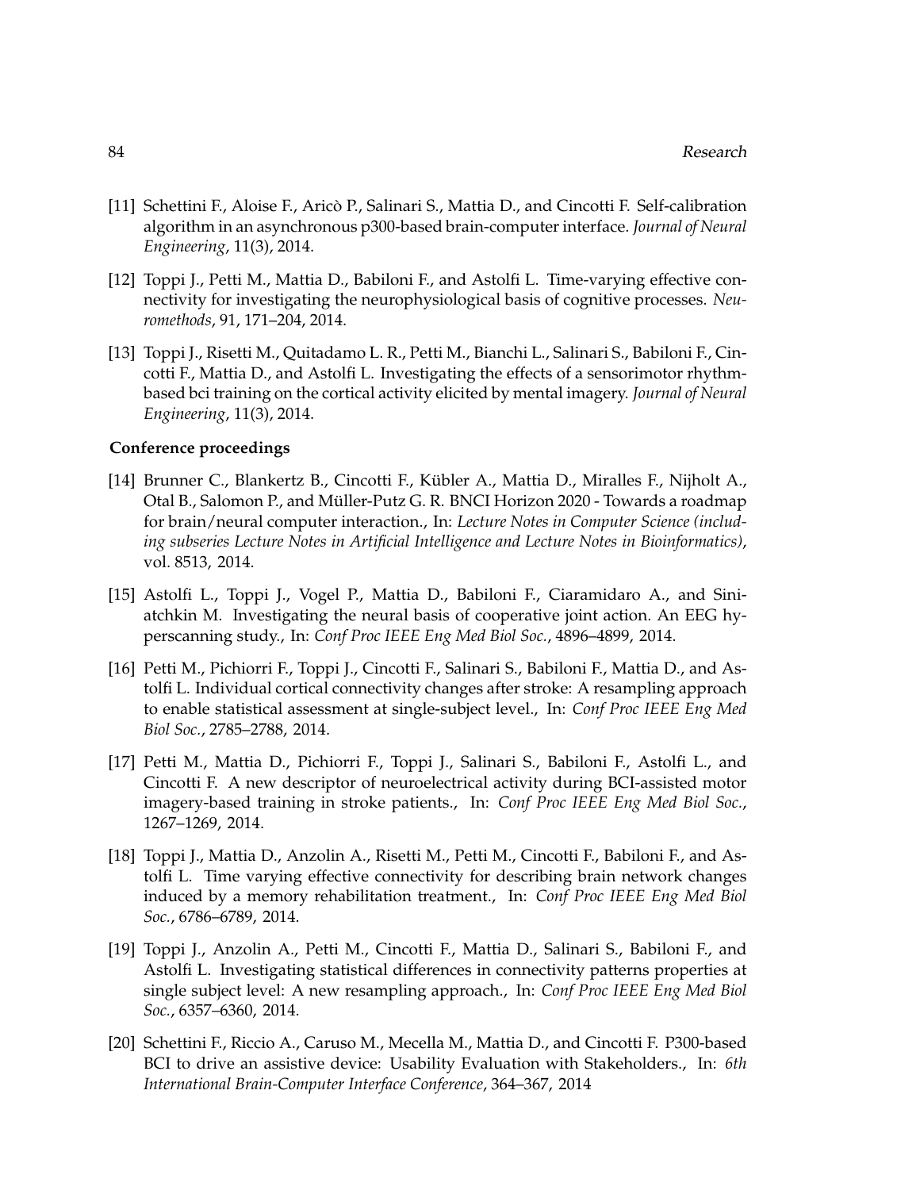[11] Schettini F., Aloise F., Aricò P., Salinari S., Mattia D., and Cincotti F. Self-calibration algorithm in an asynchronous p300-based brain-computer interface. *Journal of Neural Engineering*, 11(3), 2014.

[12] Toppi J., Petti M., Mattia D., Babiloni F., and Astolfi L. Time-varying effective connectivity for investigating the neurophysiological basis of cognitive processes. *Neuromethods*, 91, 171–204, 2014.

[13] Toppi J., Risetti M., Quitadamo L. R., Petti M., Bianchi L., Salinari S., Babiloni F., Cincotti F., Mattia D., and Astolfi L. Investigating the effects of a sensorimotor rhythm-based bci training on the cortical activity elicited by mental imagery. *Journal of Neural Engineering*, 11(3), 2014.

**Conference proceedings**

[14] Brunner C., Blankertz B., Cincotti F., Kübler A., Mattia D., Miralles F., Nijholt A., Otal B., Salomon P., and Müller-Putz G. R. BNCI Horizon 2020 - Towards a roadmap for brain/neural computer interaction., In: *Lecture Notes in Computer Science (including subseries Lecture Notes in Artificial Intelligence and Lecture Notes in Bioinformatics)*, vol. 8513, 2014.

[15] Astolfi L., Toppi J., Vogel P., Mattia D., Babiloni F., Ciaramidaro A., and Siniatchkin M. Investigating the neural basis of cooperative joint action. An EEG hyperscanning study., In: *Conf Proc IEEE Eng Med Biol Soc.*, 4896–4899, 2014.

[16] Petti M., Pichiorri F., Toppi J., Cincotti F., Salinari S., Babiloni F., Mattia D., and Astolfi L. Individual cortical connectivity changes after stroke: A resampling approach to enable statistical assessment at single-subject level., In: *Conf Proc IEEE Eng Med Biol Soc.*, 2785–2788, 2014.

[17] Petti M., Mattia D., Pichiorri F., Toppi J., Salinari S., Babiloni F., Astolfi L., and Cincotti F. A new descriptor of neuroelectrical activity during BCI-assisted motor imagery-based training in stroke patients., In: *Conf Proc IEEE Eng Med Biol Soc.*, 1267–1269, 2014.

[18] Toppi J., Mattia D., Anzolin A., Risetti M., Petti M., Cincotti F., Babiloni F., and Astolfi L. Time varying effective connectivity for describing brain network changes induced by a memory rehabilitation treatment., In: *Conf Proc IEEE Eng Med Biol Soc.*, 6786–6789, 2014.

[19] Toppi J., Anzolin A., Petti M., Cincotti F., Mattia D., Salinari S., Babiloni F., and Astolfi L. Investigating statistical differences in connectivity patterns properties at single subject level: A new resampling approach., In: *Conf Proc IEEE Eng Med Biol Soc.*, 6357–6360, 2014.

[20] Schettini F., Riccio A., Caruso M., Mecella M., Mattia D., and Cincotti F. P300-based BCI to drive an assistive device: Usability Evaluation with Stakeholders., In: *6th International Brain-Computer Interface Conference*, 364–367, 2014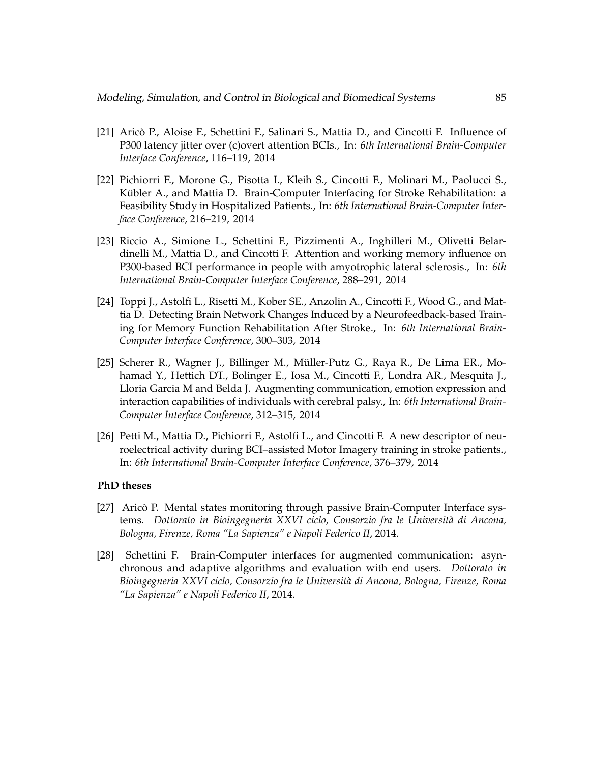[21] Aricò P., Aloise F., Schettini F., Salinari S., Mattia D., and Cincotti F. Influence of P300 latency jitter over (c)overt attention BCIs., In: *6th International Brain-Computer Interface Conference*, 116–119, 2014

[22] Pichiorri F., Morone G., Pisotta I., Kleih S., Cincotti F., Molinari M., Paolucci S., Kübler A., and Mattia D. Brain-Computer Interfacing for Stroke Rehabilitation: a Feasibility Study in Hospitalized Patients., In: *6th International Brain-Computer Interface Conference*, 216–219, 2014

[23] Riccio A., Simione L., Schettini F., Pizzimenti A., Inghilleri M., Olivetti Belardinelli M., Mattia D., and Cincotti F. Attention and working memory influence on P300-based BCI performance in people with amyotrophic lateral sclerosis., In: *6th International Brain-Computer Interface Conference*, 288–291, 2014

[24] Toppi J., Astolfi L., Risetti M., Kober SE., Anzolin A., Cincotti F., Wood G., and Mattia D. Detecting Brain Network Changes Induced by a Neurofeedback-based Training for Memory Function Rehabilitation After Stroke., In: *6th International Brain-Computer Interface Conference*, 300–303, 2014

[25] Scherer R., Wagner J., Billinger M., Müller-Putz G., Raya R., De Lima ER., Mohamad Y., Hettich DT., Bolinger E., Iosa M., Cincotti F., Londra AR., Mesquita J., Lloria Garcia M and Belda J. Augmenting communication, emotion expression and interaction capabilities of individuals with cerebral palsy., In: *6th International Brain-Computer Interface Conference*, 312–315, 2014

[26] Petti M., Mattia D., Pichiorri F., Astolfi L., and Cincotti F. A new descriptor of neuroelectrical activity during BCI–assisted Motor Imagery training in stroke patients., In: *6th International Brain-Computer Interface Conference*, 376–379, 2014

**PhD theses**

[27] Aricò P. Mental states monitoring through passive Brain-Computer Interface systems. *Dottorato in Bioingegneria XXVI ciclo, Consorzio fra le Università di Ancona, Bologna, Firenze, Roma "La Sapienza" e Napoli Federico II*, 2014.

[28] Schettini F. Brain-Computer interfaces for augmented communication: asynchronous and adaptive algorithms and evaluation with end users. *Dottorato in Bioingegneria XXVI ciclo, Consorzio fra le Università di Ancona, Bologna, Firenze, Roma "La Sapienza" e Napoli Federico II*, 2014.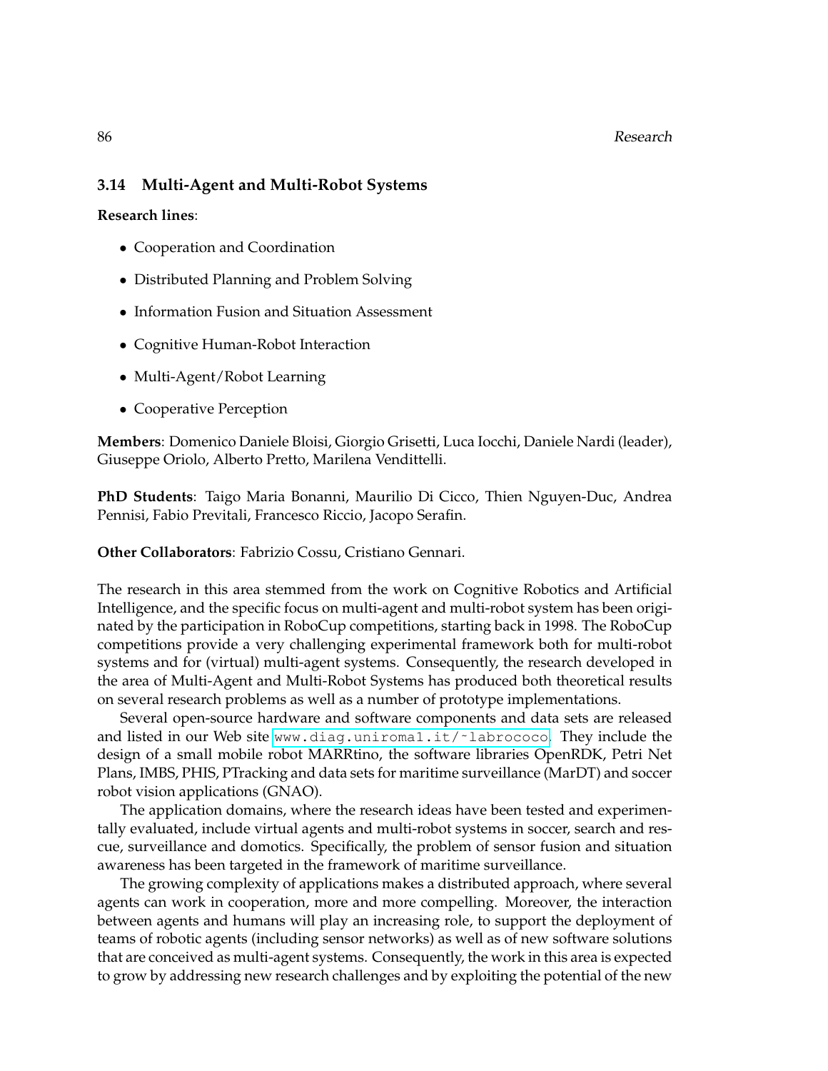## 3.14 Multi-Agent and Multi-Robot Systems

**Research lines**:

- Cooperation and Coordination
- Distributed Planning and Problem Solving
- Information Fusion and Situation Assessment
- Cognitive Human-Robot Interaction
- Multi-Agent/Robot Learning
- Cooperative Perception

**Members**: Domenico Daniele Bloisi, Giorgio Grisetti, Luca Iocchi, Daniele Nardi (leader), Giuseppe Oriolo, Alberto Pretto, Marilena Vendittelli.

**PhD Students**: Taigo Maria Bonanni, Maurilio Di Cicco, Thien Nguyen-Duc, Andrea Pennisi, Fabio Previtali, Francesco Riccio, Jacopo Serafin.

**Other Collaborators**: Fabrizio Cossu, Cristiano Gennari.

The research in this area stemmed from the work on Cognitive Robotics and Artificial Intelligence, and the specific focus on multi-agent and multi-robot system has been originated by the participation in RoboCup competitions, starting back in 1998. The RoboCup competitions provide a very challenging experimental framework both for multi-robot systems and for (virtual) multi-agent systems. Consequently, the research developed in the area of Multi-Agent and Multi-Robot Systems has produced both theoretical results on several research problems as well as a number of prototype implementations.

Several open-source hardware and software components and data sets are released and listed in our Web site `www.diag.uniroma1.it/~labrococo`. They include the design of a small mobile robot MARRtino, the software libraries OpenRDK, Petri Net Plans, IMBS, PHIS, PTracking and data sets for maritime surveillance (MarDT) and soccer robot vision applications (GNAO).

The application domains, where the research ideas have been tested and experimentally evaluated, include virtual agents and multi-robot systems in soccer, search and rescue, surveillance and domotics. Specifically, the problem of sensor fusion and situation awareness has been targeted in the framework of maritime surveillance.

The growing complexity of applications makes a distributed approach, where several agents can work in cooperation, more and more compelling. Moreover, the interaction between agents and humans will play an increasing role, to support the deployment of teams of robotic agents (including sensor networks) as well as of new software solutions that are conceived as multi-agent systems. Consequently, the work in this area is expected to grow by addressing new research challenges and by exploiting the potential of the new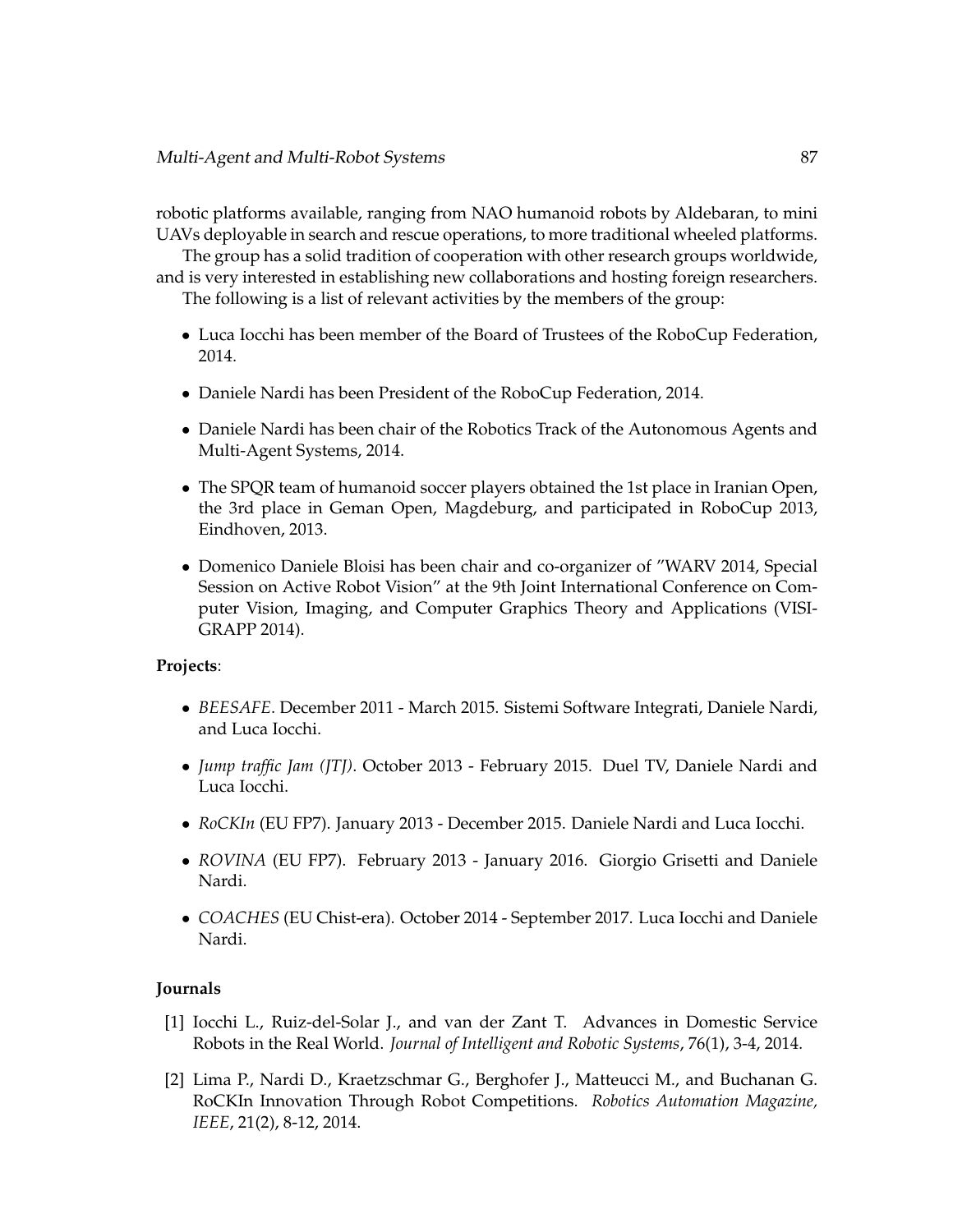robotic platforms available, ranging from NAO humanoid robots by Aldebaran, to mini UAVs deployable in search and rescue operations, to more traditional wheeled platforms.

The group has a solid tradition of cooperation with other research groups worldwide, and is very interested in establishing new collaborations and hosting foreign researchers.

The following is a list of relevant activities by the members of the group:

- Luca Iocchi has been member of the Board of Trustees of the RoboCup Federation, 2014.
- Daniele Nardi has been President of the RoboCup Federation, 2014.
- Daniele Nardi has been chair of the Robotics Track of the Autonomous Agents and Multi-Agent Systems, 2014.
- The SPQR team of humanoid soccer players obtained the 1st place in Iranian Open, the 3rd place in Geman Open, Magdeburg, and participated in RoboCup 2013, Eindhoven, 2013.
- Domenico Daniele Bloisi has been chair and co-organizer of "WARV 2014, Special Session on Active Robot Vision" at the 9th Joint International Conference on Computer Vision, Imaging, and Computer Graphics Theory and Applications (VISIGRAPP 2014).

**Projects**:

- *BEESAFE*. December 2011 - March 2015. Sistemi Software Integrati, Daniele Nardi, and Luca Iocchi.
- *Jump traffic Jam (JTJ)*. October 2013 - February 2015. Duel TV, Daniele Nardi and Luca Iocchi.
- *RoCKIn* (EU FP7). January 2013 - December 2015. Daniele Nardi and Luca Iocchi.
- *ROVINA* (EU FP7). February 2013 - January 2016. Giorgio Grisetti and Daniele Nardi.
- *COACHES* (EU Chist-era). October 2014 - September 2017. Luca Iocchi and Daniele Nardi.

**Journals**

[1] Iocchi L., Ruiz-del-Solar J., and van der Zant T. Advances in Domestic Service Robots in the Real World. *Journal of Intelligent and Robotic Systems*, 76(1), 3-4, 2014.

[2] Lima P., Nardi D., Kraetzschmar G., Berghofer J., Matteucci M., and Buchanan G. RoCKIn Innovation Through Robot Competitions. *Robotics Automation Magazine, IEEE*, 21(2), 8-12, 2014.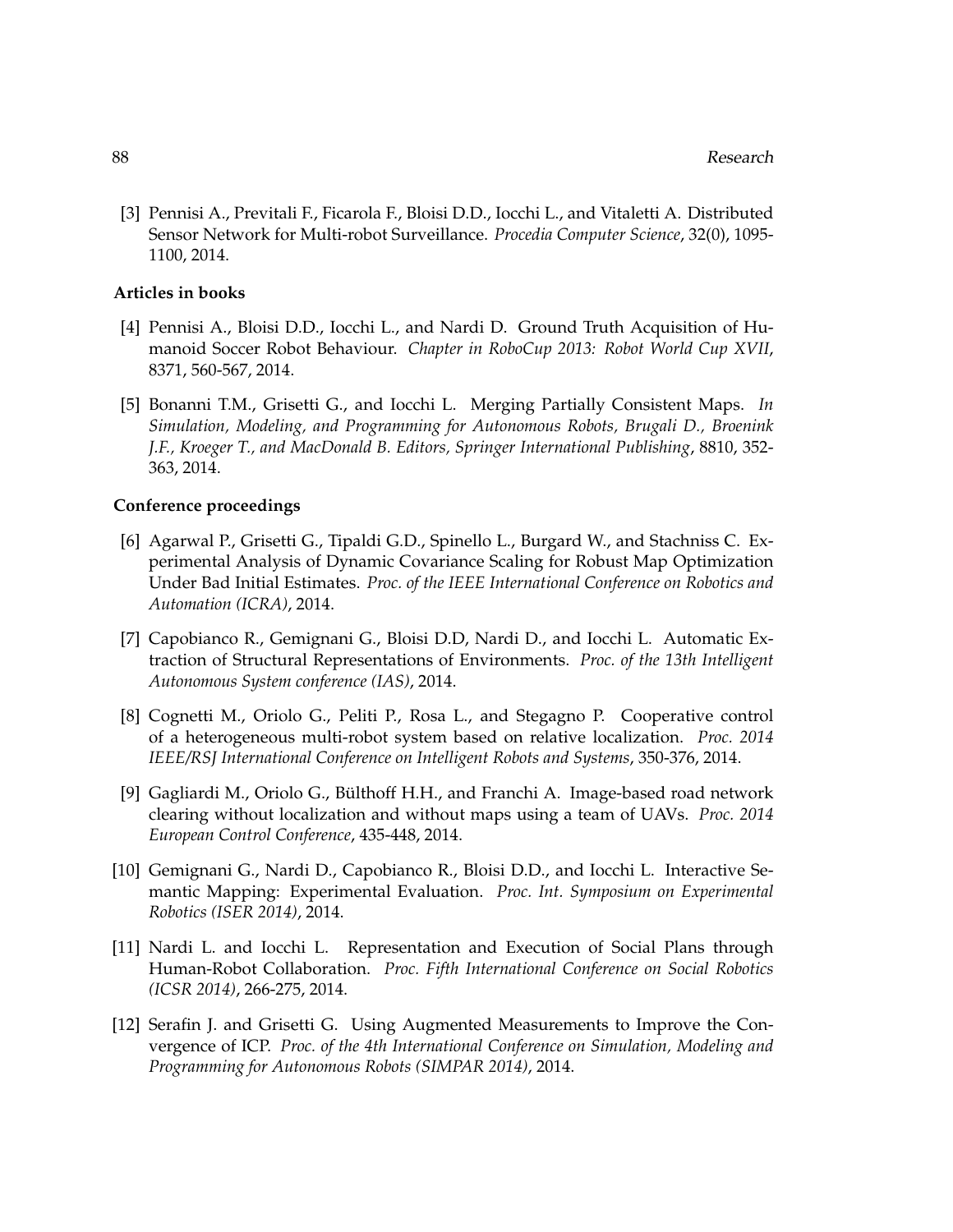[3] Pennisi A., Previtali F., Ficarola F., Bloisi D.D., Iocchi L., and Vitaletti A. Distributed Sensor Network for Multi-robot Surveillance. *Procedia Computer Science*, 32(0), 1095-1100, 2014.

**Articles in books**

[4] Pennisi A., Bloisi D.D., Iocchi L., and Nardi D. Ground Truth Acquisition of Humanoid Soccer Robot Behaviour. *Chapter in RoboCup 2013: Robot World Cup XVII*, 8371, 560-567, 2014.

[5] Bonanni T.M., Grisetti G., and Iocchi L. Merging Partially Consistent Maps. *In Simulation, Modeling, and Programming for Autonomous Robots, Brugali D., Broenink J.F., Kroeger T., and MacDonald B. Editors, Springer International Publishing*, 8810, 352-363, 2014.

**Conference proceedings**

[6] Agarwal P., Grisetti G., Tipaldi G.D., Spinello L., Burgard W., and Stachniss C. Experimental Analysis of Dynamic Covariance Scaling for Robust Map Optimization Under Bad Initial Estimates. *Proc. of the IEEE International Conference on Robotics and Automation (ICRA)*, 2014.

[7] Capobianco R., Gemignani G., Bloisi D.D, Nardi D., and Iocchi L. Automatic Extraction of Structural Representations of Environments. *Proc. of the 13th Intelligent Autonomous System conference (IAS)*, 2014.

[8] Cognetti M., Oriolo G., Peliti P., Rosa L., and Stegagno P. Cooperative control of a heterogeneous multi-robot system based on relative localization. *Proc. 2014 IEEE/RSJ International Conference on Intelligent Robots and Systems*, 350-376, 2014.

[9] Gagliardi M., Oriolo G., Bülthoff H.H., and Franchi A. Image-based road network clearing without localization and without maps using a team of UAVs. *Proc. 2014 European Control Conference*, 435-448, 2014.

[10] Gemignani G., Nardi D., Capobianco R., Bloisi D.D., and Iocchi L. Interactive Semantic Mapping: Experimental Evaluation. *Proc. Int. Symposium on Experimental Robotics (ISER 2014)*, 2014.

[11] Nardi L. and Iocchi L. Representation and Execution of Social Plans through Human-Robot Collaboration. *Proc. Fifth International Conference on Social Robotics (ICSR 2014)*, 266-275, 2014.

[12] Serafin J. and Grisetti G. Using Augmented Measurements to Improve the Convergence of ICP. *Proc. of the 4th International Conference on Simulation, Modeling and Programming for Autonomous Robots (SIMPAR 2014)*, 2014.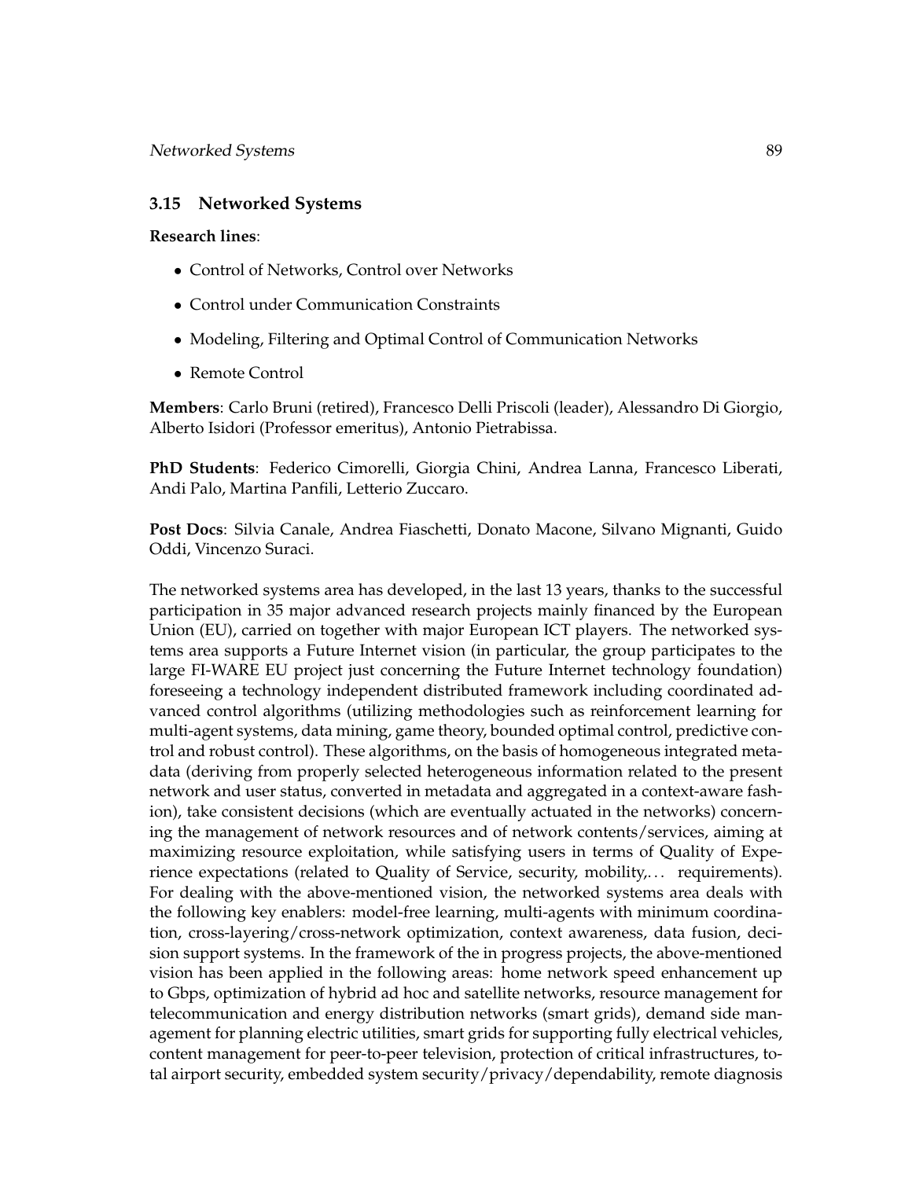### 3.15 Networked Systems

**Research lines**:

- Control of Networks, Control over Networks
- Control under Communication Constraints
- Modeling, Filtering and Optimal Control of Communication Networks
- Remote Control

**Members**: Carlo Bruni (retired), Francesco Delli Priscoli (leader), Alessandro Di Giorgio, Alberto Isidori (Professor emeritus), Antonio Pietrabissa.

**PhD Students**: Federico Cimorelli, Giorgia Chini, Andrea Lanna, Francesco Liberati, Andi Palo, Martina Panfili, Letterio Zuccaro.

**Post Docs**: Silvia Canale, Andrea Fiaschetti, Donato Macone, Silvano Mignanti, Guido Oddi, Vincenzo Suraci.

The networked systems area has developed, in the last 13 years, thanks to the successful participation in 35 major advanced research projects mainly financed by the European Union (EU), carried on together with major European ICT players. The networked systems area supports a Future Internet vision (in particular, the group participates to the large FI-WARE EU project just concerning the Future Internet technology foundation) foreseeing a technology independent distributed framework including coordinated advanced control algorithms (utilizing methodologies such as reinforcement learning for multi-agent systems, data mining, game theory, bounded optimal control, predictive control and robust control). These algorithms, on the basis of homogeneous integrated metadata (deriving from properly selected heterogeneous information related to the present network and user status, converted in metadata and aggregated in a context-aware fashion), take consistent decisions (which are eventually actuated in the networks) concerning the management of network resources and of network contents/services, aiming at maximizing resource exploitation, while satisfying users in terms of Quality of Experience expectations (related to Quality of Service, security, mobility,... requirements). For dealing with the above-mentioned vision, the networked systems area deals with the following key enablers: model-free learning, multi-agents with minimum coordination, cross-layering/cross-network optimization, context awareness, data fusion, decision support systems. In the framework of the in progress projects, the above-mentioned vision has been applied in the following areas: home network speed enhancement up to Gbps, optimization of hybrid ad hoc and satellite networks, resource management for telecommunication and energy distribution networks (smart grids), demand side management for planning electric utilities, smart grids for supporting fully electrical vehicles, content management for peer-to-peer television, protection of critical infrastructures, total airport security, embedded system security/privacy/dependability, remote diagnosis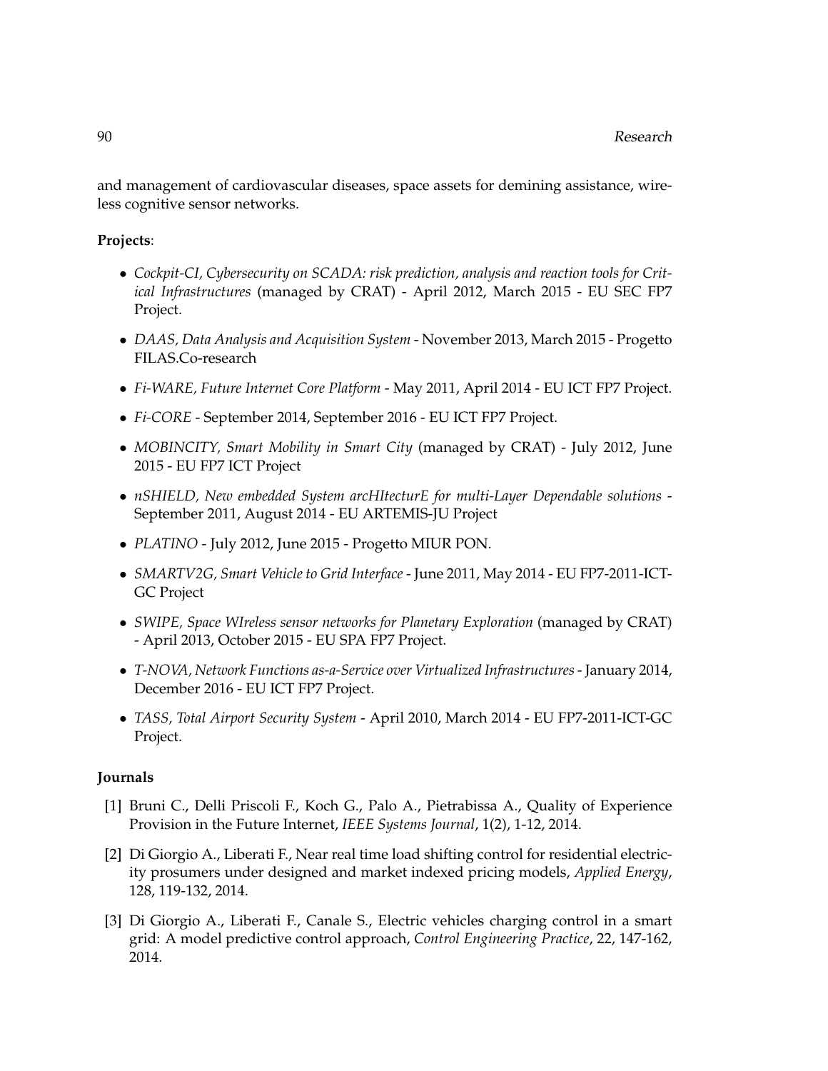and management of cardiovascular diseases, space assets for demining assistance, wireless cognitive sensor networks.

**Projects**:

- *Cockpit-CI, Cybersecurity on SCADA: risk prediction, analysis and reaction tools for Critical Infrastructures* (managed by CRAT) - April 2012, March 2015 - EU SEC FP7 Project.
- *DAAS, Data Analysis and Acquisition System* - November 2013, March 2015 - Progetto FILAS.Co-research
- *Fi-WARE, Future Internet Core Platform* - May 2011, April 2014 - EU ICT FP7 Project.
- *Fi-CORE* - September 2014, September 2016 - EU ICT FP7 Project.
- *MOBINCITY, Smart Mobility in Smart City* (managed by CRAT) - July 2012, June 2015 - EU FP7 ICT Project
- *nSHIELD, New embedded System arcHItecturE for multi-Layer Dependable solutions* - September 2011, August 2014 - EU ARTEMIS-JU Project
- *PLATINO* - July 2012, June 2015 - Progetto MIUR PON.
- *SMARTV2G, Smart Vehicle to Grid Interface* - June 2011, May 2014 - EU FP7-2011-ICT-GC Project
- *SWIPE, Space WIreless sensor networks for Planetary Exploration* (managed by CRAT) - April 2013, October 2015 - EU SPA FP7 Project.
- *T-NOVA, Network Functions as-a-Service over Virtualized Infrastructures* - January 2014, December 2016 - EU ICT FP7 Project.
- *TASS, Total Airport Security System* - April 2010, March 2014 - EU FP7-2011-ICT-GC Project.

**Journals**

[1] Bruni C., Delli Priscoli F., Koch G., Palo A., Pietrabissa A., Quality of Experience Provision in the Future Internet, *IEEE Systems Journal*, 1(2), 1-12, 2014.

[2] Di Giorgio A., Liberati F., Near real time load shifting control for residential electricity prosumers under designed and market indexed pricing models, *Applied Energy*, 128, 119-132, 2014.

[3] Di Giorgio A., Liberati F., Canale S., Electric vehicles charging control in a smart grid: A model predictive control approach, *Control Engineering Practice*, 22, 147-162, 2014.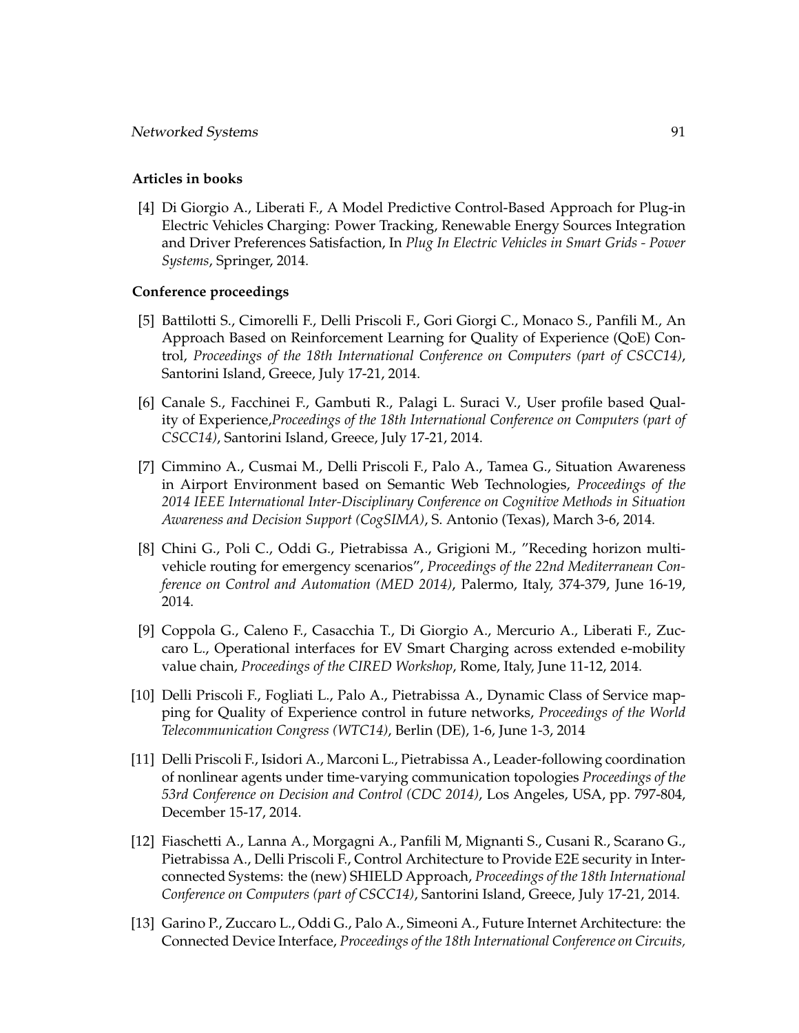**Articles in books**

[4] Di Giorgio A., Liberati F., A Model Predictive Control-Based Approach for Plug-in Electric Vehicles Charging: Power Tracking, Renewable Energy Sources Integration and Driver Preferences Satisfaction, In *Plug In Electric Vehicles in Smart Grids - Power Systems*, Springer, 2014.

**Conference proceedings**

[5] Battilotti S., Cimorelli F., Delli Priscoli F., Gori Giorgi C., Monaco S., Panfili M., An Approach Based on Reinforcement Learning for Quality of Experience (QoE) Control, *Proceedings of the 18th International Conference on Computers (part of CSCC14)*, Santorini Island, Greece, July 17-21, 2014.

[6] Canale S., Facchinei F., Gambuti R., Palagi L. Suraci V., User profile based Quality of Experience,*Proceedings of the 18th International Conference on Computers (part of CSCC14)*, Santorini Island, Greece, July 17-21, 2014.

[7] Cimmino A., Cusmai M., Delli Priscoli F., Palo A., Tamea G., Situation Awareness in Airport Environment based on Semantic Web Technologies, *Proceedings of the 2014 IEEE International Inter-Disciplinary Conference on Cognitive Methods in Situation Awareness and Decision Support (CogSIMA)*, S. Antonio (Texas), March 3-6, 2014.

[8] Chini G., Poli C., Oddi G., Pietrabissa A., Grigioni M., "Receding horizon multi-vehicle routing for emergency scenarios", *Proceedings of the 22nd Mediterranean Conference on Control and Automation (MED 2014)*, Palermo, Italy, 374-379, June 16-19, 2014.

[9] Coppola G., Caleno F., Casacchia T., Di Giorgio A., Mercurio A., Liberati F., Zuccaro L., Operational interfaces for EV Smart Charging across extended e-mobility value chain, *Proceedings of the CIRED Workshop*, Rome, Italy, June 11-12, 2014.

[10] Delli Priscoli F., Fogliati L., Palo A., Pietrabissa A., Dynamic Class of Service mapping for Quality of Experience control in future networks, *Proceedings of the World Telecommunication Congress (WTC14)*, Berlin (DE), 1-6, June 1-3, 2014

[11] Delli Priscoli F., Isidori A., Marconi L., Pietrabissa A., Leader-following coordination of nonlinear agents under time-varying communication topologies *Proceedings of the 53rd Conference on Decision and Control (CDC 2014)*, Los Angeles, USA, pp. 797-804, December 15-17, 2014.

[12] Fiaschetti A., Lanna A., Morgagni A., Panfili M, Mignanti S., Cusani R., Scarano G., Pietrabissa A., Delli Priscoli F., Control Architecture to Provide E2E security in Interconnected Systems: the (new) SHIELD Approach, *Proceedings of the 18th International Conference on Computers (part of CSCC14)*, Santorini Island, Greece, July 17-21, 2014.

[13] Garino P., Zuccaro L., Oddi G., Palo A., Simeoni A., Future Internet Architecture: the Connected Device Interface, *Proceedings of the 18th International Conference on Circuits,*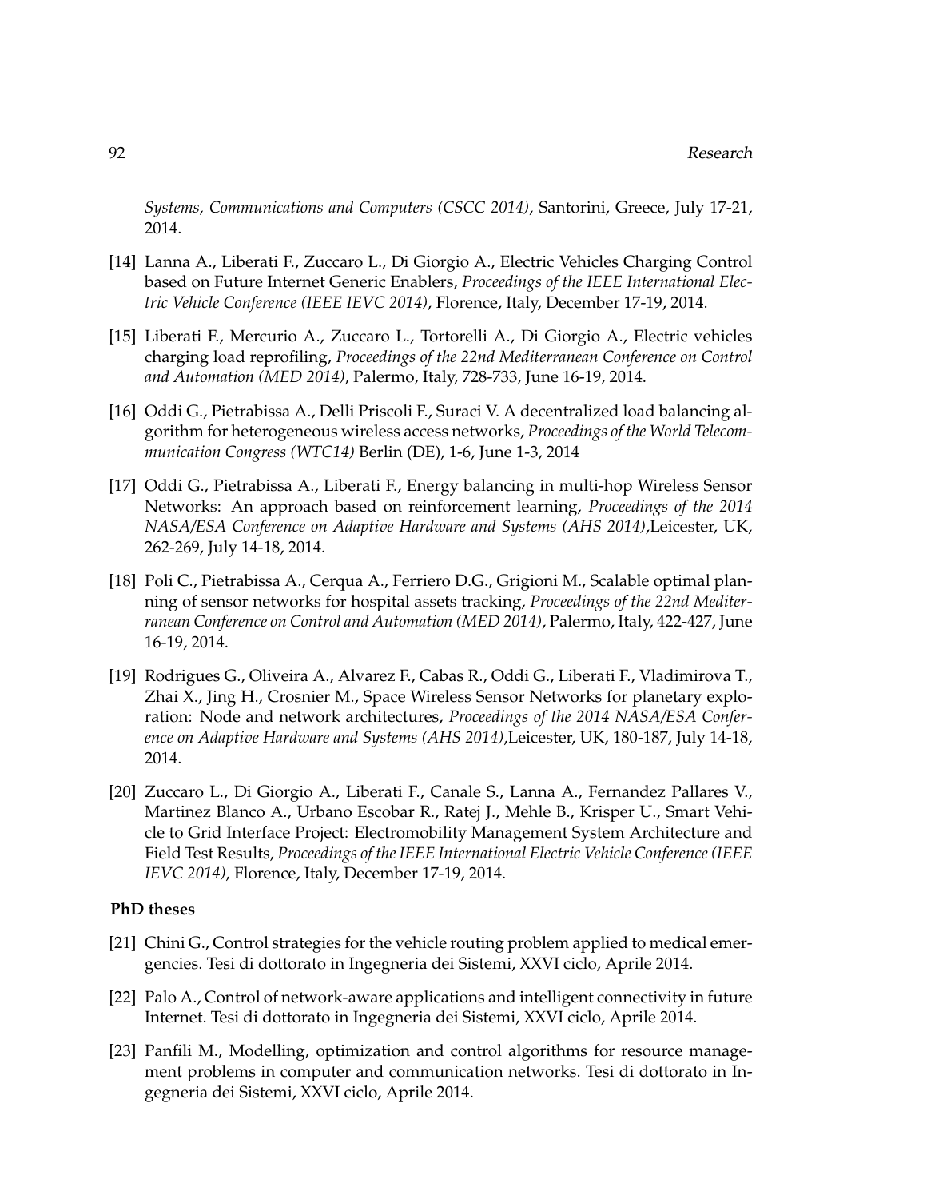*Systems, Communications and Computers (CSCC 2014)*, Santorini, Greece, July 17-21, 2014.

[14] Lanna A., Liberati F., Zuccaro L., Di Giorgio A., Electric Vehicles Charging Control based on Future Internet Generic Enablers, *Proceedings of the IEEE International Electric Vehicle Conference (IEEE IEVC 2014)*, Florence, Italy, December 17-19, 2014.

[15] Liberati F., Mercurio A., Zuccaro L., Tortorelli A., Di Giorgio A., Electric vehicles charging load reprofiling, *Proceedings of the 22nd Mediterranean Conference on Control and Automation (MED 2014)*, Palermo, Italy, 728-733, June 16-19, 2014.

[16] Oddi G., Pietrabissa A., Delli Priscoli F., Suraci V. A decentralized load balancing algorithm for heterogeneous wireless access networks, *Proceedings of the World Telecommunication Congress (WTC14)* Berlin (DE), 1-6, June 1-3, 2014

[17] Oddi G., Pietrabissa A., Liberati F., Energy balancing in multi-hop Wireless Sensor Networks: An approach based on reinforcement learning, *Proceedings of the 2014 NASA/ESA Conference on Adaptive Hardware and Systems (AHS 2014)*,Leicester, UK, 262-269, July 14-18, 2014.

[18] Poli C., Pietrabissa A., Cerqua A., Ferriero D.G., Grigioni M., Scalable optimal planning of sensor networks for hospital assets tracking, *Proceedings of the 22nd Mediterranean Conference on Control and Automation (MED 2014)*, Palermo, Italy, 422-427, June 16-19, 2014.

[19] Rodrigues G., Oliveira A., Alvarez F., Cabas R., Oddi G., Liberati F., Vladimirova T., Zhai X., Jing H., Crosnier M., Space Wireless Sensor Networks for planetary exploration: Node and network architectures, *Proceedings of the 2014 NASA/ESA Conference on Adaptive Hardware and Systems (AHS 2014)*,Leicester, UK, 180-187, July 14-18, 2014.

[20] Zuccaro L., Di Giorgio A., Liberati F., Canale S., Lanna A., Fernandez Pallares V., Martinez Blanco A., Urbano Escobar R., Ratej J., Mehle B., Krisper U., Smart Vehicle to Grid Interface Project: Electromobility Management System Architecture and Field Test Results, *Proceedings of the IEEE International Electric Vehicle Conference (IEEE IEVC 2014)*, Florence, Italy, December 17-19, 2014.

**PhD theses**

[21] Chini G., Control strategies for the vehicle routing problem applied to medical emergencies. Tesi di dottorato in Ingegneria dei Sistemi, XXVI ciclo, Aprile 2014.

[22] Palo A., Control of network-aware applications and intelligent connectivity in future Internet. Tesi di dottorato in Ingegneria dei Sistemi, XXVI ciclo, Aprile 2014.

[23] Panfili M., Modelling, optimization and control algorithms for resource management problems in computer and communication networks. Tesi di dottorato in Ingegneria dei Sistemi, XXVI ciclo, Aprile 2014.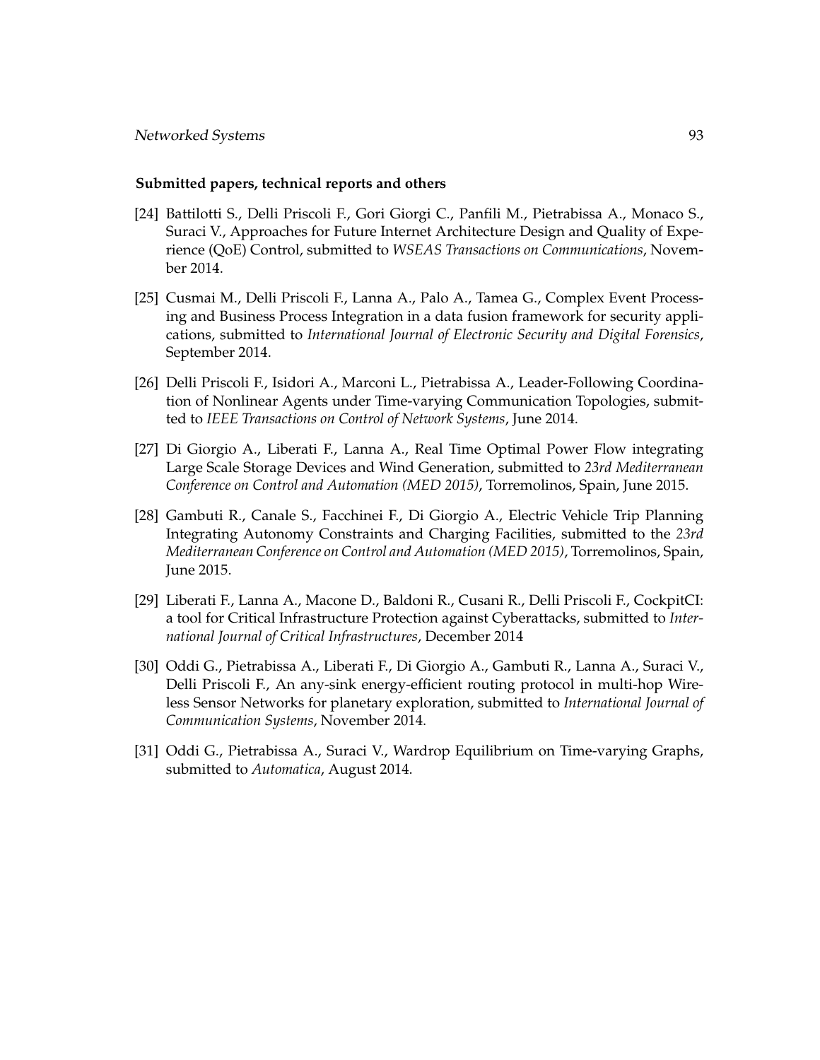**Submitted papers, technical reports and others**

[24] Battilotti S., Delli Priscoli F., Gori Giorgi C., Panfili M., Pietrabissa A., Monaco S., Suraci V., Approaches for Future Internet Architecture Design and Quality of Experience (QoE) Control, submitted to *WSEAS Transactions on Communications*, November 2014.

[25] Cusmai M., Delli Priscoli F., Lanna A., Palo A., Tamea G., Complex Event Processing and Business Process Integration in a data fusion framework for security applications, submitted to *International Journal of Electronic Security and Digital Forensics*, September 2014.

[26] Delli Priscoli F., Isidori A., Marconi L., Pietrabissa A., Leader-Following Coordination of Nonlinear Agents under Time-varying Communication Topologies, submitted to *IEEE Transactions on Control of Network Systems*, June 2014.

[27] Di Giorgio A., Liberati F., Lanna A., Real Time Optimal Power Flow integrating Large Scale Storage Devices and Wind Generation, submitted to *23rd Mediterranean Conference on Control and Automation (MED 2015)*, Torremolinos, Spain, June 2015.

[28] Gambuti R., Canale S., Facchinei F., Di Giorgio A., Electric Vehicle Trip Planning Integrating Autonomy Constraints and Charging Facilities, submitted to the *23rd Mediterranean Conference on Control and Automation (MED 2015)*, Torremolinos, Spain, June 2015.

[29] Liberati F., Lanna A., Macone D., Baldoni R., Cusani R., Delli Priscoli F., CockpitCI: a tool for Critical Infrastructure Protection against Cyberattacks, submitted to *International Journal of Critical Infrastructures*, December 2014

[30] Oddi G., Pietrabissa A., Liberati F., Di Giorgio A., Gambuti R., Lanna A., Suraci V., Delli Priscoli F., An any-sink energy-efficient routing protocol in multi-hop Wireless Sensor Networks for planetary exploration, submitted to *International Journal of Communication Systems*, November 2014.

[31] Oddi G., Pietrabissa A., Suraci V., Wardrop Equilibrium on Time-varying Graphs, submitted to *Automatica*, August 2014.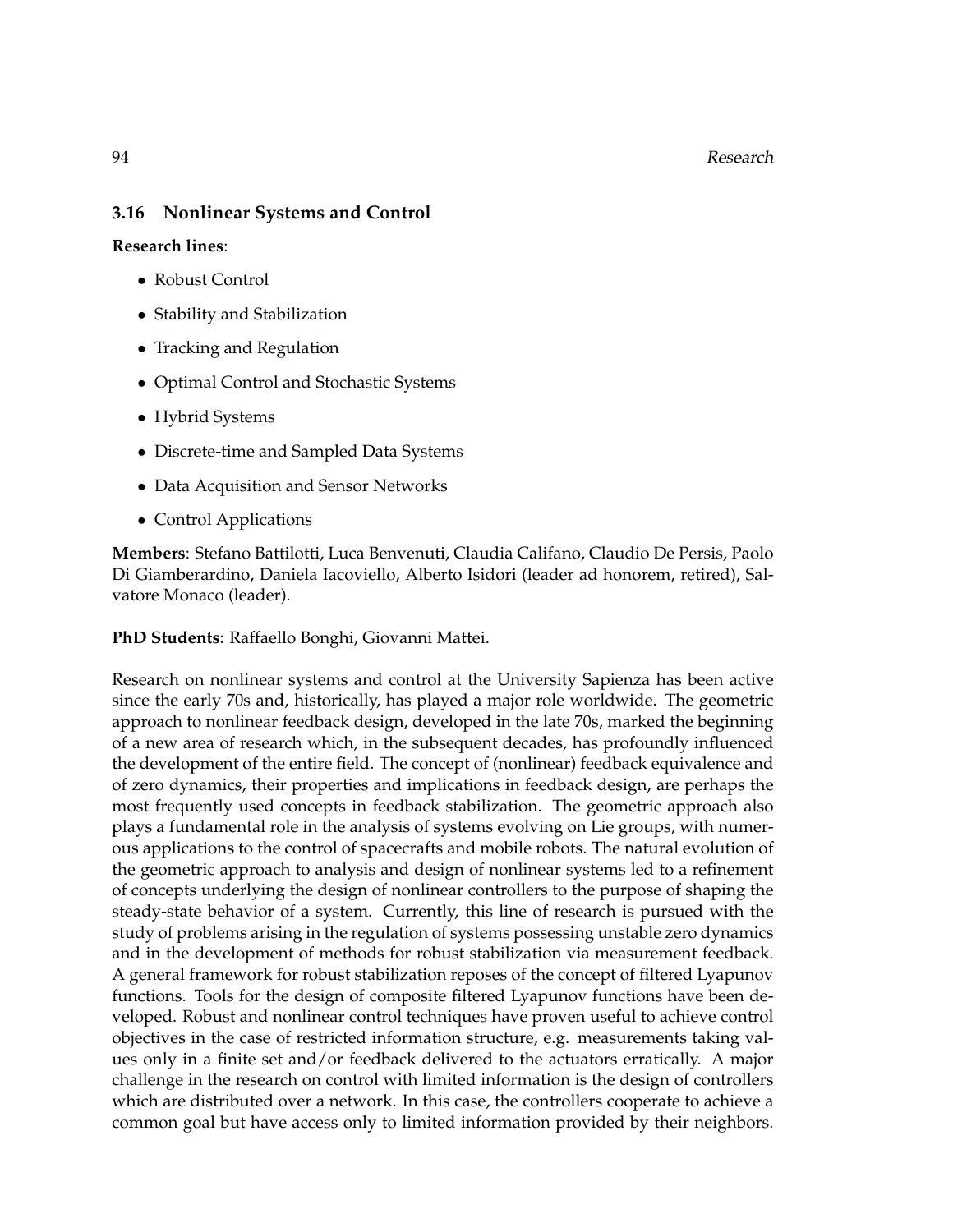## 3.16 Nonlinear Systems and Control

**Research lines**:

- Robust Control
- Stability and Stabilization
- Tracking and Regulation
- Optimal Control and Stochastic Systems
- Hybrid Systems
- Discrete-time and Sampled Data Systems
- Data Acquisition and Sensor Networks
- Control Applications

**Members**: Stefano Battilotti, Luca Benvenuti, Claudia Califano, Claudio De Persis, Paolo Di Giamberardino, Daniela Iacoviello, Alberto Isidori (leader ad honorem, retired), Salvatore Monaco (leader).

**PhD Students**: Raffaello Bonghi, Giovanni Mattei.

Research on nonlinear systems and control at the University Sapienza has been active since the early 70s and, historically, has played a major role worldwide. The geometric approach to nonlinear feedback design, developed in the late 70s, marked the beginning of a new area of research which, in the subsequent decades, has profoundly influenced the development of the entire field. The concept of (nonlinear) feedback equivalence and of zero dynamics, their properties and implications in feedback design, are perhaps the most frequently used concepts in feedback stabilization. The geometric approach also plays a fundamental role in the analysis of systems evolving on Lie groups, with numerous applications to the control of spacecrafts and mobile robots. The natural evolution of the geometric approach to analysis and design of nonlinear systems led to a refinement of concepts underlying the design of nonlinear controllers to the purpose of shaping the steady-state behavior of a system. Currently, this line of research is pursued with the study of problems arising in the regulation of systems possessing unstable zero dynamics and in the development of methods for robust stabilization via measurement feedback. A general framework for robust stabilization reposes of the concept of filtered Lyapunov functions. Tools for the design of composite filtered Lyapunov functions have been developed. Robust and nonlinear control techniques have proven useful to achieve control objectives in the case of restricted information structure, e.g. measurements taking values only in a finite set and/or feedback delivered to the actuators erratically. A major challenge in the research on control with limited information is the design of controllers which are distributed over a network. In this case, the controllers cooperate to achieve a common goal but have access only to limited information provided by their neighbors.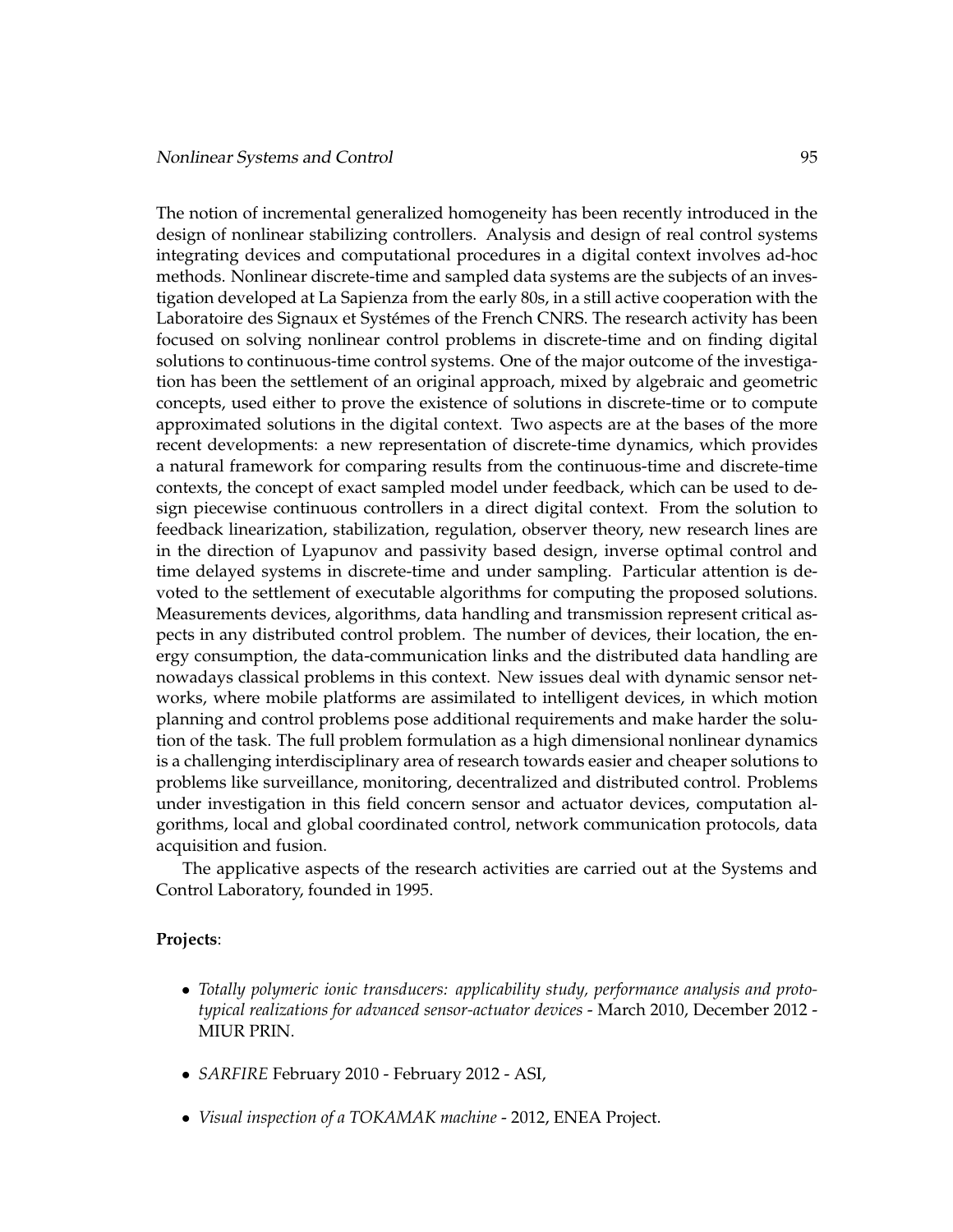The notion of incremental generalized homogeneity has been recently introduced in the design of nonlinear stabilizing controllers. Analysis and design of real control systems integrating devices and computational procedures in a digital context involves ad-hoc methods. Nonlinear discrete-time and sampled data systems are the subjects of an investigation developed at La Sapienza from the early 80s, in a still active cooperation with the Laboratoire des Signaux et Systémes of the French CNRS. The research activity has been focused on solving nonlinear control problems in discrete-time and on finding digital solutions to continuous-time control systems. One of the major outcome of the investigation has been the settlement of an original approach, mixed by algebraic and geometric concepts, used either to prove the existence of solutions in discrete-time or to compute approximated solutions in the digital context. Two aspects are at the bases of the more recent developments: a new representation of discrete-time dynamics, which provides a natural framework for comparing results from the continuous-time and discrete-time contexts, the concept of exact sampled model under feedback, which can be used to design piecewise continuous controllers in a direct digital context. From the solution to feedback linearization, stabilization, regulation, observer theory, new research lines are in the direction of Lyapunov and passivity based design, inverse optimal control and time delayed systems in discrete-time and under sampling. Particular attention is devoted to the settlement of executable algorithms for computing the proposed solutions. Measurements devices, algorithms, data handling and transmission represent critical aspects in any distributed control problem. The number of devices, their location, the energy consumption, the data-communication links and the distributed data handling are nowadays classical problems in this context. New issues deal with dynamic sensor networks, where mobile platforms are assimilated to intelligent devices, in which motion planning and control problems pose additional requirements and make harder the solution of the task. The full problem formulation as a high dimensional nonlinear dynamics is a challenging interdisciplinary area of research towards easier and cheaper solutions to problems like surveillance, monitoring, decentralized and distributed control. Problems under investigation in this field concern sensor and actuator devices, computation algorithms, local and global coordinated control, network communication protocols, data acquisition and fusion.

The applicative aspects of the research activities are carried out at the Systems and Control Laboratory, founded in 1995.

**Projects**:

- *Totally polymeric ionic transducers: applicability study, performance analysis and prototypical realizations for advanced sensor-actuator devices* - March 2010, December 2012 - MIUR PRIN.
- *SARFIRE* February 2010 - February 2012 - ASI,
- *Visual inspection of a TOKAMAK machine* - 2012, ENEA Project.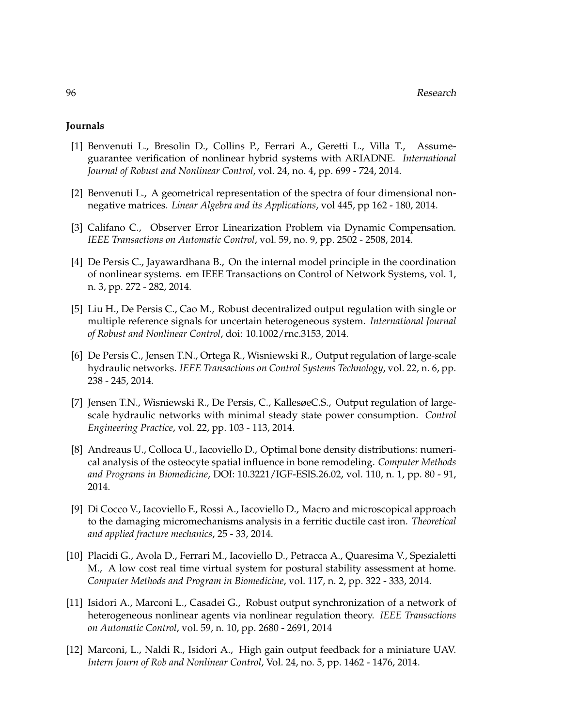**Journals**

[1] Benvenuti L., Bresolin D., Collins P., Ferrari A., Geretti L., Villa T., Assume-guarantee verification of nonlinear hybrid systems with ARIADNE. *International Journal of Robust and Nonlinear Control*, vol. 24, no. 4, pp. 699 - 724, 2014.

[2] Benvenuti L., A geometrical representation of the spectra of four dimensional non-negative matrices. *Linear Algebra and its Applications*, vol 445, pp 162 - 180, 2014.

[3] Califano C., Observer Error Linearization Problem via Dynamic Compensation. *IEEE Transactions on Automatic Control*, vol. 59, no. 9, pp. 2502 - 2508, 2014.

[4] De Persis C., Jayawardhana B., On the internal model principle in the coordination of nonlinear systems. em IEEE Transactions on Control of Network Systems, vol. 1, n. 3, pp. 272 - 282, 2014.

[5] Liu H., De Persis C., Cao M., Robust decentralized output regulation with single or multiple reference signals for uncertain heterogeneous system. *International Journal of Robust and Nonlinear Control*, doi: 10.1002/rnc.3153, 2014.

[6] De Persis C., Jensen T.N., Ortega R., Wisniewski R., Output regulation of large-scale hydraulic networks. *IEEE Transactions on Control Systems Technology*, vol. 22, n. 6, pp. 238 - 245, 2014.

[7] Jensen T.N., Wisniewski R., De Persis, C., KallesøeC.S., Output regulation of large-scale hydraulic networks with minimal steady state power consumption. *Control Engineering Practice*, vol. 22, pp. 103 - 113, 2014.

[8] Andreaus U., Colloca U., Iacoviello D., Optimal bone density distributions: numerical analysis of the osteocyte spatial influence in bone remodeling. *Computer Methods and Programs in Biomedicine*, DOI: 10.3221/IGF-ESIS.26.02, vol. 110, n. 1, pp. 80 - 91, 2014.

[9] Di Cocco V., Iacoviello F., Rossi A., Iacoviello D., Macro and microscopical approach to the damaging micromechanisms analysis in a ferritic ductile cast iron. *Theoretical and applied fracture mechanics*, 25 - 33, 2014.

[10] Placidi G., Avola D., Ferrari M., Iacoviello D., Petracca A., Quaresima V., Spezialetti M., A low cost real time virtual system for postural stability assessment at home. *Computer Methods and Program in Biomedicine*, vol. 117, n. 2, pp. 322 - 333, 2014.

[11] Isidori A., Marconi L., Casadei G., Robust output synchronization of a network of heterogeneous nonlinear agents via nonlinear regulation theory. *IEEE Transactions on Automatic Control*, vol. 59, n. 10, pp. 2680 - 2691, 2014

[12] Marconi, L., Naldi R., Isidori A., High gain output feedback for a miniature UAV. *Intern Journ of Rob and Nonlinear Control*, Vol. 24, no. 5, pp. 1462 - 1476, 2014.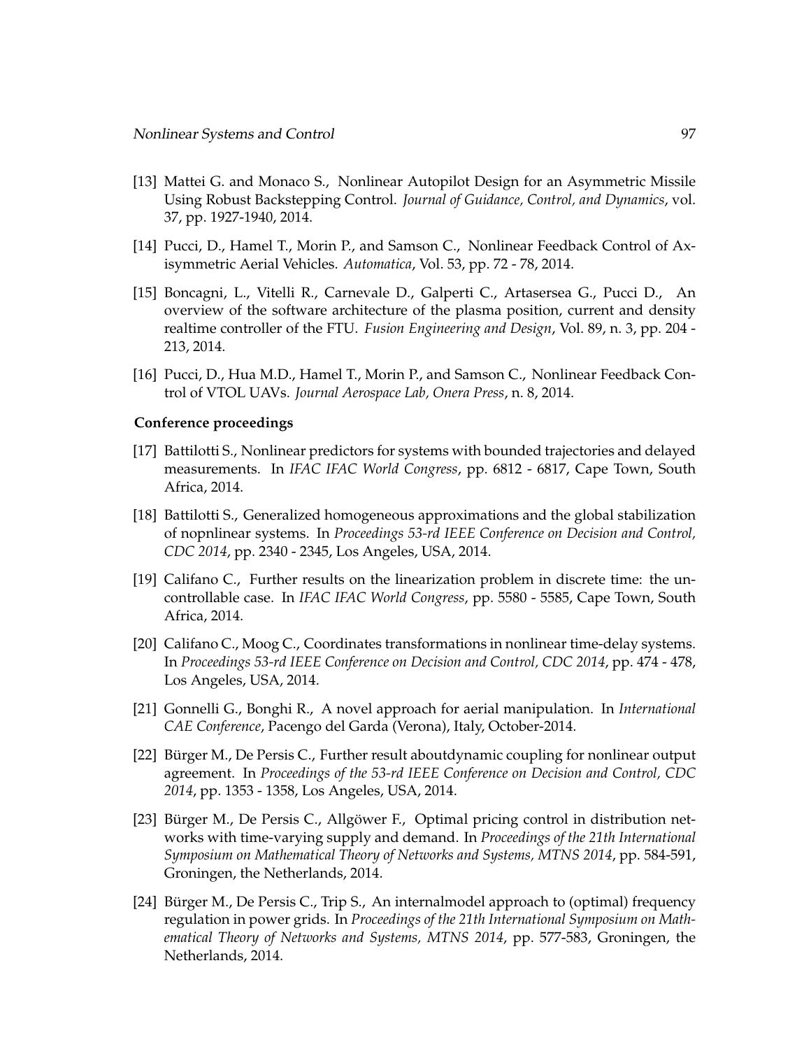[13] Mattei G. and Monaco S., Nonlinear Autopilot Design for an Asymmetric Missile Using Robust Backstepping Control. *Journal of Guidance, Control, and Dynamics*, vol. 37, pp. 1927-1940, 2014.

[14] Pucci, D., Hamel T., Morin P., and Samson C., Nonlinear Feedback Control of Axisymmetric Aerial Vehicles. *Automatica*, Vol. 53, pp. 72 - 78, 2014.

[15] Boncagni, L., Vitelli R., Carnevale D., Galperti C., Artasersea G., Pucci D., An overview of the software architecture of the plasma position, current and density realtime controller of the FTU. *Fusion Engineering and Design*, Vol. 89, n. 3, pp. 204 - 213, 2014.

[16] Pucci, D., Hua M.D., Hamel T., Morin P., and Samson C., Nonlinear Feedback Control of VTOL UAVs. *Journal Aerospace Lab, Onera Press*, n. 8, 2014.

**Conference proceedings**

[17] Battilotti S., Nonlinear predictors for systems with bounded trajectories and delayed measurements. In *IFAC IFAC World Congress*, pp. 6812 - 6817, Cape Town, South Africa, 2014.

[18] Battilotti S., Generalized homogeneous approximations and the global stabilization of nopnlinear systems. In *Proceedings 53-rd IEEE Conference on Decision and Control, CDC 2014*, pp. 2340 - 2345, Los Angeles, USA, 2014.

[19] Califano C., Further results on the linearization problem in discrete time: the uncontrollable case. In *IFAC IFAC World Congress*, pp. 5580 - 5585, Cape Town, South Africa, 2014.

[20] Califano C., Moog C., Coordinates transformations in nonlinear time-delay systems. In *Proceedings 53-rd IEEE Conference on Decision and Control, CDC 2014*, pp. 474 - 478, Los Angeles, USA, 2014.

[21] Gonnelli G., Bonghi R., A novel approach for aerial manipulation. In *International CAE Conference*, Pacengo del Garda (Verona), Italy, October-2014.

[22] Bürger M., De Persis C., Further result aboutdynamic coupling for nonlinear output agreement. In *Proceedings of the 53-rd IEEE Conference on Decision and Control, CDC 2014*, pp. 1353 - 1358, Los Angeles, USA, 2014.

[23] Bürger M., De Persis C., Allgöwer F., Optimal pricing control in distribution networks with time-varying supply and demand. In *Proceedings of the 21th International Symposium on Mathematical Theory of Networks and Systems, MTNS 2014*, pp. 584-591, Groningen, the Netherlands, 2014.

[24] Bürger M., De Persis C., Trip S., An internalmodel approach to (optimal) frequency regulation in power grids. In *Proceedings of the 21th International Symposium on Mathematical Theory of Networks and Systems, MTNS 2014*, pp. 577-583, Groningen, the Netherlands, 2014.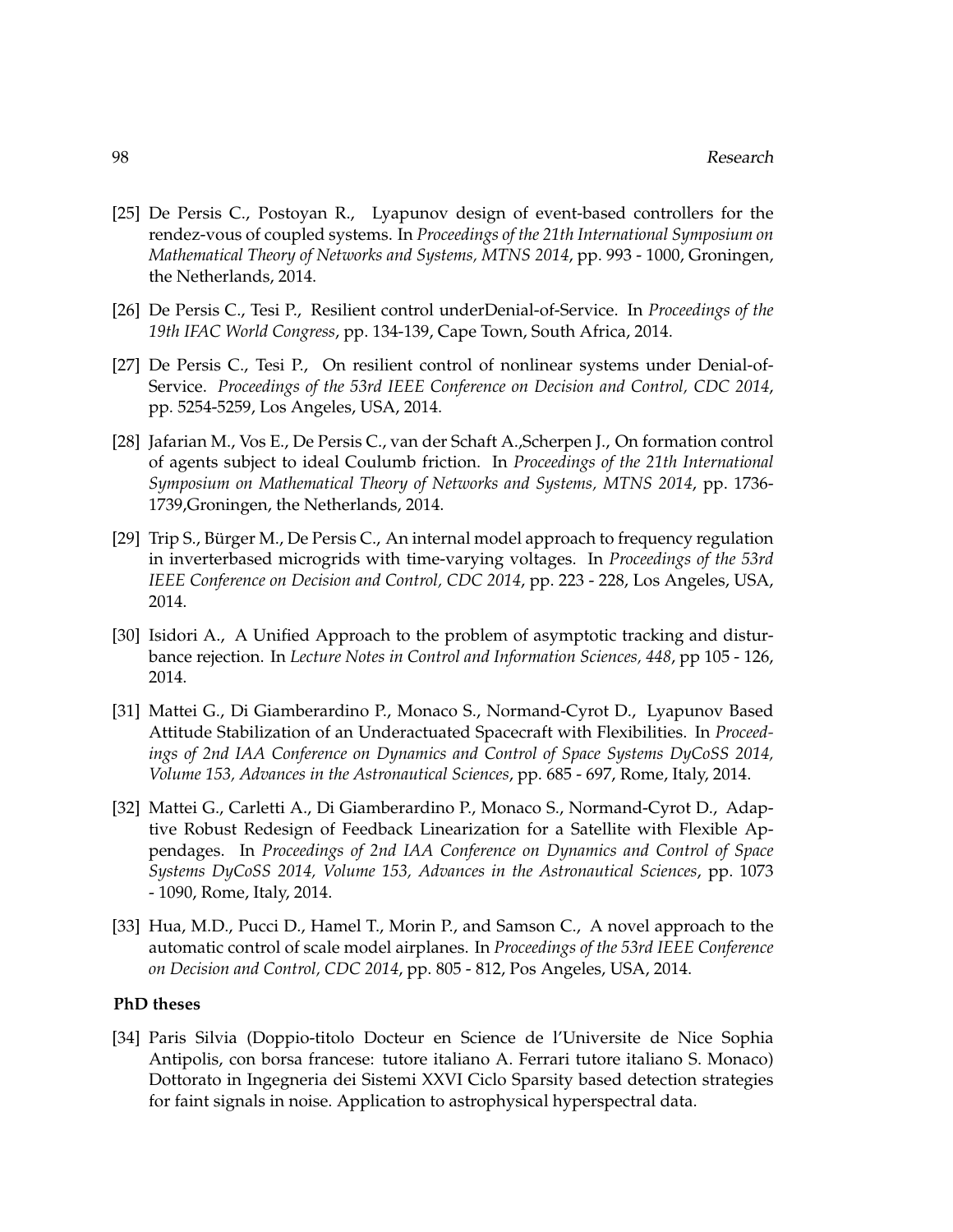[25] De Persis C., Postoyan R., Lyapunov design of event-based controllers for the rendez-vous of coupled systems. In *Proceedings of the 21th International Symposium on Mathematical Theory of Networks and Systems, MTNS 2014*, pp. 993 - 1000, Groningen, the Netherlands, 2014.

[26] De Persis C., Tesi P., Resilient control underDenial-of-Service. In *Proceedings of the 19th IFAC World Congress*, pp. 134-139, Cape Town, South Africa, 2014.

[27] De Persis C., Tesi P., On resilient control of nonlinear systems under Denial-of-Service. *Proceedings of the 53rd IEEE Conference on Decision and Control, CDC 2014*, pp. 5254-5259, Los Angeles, USA, 2014.

[28] Jafarian M., Vos E., De Persis C., van der Schaft A.,Scherpen J., On formation control of agents subject to ideal Coulumb friction. In *Proceedings of the 21th International Symposium on Mathematical Theory of Networks and Systems, MTNS 2014*, pp. 1736-1739,Groningen, the Netherlands, 2014.

[29] Trip S., Bürger M., De Persis C., An internal model approach to frequency regulation in inverterbased micrograids with time-varying voltages. In *Proceedings of the 53rd IEEE Conference on Decision and Control, CDC 2014*, pp. 223 - 228, Los Angeles, USA, 2014.

[30] Isidori A., A Unified Approach to the problem of asymptotic tracking and disturbance rejection. In *Lecture Notes in Control and Information Sciences, 448*, pp 105 - 126, 2014.

[31] Mattei G., Di Giamberardino P., Monaco S., Normand-Cyrot D., Lyapunov Based Attitude Stabilization of an Underactuated Spacecraft with Flexibilities. In *Proceedings of 2nd IAA Conference on Dynamics and Control of Space Systems DyCoSS 2014, Volume 153, Advances in the Astronautical Sciences*, pp. 685 - 697, Rome, Italy, 2014.

[32] Mattei G., Carletti A., Di Giamberardino P., Monaco S., Normand-Cyrot D., Adaptive Robust Redesign of Feedback Linearization for a Satellite with Flexible Appendages. In *Proceedings of 2nd IAA Conference on Dynamics and Control of Space Systems DyCoSS 2014, Volume 153, Advances in the Astronautical Sciences*, pp. 1073 - 1090, Rome, Italy, 2014.

[33] Hua, M.D., Pucci D., Hamel T., Morin P., and Samson C., A novel approach to the automatic control of scale model airplanes. In *Proceedings of the 53rd IEEE Conference on Decision and Control, CDC 2014*, pp. 805 - 812, Pos Angeles, USA, 2014.

**PhD theses**

[34] Paris Silvia (Doppio-titolo Docteur en Science de l'Universite de Nice Sophia Antipolis, con borsa francese: tutore italiano A. Ferrari tutore italiano S. Monaco) Dottorato in Ingegneria dei Sistemi XXVI Ciclo Sparsity based detection strategies for faint signals in noise. Application to astrophysical hyperspectral data.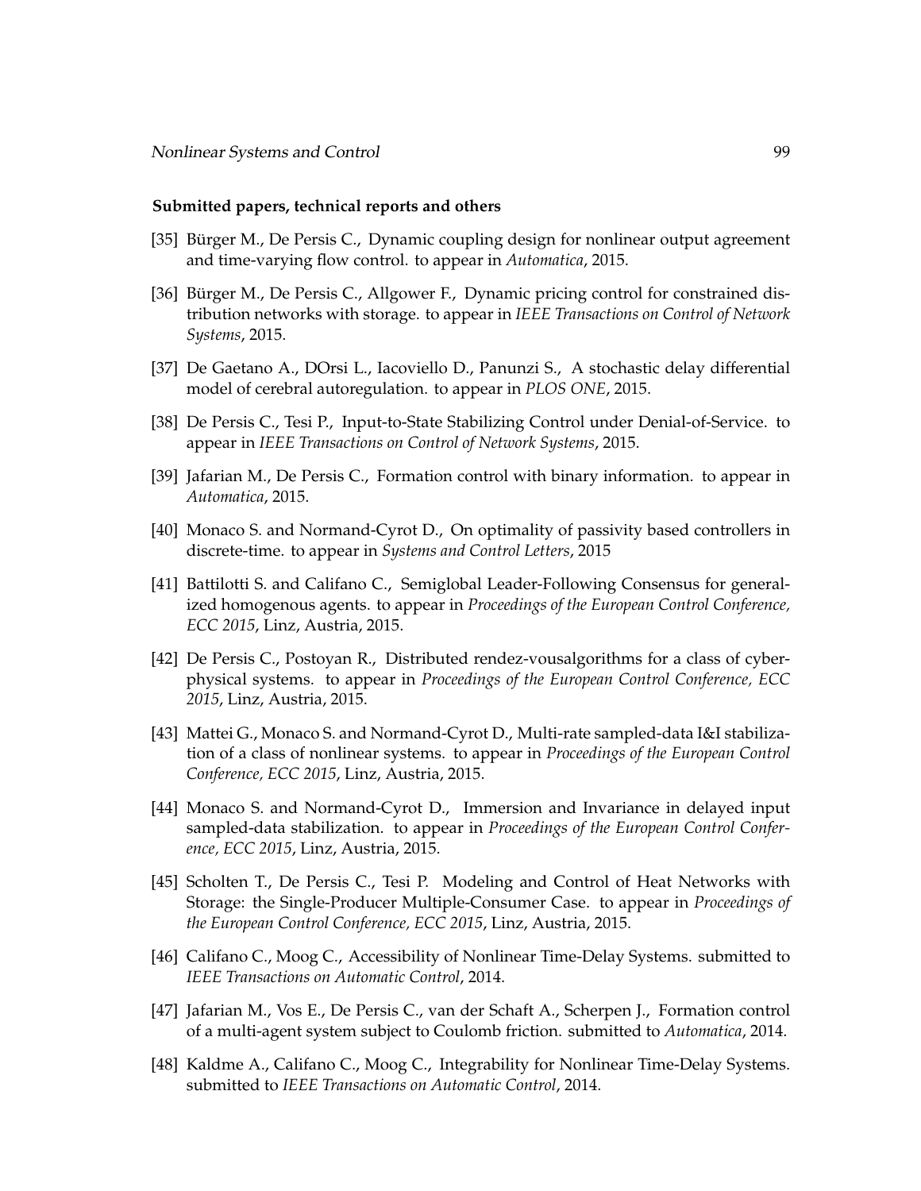**Submitted papers, technical reports and others**

[35] Bürger M., De Persis C., Dynamic coupling design for nonlinear output agreement and time-varying flow control. to appear in *Automatica*, 2015.

[36] Bürger M., De Persis C., Allgower F., Dynamic pricing control for constrained distribution networks with storage. to appear in *IEEE Transactions on Control of Network Systems*, 2015.

[37] De Gaetano A., DOrsi L., Iacoviello D., Panunzi S., A stochastic delay differential model of cerebral autoregulation. to appear in *PLOS ONE*, 2015.

[38] De Persis C., Tesi P., Input-to-State Stabilizing Control under Denial-of-Service. to appear in *IEEE Transactions on Control of Network Systems*, 2015.

[39] Jafarian M., De Persis C., Formation control with binary information. to appear in *Automatica*, 2015.

[40] Monaco S. and Normand-Cyrot D., On optimality of passivity based controllers in discrete-time. to appear in *Systems and Control Letters*, 2015

[41] Battilotti S. and Califano C., Semiglobal Leader-Following Consensus for generalized homogenous agents. to appear in *Proceedings of the European Control Conference, ECC 2015*, Linz, Austria, 2015.

[42] De Persis C., Postoyan R., Distributed rendez-vousalgorithms for a class of cyberphysical systems. to appear in *Proceedings of the European Control Conference, ECC 2015*, Linz, Austria, 2015.

[43] Mattei G., Monaco S. and Normand-Cyrot D., Multi-rate sampled-data I&I stabilization of a class of nonlinear systems. to appear in *Proceedings of the European Control Conference, ECC 2015*, Linz, Austria, 2015.

[44] Monaco S. and Normand-Cyrot D., Immersion and Invariance in delayed input sampled-data stabilization. to appear in *Proceedings of the European Control Conference, ECC 2015*, Linz, Austria, 2015.

[45] Scholten T., De Persis C., Tesi P. Modeling and Control of Heat Networks with Storage: the Single-Producer Multiple-Consumer Case. to appear in *Proceedings of the European Control Conference, ECC 2015*, Linz, Austria, 2015.

[46] Califano C., Moog C., Accessibility of Nonlinear Time-Delay Systems. submitted to *IEEE Transactions on Automatic Control*, 2014.

[47] Jafarian M., Vos E., De Persis C., van der Schaft A., Scherpen J., Formation control of a multi-agent system subject to Coulomb friction. submitted to *Automatica*, 2014.

[48] Kaldme A., Califano C., Moog C., Integrability for Nonlinear Time-Delay Systems. submitted to *IEEE Transactions on Automatic Control*, 2014.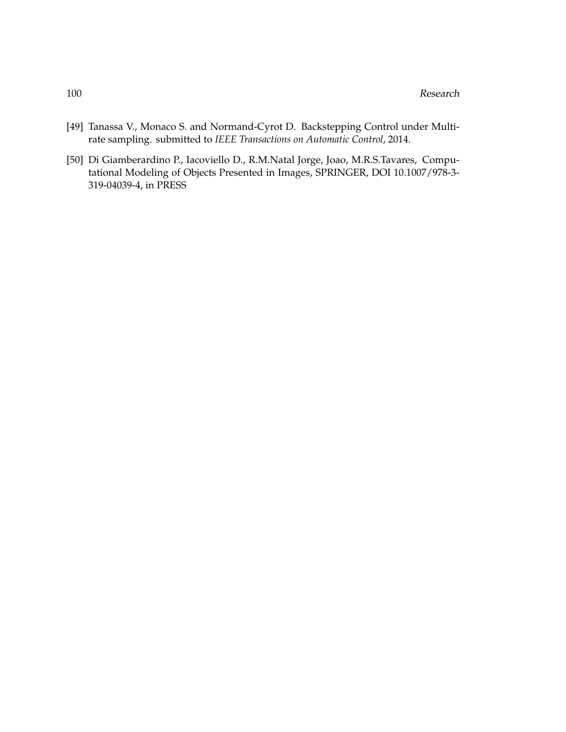[49] Tanassa V., Monaco S. and Normand-Cyrot D. Backstepping Control under Multirate sampling. submitted to *IEEE Transactions on Automatic Control*, 2014.

[50] Di Giamberardino P., Iacoviello D., R.M.Natal Jorge, Joao, M.R.S.Tavares, Computational Modeling of Objects Presented in Images, SPRINGER, DOI 10.1007/978-3-319-04039-4, in PRESS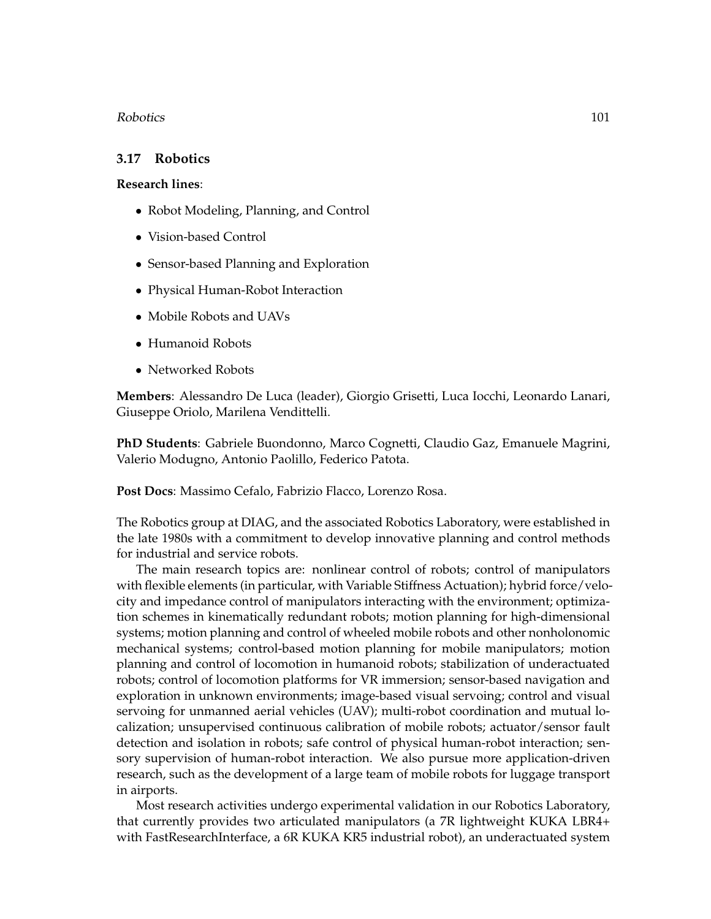### 3.17 Robotics

**Research lines**:

- Robot Modeling, Planning, and Control
- Vision-based Control
- Sensor-based Planning and Exploration
- Physical Human-Robot Interaction
- Mobile Robots and UAVs
- Humanoid Robots
- Networked Robots

**Members**: Alessandro De Luca (leader), Giorgio Grisetti, Luca Iocchi, Leonardo Lanari, Giuseppe Oriolo, Marilena Vendittelli.

**PhD Students**: Gabriele Buondonno, Marco Cognetti, Claudio Gaz, Emanuele Magrini, Valerio Modugno, Antonio Paolillo, Federico Patota.

**Post Docs**: Massimo Cefalo, Fabrizio Flacco, Lorenzo Rosa.

The Robotics group at DIAG, and the associated Robotics Laboratory, were established in the late 1980s with a commitment to develop innovative planning and control methods for industrial and service robots.

The main research topics are: nonlinear control of robots; control of manipulators with flexible elements (in particular, with Variable Stiffness Actuation); hybrid force/velocity and impedance control of manipulators interacting with the environment; optimization schemes in kinematically redundant robots; motion planning for high-dimensional systems; motion planning and control of wheeled mobile robots and other nonholonomic mechanical systems; control-based motion planning for mobile manipulators; motion planning and control of locomotion in humanoid robots; stabilization of underactuated robots; control of locomotion platforms for VR immersion; sensor-based navigation and exploration in unknown environments; image-based visual servoing; control and visual servoing for unmanned aerial vehicles (UAV); multi-robot coordination and mutual localization; unsupervised continuous calibration of mobile robots; actuator/sensor fault detection and isolation in robots; safe control of physical human-robot interaction; sensory supervision of human-robot interaction. We also pursue more application-driven research, such as the development of a large team of mobile robots for luggage transport in airports.

Most research activities undergo experimental validation in our Robotics Laboratory, that currently provides two articulated manipulators (a 7R lightweight KUKA LBR4+ with FastResearchInterface, a 6R KUKA KR5 industrial robot), an underactuated system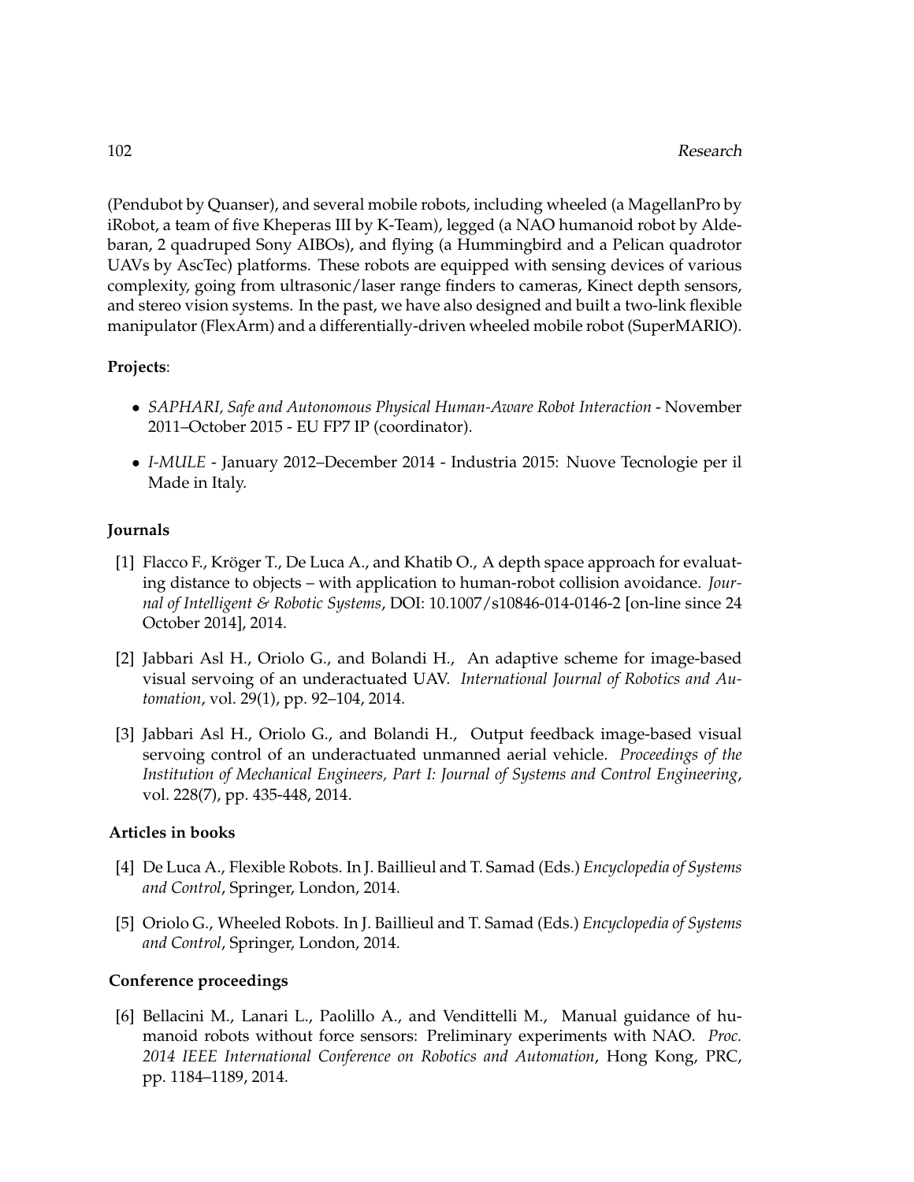(Pendubot by Quanser), and several mobile robots, including wheeled (a MagellanPro by iRobot, a team of five Kheperas III by K-Team), legged (a NAO humanoid robot by Aldebaran, 2 quadruped Sony AIBOs), and flying (a Hummingbird and a Pelican quadrotor UAVs by AscTec) platforms. These robots are equipped with sensing devices of various complexity, going from ultrasonic/laser range finders to cameras, Kinect depth sensors, and stereo vision systems. In the past, we have also designed and built a two-link flexible manipulator (FlexArm) and a differentially-driven wheeled mobile robot (SuperMARIO).

**Projects**:

- *SAPHARI, Safe and Autonomous Physical Human-Aware Robot Interaction* - November 2011–October 2015 - EU FP7 IP (coordinator).
- *I-MULE* - January 2012–December 2014 - Industria 2015: Nuove Tecnologie per il Made in Italy.

**Journals**

[1] Flacco F., Kröger T., De Luca A., and Khatib O., A depth space approach for evaluating distance to objects – with application to human-robot collision avoidance. *Journal of Intelligent & Robotic Systems*, DOI: 10.1007/s10846-014-0146-2 [on-line since 24 October 2014], 2014.

[2] Jabbari Asl H., Oriolo G., and Bolandi H., An adaptive scheme for image-based visual servoing of an underactuated UAV. *International Journal of Robotics and Automation*, vol. 29(1), pp. 92–104, 2014.

[3] Jabbari Asl H., Oriolo G., and Bolandi H., Output feedback image-based visual servoing control of an underactuated unmanned aerial vehicle. *Proceedings of the Institution of Mechanical Engineers, Part I: Journal of Systems and Control Engineering*, vol. 228(7), pp. 435-448, 2014.

**Articles in books**

[4] De Luca A., Flexible Robots. In J. Baillieul and T. Samad (Eds.) *Encyclopedia of Systems and Control*, Springer, London, 2014.

[5] Oriolo G., Wheeled Robots. In J. Baillieul and T. Samad (Eds.) *Encyclopedia of Systems and Control*, Springer, London, 2014.

**Conference proceedings**

[6] Bellacini M., Lanari L., Paolillo A., and Vendittelli M., Manual guidance of humanoid robots without force sensors: Preliminary experiments with NAO. *Proc. 2014 IEEE International Conference on Robotics and Automation*, Hong Kong, PRC, pp. 1184–1189, 2014.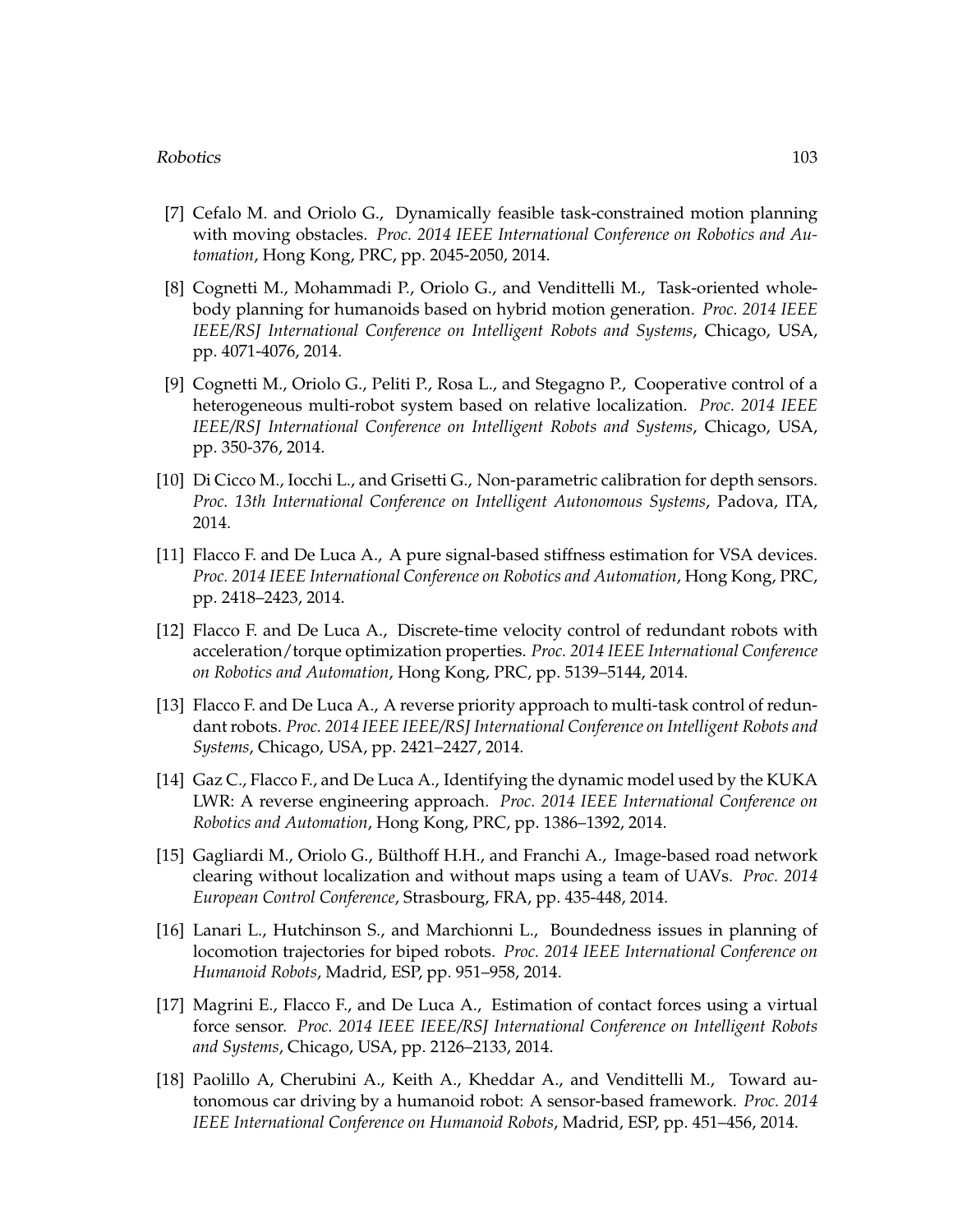[7] Cefalo M. and Oriolo G., Dynamically feasible task-constrained motion planning with moving obstacles. *Proc. 2014 IEEE International Conference on Robotics and Automation*, Hong Kong, PRC, pp. 2045-2050, 2014.

[8] Cognetti M., Mohammadi P., Oriolo G., and Vendittelli M., Task-oriented whole-body planning for humanoids based on hybrid motion generation. *Proc. 2014 IEEE IEEE/RSJ International Conference on Intelligent Robots and Systems*, Chicago, USA, pp. 4071-4076, 2014.

[9] Cognetti M., Oriolo G., Peliti P., Rosa L., and Stegagno P., Cooperative control of a heterogeneous multi-robot system based on relative localization. *Proc. 2014 IEEE IEEE/RSJ International Conference on Intelligent Robots and Systems*, Chicago, USA, pp. 350-376, 2014.

[10] Di Cicco M., Iocchi L., and Grisetti G., Non-parametric calibration for depth sensors. *Proc. 13th International Conference on Intelligent Autonomous Systems*, Padova, ITA, 2014.

[11] Flacco F. and De Luca A., A pure signal-based stiffness estimation for VSA devices. *Proc. 2014 IEEE International Conference on Robotics and Automation*, Hong Kong, PRC, pp. 2418–2423, 2014.

[12] Flacco F. and De Luca A., Discrete-time velocity control of redundant robots with acceleration/torque optimization properties. *Proc. 2014 IEEE International Conference on Robotics and Automation*, Hong Kong, PRC, pp. 5139–5144, 2014.

[13] Flacco F. and De Luca A., A reverse priority approach to multi-task control of redundant robots. *Proc. 2014 IEEE IEEE/RSJ International Conference on Intelligent Robots and Systems*, Chicago, USA, pp. 2421–2427, 2014.

[14] Gaz C., Flacco F., and De Luca A., Identifying the dynamic model used by the KUKA LWR: A reverse engineering approach. *Proc. 2014 IEEE International Conference on Robotics and Automation*, Hong Kong, PRC, pp. 1386–1392, 2014.

[15] Gagliardi M., Oriolo G., Bülthoff H.H., and Franchi A., Image-based road network clearing without localization and without maps using a team of UAVs. *Proc. 2014 European Control Conference*, Strasbourg, FRA, pp. 435-448, 2014.

[16] Lanari L., Hutchinson S., and Marchionni L., Boundedness issues in planning of locomotion trajectories for biped robots. *Proc. 2014 IEEE International Conference on Humanoid Robots*, Madrid, ESP, pp. 951–958, 2014.

[17] Magrini E., Flacco F., and De Luca A., Estimation of contact forces using a virtual force sensor. *Proc. 2014 IEEE IEEE/RSJ International Conference on Intelligent Robots and Systems*, Chicago, USA, pp. 2126–2133, 2014.

[18] Paolillo A, Cherubini A., Keith A., Kheddar A., and Vendittelli M., Toward autonomous car driving by a humanoid robot: A sensor-based framework. *Proc. 2014 IEEE International Conference on Humanoid Robots*, Madrid, ESP, pp. 451–456, 2014.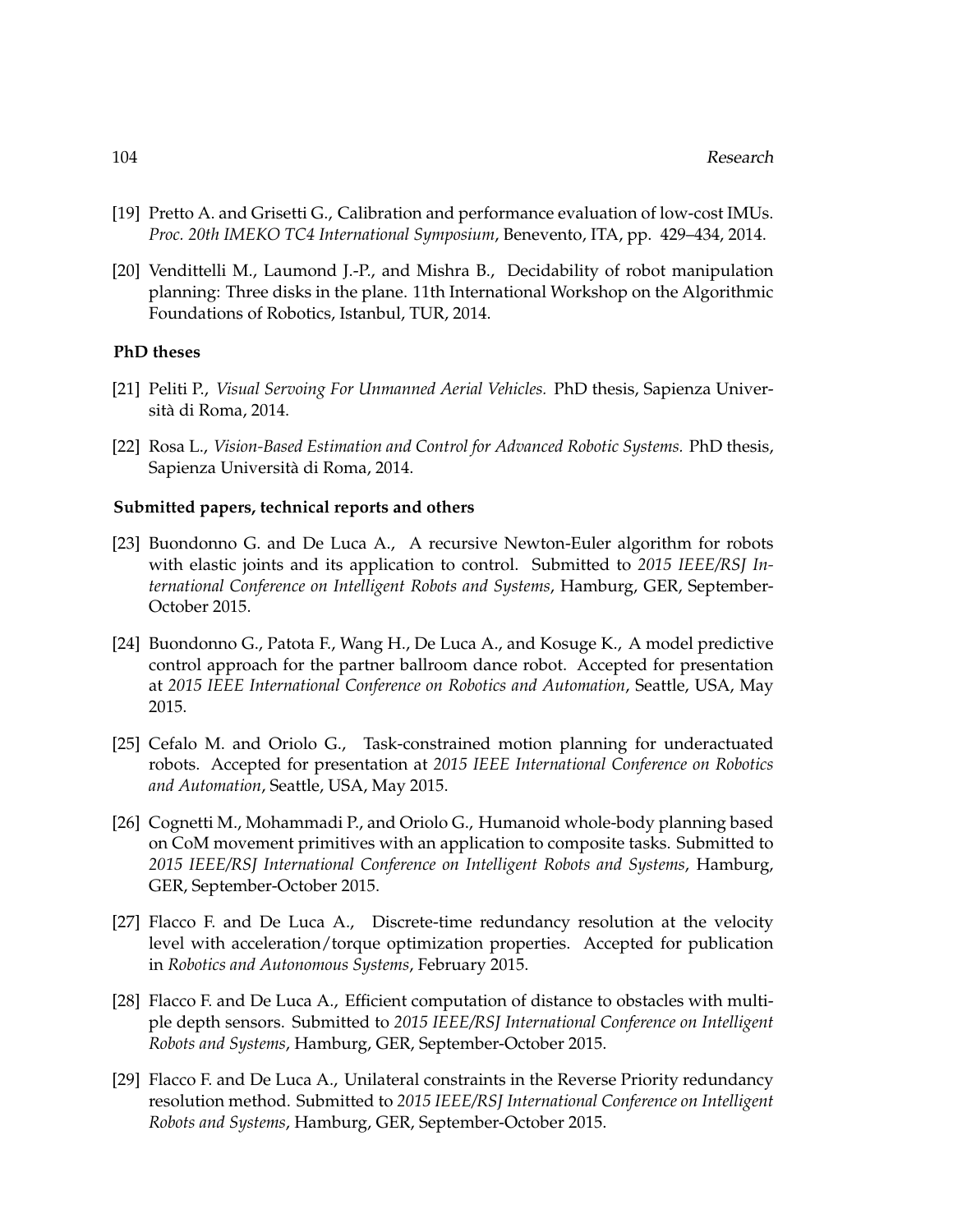[19] Pretto A. and Grisetti G., Calibration and performance evaluation of low-cost IMUs. *Proc. 20th IMEKO TC4 International Symposium*, Benevento, ITA, pp. 429–434, 2014.

[20] Vendittelli M., Laumond J.-P., and Mishra B., Decidability of robot manipulation planning: Three disks in the plane. 11th International Workshop on the Algorithmic Foundations of Robotics, Istanbul, TUR, 2014.

**PhD theses**

[21] Peliti P., *Visual Servoing For Unmanned Aerial Vehicles.* PhD thesis, Sapienza Università di Roma, 2014.

[22] Rosa L., *Vision-Based Estimation and Control for Advanced Robotic Systems.* PhD thesis, Sapienza Università di Roma, 2014.

**Submitted papers, technical reports and others**

[23] Buondonno G. and De Luca A., A recursive Newton-Euler algorithm for robots with elastic joints and its application to control. Submitted to *2015 IEEE/RSJ International Conference on Intelligent Robots and Systems*, Hamburg, GER, September-October 2015.

[24] Buondonno G., Patota F., Wang H., De Luca A., and Kosuge K., A model predictive control approach for the partner ballroom dance robot. Accepted for presentation at *2015 IEEE International Conference on Robotics and Automation*, Seattle, USA, May 2015.

[25] Cefalo M. and Oriolo G., Task-constrained motion planning for underactuated robots. Accepted for presentation at *2015 IEEE International Conference on Robotics and Automation*, Seattle, USA, May 2015.

[26] Cognetti M., Mohammadi P., and Oriolo G., Humanoid whole-body planning based on CoM movement primitives with an application to composite tasks. Submitted to *2015 IEEE/RSJ International Conference on Intelligent Robots and Systems*, Hamburg, GER, September-October 2015.

[27] Flacco F. and De Luca A., Discrete-time redundancy resolution at the velocity level with acceleration/torque optimization properties. Accepted for publication in *Robotics and Autonomous Systems*, February 2015.

[28] Flacco F. and De Luca A., Efficient computation of distance to obstacles with multiple depth sensors. Submitted to *2015 IEEE/RSJ International Conference on Intelligent Robots and Systems*, Hamburg, GER, September-October 2015.

[29] Flacco F. and De Luca A., Unilateral constraints in the Reverse Priority redundancy resolution method. Submitted to *2015 IEEE/RSJ International Conference on Intelligent Robots and Systems*, Hamburg, GER, September-October 2015.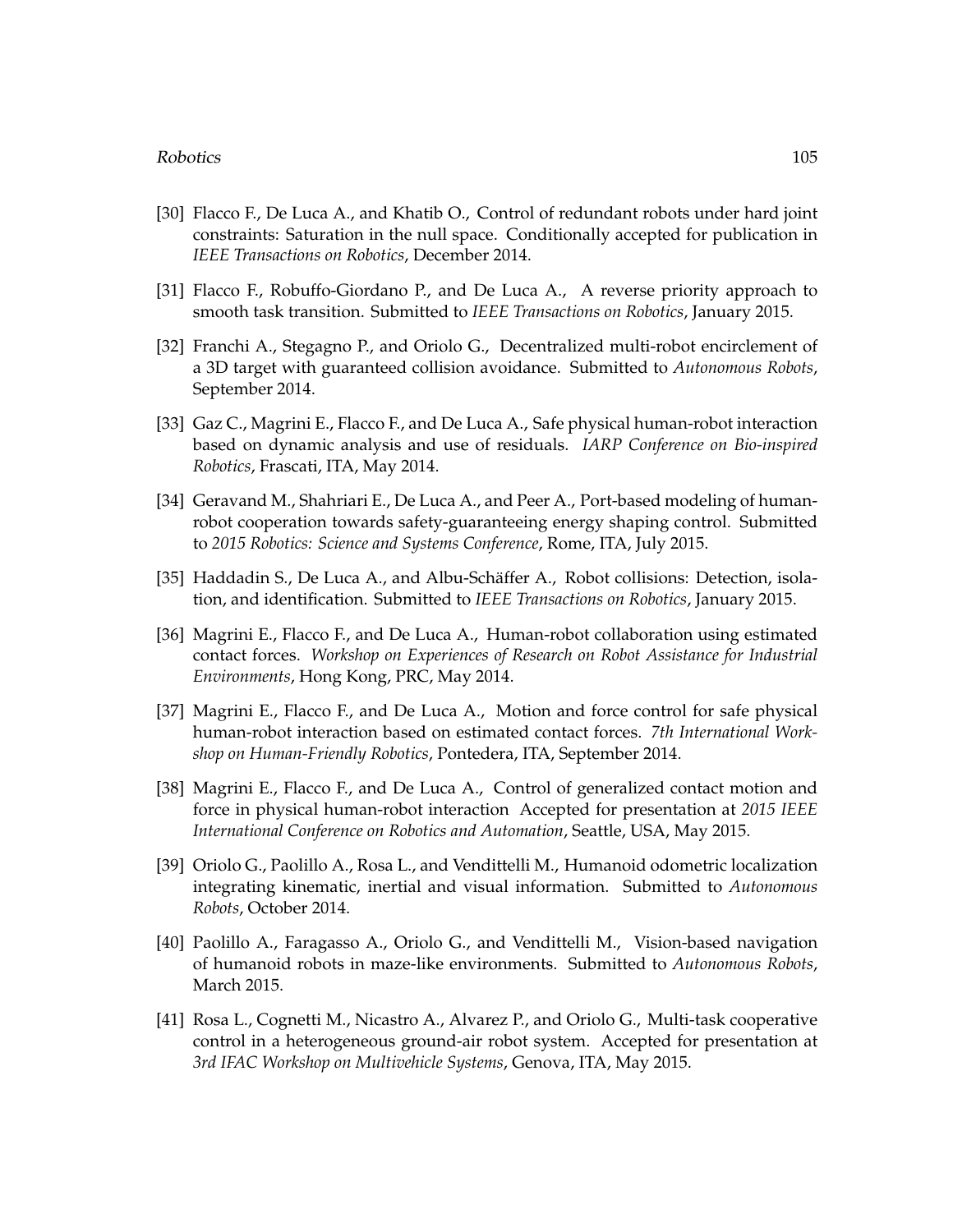[30] Flacco F., De Luca A., and Khatib O., Control of redundant robots under hard joint constraints: Saturation in the null space. Conditionally accepted for publication in *IEEE Transactions on Robotics*, December 2014.

[31] Flacco F., Robuffo-Giordano P., and De Luca A., A reverse priority approach to smooth task transition. Submitted to *IEEE Transactions on Robotics*, January 2015.

[32] Franchi A., Stegagno P., and Oriolo G., Decentralized multi-robot encirclement of a 3D target with guaranteed collision avoidance. Submitted to *Autonomous Robots*, September 2014.

[33] Gaz C., Magrini E., Flacco F., and De Luca A., Safe physical human-robot interaction based on dynamic analysis and use of residuals. *IARP Conference on Bio-inspired Robotics*, Frascati, ITA, May 2014.

[34] Geravand M., Shahriari E., De Luca A., and Peer A., Port-based modeling of human-robot cooperation towards safety-guaranteeing energy shaping control. Submitted to *2015 Robotics: Science and Systems Conference*, Rome, ITA, July 2015.

[35] Haddadin S., De Luca A., and Albu-Schäffer A., Robot collisions: Detection, isolation, and identification. Submitted to *IEEE Transactions on Robotics*, January 2015.

[36] Magrini E., Flacco F., and De Luca A., Human-robot collaboration using estimated contact forces. *Workshop on Experiences of Research on Robot Assistance for Industrial Environments*, Hong Kong, PRC, May 2014.

[37] Magrini E., Flacco F., and De Luca A., Motion and force control for safe physical human-robot interaction based on estimated contact forces. *7th International Workshop on Human-Friendly Robotics*, Pontedera, ITA, September 2014.

[38] Magrini E., Flacco F., and De Luca A., Control of generalized contact motion and force in physical human-robot interaction Accepted for presentation at *2015 IEEE International Conference on Robotics and Automation*, Seattle, USA, May 2015.

[39] Oriolo G., Paolillo A., Rosa L., and Vendittelli M., Humanoid odometric localization integrating kinematic, inertial and visual information. Submitted to *Autonomous Robots*, October 2014.

[40] Paolillo A., Faragasso A., Oriolo G., and Vendittelli M., Vision-based navigation of humanoid robots in maze-like environments. Submitted to *Autonomous Robots*, March 2015.

[41] Rosa L., Cognetti M., Nicastro A., Alvarez P., and Oriolo G., Multi-task cooperative control in a heterogeneous ground-air robot system. Accepted for presentation at *3rd IFAC Workshop on Multivehicle Systems*, Genova, ITA, May 2015.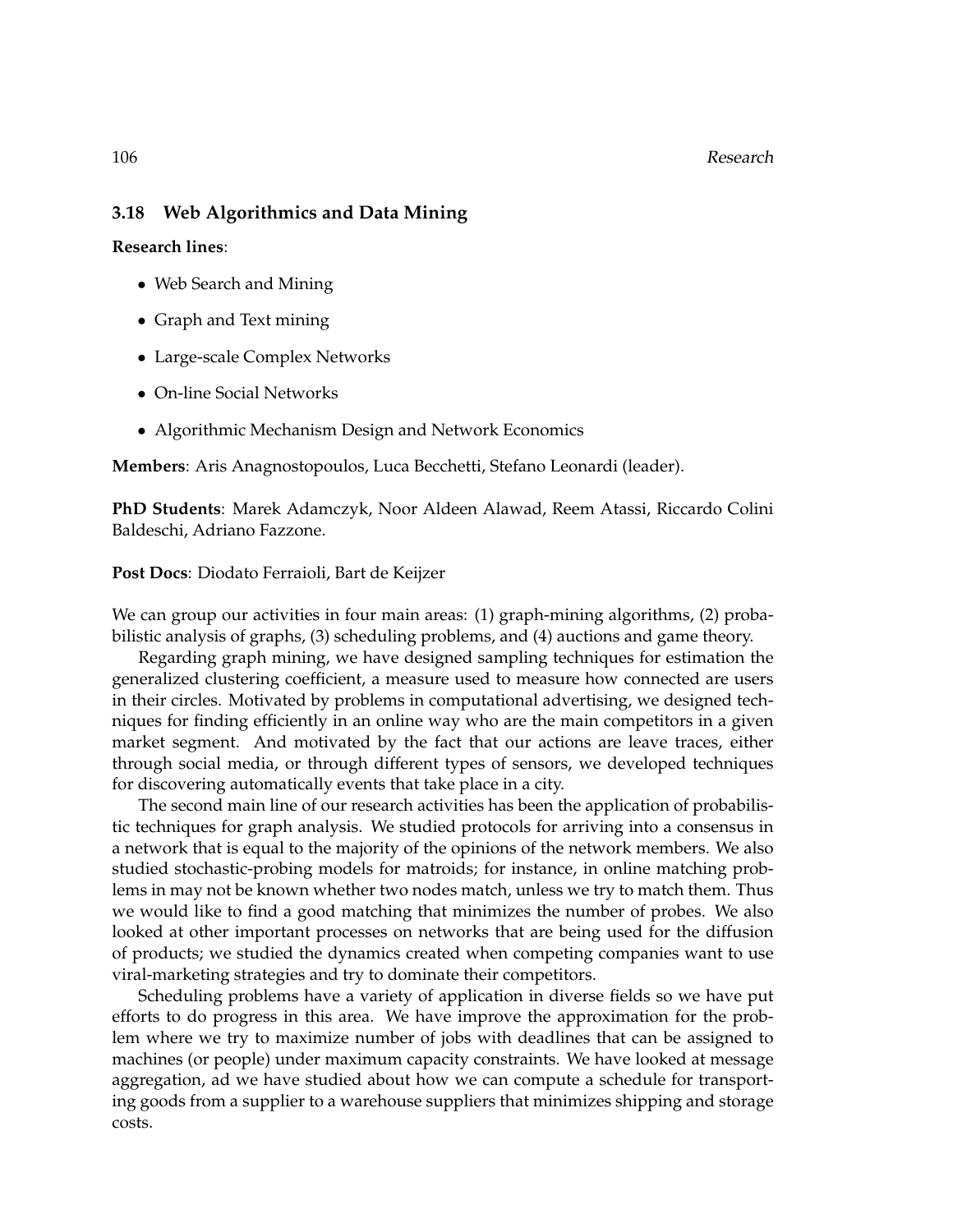### 3.18 Web Algorithmics and Data Mining

**Research lines**:

- Web Search and Mining
- Graph and Text mining
- Large-scale Complex Networks
- On-line Social Networks
- Algorithmic Mechanism Design and Network Economics

**Members**: Aris Anagnostopoulos, Luca Becchetti, Stefano Leonardi (leader).

**PhD Students**: Marek Adamczyk, Noor Aldeen Alawad, Reem Atassi, Riccardo Colini Baldeschi, Adriano Fazzone.

**Post Docs**: Diodato Ferraioli, Bart de Keijzer

We can group our activities in four main areas: (1) graph-mining algorithms, (2) probabilistic analysis of graphs, (3) scheduling problems, and (4) auctions and game theory.

Regarding graph mining, we have designed sampling techniques for estimation the generalized clustering coefficient, a measure used to measure how connected are users in their circles. Motivated by problems in computational advertising, we designed techniques for finding efficiently in an online way who are the main competitors in a given market segment. And motivated by the fact that our actions are leave traces, either through social media, or through different types of sensors, we developed techniques for discovering automatically events that take place in a city.

The second main line of our research activities has been the application of probabilistic techniques for graph analysis. We studied protocols for arriving into a consensus in a network that is equal to the majority of the opinions of the network members. We also studied stochastic-probing models for matroids; for instance, in online matching problems in may not be known whether two nodes match, unless we try to match them. Thus we would like to find a good matching that minimizes the number of probes. We also looked at other important processes on networks that are being used for the diffusion of products; we studied the dynamics created when competing companies want to use viral-marketing strategies and try to dominate their competitors.

Scheduling problems have a variety of application in diverse fields so we have put efforts to do progress in this area. We have improve the approximation for the problem where we try to maximize number of jobs with deadlines that can be assigned to machines (or people) under maximum capacity constraints. We have looked at message aggregation, ad we have studied about how we can compute a schedule for transporting goods from a supplier to a warehouse suppliers that minimizes shipping and storage costs.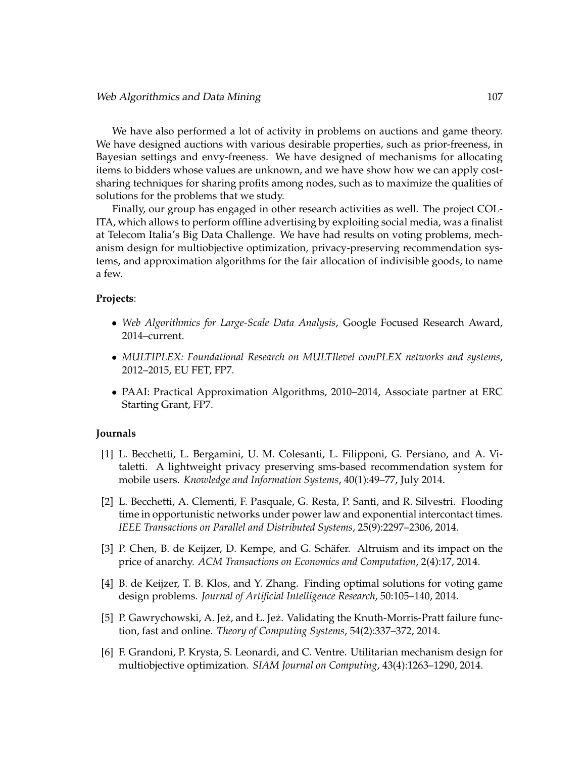We have also performed a lot of activity in problems on auctions and game theory. We have designed auctions with various desirable properties, such as prior-freeness, in Bayesian settings and envy-freeness. We have designed of mechanisms for allocating items to bidders whose values are unknown, and we have show how we can apply cost-sharing techniques for sharing profits among nodes, such as to maximize the qualities of solutions for the problems that we study.

Finally, our group has engaged in other research activities as well. The project COL-ITA, which allows to perform offline advertising by exploiting social media, was a finalist at Telecom Italia's Big Data Challenge. We have had results on voting problems, mechanism design for multiobjective optimization, privacy-preserving recommendation systems, and approximation algorithms for the fair allocation of indivisible goods, to name a few.

**Projects**:

- *Web Algorithmics for Large-Scale Data Analysis*, Google Focused Research Award, 2014–current.
- *MULTIPLEX: Foundational Research on MULTIlevel comPLEX networks and systems*, 2012–2015, EU FET, FP7.
- PAAI: Practical Approximation Algorithms, 2010–2014, Associate partner at ERC Starting Grant, FP7.

**Journals**

[1] L. Becchetti, L. Bergamini, U. M. Colesanti, L. Filipponi, G. Persiano, and A. Vitaletti. A lightweight privacy preserving sms-based recommendation system for mobile users. *Knowledge and Information Systems*, 40(1):49–77, July 2014.

[2] L. Becchetti, A. Clementi, F. Pasquale, G. Resta, P. Santi, and R. Silvestri. Flooding time in opportunistic networks under power law and exponential intercontact times. *IEEE Transactions on Parallel and Distributed Systems*, 25(9):2297–2306, 2014.

[3] P. Chen, B. de Keijzer, D. Kempe, and G. Schäfer. Altruism and its impact on the price of anarchy. *ACM Transactions on Economics and Computation*, 2(4):17, 2014.

[4] B. de Keijzer, T. B. Klos, and Y. Zhang. Finding optimal solutions for voting game design problems. *Journal of Artificial Intelligence Research*, 50:105–140, 2014.

[5] P. Gawrychowski, A. Jeż, and Ł. Jeż. Validating the Knuth-Morris-Pratt failure function, fast and online. *Theory of Computing Systems*, 54(2):337–372, 2014.

[6] F. Grandoni, P. Krysta, S. Leonardi, and C. Ventre. Utilitarian mechanism design for multiobjective optimization. *SIAM Journal on Computing*, 43(4):1263–1290, 2014.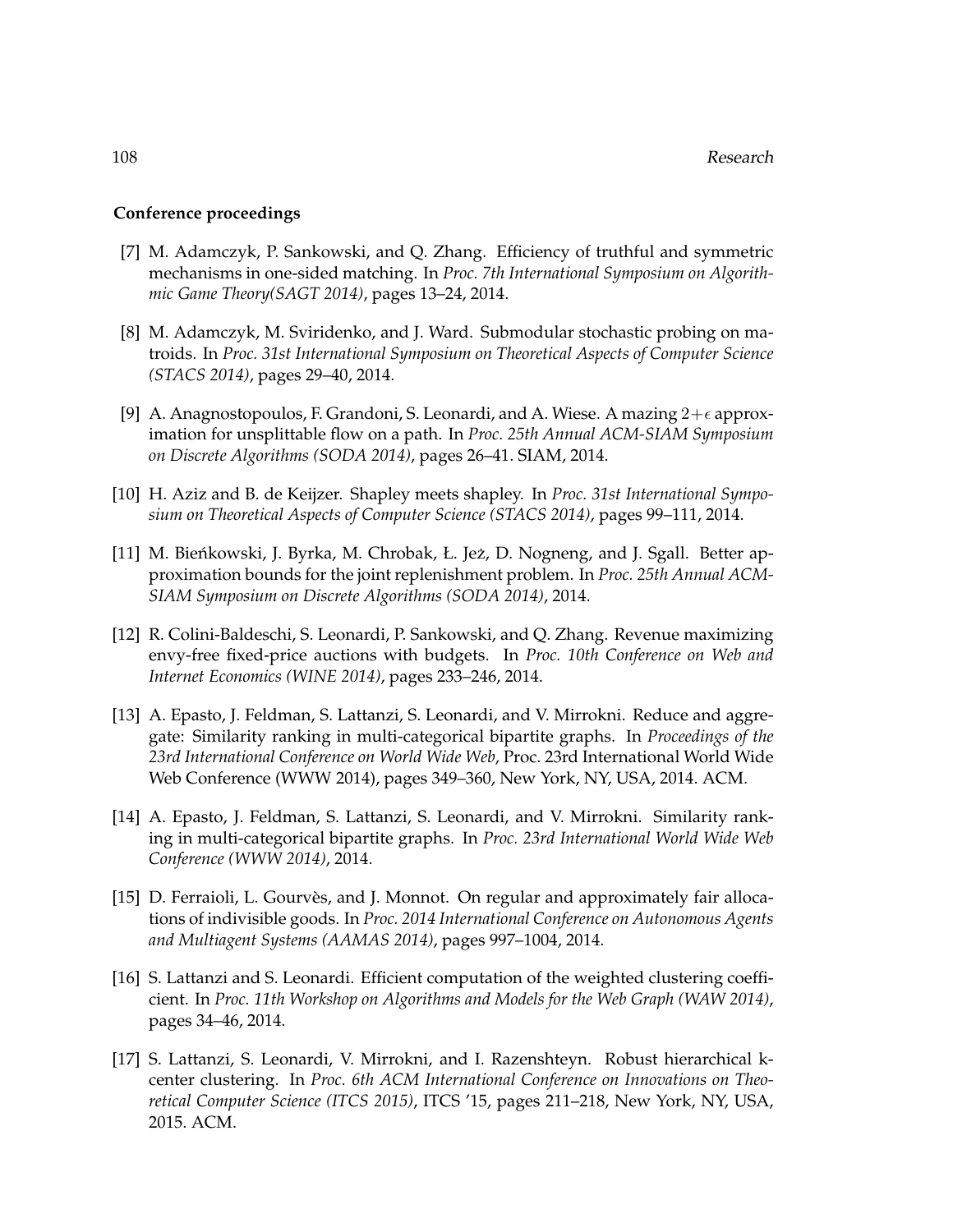**Conference proceedings**

[7] M. Adamczyk, P. Sankowski, and Q. Zhang. Efficiency of truthful and symmetric mechanisms in one-sided matching. In *Proc. 7th International Symposium on Algorithmic Game Theory(SAGT 2014)*, pages 13–24, 2014.

[8] M. Adamczyk, M. Sviridenko, and J. Ward. Submodular stochastic probing on matroids. In *Proc. 31st International Symposium on Theoretical Aspects of Computer Science (STACS 2014)*, pages 29–40, 2014.

[9] A. Anagnostopoulos, F. Grandoni, S. Leonardi, and A. Wiese. A mazing $2+\epsilon$ approximation for unsplittable flow on a path. In *Proc. 25th Annual ACM-SIAM Symposium on Discrete Algorithms (SODA 2014)*, pages 26–41. SIAM, 2014.

[10] H. Aziz and B. de Keijzer. Shapley meets shapley. In *Proc. 31st International Symposium on Theoretical Aspects of Computer Science (STACS 2014)*, pages 99–111, 2014.

[11] M. Bieńkowski, J. Byrka, M. Chrobak, Ł. Jeż, D. Nogneng, and J. Sgall. Better approximation bounds for the joint replenishment problem. In *Proc. 25th Annual ACM-SIAM Symposium on Discrete Algorithms (SODA 2014)*, 2014.

[12] R. Colini-Baldeschi, S. Leonardi, P. Sankowski, and Q. Zhang. Revenue maximizing envy-free fixed-price auctions with budgets. In *Proc. 10th Conference on Web and Internet Economics (WINE 2014)*, pages 233–246, 2014.

[13] A. Epasto, J. Feldman, S. Lattanzi, S. Leonardi, and V. Mirrokni. Reduce and aggregate: Similarity ranking in multi-categorical bipartite graphs. In *Proceedings of the 23rd International Conference on World Wide Web*, Proc. 23rd International World Wide Web Conference (WWW 2014), pages 349–360, New York, NY, USA, 2014. ACM.

[14] A. Epasto, J. Feldman, S. Lattanzi, S. Leonardi, and V. Mirrokni. Similarity ranking in multi-categorical bipartite graphs. In *Proc. 23rd International World Wide Web Conference (WWW 2014)*, 2014.

[15] D. Ferraioli, L. Gourvès, and J. Monnot. On regular and approximately fair allocations of indivisible goods. In *Proc. 2014 International Conference on Autonomous Agents and Multiagent Systems (AAMAS 2014)*, pages 997–1004, 2014.

[16] S. Lattanzi and S. Leonardi. Efficient computation of the weighted clustering coefficient. In *Proc. 11th Workshop on Algorithms and Models for the Web Graph (WAW 2014)*, pages 34–46, 2014.

[17] S. Lattanzi, S. Leonardi, V. Mirrokni, and I. Razenshteyn. Robust hierarchical k-center clustering. In *Proc. 6th ACM International Conference on Innovations on Theoretical Computer Science (ITCS 2015)*, ITCS '15, pages 211–218, New York, NY, USA, 2015. ACM.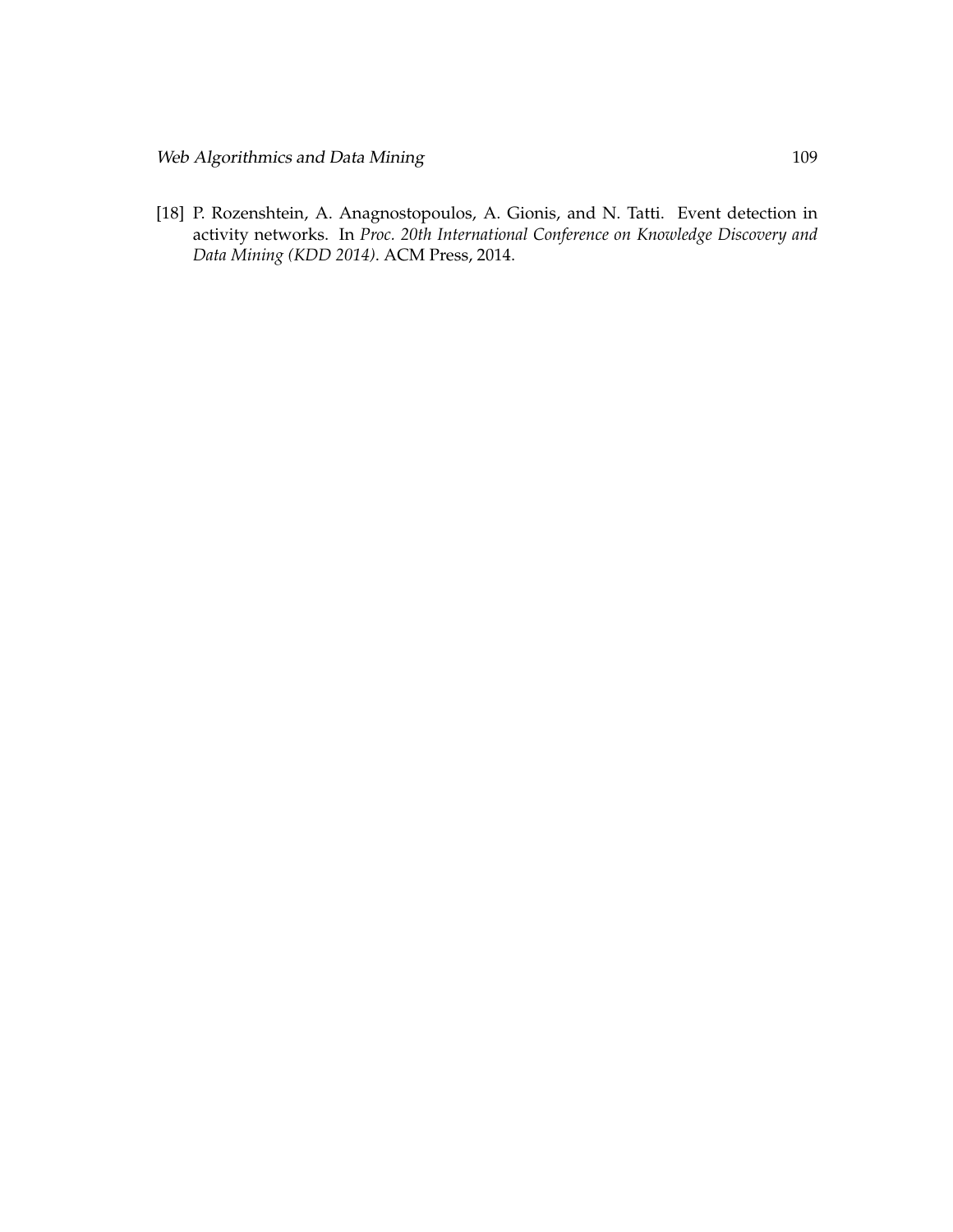[18] P. Rozenshtein, A. Anagnostopoulos, A. Gionis, and N. Tatti. Event detection in activity networks. In *Proc. 20th International Conference on Knowledge Discovery and Data Mining (KDD 2014)*. ACM Press, 2014.